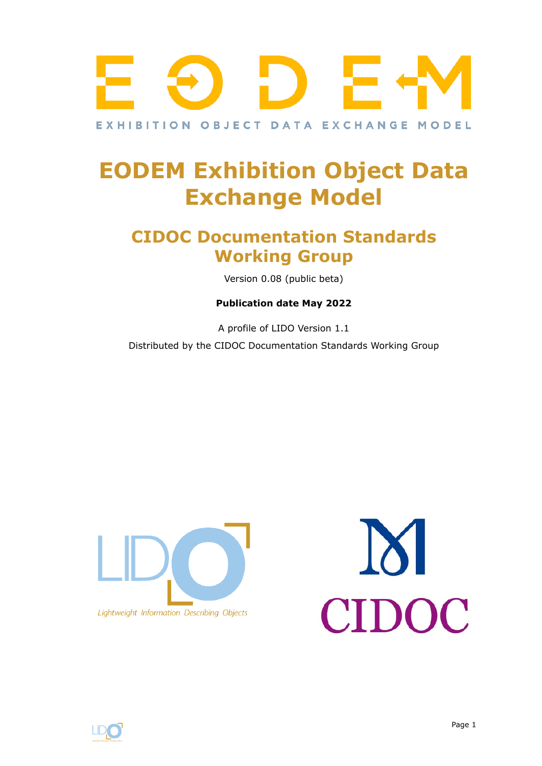EXHIBITION OBJECT DATA EXCHANGE MODEL

# EODEM Exhibition Object Data Exchange Model

## CIDOC Documentation Standards Working Group

Version 0.08 (public beta)

**Publication date May 2022**

A profile of LIDO Version 1.1

Distributed by the CIDOC Documentation Standards Working Group

Lightweight Information Describing Objects

CIDOC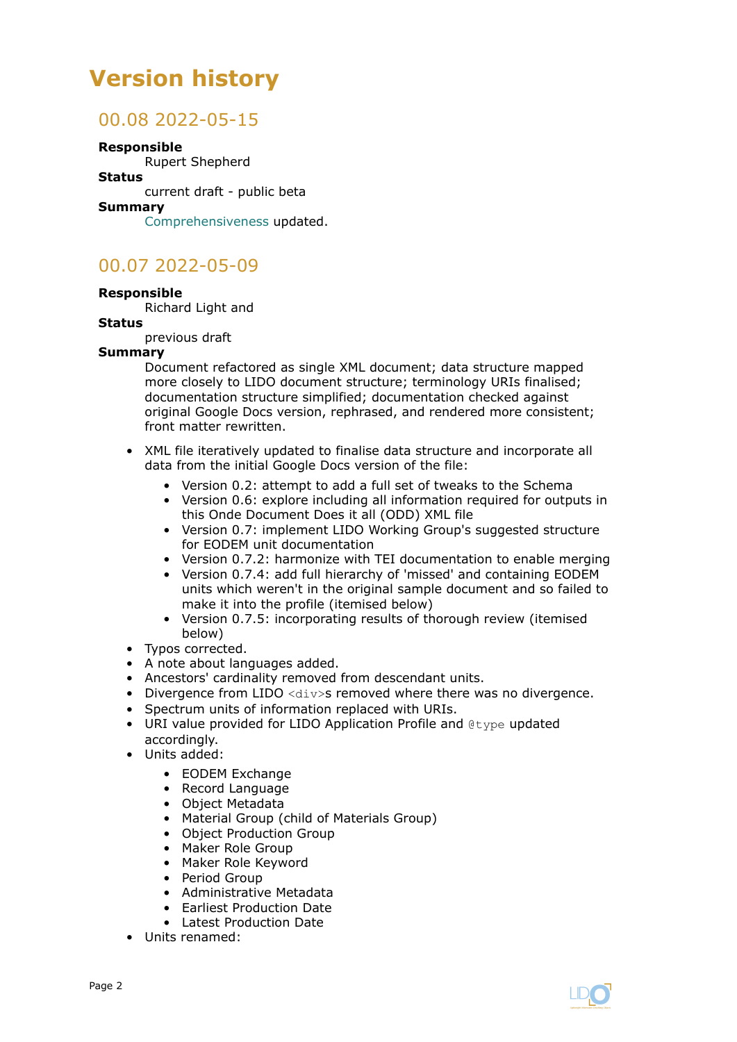# Version history

## 00.08 2022-05-15

**Responsible**
: Rupert Shepherd

**Status**
: current draft - public beta

**Summary**
: Comprehensiveness updated.

## 00.07 2022-05-09

**Responsible**
: Richard Light and

**Status**
: previous draft

**Summary**
: Document refactored as single XML document; data structure mapped more closely to LIDO document structure; terminology URIs finalised; documentation structure simplified; documentation checked against original Google Docs version, rephrased, and rendered more consistent; front matter rewritten.

- XML file iteratively updated to finalise data structure and incorporate all data from the initial Google Docs version of the file:
  - Version 0.2: attempt to add a full set of tweaks to the Schema
  - Version 0.6: explore including all information required for outputs in this Onde Document Does it all (ODD) XML file
  - Version 0.7: implement LIDO Working Group's suggested structure for EODEM unit documentation
  - Version 0.7.2: harmonize with TEI documentation to enable merging
  - Version 0.7.4: add full hierarchy of 'missed' and containing EODEM units which weren't in the original sample document and so failed to make it into the profile (itemised below)
  - Version 0.7.5: incorporating results of thorough review (itemised below)
- Typos corrected.
- A note about languages added.
- Ancestors' cardinality removed from descendant units.
- Divergence from LIDO `<div>`s removed where there was no divergence.
- Spectrum units of information replaced with URIs.
- URI value provided for LIDO Application Profile and `@type` updated accordingly.
- Units added:
  - EODEM Exchange
  - Record Language
  - Object Metadata
  - Material Group (child of Materials Group)
  - Object Production Group
  - Maker Role Group
  - Maker Role Keyword
  - Period Group
  - Administrative Metadata
  - Earliest Production Date
  - Latest Production Date
- Units renamed: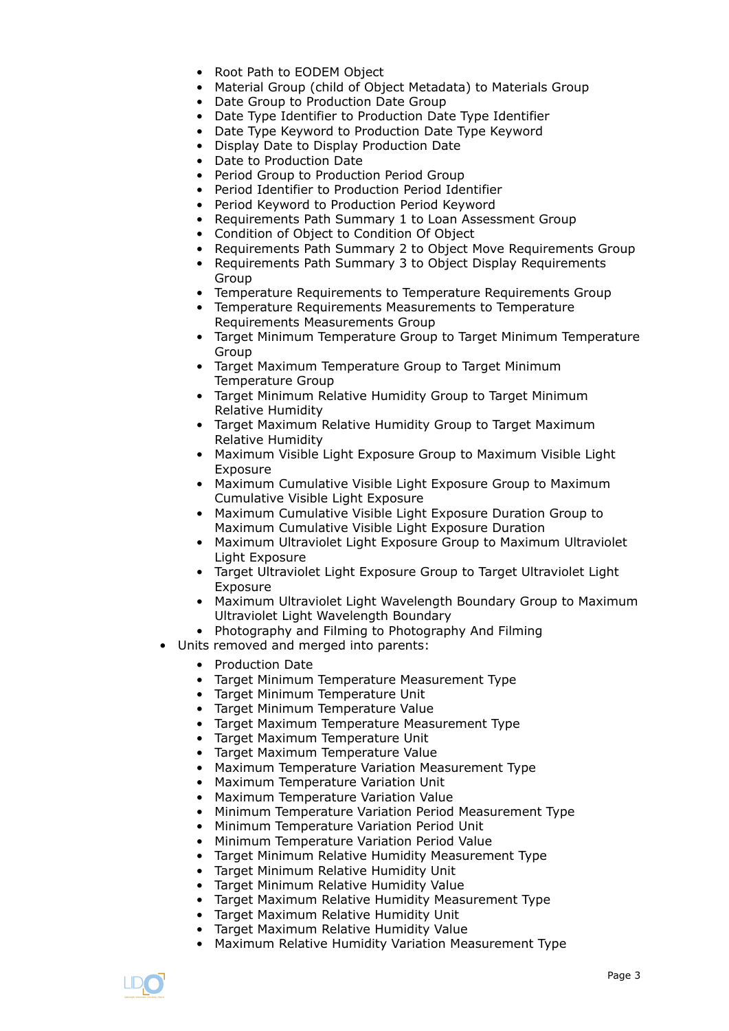- Root Path to EODEM Object
    - Material Group (child of Object Metadata) to Materials Group
    - Date Group to Production Date Group
    - Date Type Identifier to Production Date Type Identifier
    - Date Type Keyword to Production Date Type Keyword
    - Display Date to Display Production Date
    - Date to Production Date
    - Period Group to Production Period Group
    - Period Identifier to Production Period Identifier
    - Period Keyword to Production Period Keyword
    - Requirements Path Summary 1 to Loan Assessment Group
    - Condition of Object to Condition Of Object
    - Requirements Path Summary 2 to Object Move Requirements Group
    - Requirements Path Summary 3 to Object Display Requirements Group
    - Temperature Requirements to Temperature Requirements Group
    - Temperature Requirements Measurements to Temperature Requirements Measurements Group
    - Target Minimum Temperature Group to Target Minimum Temperature Group
    - Target Maximum Temperature Group to Target Minimum Temperature Group
    - Target Minimum Relative Humidity Group to Target Minimum Relative Humidity
    - Target Maximum Relative Humidity Group to Target Maximum Relative Humidity
    - Maximum Visible Light Exposure Group to Maximum Visible Light Exposure
    - Maximum Cumulative Visible Light Exposure Group to Maximum Cumulative Visible Light Exposure
    - Maximum Cumulative Visible Light Exposure Duration Group to Maximum Cumulative Visible Light Exposure Duration
    - Maximum Ultraviolet Light Exposure Group to Maximum Ultraviolet Light Exposure
    - Target Ultraviolet Light Exposure Group to Target Ultraviolet Light Exposure
    - Maximum Ultraviolet Light Wavelength Boundary Group to Maximum Ultraviolet Light Wavelength Boundary
    - Photography and Filming to Photography And Filming
- Units removed and merged into parents:
    - Production Date
    - Target Minimum Temperature Measurement Type
    - Target Minimum Temperature Unit
    - Target Minimum Temperature Value
    - Target Maximum Temperature Measurement Type
    - Target Maximum Temperature Unit
    - Target Maximum Temperature Value
    - Maximum Temperature Variation Measurement Type
    - Maximum Temperature Variation Unit
    - Maximum Temperature Variation Value
    - Minimum Temperature Variation Period Measurement Type
    - Minimum Temperature Variation Period Unit
    - Minimum Temperature Variation Period Value
    - Target Minimum Relative Humidity Measurement Type
    - Target Minimum Relative Humidity Unit
    - Target Minimum Relative Humidity Value
    - Target Maximum Relative Humidity Measurement Type
    - Target Maximum Relative Humidity Unit
    - Target Maximum Relative Humidity Value
    - Maximum Relative Humidity Variation Measurement Type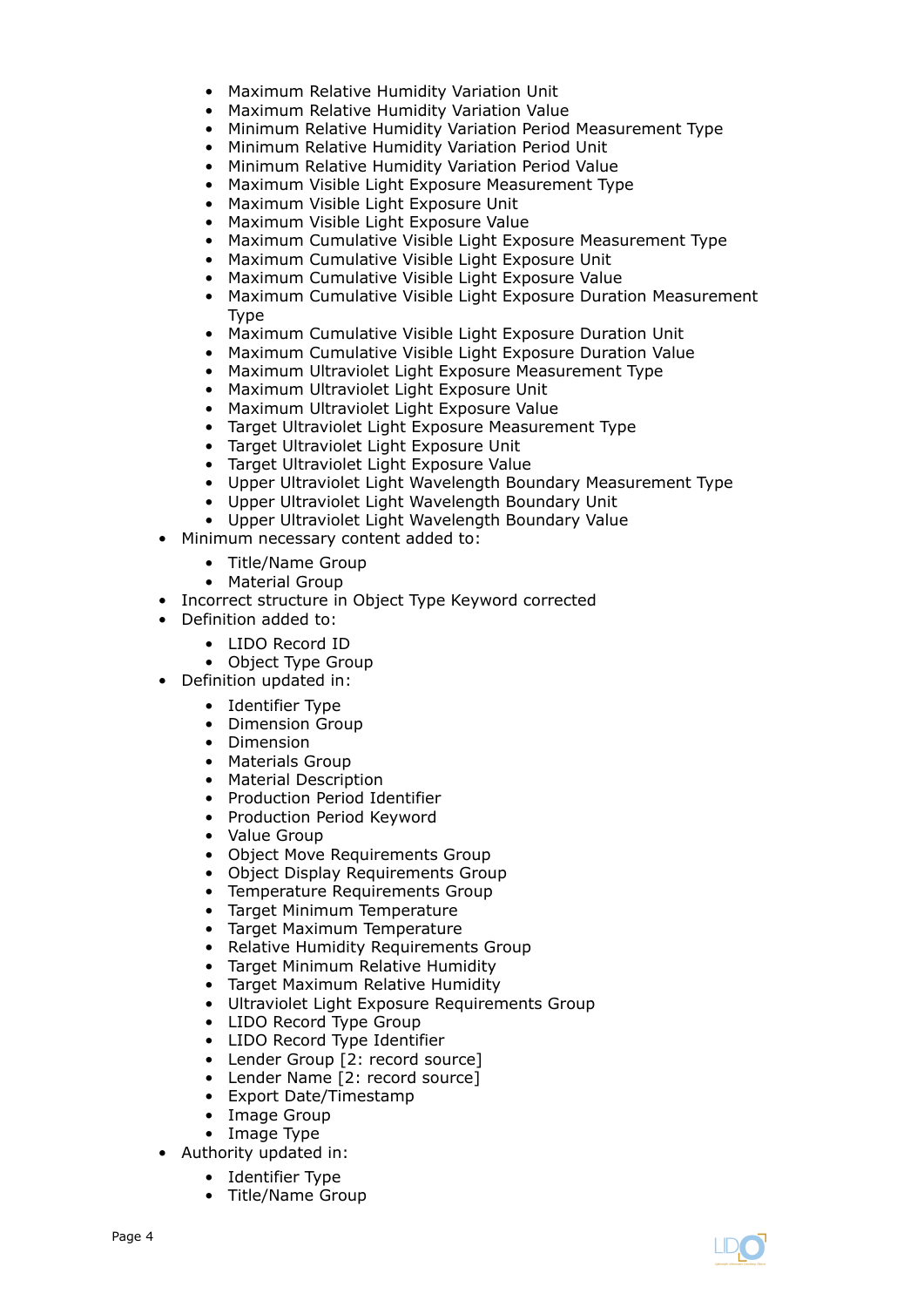- Maximum Relative Humidity Variation Unit
  - Maximum Relative Humidity Variation Value
  - Minimum Relative Humidity Variation Period Measurement Type
  - Minimum Relative Humidity Variation Period Unit
  - Minimum Relative Humidity Variation Period Value
  - Maximum Visible Light Exposure Measurement Type
  - Maximum Visible Light Exposure Unit
  - Maximum Visible Light Exposure Value
  - Maximum Cumulative Visible Light Exposure Measurement Type
  - Maximum Cumulative Visible Light Exposure Unit
  - Maximum Cumulative Visible Light Exposure Value
  - Maximum Cumulative Visible Light Exposure Duration Measurement Type
  - Maximum Cumulative Visible Light Exposure Duration Unit
  - Maximum Cumulative Visible Light Exposure Duration Value
  - Maximum Ultraviolet Light Exposure Measurement Type
  - Maximum Ultraviolet Light Exposure Unit
  - Maximum Ultraviolet Light Exposure Value
  - Target Ultraviolet Light Exposure Measurement Type
  - Target Ultraviolet Light Exposure Unit
  - Target Ultraviolet Light Exposure Value
  - Upper Ultraviolet Light Wavelength Boundary Measurement Type
  - Upper Ultraviolet Light Wavelength Boundary Unit
  - Upper Ultraviolet Light Wavelength Boundary Value
- Minimum necessary content added to:
  - Title/Name Group
  - Material Group
- Incorrect structure in Object Type Keyword corrected
- Definition added to:
  - LIDO Record ID
  - Object Type Group
- Definition updated in:
  - Identifier Type
  - Dimension Group
  - Dimension
  - Materials Group
  - Material Description
  - Production Period Identifier
  - Production Period Keyword
  - Value Group
  - Object Move Requirements Group
  - Object Display Requirements Group
  - Temperature Requirements Group
  - Target Minimum Temperature
  - Target Maximum Temperature
  - Relative Humidity Requirements Group
  - Target Minimum Relative Humidity
  - Target Maximum Relative Humidity
  - Ultraviolet Light Exposure Requirements Group
  - LIDO Record Type Group
  - LIDO Record Type Identifier
  - Lender Group [2: record source]
  - Lender Name [2: record source]
  - Export Date/Timestamp
  - Image Group
  - Image Type
- Authority updated in:
  - Identifier Type
  - Title/Name Group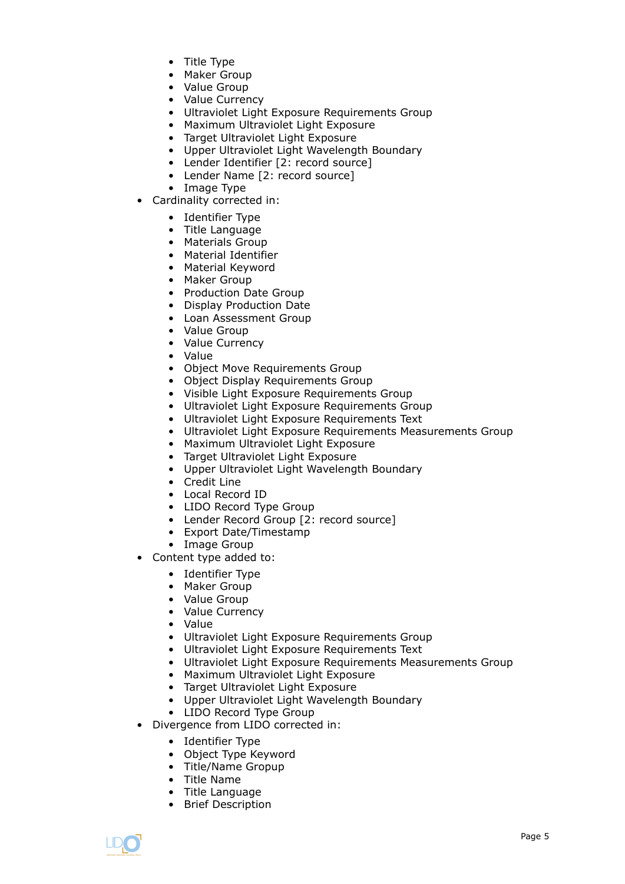- Title Type
    - Maker Group
    - Value Group
    - Value Currency
    - Ultraviolet Light Exposure Requirements Group
    - Maximum Ultraviolet Light Exposure
    - Target Ultraviolet Light Exposure
    - Upper Ultraviolet Light Wavelength Boundary
    - Lender Identifier [2: record source]
    - Lender Name [2: record source]
    - Image Type
- Cardinality corrected in:
    - Identifier Type
    - Title Language
    - Materials Group
    - Material Identifier
    - Material Keyword
    - Maker Group
    - Production Date Group
    - Display Production Date
    - Loan Assessment Group
    - Value Group
    - Value Currency
    - Value
    - Object Move Requirements Group
    - Object Display Requirements Group
    - Visible Light Exposure Requirements Group
    - Ultraviolet Light Exposure Requirements Group
    - Ultraviolet Light Exposure Requirements Text
    - Ultraviolet Light Exposure Requirements Measurements Group
    - Maximum Ultraviolet Light Exposure
    - Target Ultraviolet Light Exposure
    - Upper Ultraviolet Light Wavelength Boundary
    - Credit Line
    - Local Record ID
    - LIDO Record Type Group
    - Lender Record Group [2: record source]
    - Export Date/Timestamp
    - Image Group
- Content type added to:
    - Identifier Type
    - Maker Group
    - Value Group
    - Value Currency
    - Value
    - Ultraviolet Light Exposure Requirements Group
    - Ultraviolet Light Exposure Requirements Text
    - Ultraviolet Light Exposure Requirements Measurements Group
    - Maximum Ultraviolet Light Exposure
    - Target Ultraviolet Light Exposure
    - Upper Ultraviolet Light Wavelength Boundary
    - LIDO Record Type Group
- Divergence from LIDO corrected in:
    - Identifier Type
    - Object Type Keyword
    - Title/Name Grogup
    - Title Name
    - Title Language
    - Brief Description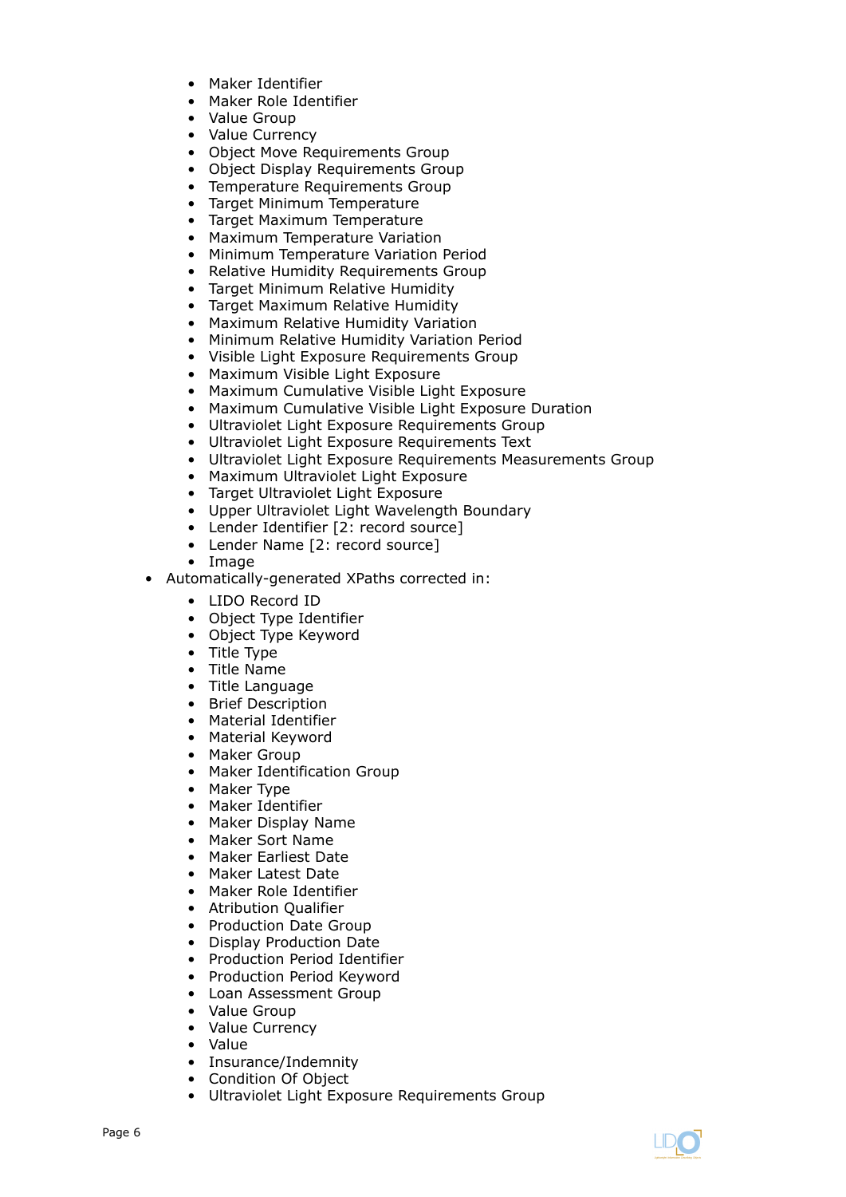- Maker Identifier
  - Maker Role Identifier
  - Value Group
  - Value Currency
  - Object Move Requirements Group
  - Object Display Requirements Group
  - Temperature Requirements Group
  - Target Minimum Temperature
  - Target Maximum Temperature
  - Maximum Temperature Variation
  - Minimum Temperature Variation Period
  - Relative Humidity Requirements Group
  - Target Minimum Relative Humidity
  - Target Maximum Relative Humidity
  - Maximum Relative Humidity Variation
  - Minimum Relative Humidity Variation Period
  - Visible Light Exposure Requirements Group
  - Maximum Visible Light Exposure
  - Maximum Cumulative Visible Light Exposure
  - Maximum Cumulative Visible Light Exposure Duration
  - Ultraviolet Light Exposure Requirements Group
  - Ultraviolet Light Exposure Requirements Text
  - Ultraviolet Light Exposure Requirements Measurements Group
  - Maximum Ultraviolet Light Exposure
  - Target Ultraviolet Light Exposure
  - Upper Ultraviolet Light Wavelength Boundary
  - Lender Identifier [2: record source]
  - Lender Name [2: record source]
  - Image
- Automatically-generated XPaths corrected in:
  - LIDO Record ID
  - Object Type Identifier
  - Object Type Keyword
  - Title Type
  - Title Name
  - Title Language
  - Brief Description
  - Material Identifier
  - Material Keyword
  - Maker Group
  - Maker Identification Group
  - Maker Type
  - Maker Identifier
  - Maker Display Name
  - Maker Sort Name
  - Maker Earliest Date
  - Maker Latest Date
  - Maker Role Identifier
  - Atribution Qualifier
  - Production Date Group
  - Display Production Date
  - Production Period Identifier
  - Production Period Keyword
  - Loan Assessment Group
  - Value Group
  - Value Currency
  - Value
  - Insurance/Indemnity
  - Condition Of Object
  - Ultraviolet Light Exposure Requirements Group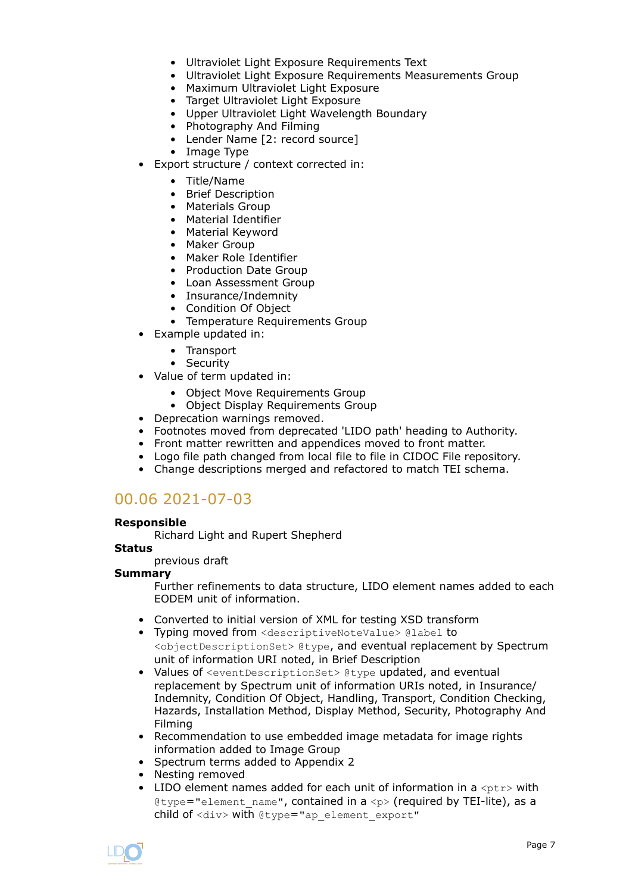- Ultraviolet Light Exposure Requirements Text
    - Ultraviolet Light Exposure Requirements Measurements Group
    - Maximum Ultraviolet Light Exposure
    - Target Ultraviolet Light Exposure
    - Upper Ultraviolet Light Wavelength Boundary
    - Photography And Filming
    - Lender Name [2: record source]
    - Image Type
- Export structure / context corrected in:
    - Title/Name
    - Brief Description
    - Materials Group
    - Material Identifier
    - Material Keyword
    - Maker Group
    - Maker Role Identifier
    - Production Date Group
    - Loan Assessment Group
    - Insurance/Indemnity
    - Condition Of Object
    - Temperature Requirements Group
- Example updated in:
    - Transport
    - Security
- Value of term updated in:
    - Object Move Requirements Group
    - Object Display Requirements Group
- Deprecation warnings removed.
- Footnotes moved from deprecated 'LIDO path' heading to Authority.
- Front matter rewritten and appendices moved to front matter.
- Logo file path changed from local file to file in CIDOC File repository.
- Change descriptions merged and refactored to match TEI schema.

## 00.06 2021-07-03

**Responsible**
Richard Light and Rupert Shepherd

**Status**
previous draft

**Summary**
Further refinements to data structure, LIDO element names added to each EODEM unit of information.

- Converted to initial version of XML for testing XSD transform
- Typing moved from `<descriptiveNoteValue>` `@label` to `<objectDescriptionSet>` `@type`, and eventual replacement by Spectrum unit of information URI noted, in Brief Description
- Values of `<eventDescriptionSet>` `@type` updated, and eventual replacement by Spectrum unit of information URIs noted, in Insurance/ Indemnity, Condition Of Object, Handling, Transport, Condition Checking, Hazards, Installation Method, Display Method, Security, Photography And Filming
- Recommendation to use embedded image metadata for image rights information added to Image Group
- Spectrum terms added to Appendix 2
- Nesting removed
- LIDO element names added for each unit of information in a `<ptr>` with `@type="element_name"`, contained in a `<p>` (required by TEI-lite), as a child of `<div>` with `@type="ap_element_export"`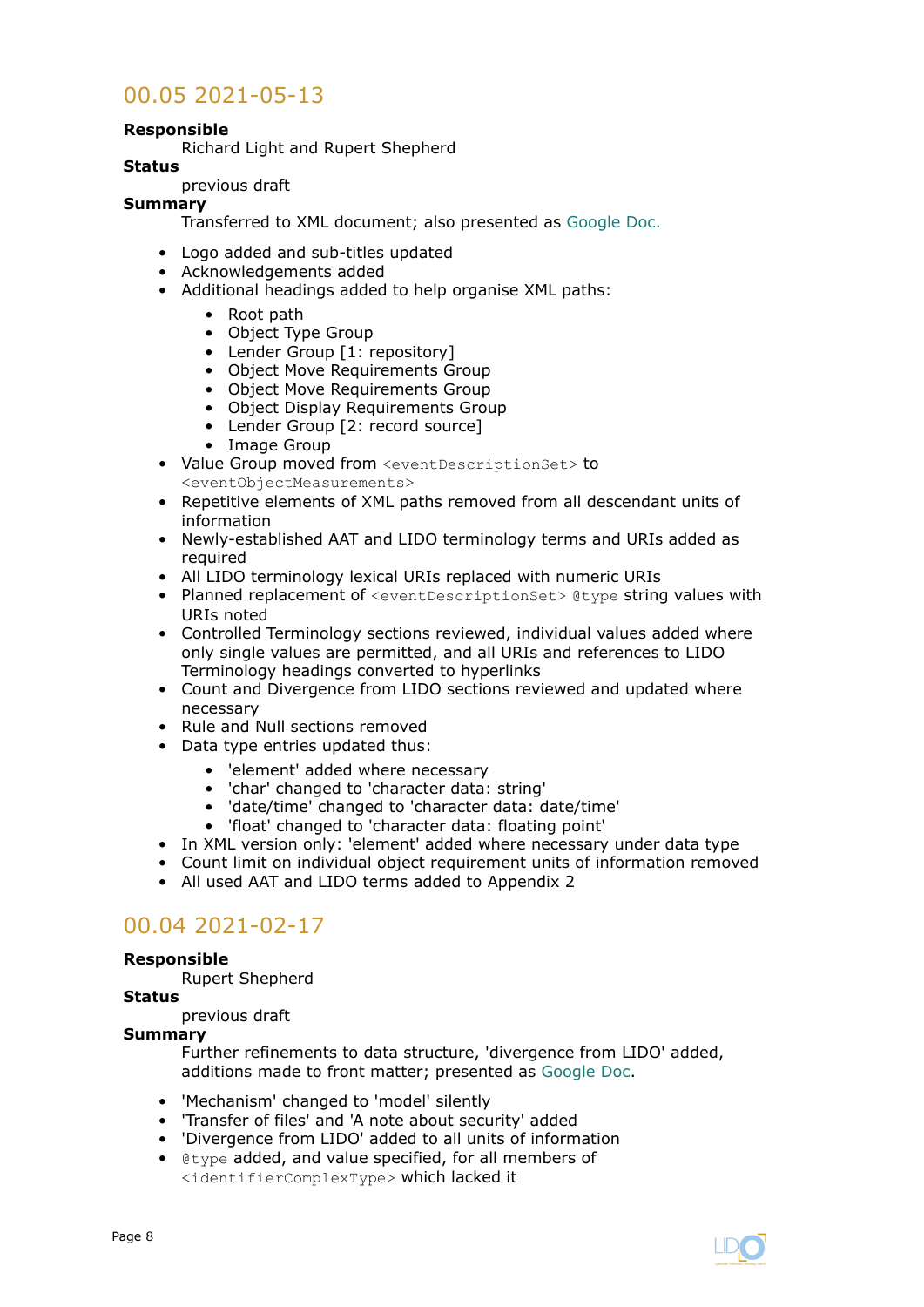## 00.05 2021-05-13

**Responsible**
: Richard Light and Rupert Shepherd

**Status**
: previous draft

**Summary**
: Transferred to XML document; also presented as Google Doc.

- Logo added and sub-titles updated
- Acknowledgements added
- Additional headings added to help organise XML paths:
  - Root path
  - Object Type Group
  - Lender Group [1: repository]
  - Object Move Requirements Group
  - Object Move Requirements Group
  - Object Display Requirements Group
  - Lender Group [2: record source]
  - Image Group
- Value Group moved from `<eventDescriptionSet>` to `<eventObjectMeasurements>`
- Repetitive elements of XML paths removed from all descendant units of information
- Newly-established AAT and LIDO terminology terms and URIs added as required
- All LIDO terminology lexical URIs replaced with numeric URIs
- Planned replacement of `<eventDescriptionSet>` `@type` string values with URIs noted
- Controlled Terminology sections reviewed, individual values added where only single values are permitted, and all URIs and references to LIDO Terminology headings converted to hyperlinks
- Count and Divergence from LIDO sections reviewed and updated where necessary
- Rule and Null sections removed
- Data type entries updated thus:
  - 'element' added where necessary
  - 'char' changed to 'character data: string'
  - 'date/time' changed to 'character data: date/time'
  - 'float' changed to 'character data: floating point'
- In XML version only: 'element' added where necessary under data type
- Count limit on individual object requirement units of information removed
- All used AAT and LIDO terms added to Appendix 2

## 00.04 2021-02-17

**Responsible**
: Rupert Shepherd

**Status**
: previous draft

**Summary**
: Further refinements to data structure, 'divergence from LIDO' added, additions made to front matter; presented as Google Doc.

- 'Mechanism' changed to 'model' silently
- 'Transfer of files' and 'A note about security' added
- 'Divergence from LIDO' added to all units of information
- `@type` added, and value specified, for all members of `<identifierComplexType>` which lacked it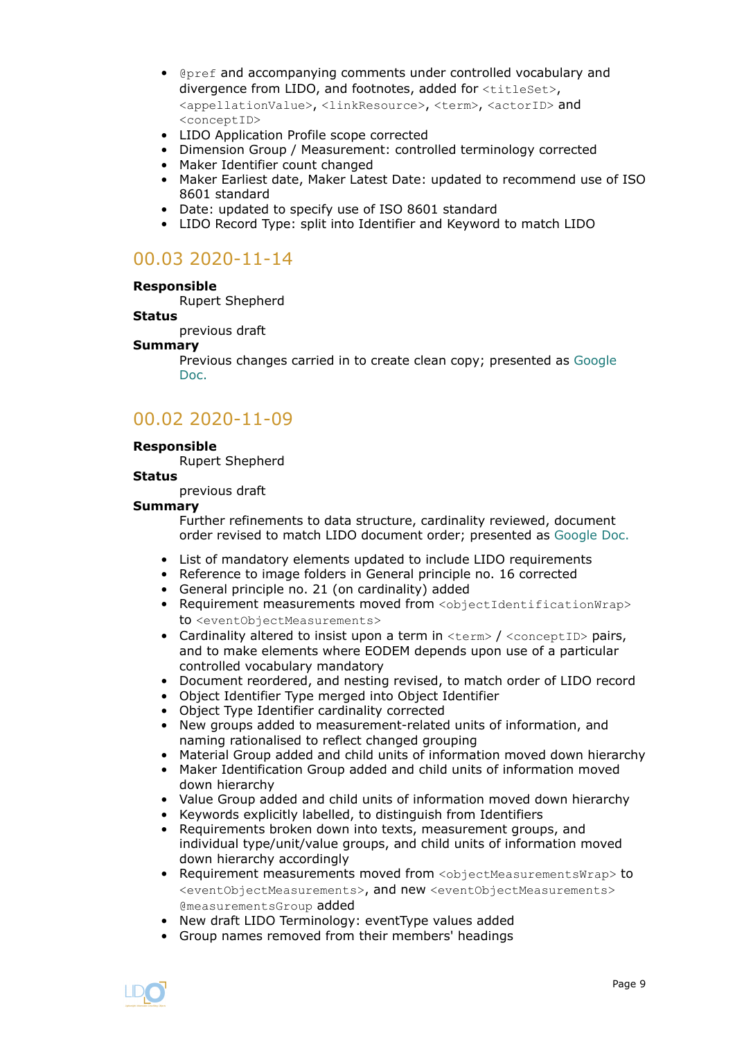- `@pref` and accompanying comments under controlled vocabulary and divergence from LIDO, and footnotes, added for `<titleSet>`, `<appellationValue>`, `<linkResource>`, `<term>`, `<actorID>` and `<conceptID>`
- LIDO Application Profile scope corrected
- Dimension Group / Measurement: controlled terminology corrected
- Maker Identifier count changed
- Maker Earliest date, Maker Latest Date: updated to recommend use of ISO 8601 standard
- Date: updated to specify use of ISO 8601 standard
- LIDO Record Type: split into Identifier and Keyword to match LIDO

## 00.03 2020-11-14

**Responsible**
Rupert Shepherd

**Status**
previous draft

**Summary**
Previous changes carried in to create clean copy; presented as Google Doc.

## 00.02 2020-11-09

**Responsible**
Rupert Shepherd

**Status**
previous draft

**Summary**
Further refinements to data structure, cardinality reviewed, document order revised to match LIDO document order; presented as Google Doc.

- List of mandatory elements updated to include LIDO requirements
- Reference to image folders in General principle no. 16 corrected
- General principle no. 21 (on cardinality) added
- Requirement measurements moved from `<objectIdentificationWrap>` to `<eventObjectMeasurements>`
- Cardinality altered to insist upon a term in `<term>` / `<conceptID>` pairs, and to make elements where EODEM depends upon use of a particular controlled vocabulary mandatory
- Document reordered, and nesting revised, to match order of LIDO record
- Object Identifier Type merged into Object Identifier
- Object Type Identifier cardinality corrected
- New groups added to measurement-related units of information, and naming rationalised to reflect changed grouping
- Material Group added and child units of information moved down hierarchy
- Maker Identification Group added and child units of information moved down hierarchy
- Value Group added and child units of information moved down hierarchy
- Keywords explicitly labelled, to distinguish from Identifiers
- Requirements broken down into texts, measurement groups, and individual type/unit/value groups, and child units of information moved down hierarchy accordingly
- Requirement measurements moved from `<objectMeasurementsWrap>` to `<eventObjectMeasurements>`, and new `<eventObjectMeasurements>` `@measurementsGroup` added
- New draft LIDO Terminology: eventType values added
- Group names removed from their members' headings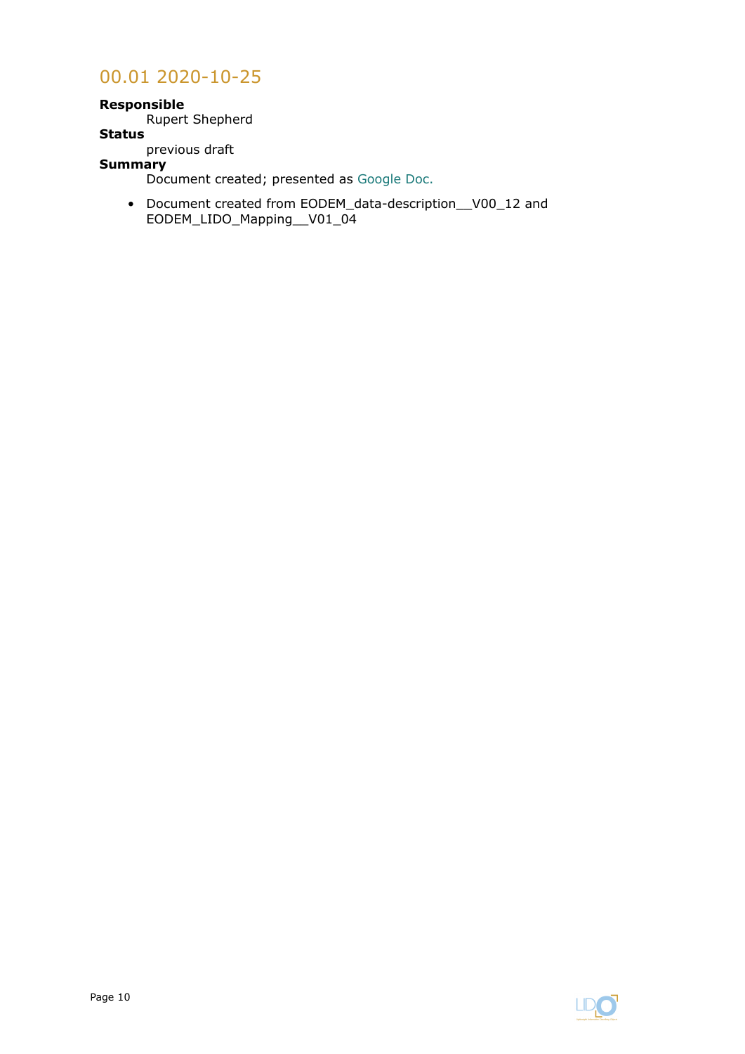## 00.01 2020-10-25

**Responsible**
: Rupert Shepherd

**Status**
: previous draft

**Summary**
: Document created; presented as Google Doc.

- Document created from EODEM_data-description__V00_12 and EODEM_LIDO_Mapping__V01_04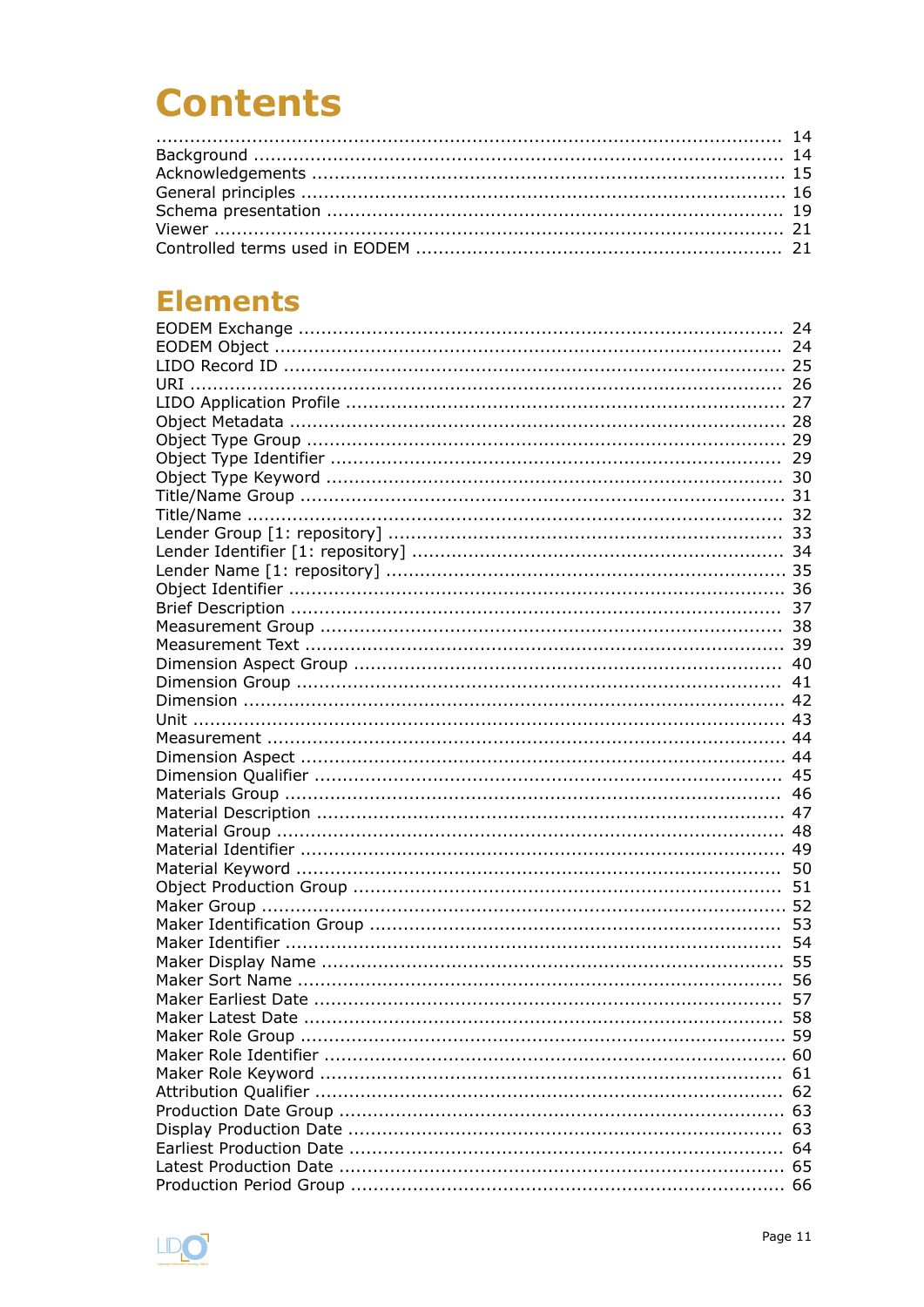# Contents

| | |
|---|---|
| | 14 |
| Background | 14 |
| Acknowledgements | 15 |
| General principles | 16 |
| Schema presentation | 19 |
| Viewer | 21 |
| Controlled terms used in EODEM | 21 |

# Elements

| | |
|---|---|
| EODEM Exchange | 24 |
| EODEM Object | 24 |
| LIDO Record ID | 25 |
| URI | 26 |
| LIDO Application Profile | 27 |
| Object Metadata | 28 |
| Object Type Group | 29 |
| Object Type Identifier | 29 |
| Object Type Keyword | 30 |
| Title/Name Group | 31 |
| Title/Name | 32 |
| Lender Group [1: repository] | 33 |
| Lender Identifier [1: repository] | 34 |
| Lender Name [1: repository] | 35 |
| Object Identifier | 36 |
| Brief Description | 37 |
| Measurement Group | 38 |
| Measurement Text | 39 |
| Dimension Aspect Group | 40 |
| Dimension Group | 41 |
| Dimension | 42 |
| Unit | 43 |
| Measurement | 44 |
| Dimension Aspect | 44 |
| Dimension Qualifier | 45 |
| Materials Group | 46 |
| Material Description | 47 |
| Material Group | 48 |
| Material Identifier | 49 |
| Material Keyword | 50 |
| Object Production Group | 51 |
| Maker Group | 52 |
| Maker Identification Group | 53 |
| Maker Identifier | 54 |
| Maker Display Name | 55 |
| Maker Sort Name | 56 |
| Maker Earliest Date | 57 |
| Maker Latest Date | 58 |
| Maker Role Group | 59 |
| Maker Role Identifier | 60 |
| Maker Role Keyword | 61 |
| Attribution Qualifier | 62 |
| Production Date Group | 63 |
| Display Production Date | 63 |
| Earliest Production Date | 64 |
| Latest Production Date | 65 |
| Production Period Group | 66 |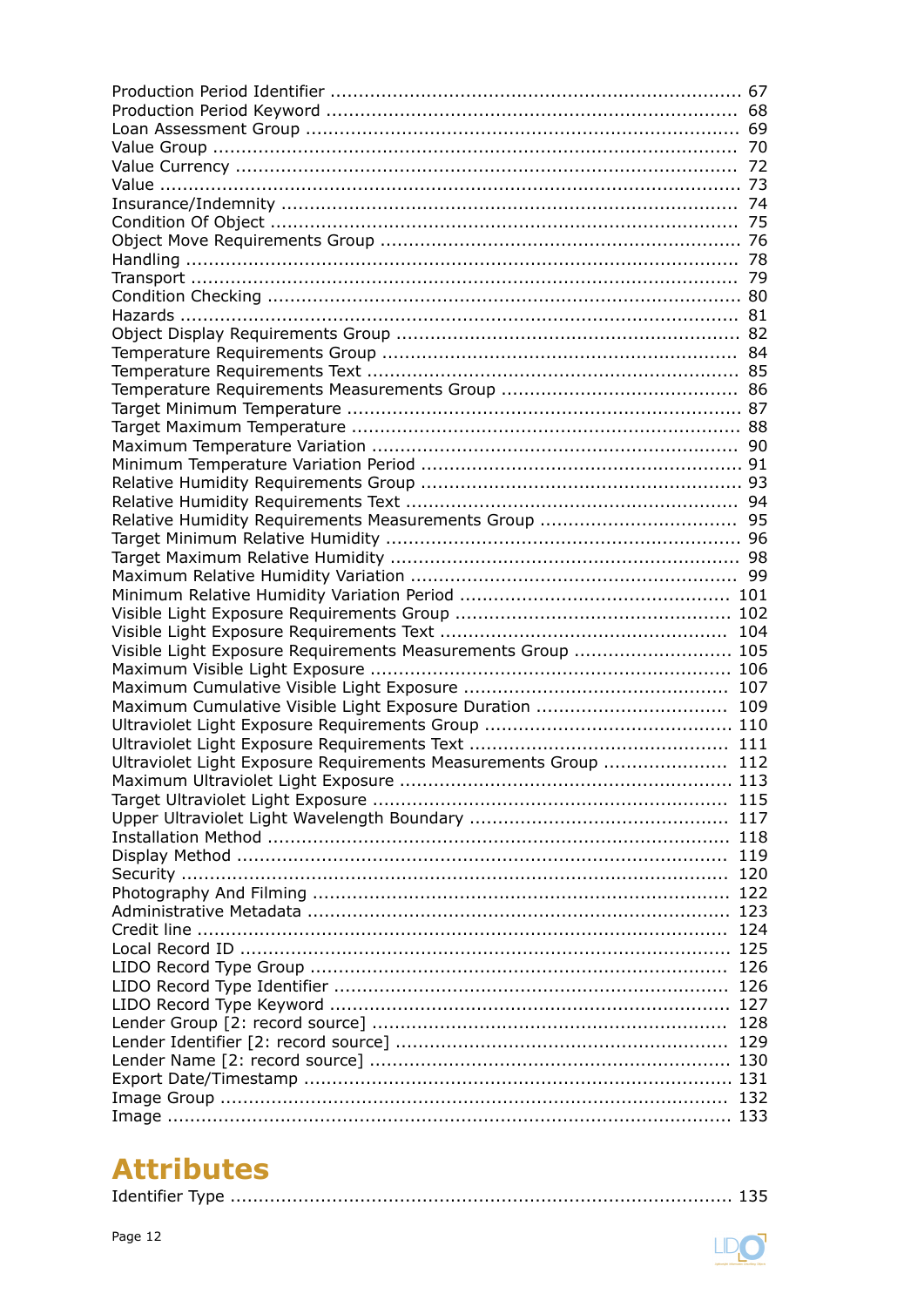Production Period Identifier ........................................................................ 67
Production Period Keyword ........................................................................ 68
Loan Assessment Group ........................................................................... 69
Value Group ........................................................................................... 70
Value Currency ....................................................................................... 72
Value .................................................................................................... 73
Insurance/Indemnity ............................................................................... 74
Condition Of Object ................................................................................ 75
Object Move Requirements Group ............................................................... 76
Handling ............................................................................................... 78
Transport .............................................................................................. 79
Condition Checking .................................................................................. 80
Hazards ................................................................................................ 81
Object Display Requirements Group ............................................................ 82
Temperature Requirements Group .............................................................. 84
Temperature Requirements Text ................................................................ 85
Temperature Requirements Measurements Group ......................................... 86
Target Minimum Temperature .................................................................... 87
Target Maximum Temperature ................................................................... 88
Maximum Temperature Variation ................................................................ 90
Minimum Temperature Variation Period ........................................................ 91
Relative Humidity Requirements Group ........................................................ 93
Relative Humidity Requirements Text .......................................................... 94
Relative Humidity Requirements Measurements Group ................................... 95
Target Minimum Relative Humidity ............................................................. 96
Target Maximum Relative Humidity ............................................................. 98
Maximum Relative Humidity Variation ......................................................... 99
Minimum Relative Humidity Variation Period ............................................... 101
Visible Light Exposure Requirements Group ................................................ 102
Visible Light Exposure Requirements Text .................................................. 104
Visible Light Exposure Requirements Measurements Group ........................... 105
Maximum Visible Light Exposure ............................................................... 106
Maximum Cumulative Visible Light Exposure ............................................... 107
Maximum Cumulative Visible Light Exposure Duration ................................. 109
Ultraviolet Light Exposure Requirements Group ........................................... 110
Ultraviolet Light Exposure Requirements Text ............................................. 111
Ultraviolet Light Exposure Requirements Measurements Group ...................... 112
Maximum Ultraviolet Light Exposure .......................................................... 113
Target Ultraviolet Light Exposure .............................................................. 115
Upper Ultraviolet Light Wavelength Boundary ............................................. 117
Installation Method ................................................................................ 118
Display Method ..................................................................................... 119
Security ............................................................................................... 120
Photography And Filming ........................................................................ 122
Administrative Metadata .......................................................................... 123
Credit line ............................................................................................ 124
Local Record ID ..................................................................................... 125
LIDO Record Type Group ......................................................................... 126
LIDO Record Type Identifier .................................................................... 126
LIDO Record Type Keyword ..................................................................... 127
Lender Group [2: record source] .............................................................. 128
Lender Identifier [2: record source] ......................................................... 129
Lender Name [2: record source] ............................................................... 130
Export Date/Timestamp .......................................................................... 131
Image Group ......................................................................................... 132
Image .................................................................................................. 133

## Attributes

Identifier Type ....................................................................................... 135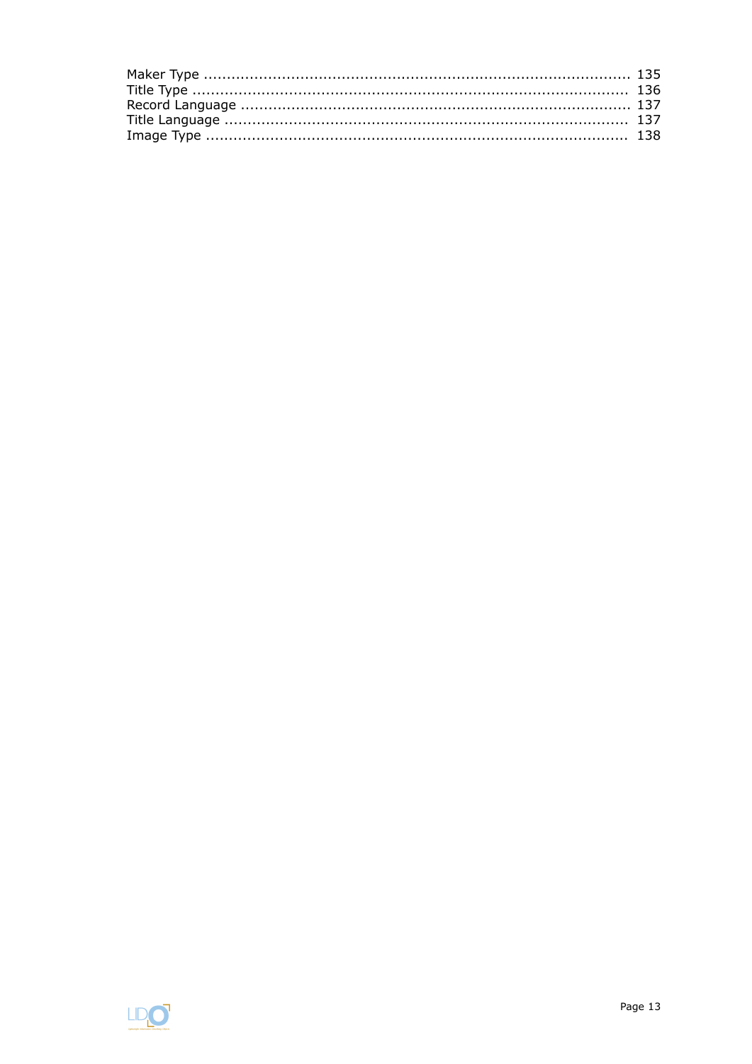Maker Type ........................................................................................ 135
Title Type ........................................................................................ 136
Record Language ................................................................................ 137
Title Language ................................................................................... 137
Image Type ....................................................................................... 138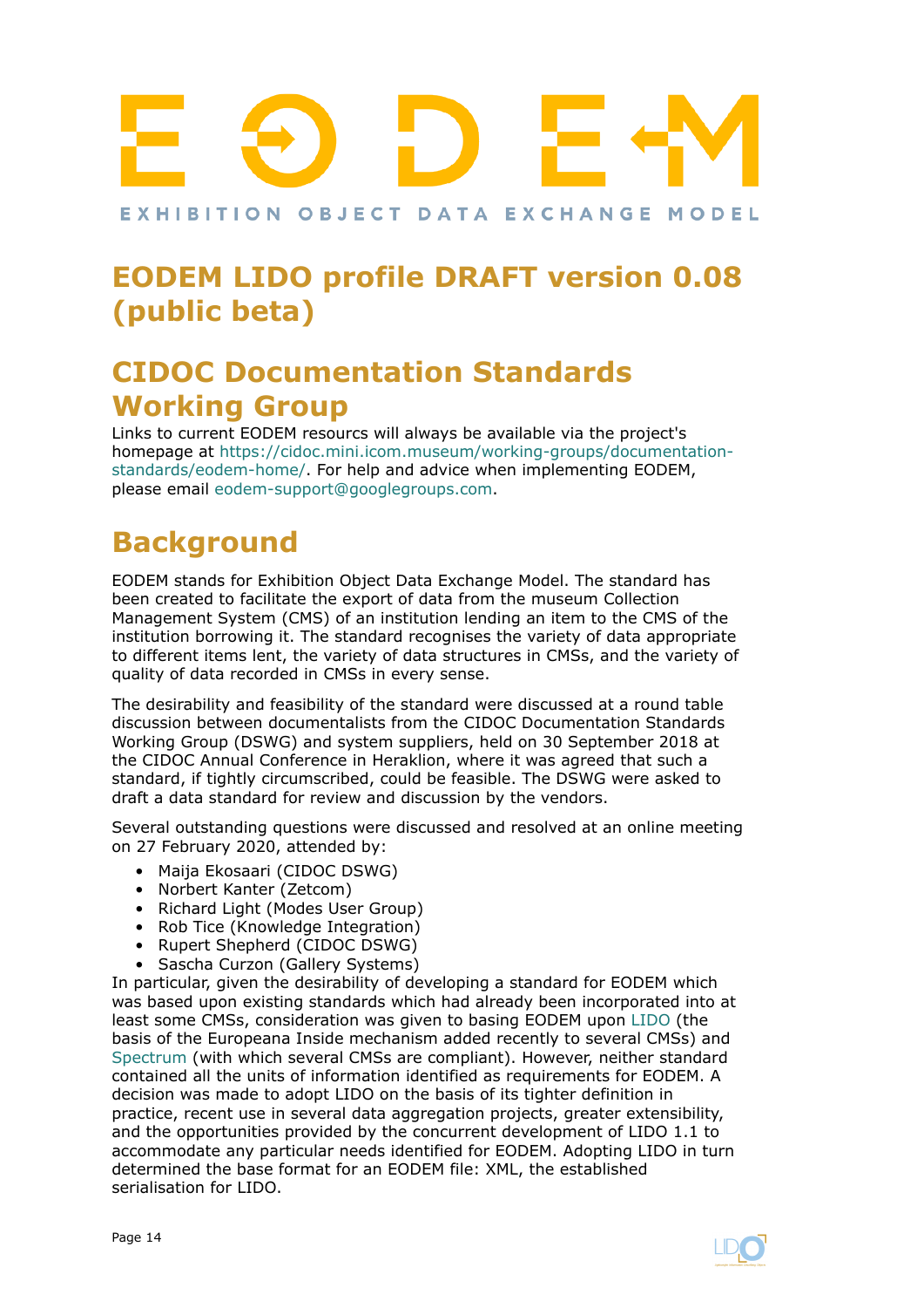# EODEM

EXHIBITION OBJECT DATA EXCHANGE MODEL

# EODEM LIDO profile DRAFT version 0.08 (public beta)

## CIDOC Documentation Standards Working Group

Links to current EODEM resourcs will always be available via the project's homepage at https://cidoc.mini.icom.museum/working-groups/documentation-standards/eodem-home/. For help and advice when implementing EODEM, please email eodem-support@googlegroups.com.

## Background

EODEM stands for Exhibition Object Data Exchange Model. The standard has been created to facilitate the export of data from the museum Collection Management System (CMS) of an institution lending an item to the CMS of the institution borrowing it. The standard recognises the variety of data appropriate to different items lent, the variety of data structures in CMSs, and the variety of quality of data recorded in CMSs in every sense.

The desirability and feasibility of the standard were discussed at a round table discussion between documentalists from the CIDOC Documentation Standards Working Group (DSWG) and system suppliers, held on 30 September 2018 at the CIDOC Annual Conference in Heraklion, where it was agreed that such a standard, if tightly circumscribed, could be feasible. The DSWG were asked to draft a data standard for review and discussion by the vendors.

Several outstanding questions were discussed and resolved at an online meeting on 27 February 2020, attended by:

- Maija Ekosaari (CIDOC DSWG)
- Norbert Kanter (Zetcom)
- Richard Light (Modes User Group)
- Rob Tice (Knowledge Integration)
- Rupert Shepherd (CIDOC DSWG)
- Sascha Curzon (Gallery Systems)

In particular, given the desirability of developing a standard for EODEM which was based upon existing standards which had already been incorporated into at least some CMSs, consideration was given to basing EODEM upon LIDO (the basis of the Europeana Inside mechanism added recently to several CMSs) and Spectrum (with which several CMSs are compliant). However, neither standard contained all the units of information identified as requirements for EODEM. A decision was made to adopt LIDO on the basis of its tighter definition in practice, recent use in several data aggregation projects, greater extensibility, and the opportunities provided by the concurrent development of LIDO 1.1 to accommodate any particular needs identified for EODEM. Adopting LIDO in turn determined the base format for an EODEM file: XML, the established serialisation for LIDO.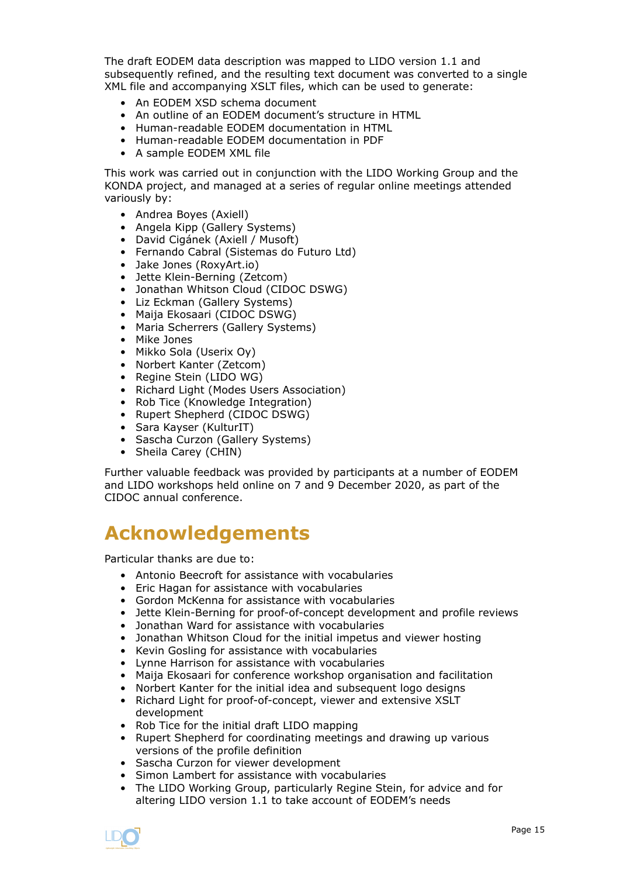The draft EODEM data description was mapped to LIDO version 1.1 and subsequently refined, and the resulting text document was converted to a single XML file and accompanying XSLT files, which can be used to generate:

- An EODEM XSD schema document
- An outline of an EODEM document's structure in HTML
- Human-readable EODEM documentation in HTML
- Human-readable EODEM documentation in PDF
- A sample EODEM XML file

This work was carried out in conjunction with the LIDO Working Group and the KONDA project, and managed at a series of regular online meetings attended variously by:

- Andrea Boyes (Axiell)
- Angela Kipp (Gallery Systems)
- David Cigánek (Axiell / Musoft)
- Fernando Cabral (Sistemas do Futuro Ltd)
- Jake Jones (RoxyArt.io)
- Jette Klein-Berning (Zetcom)
- Jonathan Whitson Cloud (CIDOC DSWG)
- Liz Eckman (Gallery Systems)
- Maija Ekosaari (CIDOC DSWG)
- Maria Scherrers (Gallery Systems)
- Mike Jones
- Mikko Sola (Userix Oy)
- Norbert Kanter (Zetcom)
- Regine Stein (LIDO WG)
- Richard Light (Modes Users Association)
- Rob Tice (Knowledge Integration)
- Rupert Shepherd (CIDOC DSWG)
- Sara Kayser (KulturIT)
- Sascha Curzon (Gallery Systems)
- Sheila Carey (CHIN)

Further valuable feedback was provided by participants at a number of EODEM and LIDO workshops held online on 7 and 9 December 2020, as part of the CIDOC annual conference.

# Acknowledgements

Particular thanks are due to:

- Antonio Beecroft for assistance with vocabularies
- Eric Hagan for assistance with vocabularies
- Gordon McKenna for assistance with vocabularies
- Jette Klein-Berning for proof-of-concept development and profile reviews
- Jonathan Ward for assistance with vocabularies
- Jonathan Whitson Cloud for the initial impetus and viewer hosting
- Kevin Gosling for assistance with vocabularies
- Lynne Harrison for assistance with vocabularies
- Maija Ekosaari for conference workshop organisation and facilitation
- Norbert Kanter for the initial idea and subsequent logo designs
- Richard Light for proof-of-concept, viewer and extensive XSLT development
- Rob Tice for the initial draft LIDO mapping
- Rupert Shepherd for coordinating meetings and drawing up various versions of the profile definition
- Sascha Curzon for viewer development
- Simon Lambert for assistance with vocabularies
- The LIDO Working Group, particularly Regine Stein, for advice and for altering LIDO version 1.1 to take account of EODEM's needs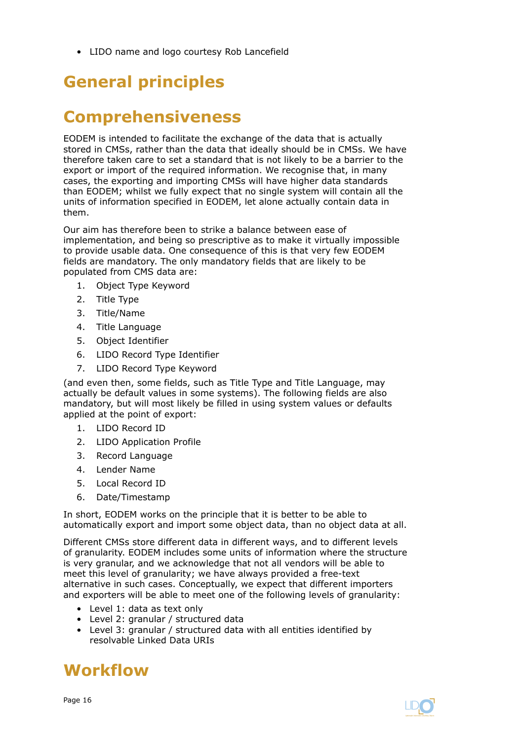- LIDO name and logo courtesy Rob Lancefield

# General principles

# Comprehensiveness

EODEM is intended to facilitate the exchange of the data that is actually stored in CMSs, rather than the data that ideally should be in CMSs. We have therefore taken care to set a standard that is not likely to be a barrier to the export or import of the required information. We recognise that, in many cases, the exporting and importing CMSs will have higher data standards than EODEM; whilst we fully expect that no single system will contain all the units of information specified in EODEM, let alone actually contain data in them.

Our aim has therefore been to strike a balance between ease of implementation, and being so prescriptive as to make it virtually impossible to provide usable data. One consequence of this is that very few EODEM fields are mandatory. The only mandatory fields that are likely to be populated from CMS data are:

1. Object Type Keyword
2. Title Type
3. Title/Name
4. Title Language
5. Object Identifier
6. LIDO Record Type Identifier
7. LIDO Record Type Keyword

(and even then, some fields, such as Title Type and Title Language, may actually be default values in some systems). The following fields are also mandatory, but will most likely be filled in using system values or defaults applied at the point of export:

1. LIDO Record ID
2. LIDO Application Profile
3. Record Language
4. Lender Name
5. Local Record ID
6. Date/Timestamp

In short, EODEM works on the principle that it is better to be able to automatically export and import some object data, than no object data at all.

Different CMSs store different data in different ways, and to different levels of granularity. EODEM includes some units of information where the structure is very granular, and we acknowledge that not all vendors will be able to meet this level of granularity; we have always provided a free-text alternative in such cases. Conceptually, we expect that different importers and exporters will be able to meet one of the following levels of granularity:

- Level 1: data as text only
- Level 2: granular / structured data
- Level 3: granular / structured data with all entities identified by resolvable Linked Data URIs

# Workflow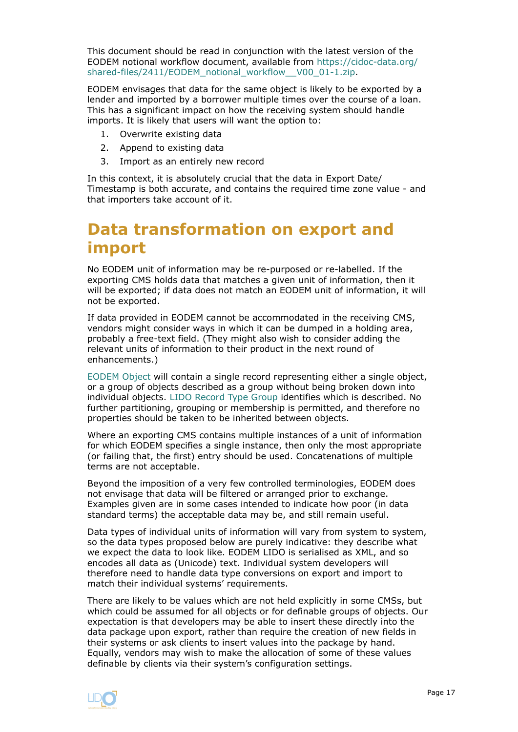This document should be read in conjunction with the latest version of the EODEM notional workflow document, available from https://cidoc-data.org/shared-files/2411/EODEM_notional_workflow__V00_01-1.zip.

EODEM envisages that data for the same object is likely to be exported by a lender and imported by a borrower multiple times over the course of a loan. This has a significant impact on how the receiving system should handle imports. It is likely that users will want the option to:

1. Overwrite existing data
2. Append to existing data
3. Import as an entirely new record

In this context, it is absolutely crucial that the data in Export Date/Timestamp is both accurate, and contains the required time zone value - and that importers take account of it.

# Data transformation on export and import

No EODEM unit of information may be re-purposed or re-labelled. If the exporting CMS holds data that matches a given unit of information, then it will be exported; if data does not match an EODEM unit of information, it will not be exported.

If data provided in EODEM cannot be accommodated in the receiving CMS, vendors might consider ways in which it can be dumped in a holding area, probably a free-text field. (They might also wish to consider adding the relevant units of information to their product in the next round of enhancements.)

EODEM Object will contain a single record representing either a single object, or a group of objects described as a group without being broken down into individual objects. LIDO Record Type Group identifies which is described. No further partitioning, grouping or membership is permitted, and therefore no properties should be taken to be inherited between objects.

Where an exporting CMS contains multiple instances of a unit of information for which EODEM specifies a single instance, then only the most appropriate (or failing that, the first) entry should be used. Concatenations of multiple terms are not acceptable.

Beyond the imposition of a very few controlled terminologies, EODEM does not envisage that data will be filtered or arranged prior to exchange. Examples given are in some cases intended to indicate how poor (in data standard terms) the acceptable data may be, and still remain useful.

Data types of individual units of information will vary from system to system, so the data types proposed below are purely indicative: they describe what we expect the data to look like. EODEM LIDO is serialised as XML, and so encodes all data as (Unicode) text. Individual system developers will therefore need to handle data type conversions on export and import to match their individual systems' requirements.

There are likely to be values which are not held explicitly in some CMSs, but which could be assumed for all objects or for definable groups of objects. Our expectation is that developers may be able to insert these directly into the data package upon export, rather than require the creation of new fields in their systems or ask clients to insert values into the package by hand. Equally, vendors may wish to make the allocation of some of these values definable by clients via their system's configuration settings.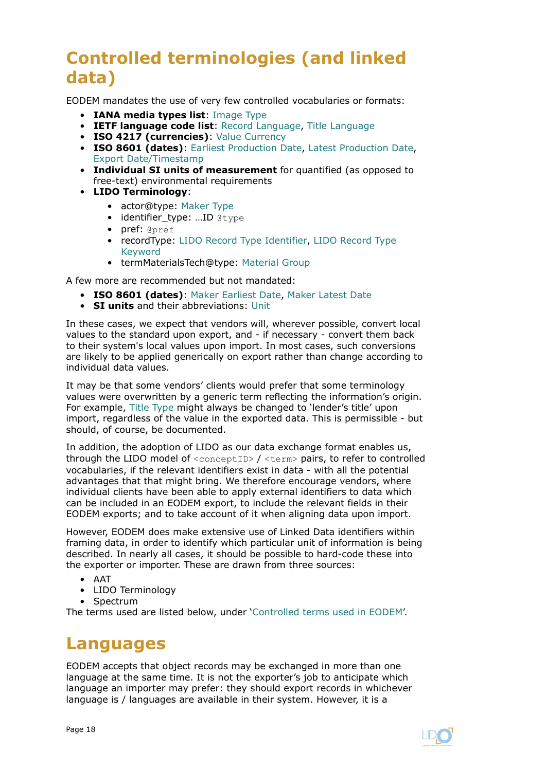# Controlled terminologies (and linked data)

EODEM mandates the use of very few controlled vocabularies or formats:

- **IANA media types list**: Image Type
- **IETF language code list**: Record Language, Title Language
- **ISO 4217 (currencies)**: Value Currency
- **ISO 8601 (dates)**: Earliest Production Date, Latest Production Date, Export Date/Timestamp
- **Individual SI units of measurement** for quantified (as opposed to free-text) environmental requirements
- **LIDO Terminology**:
  - actor@type: Maker Type
  - identifier_type: …ID `@type`
  - pref: `@pref`
  - recordType: LIDO Record Type Identifier, LIDO Record Type Keyword
  - termMaterialsTech@type: Material Group

A few more are recommended but not mandated:

- **ISO 8601 (dates)**: Maker Earliest Date, Maker Latest Date
- **SI units** and their abbreviations: Unit

In these cases, we expect that vendors will, wherever possible, convert local values to the standard upon export, and - if necessary - convert them back to their system's local values upon import. In most cases, such conversions are likely to be applied generically on export rather than change according to individual data values.

It may be that some vendors' clients would prefer that some terminology values were overwritten by a generic term reflecting the information's origin. For example, Title Type might always be changed to 'lender's title' upon import, regardless of the value in the exported data. This is permissible - but should, of course, be documented.

In addition, the adoption of LIDO as our data exchange format enables us, through the LIDO model of `<conceptID>` / `<term>` pairs, to refer to controlled vocabularies, if the relevant identifiers exist in data - with all the potential advantages that that might bring. We therefore encourage vendors, where individual clients have been able to apply external identifiers to data which can be included in an EODEM export, to include the relevant fields in their EODEM exports; and to take account of it when aligning data upon import.

However, EODEM does make extensive use of Linked Data identifiers within framing data, in order to identify which particular unit of information is being described. In nearly all cases, it should be possible to hard-code these into the exporter or importer. These are drawn from three sources:

- AAT
- LIDO Terminology
- Spectrum

The terms used are listed below, under 'Controlled terms used in EODEM'.

# Languages

EODEM accepts that object records may be exchanged in more than one language at the same time. It is not the exporter's job to anticipate which language an importer may prefer: they should export records in whichever language is / languages are available in their system. However, it is a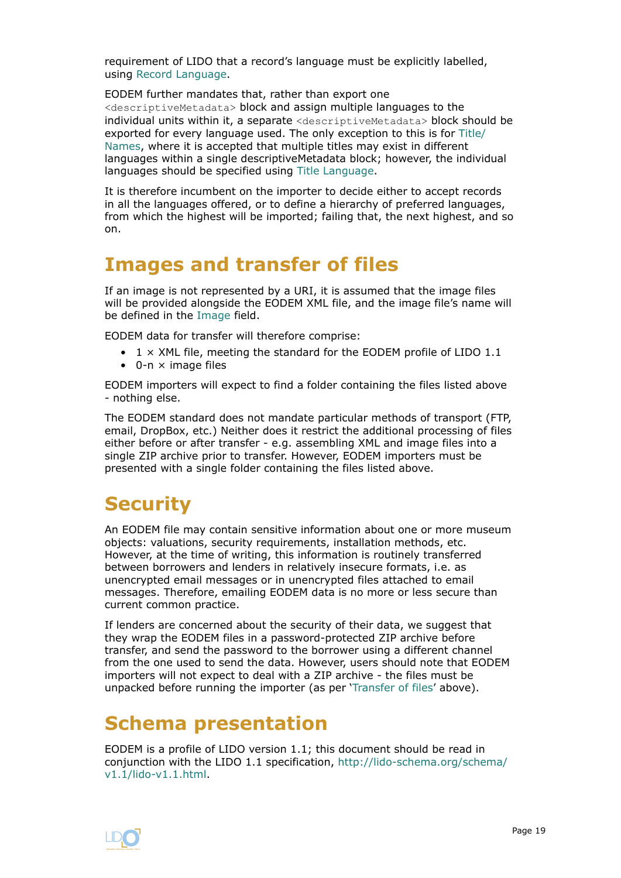requirement of LIDO that a record's language must be explicitly labelled, using Record Language.

EODEM further mandates that, rather than export one `<descriptiveMetadata>` block and assign multiple languages to the individual units within it, a separate `<descriptiveMetadata>` block should be exported for every language used. The only exception to this is for Title/ Names, where it is accepted that multiple titles may exist in different languages within a single descriptiveMetadata block; however, the individual languages should be specified using Title Language.

It is therefore incumbent on the importer to decide either to accept records in all the languages offered, or to define a hierarchy of preferred languages, from which the highest will be imported; failing that, the next highest, and so on.

# Images and transfer of files

If an image is not represented by a URI, it is assumed that the image files will be provided alongside the EODEM XML file, and the image file's name will be defined in the Image field.

EODEM data for transfer will therefore comprise:

- 1 × XML file, meeting the standard for the EODEM profile of LIDO 1.1
- 0-n × image files

EODEM importers will expect to find a folder containing the files listed above - nothing else.

The EODEM standard does not mandate particular methods of transport (FTP, email, DropBox, etc.) Neither does it restrict the additional processing of files either before or after transfer - e.g. assembling XML and image files into a single ZIP archive prior to transfer. However, EODEM importers must be presented with a single folder containing the files listed above.

# Security

An EODEM file may contain sensitive information about one or more museum objects: valuations, security requirements, installation methods, etc. However, at the time of writing, this information is routinely transferred between borrowers and lenders in relatively insecure formats, i.e. as unencrypted email messages or in unencrypted files attached to email messages. Therefore, emailing EODEM data is no more or less secure than current common practice.

If lenders are concerned about the security of their data, we suggest that they wrap the EODEM files in a password-protected ZIP archive before transfer, and send the password to the borrower using a different channel from the one used to send the data. However, users should note that EODEM importers will not expect to deal with a ZIP archive - the files must be unpacked before running the importer (as per 'Transfer of files' above).

# Schema presentation

EODEM is a profile of LIDO version 1.1; this document should be read in conjunction with the LIDO 1.1 specification, http://lido-schema.org/schema/v1.1/lido-v1.1.html.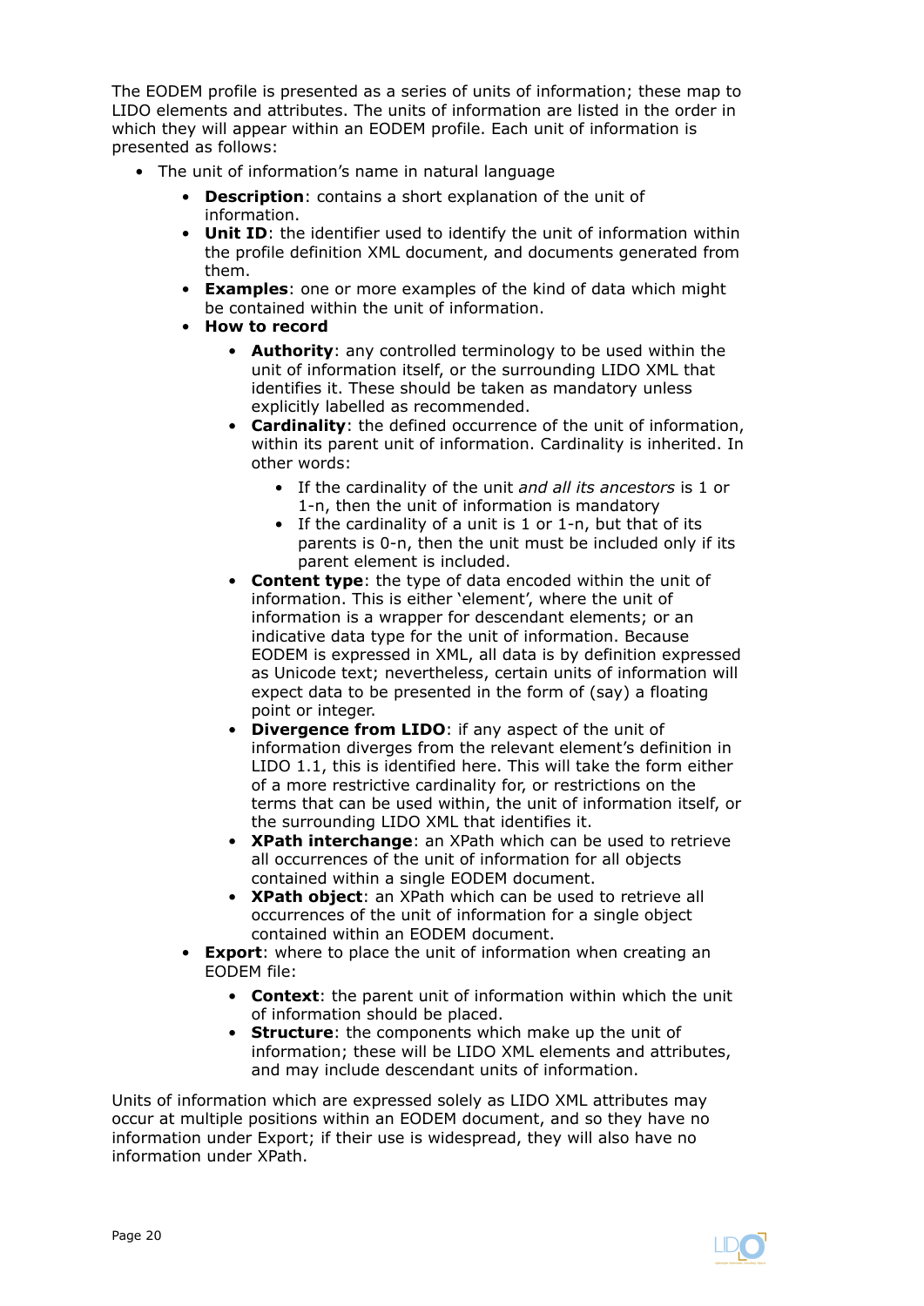The EODEM profile is presented as a series of units of information; these map to LIDO elements and attributes. The units of information are listed in the order in which they will appear within an EODEM profile. Each unit of information is presented as follows:

- The unit of information's name in natural language
    - **Description**: contains a short explanation of the unit of information.
    - **Unit ID**: the identifier used to identify the unit of information within the profile definition XML document, and documents generated from them.
    - **Examples**: one or more examples of the kind of data which might be contained within the unit of information.
    - **How to record**
        - **Authority**: any controlled terminology to be used within the unit of information itself, or the surrounding LIDO XML that identifies it. These should be taken as mandatory unless explicitly labelled as recommended.
        - **Cardinality**: the defined occurrence of the unit of information, within its parent unit of information. Cardinality is inherited. In other words:
            - If the cardinality of the unit *and all its ancestors* is 1 or 1-n, then the unit of information is mandatory
            - If the cardinality of a unit is 1 or 1-n, but that of its parents is 0-n, then the unit must be included only if its parent element is included.
        - **Content type**: the type of data encoded within the unit of information. This is either 'element', where the unit of information is a wrapper for descendant elements; or an indicative data type for the unit of information. Because EODEM is expressed in XML, all data is by definition expressed as Unicode text; nevertheless, certain units of information will expect data to be presented in the form of (say) a floating point or integer.
        - **Divergence from LIDO**: if any aspect of the unit of information diverges from the relevant element's definition in LIDO 1.1, this is identified here. This will take the form either of a more restrictive cardinality for, or restrictions on the terms that can be used within, the unit of information itself, or the surrounding LIDO XML that identifies it.
        - **XPath interchange**: an XPath which can be used to retrieve all occurrences of the unit of information for all objects contained within a single EODEM document.
        - **XPath object**: an XPath which can be used to retrieve all occurrences of the unit of information for a single object contained within an EODEM document.
    - **Export**: where to place the unit of information when creating an EODEM file:
        - **Context**: the parent unit of information within which the unit of information should be placed.
        - **Structure**: the components which make up the unit of information; these will be LIDO XML elements and attributes, and may include descendant units of information.

Units of information which are expressed solely as LIDO XML attributes may occur at multiple positions within an EODEM document, and so they have no information under Export; if their use is widespread, they will also have no information under XPath.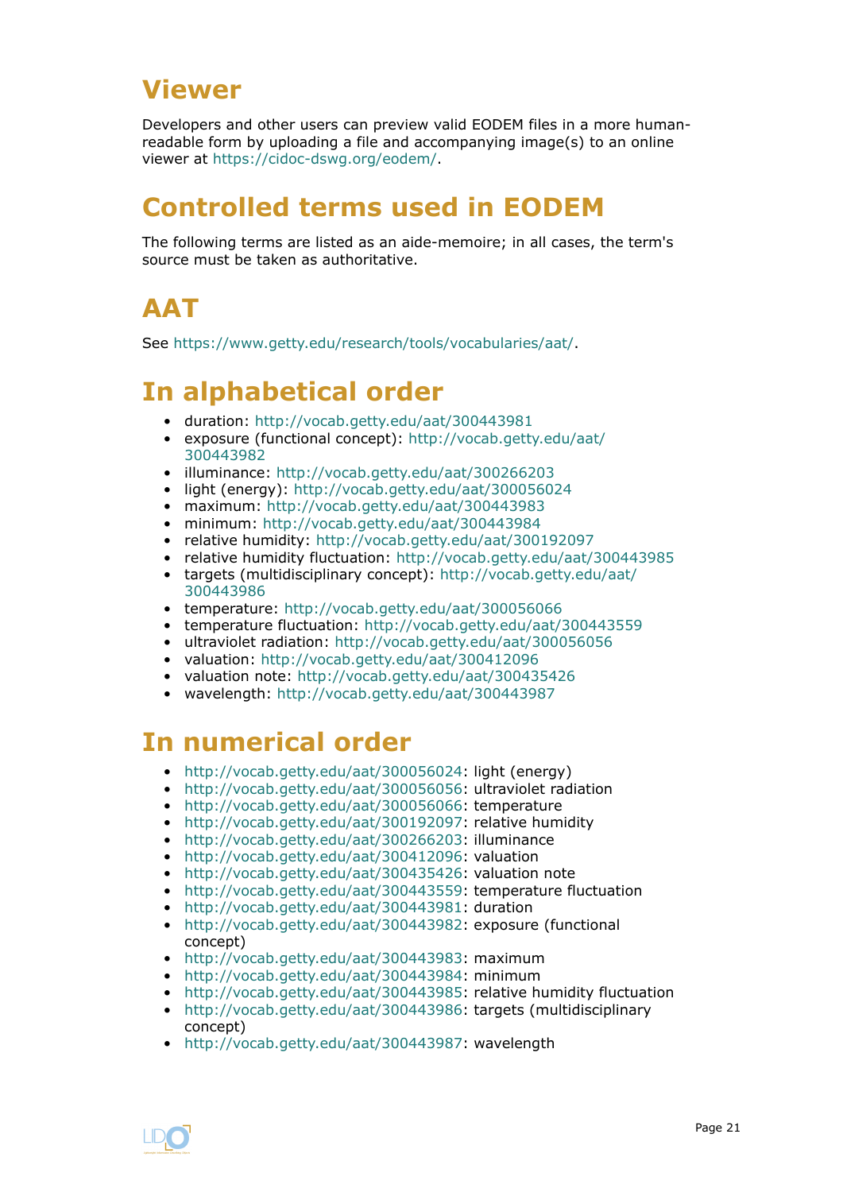# Viewer

Developers and other users can preview valid EODEM files in a more human-readable form by uploading a file and accompanying image(s) to an online viewer at https://cidoc-dswg.org/eodem/.

# Controlled terms used in EODEM

The following terms are listed as an aide-memoire; in all cases, the term's source must be taken as authoritative.

# AAT

See https://www.getty.edu/research/tools/vocabularies/aat/.

# In alphabetical order

- duration: http://vocab.getty.edu/aat/300443981
- exposure (functional concept): http://vocab.getty.edu/aat/300443982
- illuminance: http://vocab.getty.edu/aat/300266203
- light (energy): http://vocab.getty.edu/aat/300056024
- maximum: http://vocab.getty.edu/aat/300443983
- minimum: http://vocab.getty.edu/aat/300443984
- relative humidity: http://vocab.getty.edu/aat/300192097
- relative humidity fluctuation: http://vocab.getty.edu/aat/300443985
- targets (multidisciplinary concept): http://vocab.getty.edu/aat/300443986
- temperature: http://vocab.getty.edu/aat/300056066
- temperature fluctuation: http://vocab.getty.edu/aat/300443559
- ultraviolet radiation: http://vocab.getty.edu/aat/300056056
- valuation: http://vocab.getty.edu/aat/300412096
- valuation note: http://vocab.getty.edu/aat/300435426
- wavelength: http://vocab.getty.edu/aat/300443987

# In numerical order

- http://vocab.getty.edu/aat/300056024: light (energy)
- http://vocab.getty.edu/aat/300056056: ultraviolet radiation
- http://vocab.getty.edu/aat/300056066: temperature
- http://vocab.getty.edu/aat/300192097: relative humidity
- http://vocab.getty.edu/aat/300266203: illuminance
- http://vocab.getty.edu/aat/300412096: valuation
- http://vocab.getty.edu/aat/300435426: valuation note
- http://vocab.getty.edu/aat/300443559: temperature fluctuation
- http://vocab.getty.edu/aat/300443981: duration
- http://vocab.getty.edu/aat/300443982: exposure (functional concept)
- http://vocab.getty.edu/aat/300443983: maximum
- http://vocab.getty.edu/aat/300443984: minimum
- http://vocab.getty.edu/aat/300443985: relative humidity fluctuation
- http://vocab.getty.edu/aat/300443986: targets (multidisciplinary concept)
- http://vocab.getty.edu/aat/300443987: wavelength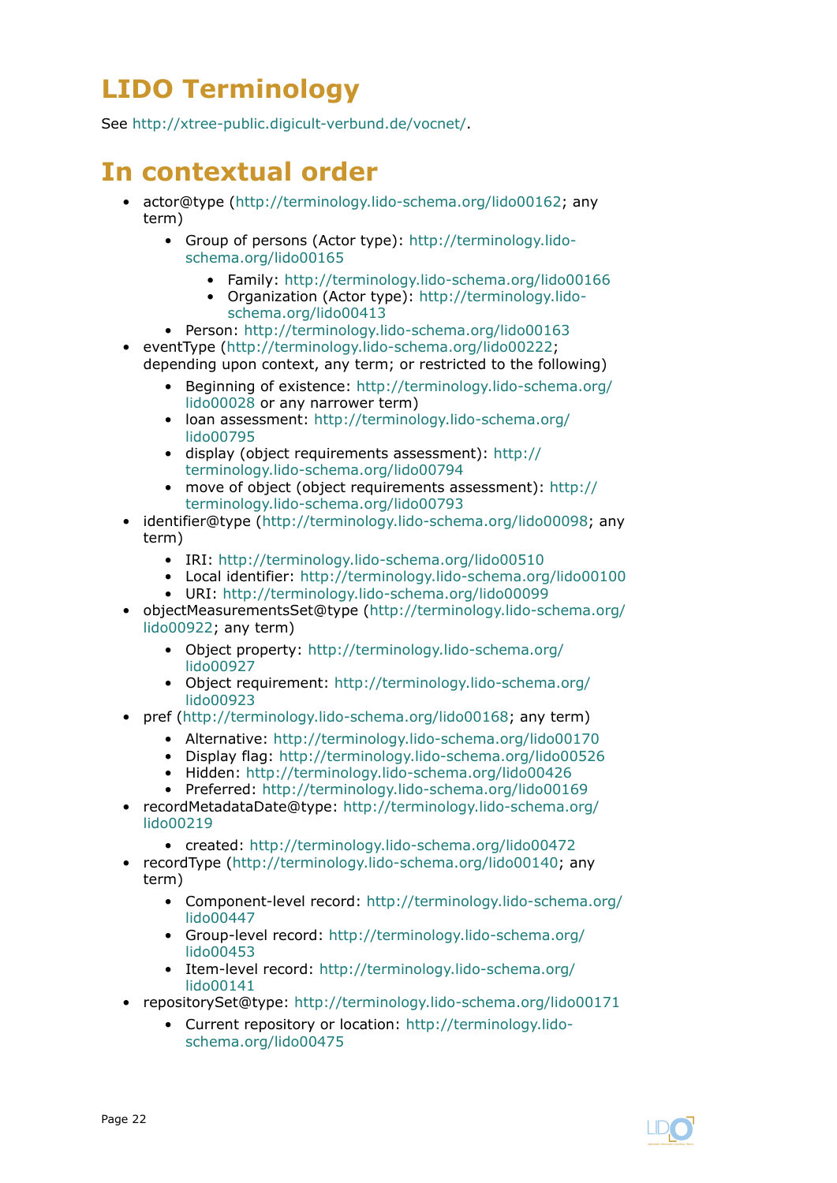# LIDO Terminology

See http://xtree-public.digicult-verbund.de/vocnet/.

# In contextual order

- actor@type (http://terminology.lido-schema.org/lido00162; any term)
  - Group of persons (Actor type): http://terminology.lido-schema.org/lido00165
    - Family: http://terminology.lido-schema.org/lido00166
    - Organization (Actor type): http://terminology.lido-schema.org/lido00413
  - Person: http://terminology.lido-schema.org/lido00163
- eventType (http://terminology.lido-schema.org/lido00222; depending upon context, any term; or restricted to the following)
  - Beginning of existence: http://terminology.lido-schema.org/lido00028 or any narrower term)
  - loan assessment: http://terminology.lido-schema.org/lido00795
  - display (object requirements assessment): http://terminology.lido-schema.org/lido00794
  - move of object (object requirements assessment): http://terminology.lido-schema.org/lido00793
- identifier@type (http://terminology.lido-schema.org/lido00098; any term)
  - IRI: http://terminology.lido-schema.org/lido00510
  - Local identifier: http://terminology.lido-schema.org/lido00100
  - URI: http://terminology.lido-schema.org/lido00099
- objectMeasurementsSet@type (http://terminology.lido-schema.org/lido00922; any term)
  - Object property: http://terminology.lido-schema.org/lido00927
  - Object requirement: http://terminology.lido-schema.org/lido00923
- pref (http://terminology.lido-schema.org/lido00168; any term)
  - Alternative: http://terminology.lido-schema.org/lido00170
  - Display flag: http://terminology.lido-schema.org/lido00526
  - Hidden: http://terminology.lido-schema.org/lido00426
  - Preferred: http://terminology.lido-schema.org/lido00169
- recordMetadataDate@type: http://terminology.lido-schema.org/lido00219
  - created: http://terminology.lido-schema.org/lido00472
- recordType (http://terminology.lido-schema.org/lido00140; any term)
  - Component-level record: http://terminology.lido-schema.org/lido00447
  - Group-level record: http://terminology.lido-schema.org/lido00453
  - Item-level record: http://terminology.lido-schema.org/lido00141
- repositorySet@type: http://terminology.lido-schema.org/lido00171
  - Current repository or location: http://terminology.lido-schema.org/lido00475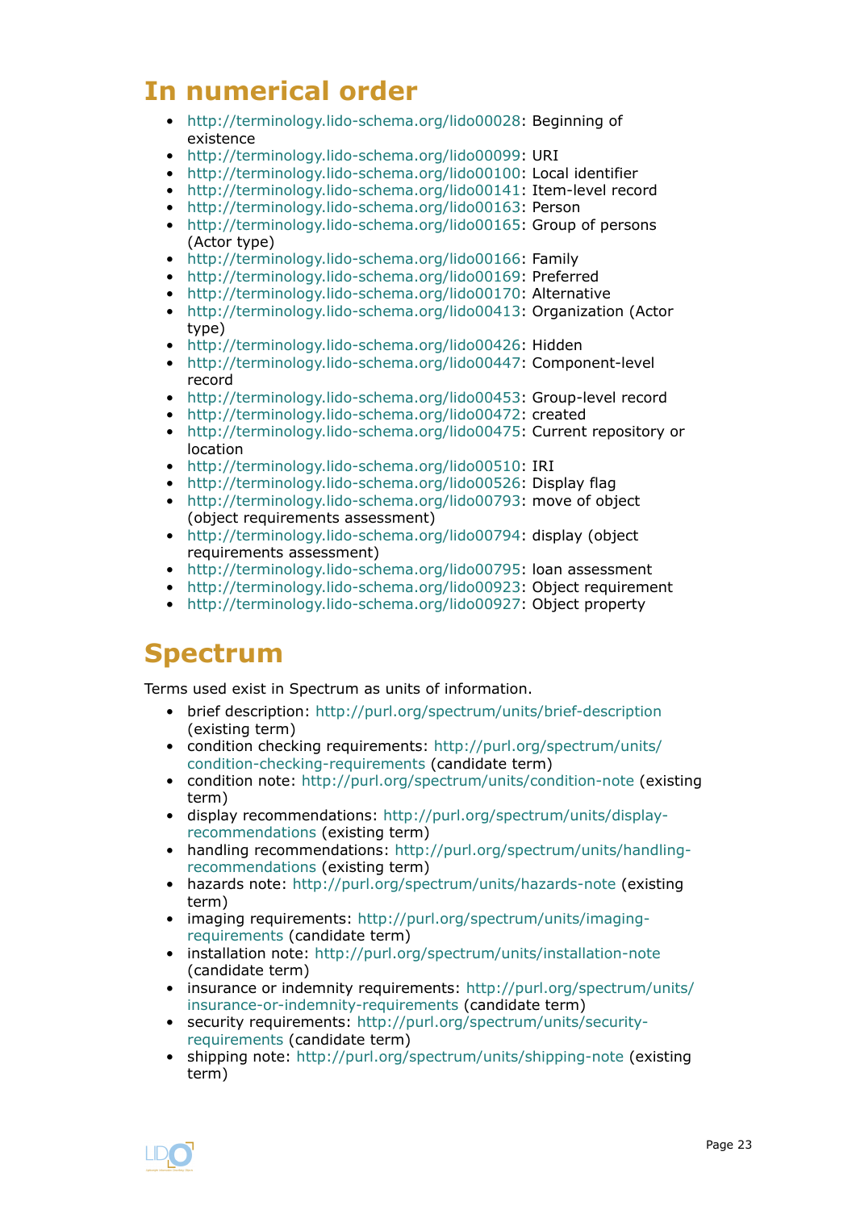## In numerical order

- http://terminology.lido-schema.org/lido00028: Beginning of existence
- http://terminology.lido-schema.org/lido00099: URI
- http://terminology.lido-schema.org/lido00100: Local identifier
- http://terminology.lido-schema.org/lido00141: Item-level record
- http://terminology.lido-schema.org/lido00163: Person
- http://terminology.lido-schema.org/lido00165: Group of persons (Actor type)
- http://terminology.lido-schema.org/lido00166: Family
- http://terminology.lido-schema.org/lido00169: Preferred
- http://terminology.lido-schema.org/lido00170: Alternative
- http://terminology.lido-schema.org/lido00413: Organization (Actor type)
- http://terminology.lido-schema.org/lido00426: Hidden
- http://terminology.lido-schema.org/lido00447: Component-level record
- http://terminology.lido-schema.org/lido00453: Group-level record
- http://terminology.lido-schema.org/lido00472: created
- http://terminology.lido-schema.org/lido00475: Current repository or location
- http://terminology.lido-schema.org/lido00510: IRI
- http://terminology.lido-schema.org/lido00526: Display flag
- http://terminology.lido-schema.org/lido00793: move of object (object requirements assessment)
- http://terminology.lido-schema.org/lido00794: display (object requirements assessment)
- http://terminology.lido-schema.org/lido00795: loan assessment
- http://terminology.lido-schema.org/lido00923: Object requirement
- http://terminology.lido-schema.org/lido00927: Object property

## Spectrum

Terms used exist in Spectrum as units of information.

- brief description: http://purl.org/spectrum/units/brief-description (existing term)
- condition checking requirements: http://purl.org/spectrum/units/condition-checking-requirements (candidate term)
- condition note: http://purl.org/spectrum/units/condition-note (existing term)
- display recommendations: http://purl.org/spectrum/units/display-recommendations (existing term)
- handling recommendations: http://purl.org/spectrum/units/handling-recommendations (existing term)
- hazards note: http://purl.org/spectrum/units/hazards-note (existing term)
- imaging requirements: http://purl.org/spectrum/units/imaging-requirements (candidate term)
- installation note: http://purl.org/spectrum/units/installation-note (candidate term)
- insurance or indemnity requirements: http://purl.org/spectrum/units/insurance-or-indemnity-requirements (candidate term)
- security requirements: http://purl.org/spectrum/units/security-requirements (candidate term)
- shipping note: http://purl.org/spectrum/units/shipping-note (existing term)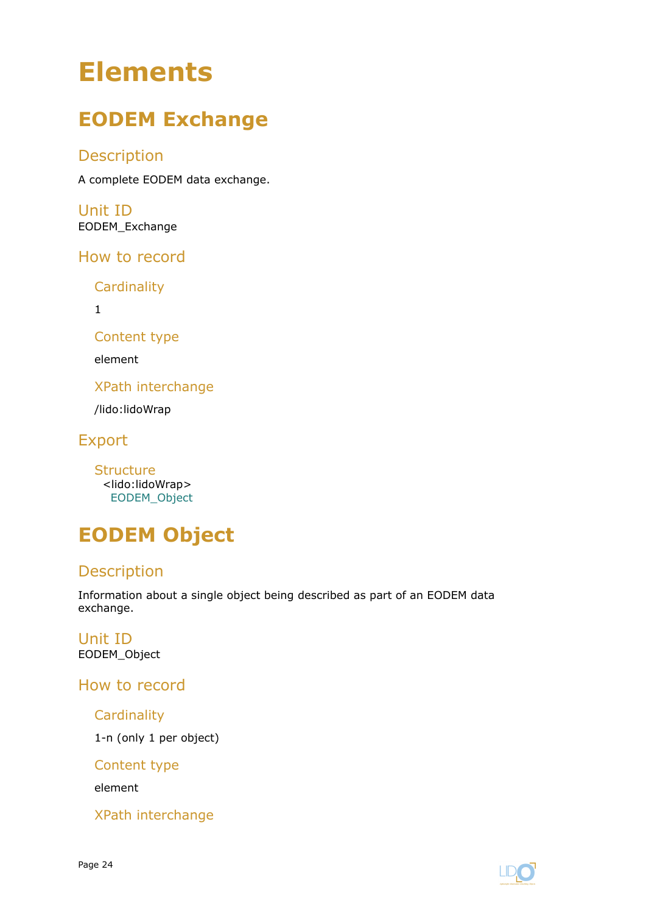# Elements

## EODEM Exchange

### Description

A complete EODEM data exchange.

### Unit ID

EODEM_Exchange

### How to record

#### Cardinality

1

#### Content type

element

#### XPath interchange

/lido:lidoWrap

### Export

#### Structure

```
<lido:lidoWrap>
  EODEM_Object
```

## EODEM Object

### Description

Information about a single object being described as part of an EODEM data exchange.

### Unit ID

EODEM_Object

### How to record

#### Cardinality

1-n (only 1 per object)

#### Content type

element

#### XPath interchange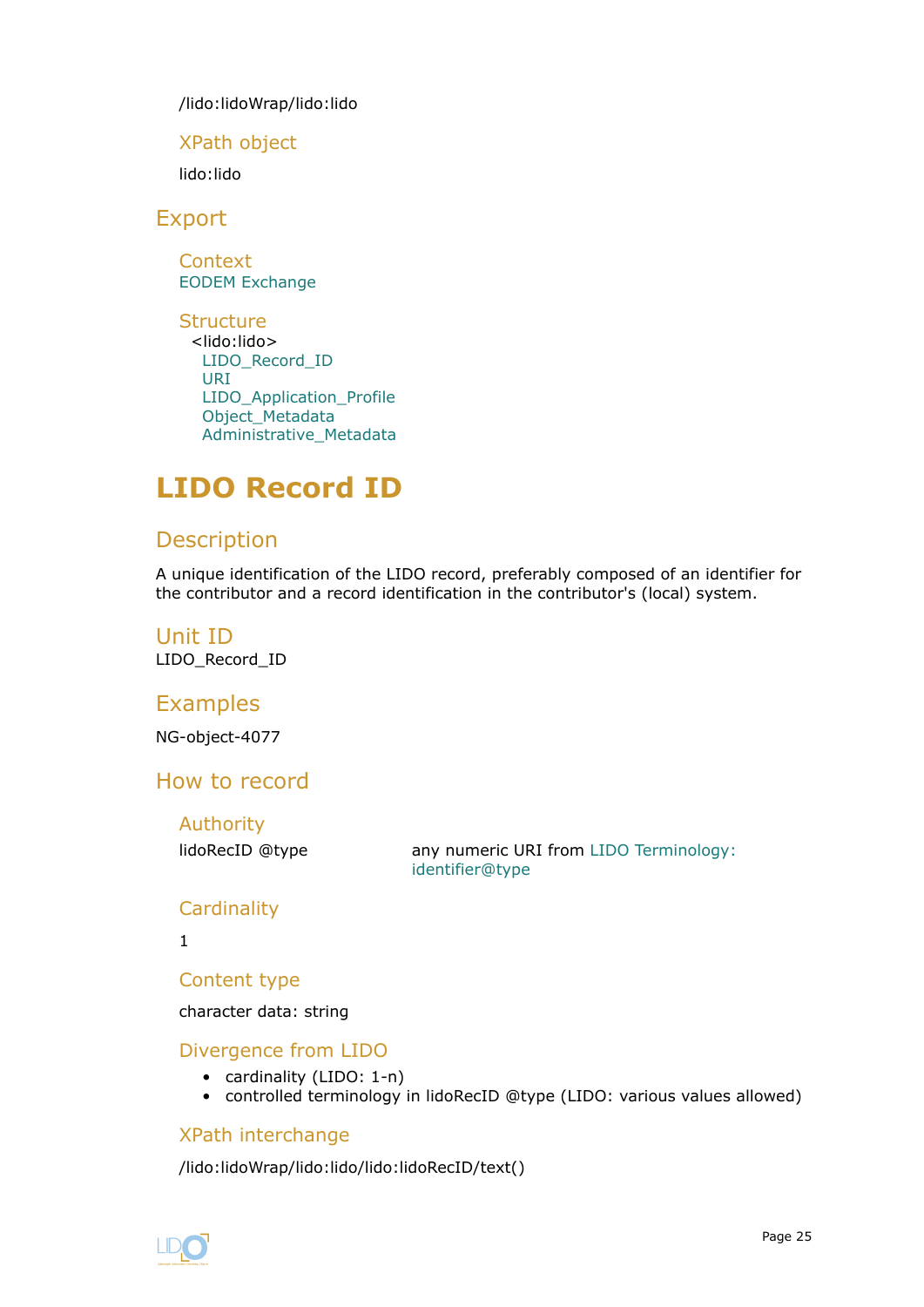/lido:lidoWrap/lido:lido

### XPath object

lido:lido

## Export

### Context

EODEM Exchange

### Structure

<lido:lido>
  LIDO_Record_ID
  URI
  LIDO_Application_Profile
  Object_Metadata
  Administrative_Metadata

# LIDO Record ID

## Description

A unique identification of the LIDO record, preferably composed of an identifier for the contributor and a record identification in the contributor's (local) system.

## Unit ID

LIDO_Record_ID

## Examples

NG-object-4077

## How to record

### Authority

| | |
|---|---|
| lidoRecID @type | any numeric URI from LIDO Terminology: identifier@type |

### Cardinality

1

### Content type

character data: string

### Divergence from LIDO

- cardinality (LIDO: 1-n)
- controlled terminology in lidoRecID @type (LIDO: various values allowed)

### XPath interchange

/lido:lidoWrap/lido:lido/lido:lidoRecID/text()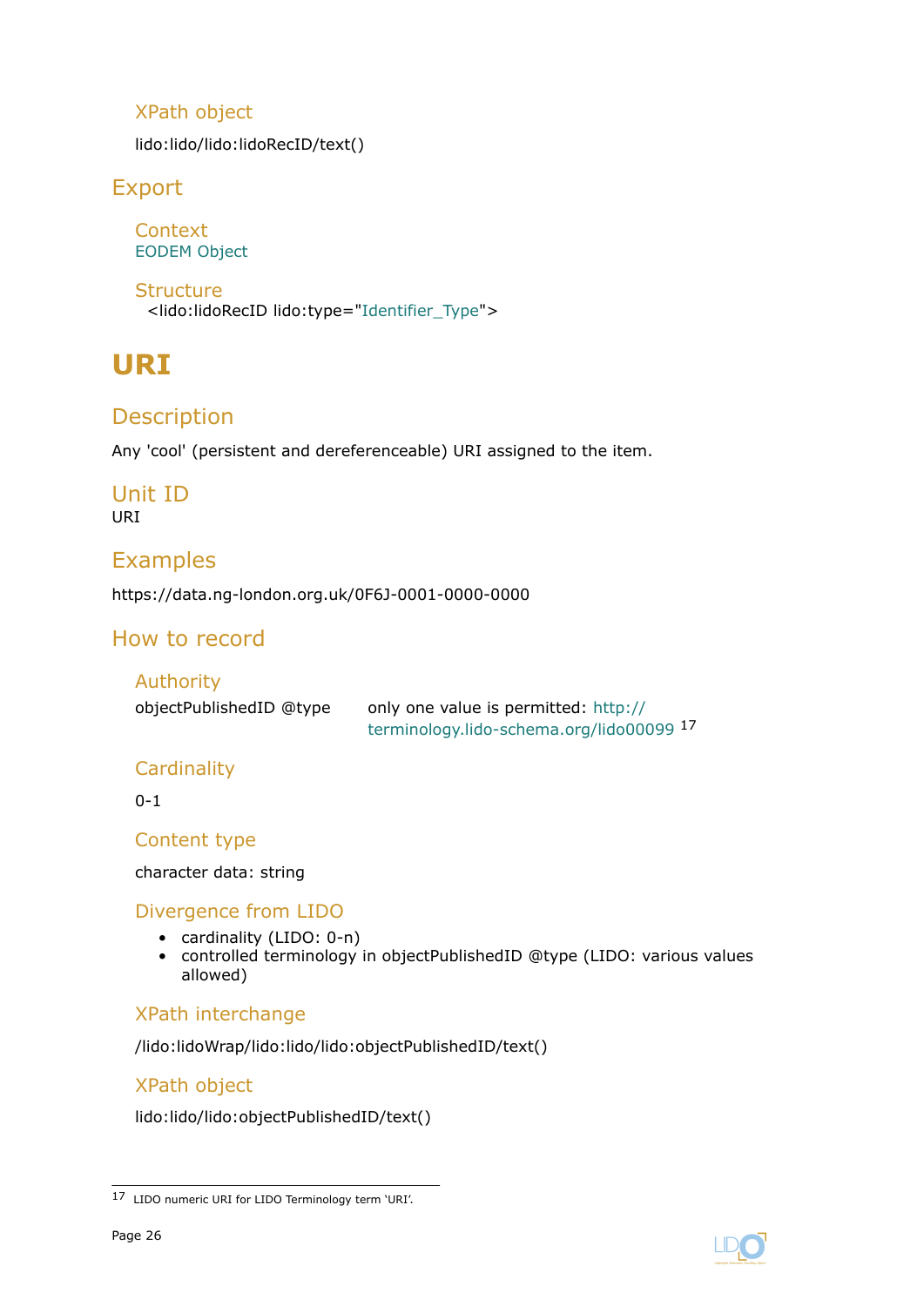### XPath object

lido:lido/lido:lidoRecID/text()

## Export

### Context

EODEM Object

### Structure

<lido:lidoRecID lido:type="Identifier_Type">

# URI

## Description

Any 'cool' (persistent and dereferenceable) URI assigned to the item.

## Unit ID

URI

## Examples

https://data.ng-london.org.uk/0F6J-0001-0000-0000

## How to record

### Authority

| | |
|---|---|
| objectPublishedID @type | only one value is permitted: http://terminology.lido-schema.org/lido00099 [17] |

### Cardinality

0-1

### Content type

character data: string

### Divergence from LIDO

- cardinality (LIDO: 0-n)
- controlled terminology in objectPublishedID @type (LIDO: various values allowed)

### XPath interchange

/lido:lidoWrap/lido:lido/lido:objectPublishedID/text()

### XPath object

lido:lido/lido:objectPublishedID/text()

---

[17] LIDO numeric URI for LIDO Terminology term 'URI'.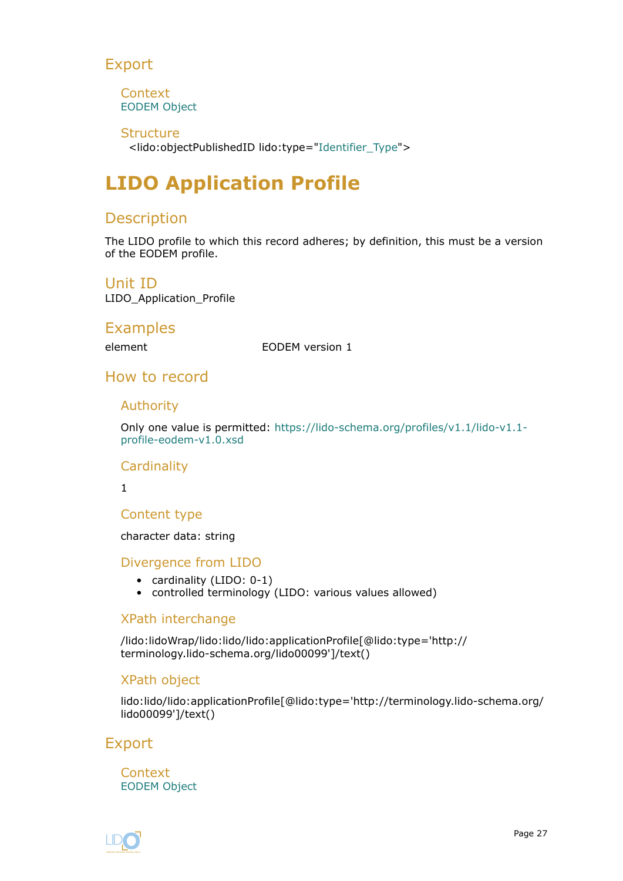## Export

### Context

EODEM Object

### Structure

<lido:objectPublishedID lido:type="Identifier_Type">

# LIDO Application Profile

## Description

The LIDO profile to which this record adheres; by definition, this must be a version of the EODEM profile.

## Unit ID

LIDO_Application_Profile

## Examples

| element | EODEM version 1 |
|---|---|

## How to record

### Authority

Only one value is permitted: https://lido-schema.org/profiles/v1.1/lido-v1.1-profile-eodem-v1.0.xsd

### Cardinality

1

### Content type

character data: string

### Divergence from LIDO

- cardinality (LIDO: 0-1)
- controlled terminology (LIDO: various values allowed)

### XPath interchange

/lido:lidoWrap/lido:lido/lido:applicationProfile[@lido:type='http://terminology.lido-schema.org/lido00099']/text()

### XPath object

lido:lido/lido:applicationProfile[@lido:type='http://terminology.lido-schema.org/lido00099']/text()

## Export

### Context

EODEM Object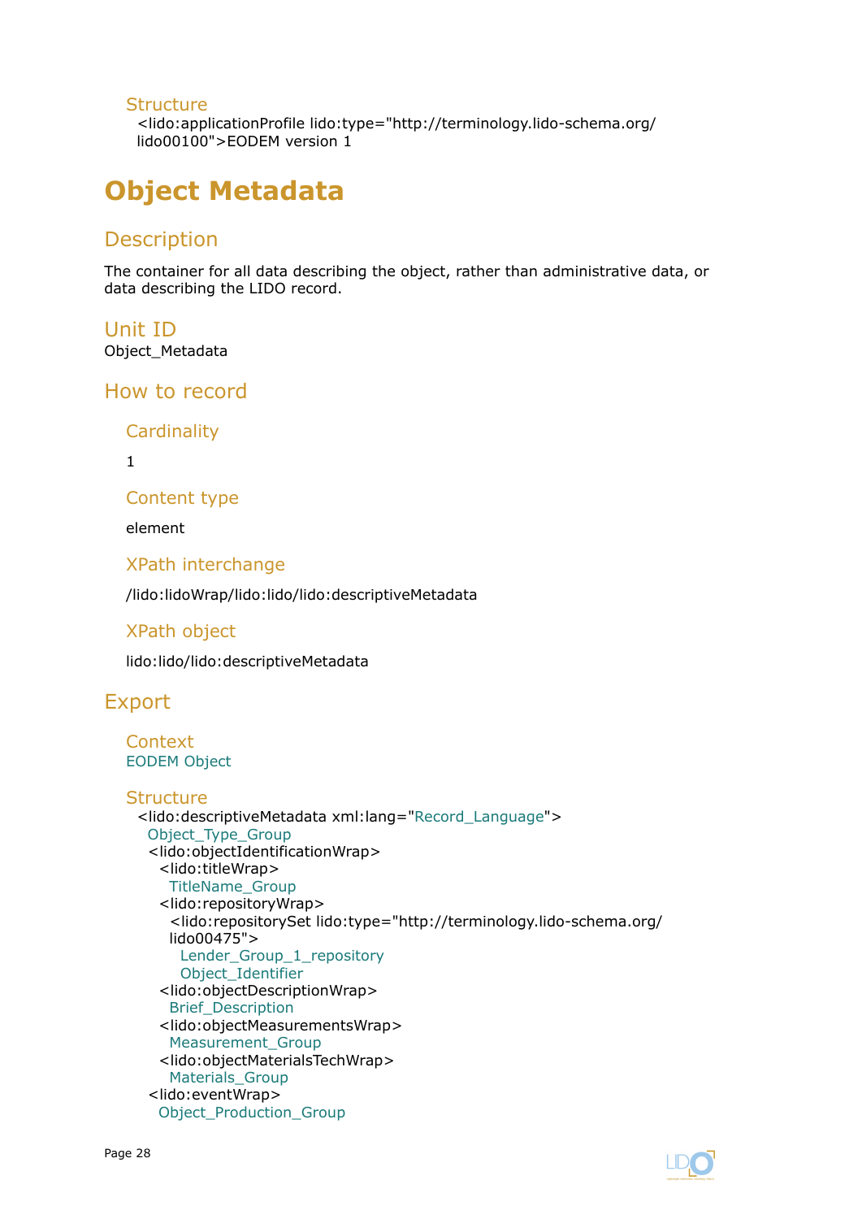### Structure

<lido:applicationProfile lido:type="http://terminology.lido-schema.org/lido00100">EODEM version 1

# Object Metadata

## Description

The container for all data describing the object, rather than administrative data, or data describing the LIDO record.

## Unit ID

Object_Metadata

## How to record

### Cardinality

1

### Content type

element

### XPath interchange

/lido:lidoWrap/lido:lido/lido:descriptiveMetadata

### XPath object

lido:lido/lido:descriptiveMetadata

## Export

### Context

EODEM Object

### Structure

<lido:descriptiveMetadata xml:lang="Record_Language">
  Object_Type_Group
  <lido:objectIdentificationWrap>
    <lido:titleWrap>
      TitleName_Group
    <lido:repositoryWrap>
      <lido:repositorySet lido:type="http://terminology.lido-schema.org/lido00475">
        Lender_Group_1_repository
        Object_Identifier
    <lido:objectDescriptionWrap>
      Brief_Description
    <lido:objectMeasurementsWrap>
      Measurement_Group
    <lido:objectMaterialsTechWrap>
      Materials_Group
  <lido:eventWrap>
    Object_Production_Group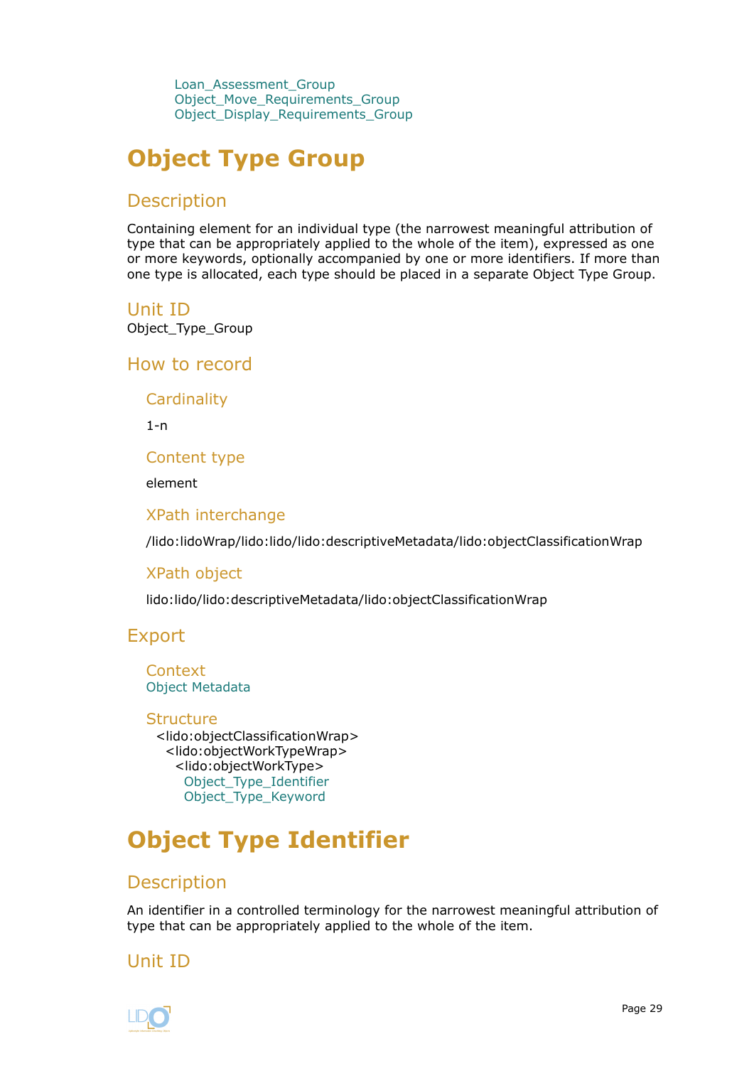Loan_Assessment_Group
Object_Move_Requirements_Group
Object_Display_Requirements_Group

# Object Type Group

## Description

Containing element for an individual type (the narrowest meaningful attribution of type that can be appropriately applied to the whole of the item), expressed as one or more keywords, optionally accompanied by one or more identifiers. If more than one type is allocated, each type should be placed in a separate Object Type Group.

## Unit ID

Object_Type_Group

## How to record

### Cardinality

1-n

### Content type

element

### XPath interchange

/lido:lidoWrap/lido:lido/lido:descriptiveMetadata/lido:objectClassificationWrap

### XPath object

lido:lido/lido:descriptiveMetadata/lido:objectClassificationWrap

## Export

### Context

Object Metadata

### Structure

```
<lido:objectClassificationWrap>
  <lido:objectWorkTypeWrap>
    <lido:objectWorkType>
      Object_Type_Identifier
      Object_Type_Keyword
```

# Object Type Identifier

## Description

An identifier in a controlled terminology for the narrowest meaningful attribution of type that can be appropriately applied to the whole of the item.

## Unit ID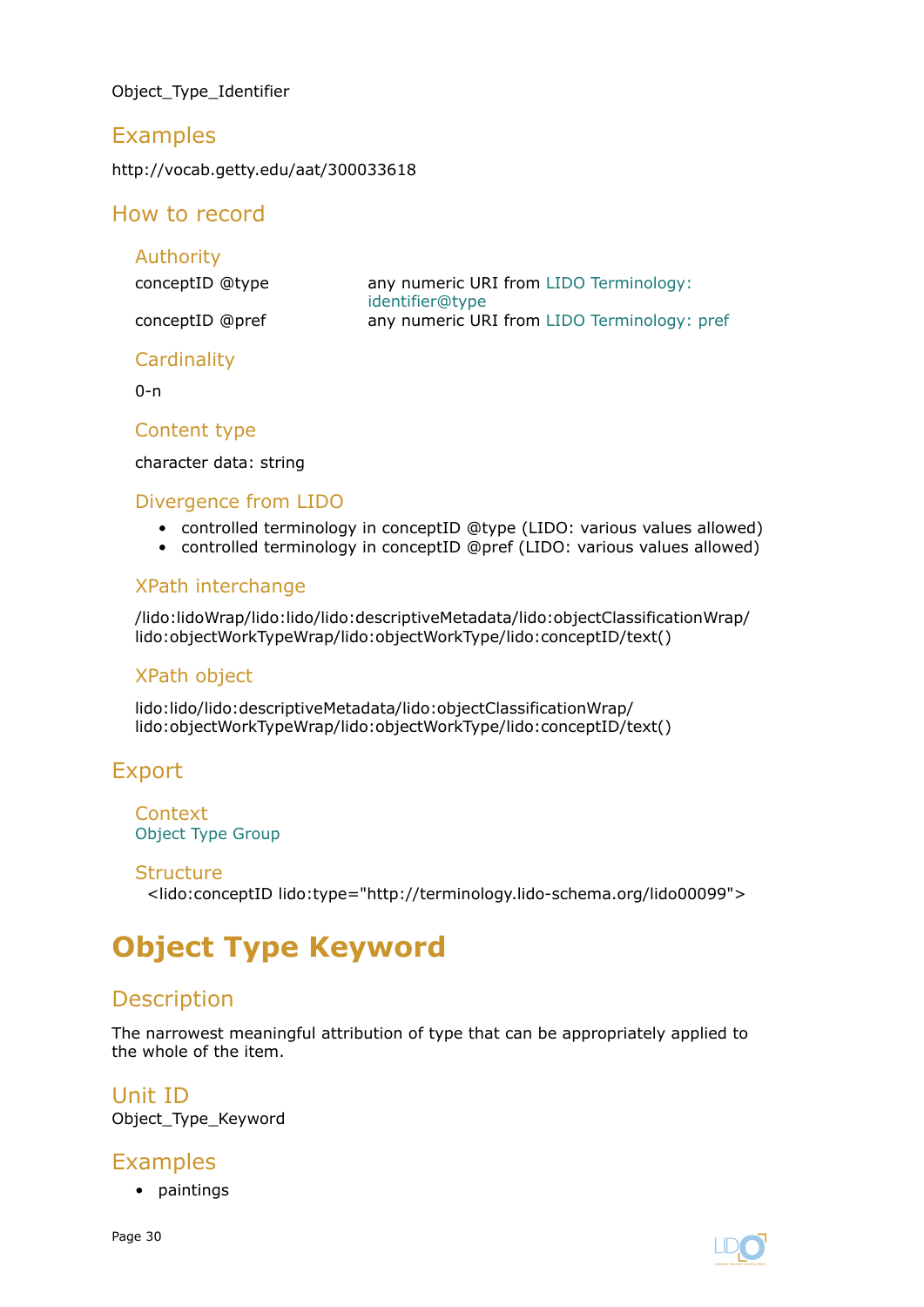Object_Type_Identifier

## Examples

http://vocab.getty.edu/aat/300033618

## How to record

### Authority

| | |
|---|---|
| conceptID @type | any numeric URI from LIDO Terminology: identifier@type |
| conceptID @pref | any numeric URI from LIDO Terminology: pref |

### Cardinality

0-n

### Content type

character data: string

### Divergence from LIDO

- controlled terminology in conceptID @type (LIDO: various values allowed)
- controlled terminology in conceptID @pref (LIDO: various values allowed)

### XPath interchange

/lido:lidoWrap/lido:lido/lido:descriptiveMetadata/lido:objectClassificationWrap/lido:objectWorkTypeWrap/lido:objectWorkType/lido:conceptID/text()

### XPath object

lido:lido/lido:descriptiveMetadata/lido:objectClassificationWrap/lido:objectWorkTypeWrap/lido:objectWorkType/lido:conceptID/text()

## Export

### Context

Object Type Group

### Structure

```
<lido:conceptID lido:type="http://terminology.lido-schema.org/lido00099">
```

# Object Type Keyword

## Description

The narrowest meaningful attribution of type that can be appropriately applied to the whole of the item.

## Unit ID

Object_Type_Keyword

## Examples

- paintings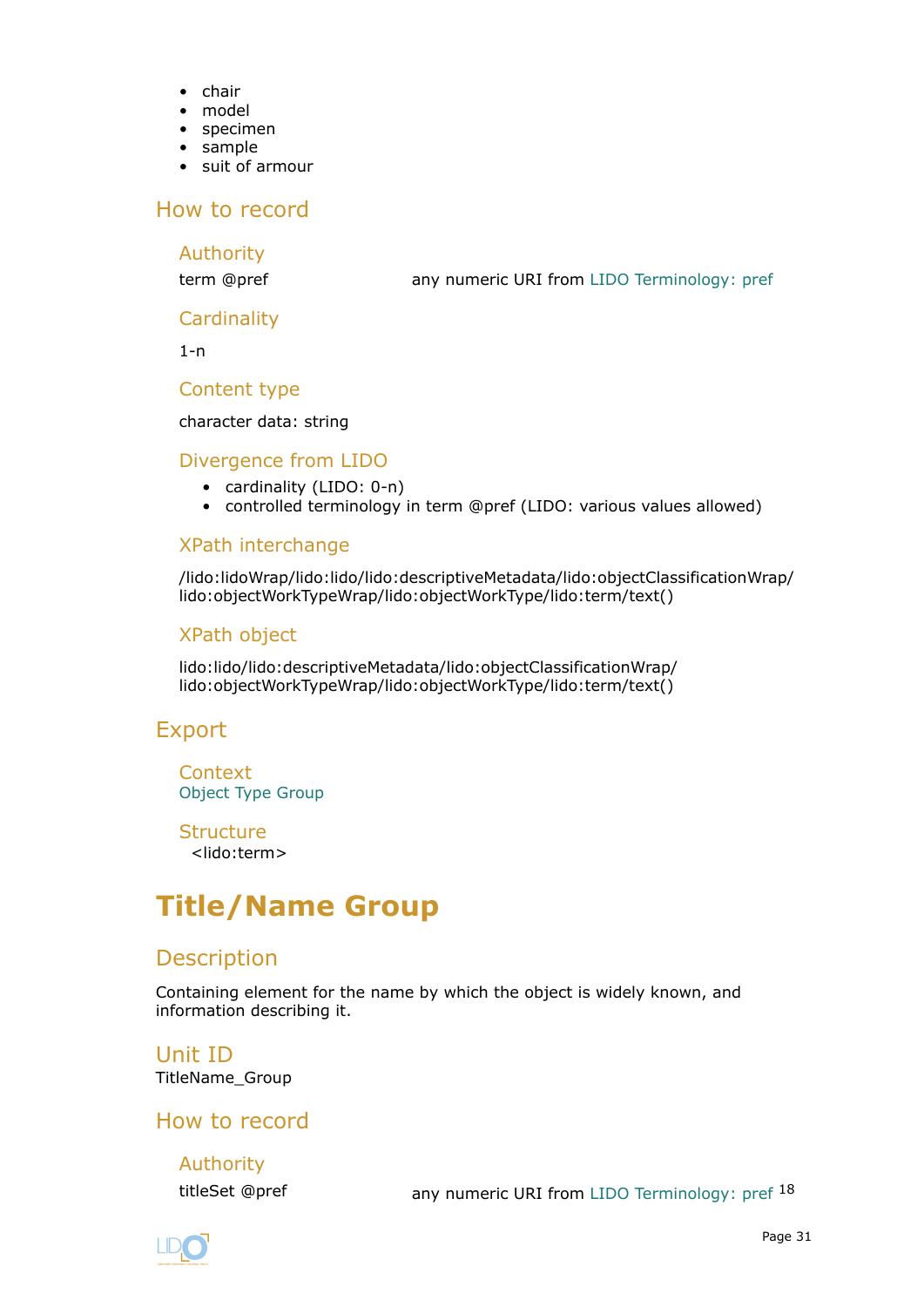- chair
- model
- specimen
- sample
- suit of armour

## How to record

### Authority

term @pref any numeric URI from LIDO Terminology: pref

### Cardinality

1-n

### Content type

character data: string

### Divergence from LIDO

- cardinality (LIDO: 0-n)
- controlled terminology in term @pref (LIDO: various values allowed)

### XPath interchange

/lido:lidoWrap/lido:lido/lido:descriptiveMetadata/lido:objectClassificationWrap/lido:objectWorkTypeWrap/lido:objectWorkType/lido:term/text()

### XPath object

lido:lido/lido:descriptiveMetadata/lido:objectClassificationWrap/lido:objectWorkTypeWrap/lido:objectWorkType/lido:term/text()

## Export

### Context

Object Type Group

### Structure

<lido:term>

# Title/Name Group

## Description

Containing element for the name by which the object is widely known, and information describing it.

## Unit ID

TitleName_Group

## How to record

### Authority

titleSet @pref any numeric URI from LIDO Terminology: pref [18]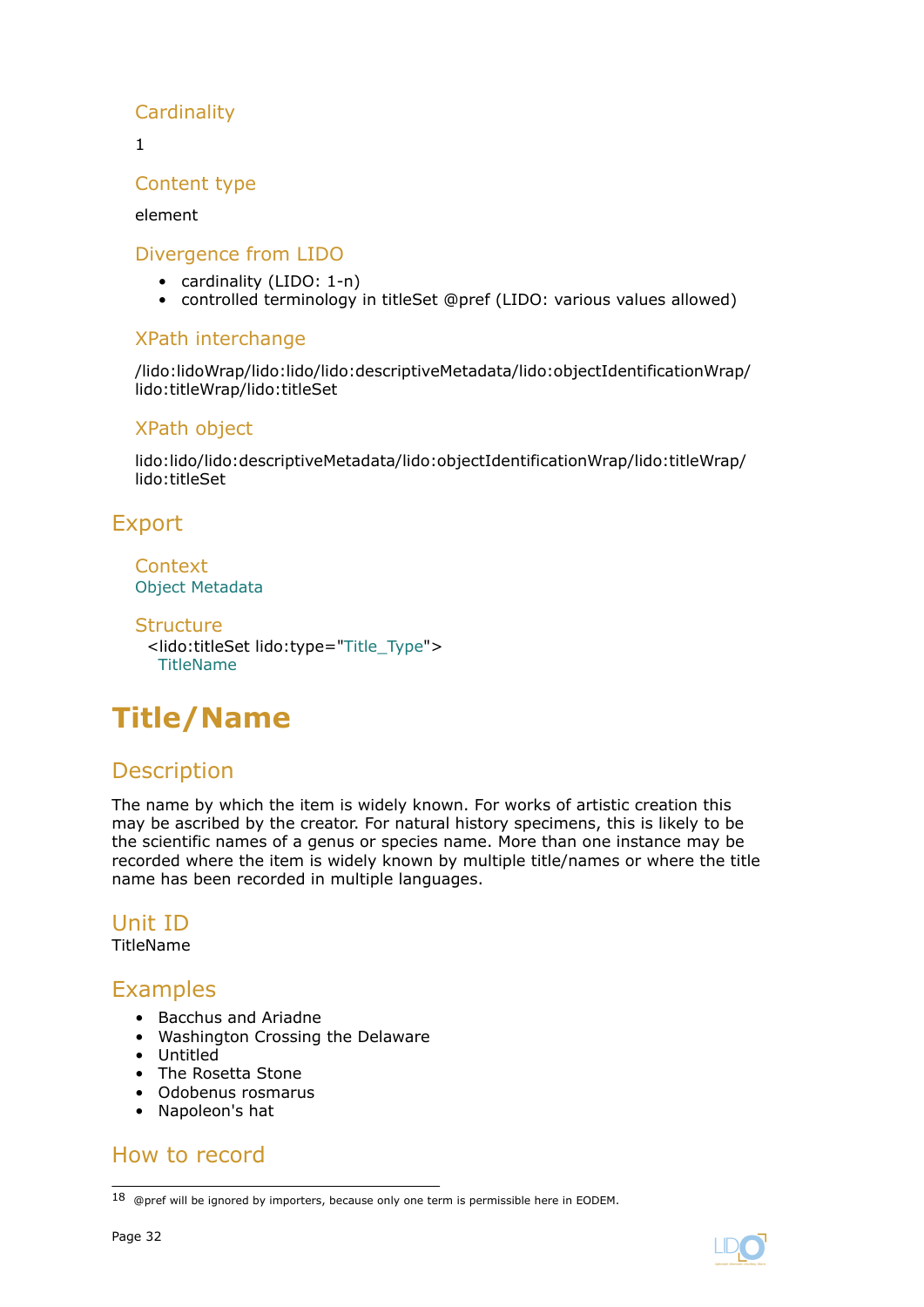### Cardinality

1

### Content type

element

### Divergence from LIDO

- cardinality (LIDO: 1-n)
- controlled terminology in titleSet @pref (LIDO: various values allowed)

### XPath interchange

/lido:lidoWrap/lido:lido/lido:descriptiveMetadata/lido:objectIdentificationWrap/lido:titleWrap/lido:titleSet

### XPath object

lido:lido/lido:descriptiveMetadata/lido:objectIdentificationWrap/lido:titleWrap/lido:titleSet

## Export

### Context

Object Metadata

### Structure

```
<lido:titleSet lido:type="Title_Type">
  TitleName
```

# Title/Name

## Description

The name by which the item is widely known. For works of artistic creation this may be ascribed by the creator. For natural history specimens, this is likely to be the scientific names of a genus or species name. More than one instance may be recorded where the item is widely known by multiple title/names or where the title name has been recorded in multiple languages.

## Unit ID

TitleName

## Examples

- Bacchus and Ariadne
- Washington Crossing the Delaware
- Untitled
- The Rosetta Stone
- Odobenus rosmarus
- Napoleon's hat

## How to record

[18] @pref will be ignored by importers, because only one term is permissible here in EODEM.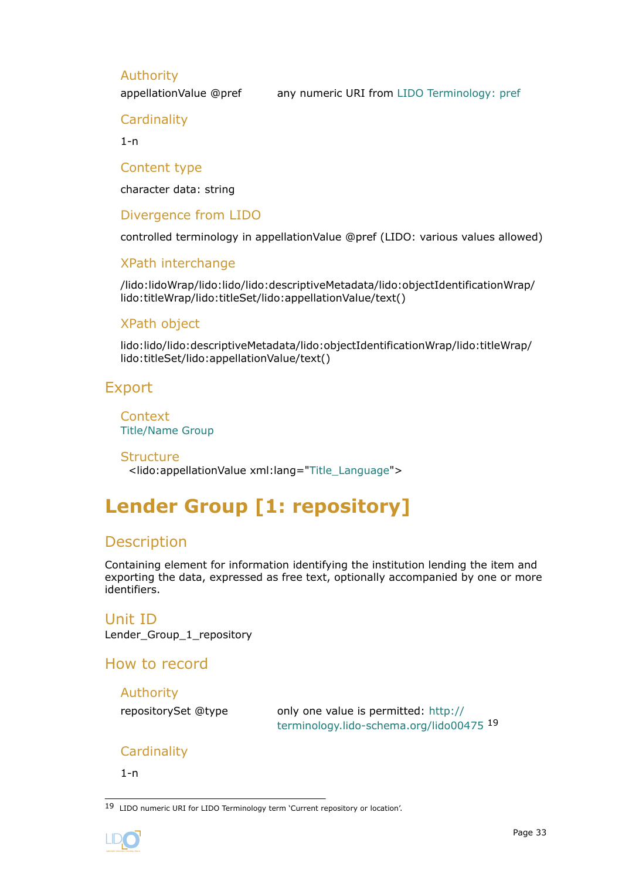### Authority

appellationValue @pref any numeric URI from LIDO Terminology: pref

### Cardinality

1-n

### Content type

character data: string

### Divergence from LIDO

controlled terminology in appellationValue @pref (LIDO: various values allowed)

### XPath interchange

/lido:lidoWrap/lido:lido/lido:descriptiveMetadata/lido:objectIdentificationWrap/lido:titleWrap/lido:titleSet/lido:appellationValue/text()

### XPath object

lido:lido/lido:descriptiveMetadata/lido:objectIdentificationWrap/lido:titleWrap/lido:titleSet/lido:appellationValue/text()

## Export

### Context

Title/Name Group

### Structure

<lido:appellationValue xml:lang="Title_Language">

# Lender Group [1: repository]

## Description

Containing element for information identifying the institution lending the item and exporting the data, expressed as free text, optionally accompanied by one or more identifiers.

## Unit ID

Lender_Group_1_repository

## How to record

### Authority

repositorySet @type only one value is permitted: http://terminology.lido-schema.org/lido00475 [19]

### Cardinality

1-n

[19] LIDO numeric URI for LIDO Terminology term 'Current repository or location'.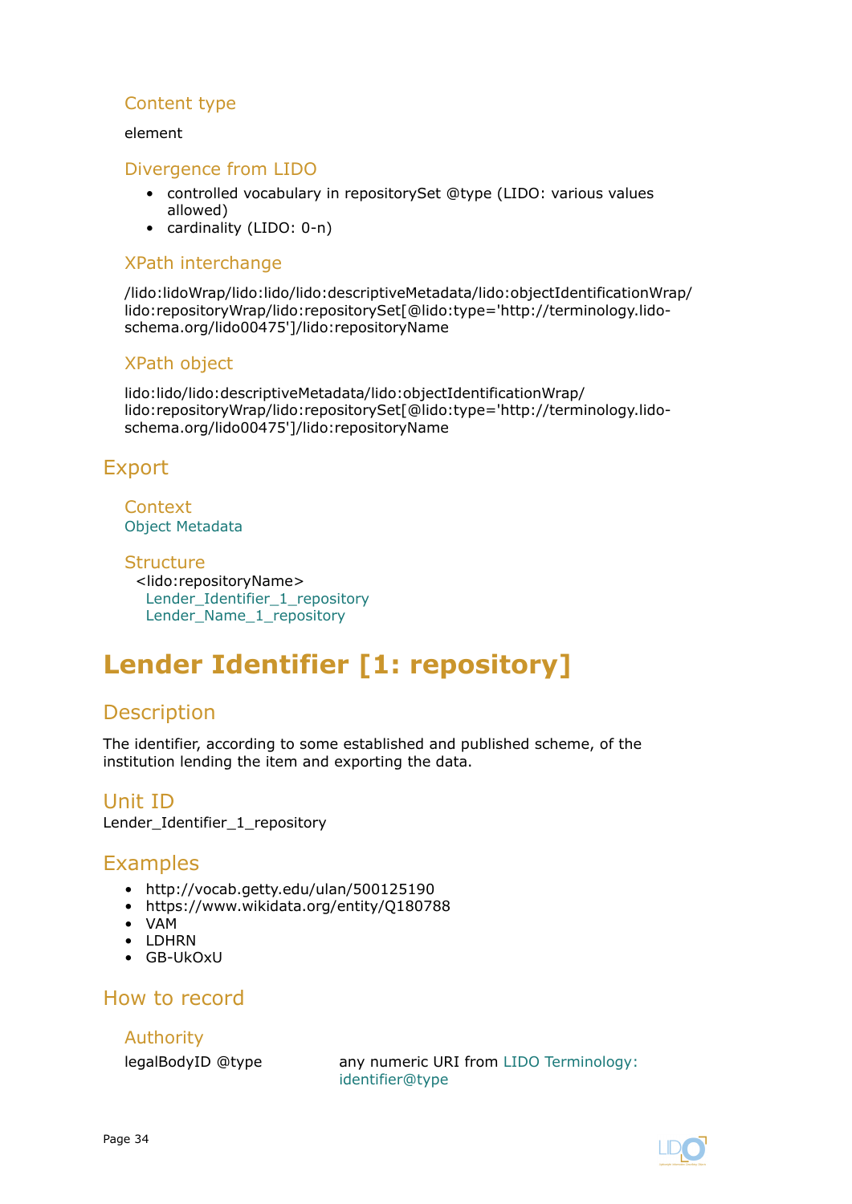### Content type

element

### Divergence from LIDO

- controlled vocabulary in repositorySet @type (LIDO: various values allowed)
- cardinality (LIDO: 0-n)

### XPath interchange

/lido:lidoWrap/lido:lido/lido:descriptiveMetadata/lido:objectIdentificationWrap/lido:repositoryWrap/lido:repositorySet[@lido:type='http://terminology.lido-schema.org/lido00475']/lido:repositoryName

### XPath object

lido:lido/lido:descriptiveMetadata/lido:objectIdentificationWrap/lido:repositoryWrap/lido:repositorySet[@lido:type='http://terminology.lido-schema.org/lido00475']/lido:repositoryName

## Export

### Context

Object Metadata

### Structure

<lido:repositoryName>
  Lender_Identifier_1_repository
  Lender_Name_1_repository

# Lender Identifier [1: repository]

## Description

The identifier, according to some established and published scheme, of the institution lending the item and exporting the data.

## Unit ID

Lender_Identifier_1_repository

## Examples

- http://vocab.getty.edu/ulan/500125190
- https://www.wikidata.org/entity/Q180788
- VAM
- LDHRN
- GB-UkOxU

## How to record

### Authority

| | |
|---|---|
| legalBodyID @type | any numeric URI from LIDO Terminology: identifier@type |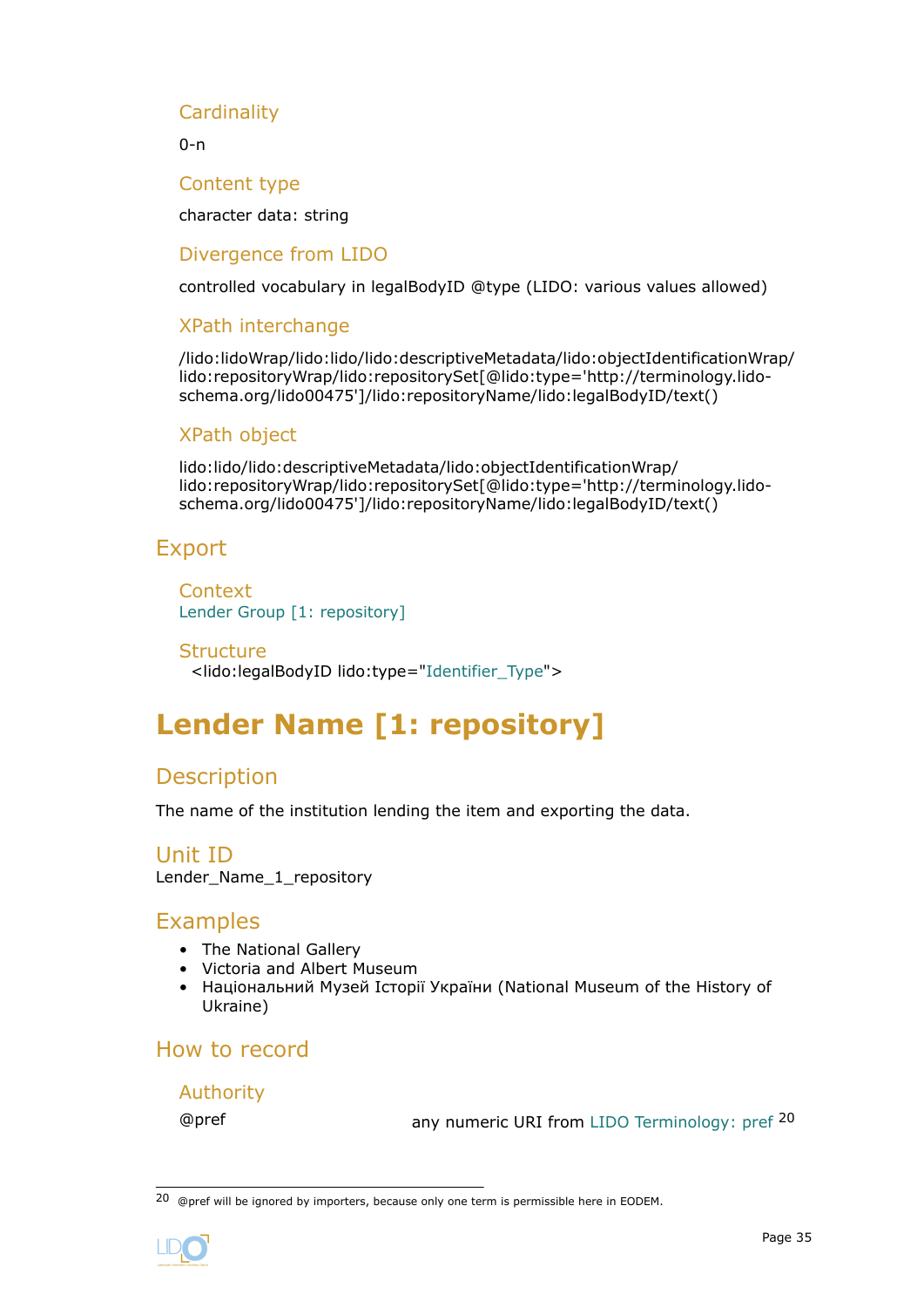#### Cardinality

0-n

#### Content type

character data: string

#### Divergence from LIDO

controlled vocabulary in legalBodyID @type (LIDO: various values allowed)

#### XPath interchange

/lido:lidoWrap/lido:lido/lido:descriptiveMetadata/lido:objectIdentificationWrap/lido:repositoryWrap/lido:repositorySet[@lido:type='http://terminology.lido-schema.org/lido00475']/lido:repositoryName/lido:legalBodyID/text()

#### XPath object

lido:lido/lido:descriptiveMetadata/lido:objectIdentificationWrap/lido:repositoryWrap/lido:repositorySet[@lido:type='http://terminology.lido-schema.org/lido00475']/lido:repositoryName/lido:legalBodyID/text()

### Export

#### Context

Lender Group [1: repository]

#### Structure

<lido:legalBodyID lido:type="Identifier_Type">

## Lender Name [1: repository]

### Description

The name of the institution lending the item and exporting the data.

### Unit ID

Lender_Name_1_repository

### Examples

- The National Gallery
- Victoria and Albert Museum
- Національний Музей Історії України (National Museum of the History of Ukraine)

### How to record

#### Authority

| | |
|---|---|
| @pref | any numeric URI from LIDO Terminology: pref [20] |

[20] @pref will be ignored by importers, because only one term is permissible here in EODEM.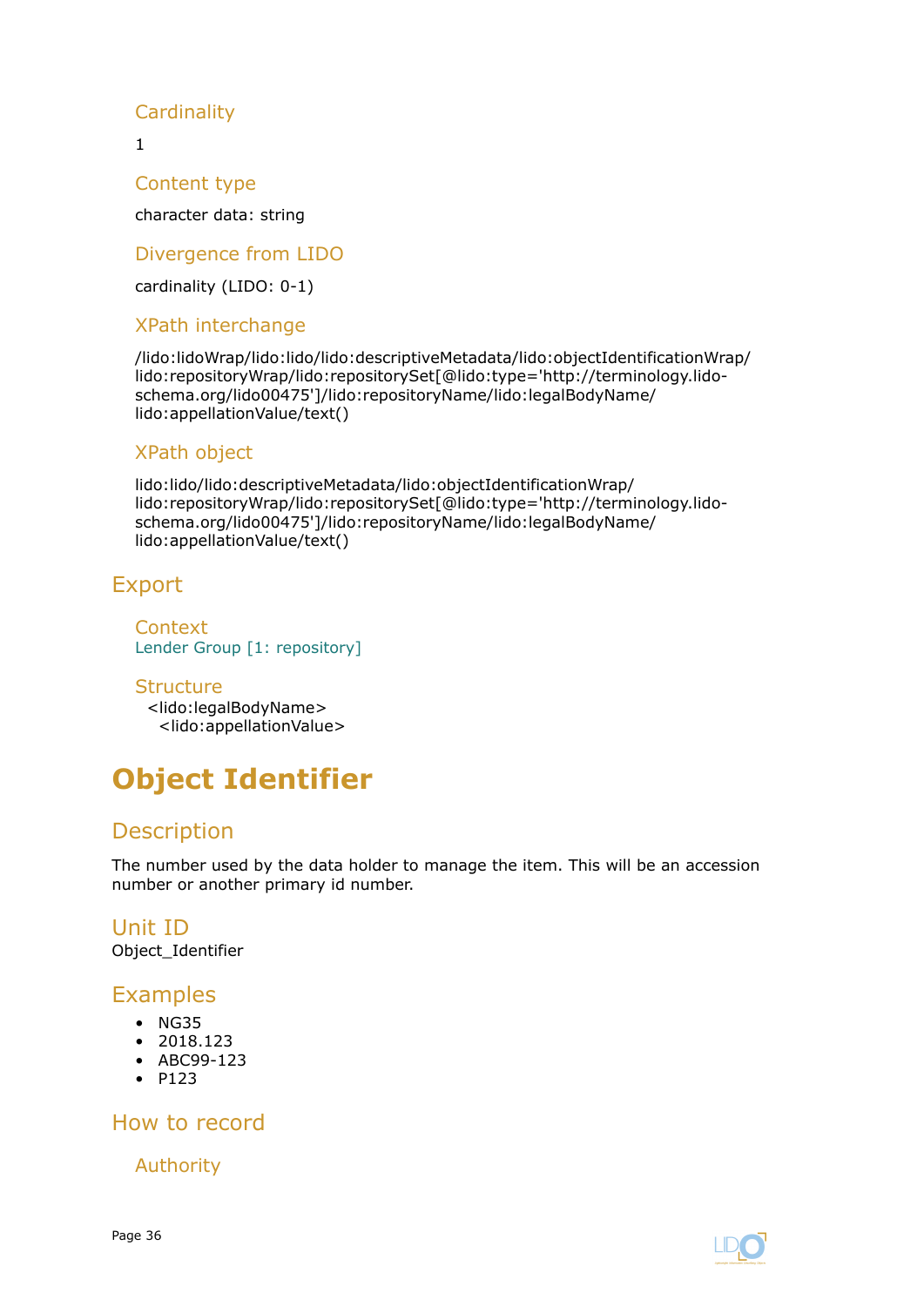### Cardinality

1

### Content type

character data: string

### Divergence from LIDO

cardinality (LIDO: 0-1)

### XPath interchange

/lido:lidoWrap/lido:lido/lido:descriptiveMetadata/lido:objectIdentificationWrap/lido:repositoryWrap/lido:repositorySet[@lido:type='http://terminology.lido-schema.org/lido00475']/lido:repositoryName/lido:legalBodyName/lido:appellationValue/text()

### XPath object

lido:lido/lido:descriptiveMetadata/lido:objectIdentificationWrap/lido:repositoryWrap/lido:repositorySet[@lido:type='http://terminology.lido-schema.org/lido00475']/lido:repositoryName/lido:legalBodyName/lido:appellationValue/text()

## Export

### Context

Lender Group [1: repository]

### Structure

```
<lido:legalBodyName>
  <lido:appellationValue>
```

# Object Identifier

## Description

The number used by the data holder to manage the item. This will be an accession number or another primary id number.

## Unit ID

Object_Identifier

## Examples

- NG35
- 2018.123
- ABC99-123
- P123

## How to record

### Authority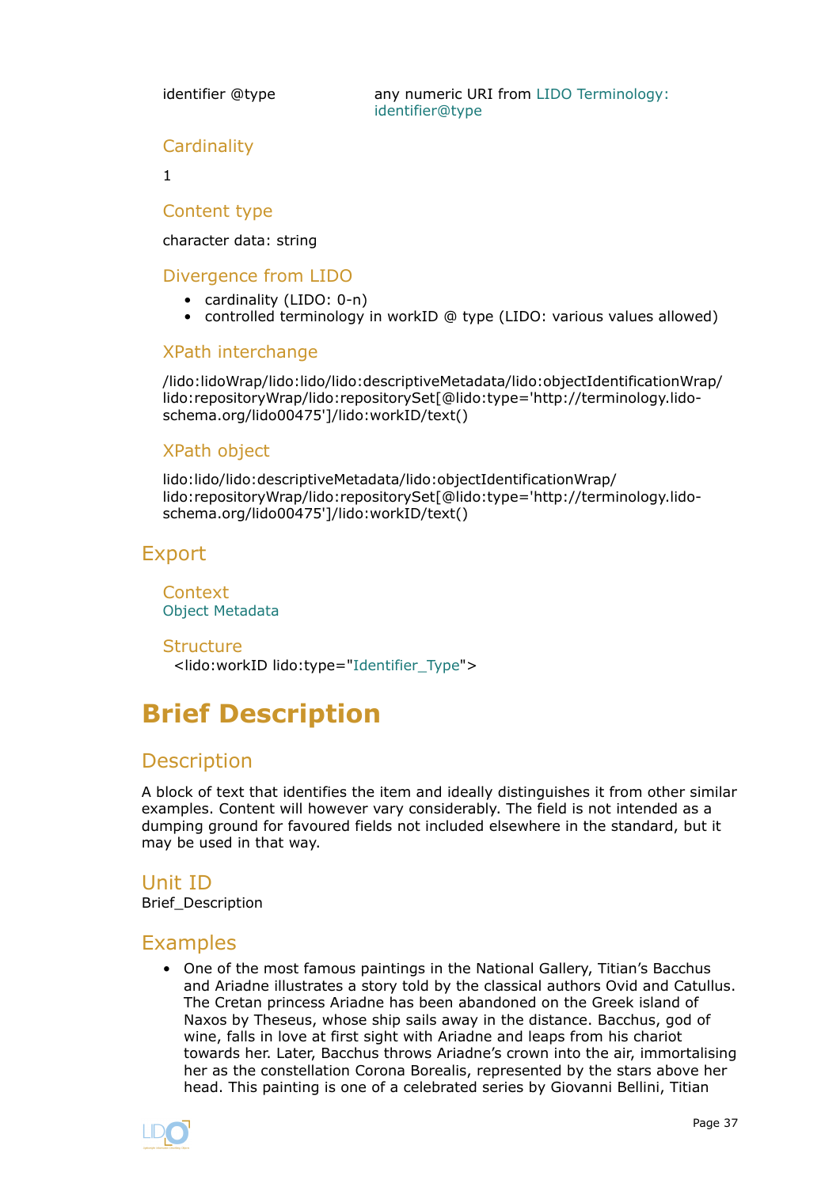| | |
|---|---|
| identifier @type | any numeric URI from LIDO Terminology: identifier@type |

### Cardinality

1

### Content type

character data: string

### Divergence from LIDO

- cardinality (LIDO: 0-n)
- controlled terminology in workID @ type (LIDO: various values allowed)

### XPath interchange

/lido:lidoWrap/lido:lido/lido:descriptiveMetadata/lido:objectIdentificationWrap/lido:repositoryWrap/lido:repositorySet[@lido:type='http://terminology.lido-schema.org/lido00475']/lido:workID/text()

### XPath object

lido:lido/lido:descriptiveMetadata/lido:objectIdentificationWrap/lido:repositoryWrap/lido:repositorySet[@lido:type='http://terminology.lido-schema.org/lido00475']/lido:workID/text()

## Export

### Context

Object Metadata

### Structure

```
<lido:workID lido:type="Identifier_Type">
```

# Brief Description

## Description

A block of text that identifies the item and ideally distinguishes it from other similar examples. Content will however vary considerably. The field is not intended as a dumping ground for favoured fields not included elsewhere in the standard, but it may be used in that way.

## Unit ID

Brief_Description

## Examples

- One of the most famous paintings in the National Gallery, Titian's Bacchus and Ariadne illustrates a story told by the classical authors Ovid and Catullus. The Cretan princess Ariadne has been abandoned on the Greek island of Naxos by Theseus, whose ship sails away in the distance. Bacchus, god of wine, falls in love at first sight with Ariadne and leaps from his chariot towards her. Later, Bacchus throws Ariadne's crown into the air, immortalising her as the constellation Corona Borealis, represented by the stars above her head. This painting is one of a celebrated series by Giovanni Bellini, Titian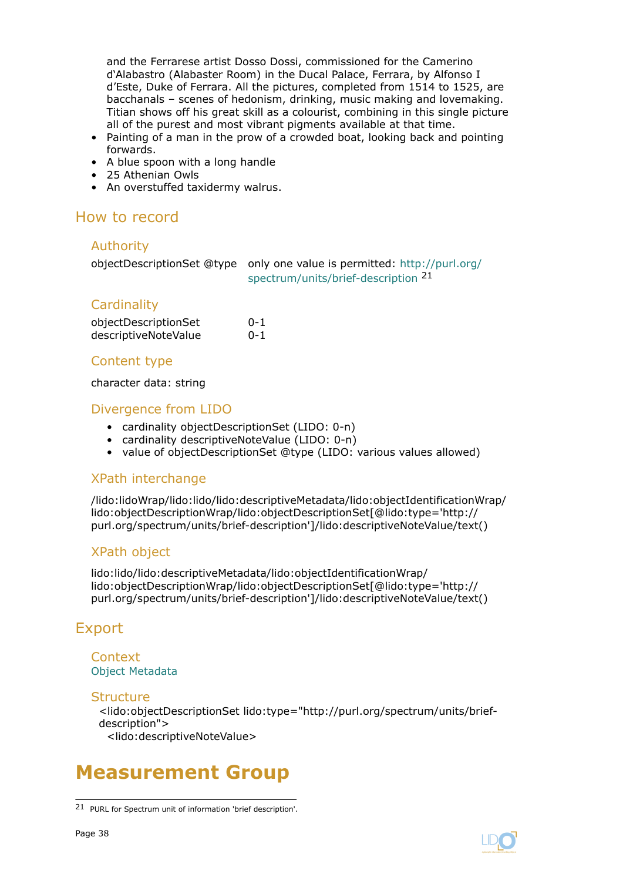and the Ferrarese artist Dosso Dossi, commissioned for the Camerino d'Alabastro (Alabaster Room) in the Ducal Palace, Ferrara, by Alfonso I d'Este, Duke of Ferrara. All the pictures, completed from 1514 to 1525, are bacchanals – scenes of hedonism, drinking, music making and lovemaking. Titian shows off his great skill as a colourist, combining in this single picture all of the purest and most vibrant pigments available at that time.

- Painting of a man in the prow of a crowded boat, looking back and pointing forwards.
- A blue spoon with a long handle
- 25 Athenian Owls
- An overstuffed taxidermy walrus.

## How to record

### Authority

| | |
|---|---|
| objectDescriptionSet @type | only one value is permitted: http://purl.org/spectrum/units/brief-description [21] |

### Cardinality

| | |
|---|---|
| objectDescriptionSet | 0-1 |
| descriptiveNoteValue | 0-1 |

### Content type

character data: string

### Divergence from LIDO

- cardinality objectDescriptionSet (LIDO: 0-n)
- cardinality descriptiveNoteValue (LIDO: 0-n)
- value of objectDescriptionSet @type (LIDO: various values allowed)

### XPath interchange

/lido:lidoWrap/lido:lido/lido:descriptiveMetadata/lido:objectIdentificationWrap/lido:objectDescriptionWrap/lido:objectDescriptionSet[@lido:type='http://purl.org/spectrum/units/brief-description']/lido:descriptiveNoteValue/text()

### XPath object

lido:lido/lido:descriptiveMetadata/lido:objectIdentificationWrap/lido:objectDescriptionWrap/lido:objectDescriptionSet[@lido:type='http://purl.org/spectrum/units/brief-description']/lido:descriptiveNoteValue/text()

## Export

### Context

Object Metadata

### Structure

```
<lido:objectDescriptionSet lido:type="http://purl.org/spectrum/units/brief-description">
  <lido:descriptiveNoteValue>
```

# Measurement Group

[21] PURL for Spectrum unit of information 'brief description'.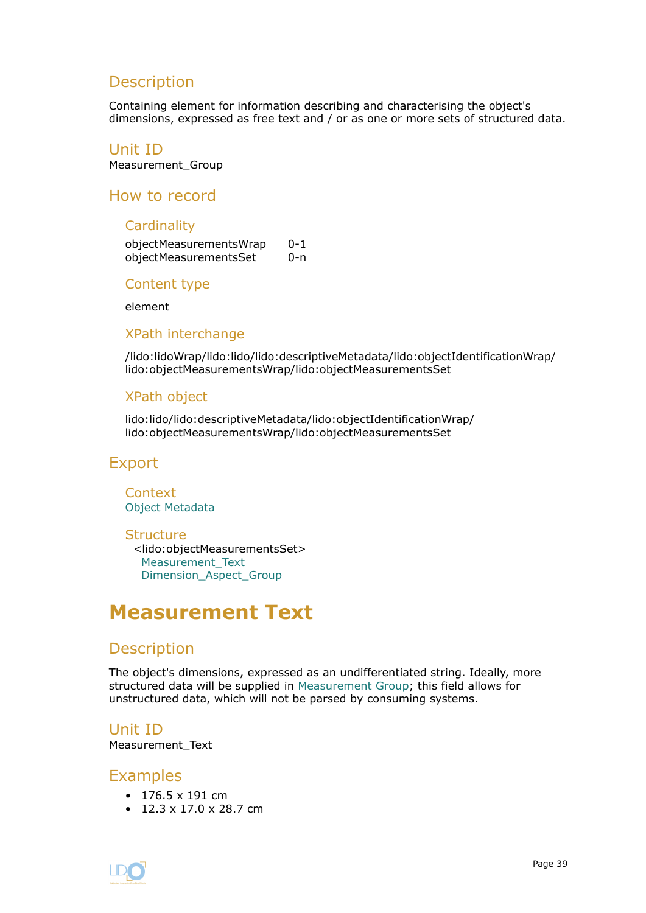## Description

Containing element for information describing and characterising the object's dimensions, expressed as free text and / or as one or more sets of structured data.

## Unit ID

Measurement_Group

## How to record

### Cardinality

objectMeasurementsWrap 0-1
objectMeasurementsSet 0-n

### Content type

element

### XPath interchange

/lido:lidoWrap/lido:lido/lido:descriptiveMetadata/lido:objectIdentificationWrap/lido:objectMeasurementsWrap/lido:objectMeasurementsSet

### XPath object

lido:lido/lido:descriptiveMetadata/lido:objectIdentificationWrap/lido:objectMeasurementsWrap/lido:objectMeasurementsSet

## Export

### Context

Object Metadata

### Structure

<lido:objectMeasurementsSet>
Measurement_Text
Dimension_Aspect_Group

# Measurement Text

## Description

The object's dimensions, expressed as an undifferentiated string. Ideally, more structured data will be supplied in Measurement Group; this field allows for unstructured data, which will not be parsed by consuming systems.

## Unit ID

Measurement_Text

## Examples

- 176.5 x 191 cm
- 12.3 x 17.0 x 28.7 cm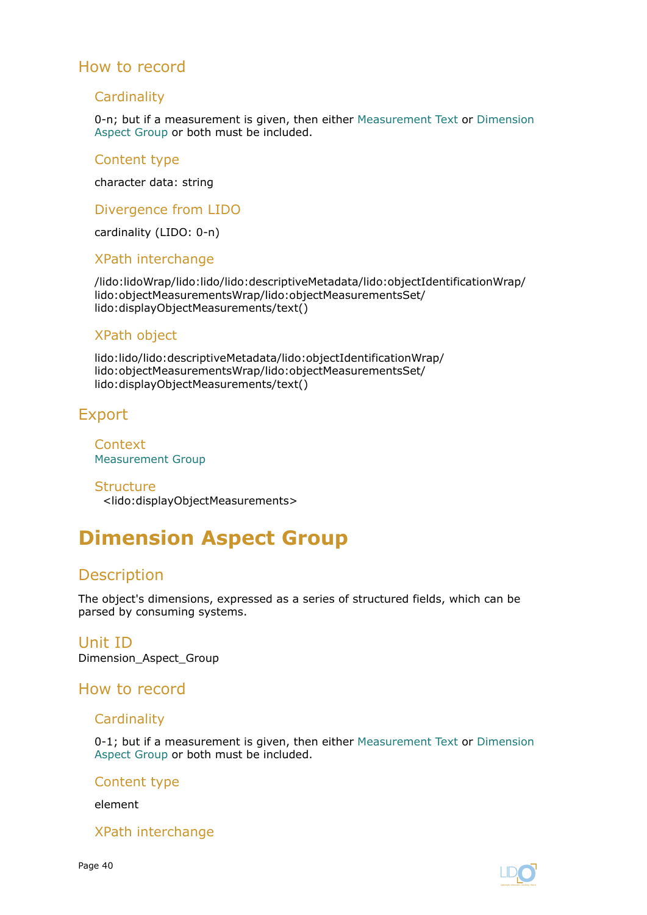## How to record

### Cardinality

0-n; but if a measurement is given, then either Measurement Text or Dimension Aspect Group or both must be included.

### Content type

character data: string

### Divergence from LIDO

cardinality (LIDO: 0-n)

### XPath interchange

/lido:lidoWrap/lido:lido/lido:descriptiveMetadata/lido:objectIdentificationWrap/lido:objectMeasurementsWrap/lido:objectMeasurementsSet/lido:displayObjectMeasurements/text()

### XPath object

lido:lido/lido:descriptiveMetadata/lido:objectIdentificationWrap/lido:objectMeasurementsWrap/lido:objectMeasurementsSet/lido:displayObjectMeasurements/text()

## Export

### Context

Measurement Group

### Structure

<lido:displayObjectMeasurements>

# Dimension Aspect Group

## Description

The object's dimensions, expressed as a series of structured fields, which can be parsed by consuming systems.

## Unit ID

Dimension_Aspect_Group

## How to record

### Cardinality

0-1; but if a measurement is given, then either Measurement Text or Dimension Aspect Group or both must be included.

### Content type

element

### XPath interchange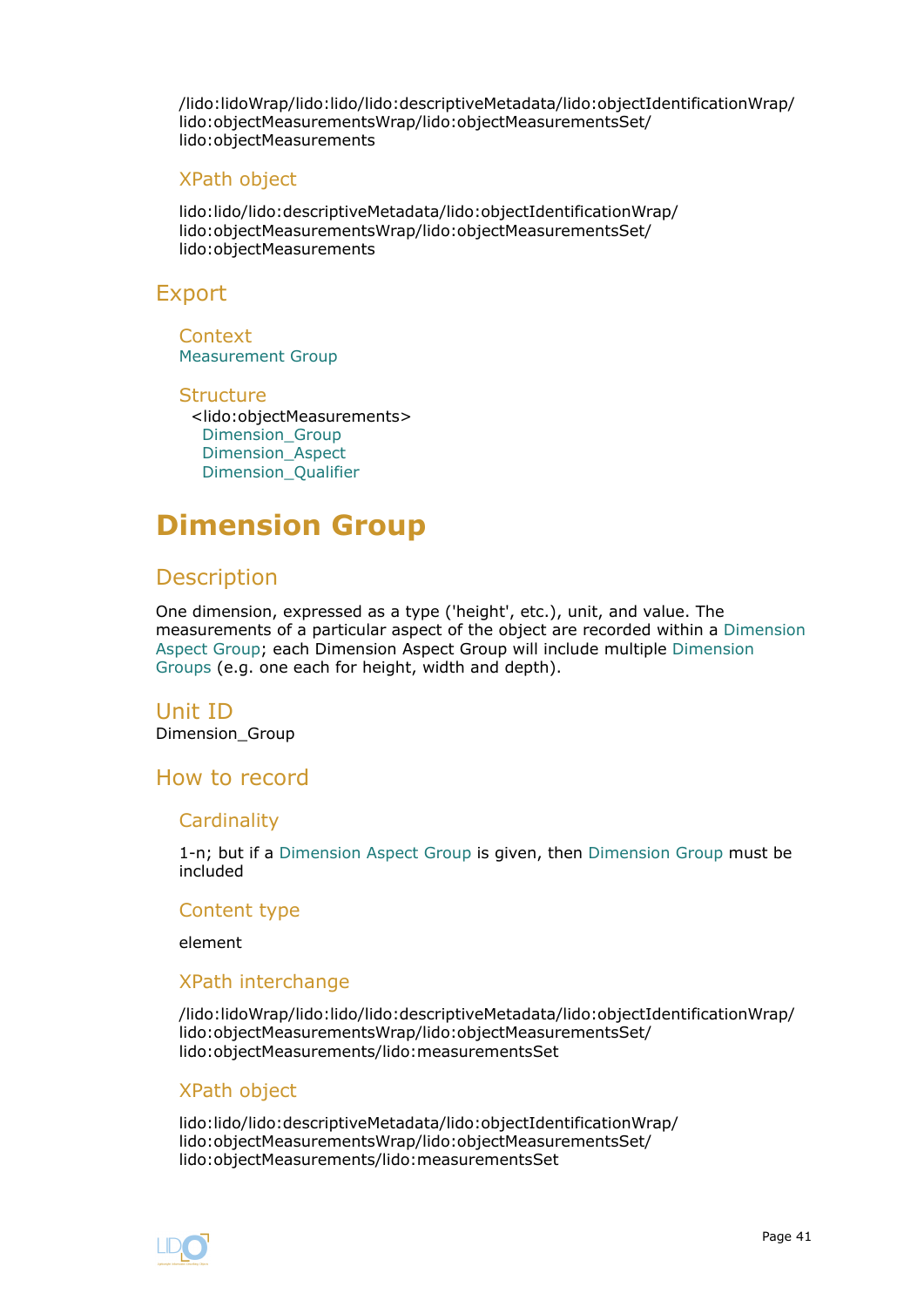/lido:lidoWrap/lido:lido/lido:descriptiveMetadata/lido:objectIdentificationWrap/lido:objectMeasurementsWrap/lido:objectMeasurementsSet/lido:objectMeasurements

### XPath object

lido:lido/lido:descriptiveMetadata/lido:objectIdentificationWrap/lido:objectMeasurementsWrap/lido:objectMeasurementsSet/lido:objectMeasurements

## Export

### Context

Measurement Group

### Structure

<lido:objectMeasurements>
  Dimension_Group
  Dimension_Aspect
  Dimension_Qualifier

# Dimension Group

## Description

One dimension, expressed as a type ('height', etc.), unit, and value. The measurements of a particular aspect of the object are recorded within a Dimension Aspect Group; each Dimension Aspect Group will include multiple Dimension Groups (e.g. one each for height, width and depth).

## Unit ID

Dimension_Group

## How to record

### Cardinality

1-n; but if a Dimension Aspect Group is given, then Dimension Group must be included

### Content type

element

### XPath interchange

/lido:lidoWrap/lido:lido/lido:descriptiveMetadata/lido:objectIdentificationWrap/lido:objectMeasurementsWrap/lido:objectMeasurementsSet/lido:objectMeasurements/lido:measurementsSet

### XPath object

lido:lido/lido:descriptiveMetadata/lido:objectIdentificationWrap/lido:objectMeasurementsWrap/lido:objectMeasurementsSet/lido:objectMeasurements/lido:measurementsSet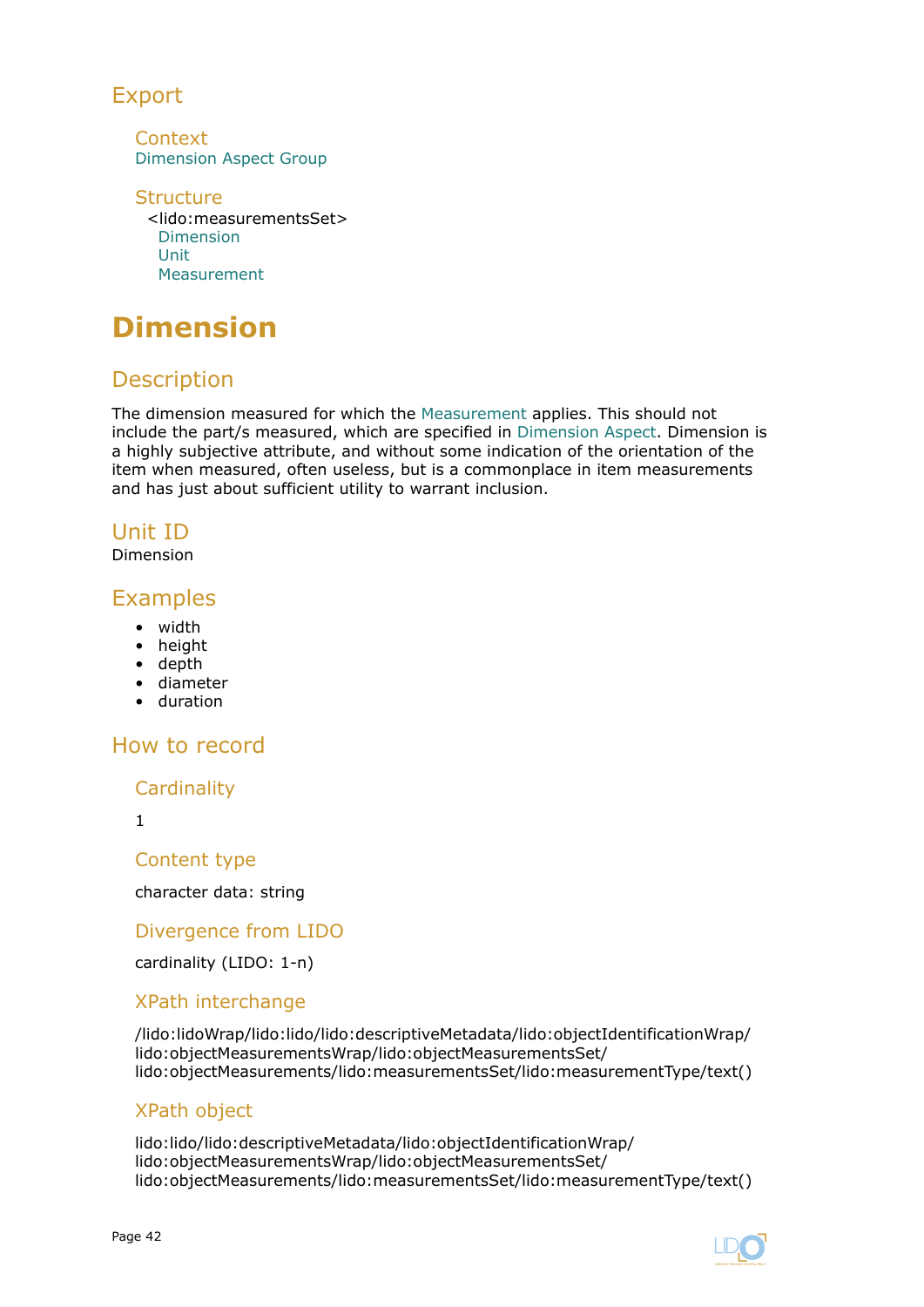## Export

### Context

Dimension Aspect Group

### Structure

<lido:measurementsSet>
  Dimension
  Unit
  Measurement

# Dimension

## Description

The dimension measured for which the Measurement applies. This should not include the part/s measured, which are specified in Dimension Aspect. Dimension is a highly subjective attribute, and without some indication of the orientation of the item when measured, often useless, but is a commonplace in item measurements and has just about sufficient utility to warrant inclusion.

## Unit ID

Dimension

## Examples

- width
- height
- depth
- diameter
- duration

## How to record

### Cardinality

1

### Content type

character data: string

### Divergence from LIDO

cardinality (LIDO: 1-n)

### XPath interchange

/lido:lidoWrap/lido:lido/lido:descriptiveMetadata/lido:objectIdentificationWrap/lido:objectMeasurementsWrap/lido:objectMeasurementsSet/lido:objectMeasurements/lido:measurementsSet/lido:measurementType/text()

### XPath object

lido:lido/lido:descriptiveMetadata/lido:objectIdentificationWrap/lido:objectMeasurementsWrap/lido:objectMeasurementsSet/lido:objectMeasurements/lido:measurementsSet/lido:measurementType/text()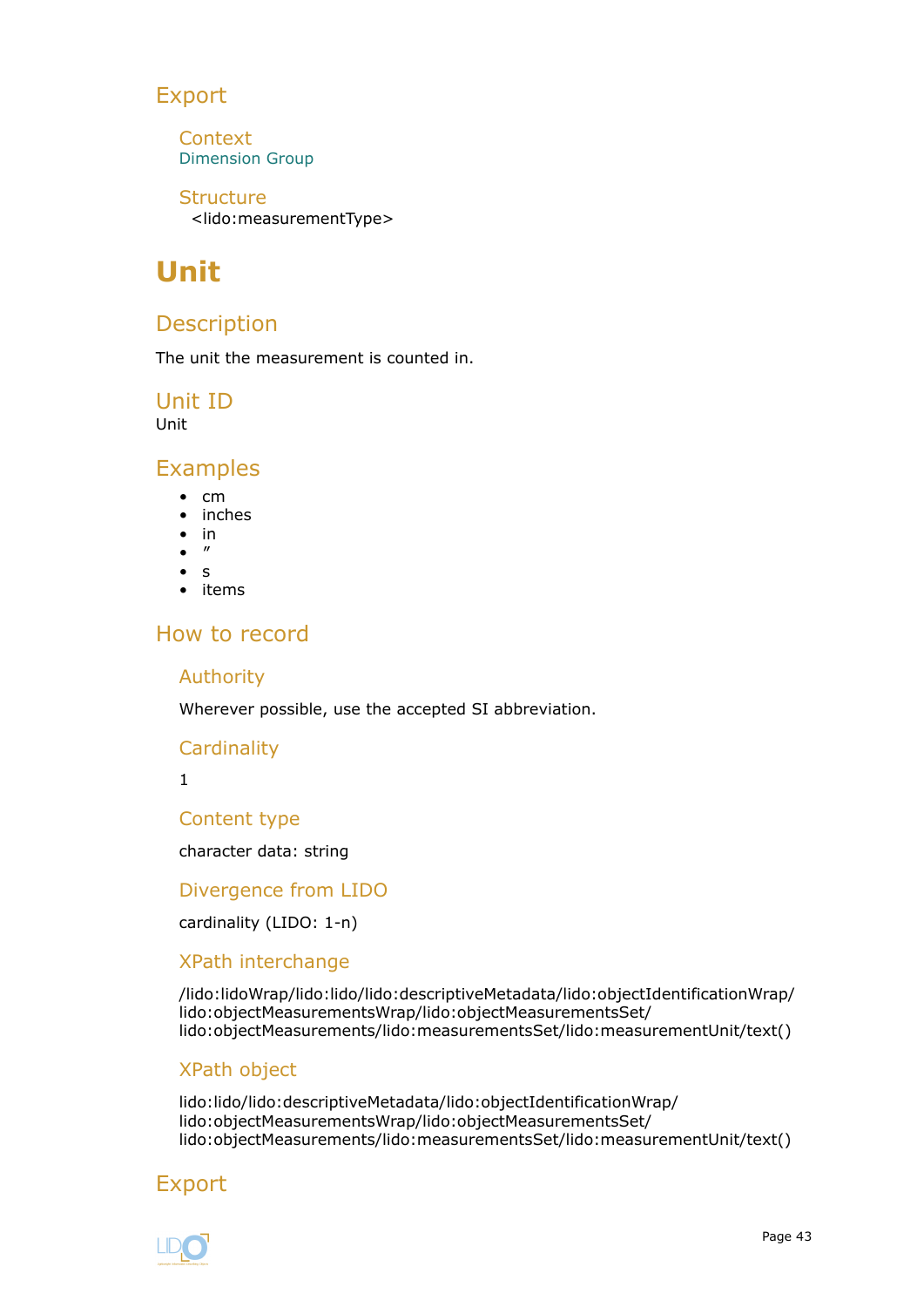### Export

#### Context

Dimension Group

#### Structure

<lido:measurementType>

# Unit

### Description

The unit the measurement is counted in.

### Unit ID

Unit

### Examples

- cm
- inches
- in
- ″
- s
- items

### How to record

#### Authority

Wherever possible, use the accepted SI abbreviation.

#### Cardinality

1

#### Content type

character data: string

#### Divergence from LIDO

cardinality (LIDO: 1-n)

#### XPath interchange

/lido:lidoWrap/lido:lido/lido:descriptiveMetadata/lido:objectIdentificationWrap/lido:objectMeasurementsWrap/lido:objectMeasurementsSet/lido:objectMeasurements/lido:measurementsSet/lido:measurementUnit/text()

#### XPath object

lido:lido/lido:descriptiveMetadata/lido:objectIdentificationWrap/lido:objectMeasurementsWrap/lido:objectMeasurementsSet/lido:objectMeasurements/lido:measurementsSet/lido:measurementUnit/text()

### Export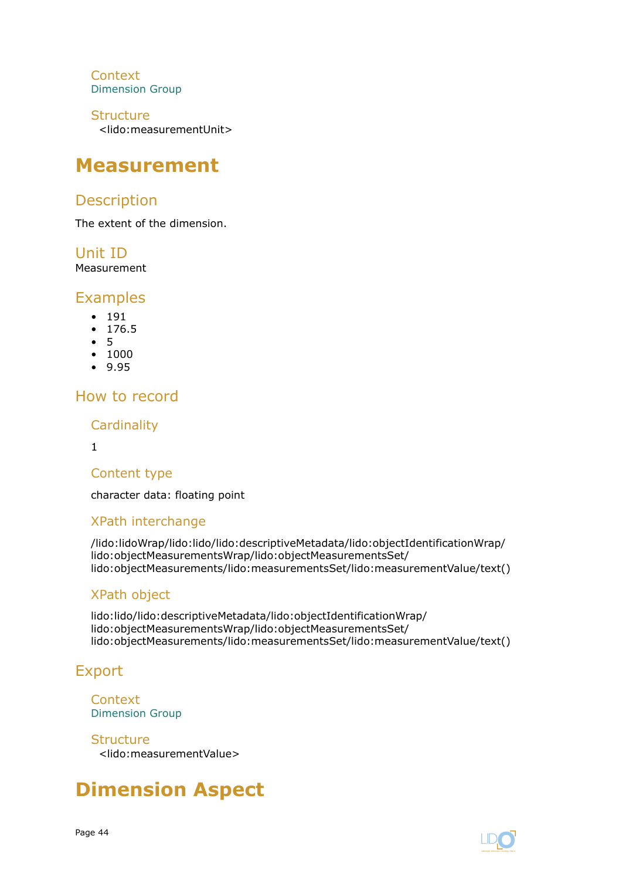### Context

Dimension Group

### Structure

<lido:measurementUnit>

# Measurement

## Description

The extent of the dimension.

## Unit ID

Measurement

## Examples

- 191
- 176.5
- 5
- 1000
- 9.95

## How to record

### Cardinality

1

### Content type

character data: floating point

### XPath interchange

/lido:lidoWrap/lido:lido/lido:descriptiveMetadata/lido:objectIdentificationWrap/lido:objectMeasurementsWrap/lido:objectMeasurementsSet/lido:objectMeasurements/lido:measurementsSet/lido:measurementValue/text()

### XPath object

lido:lido/lido:descriptiveMetadata/lido:objectIdentificationWrap/lido:objectMeasurementsWrap/lido:objectMeasurementsSet/lido:objectMeasurements/lido:measurementsSet/lido:measurementValue/text()

## Export

### Context

Dimension Group

### Structure

<lido:measurementValue>

# Dimension Aspect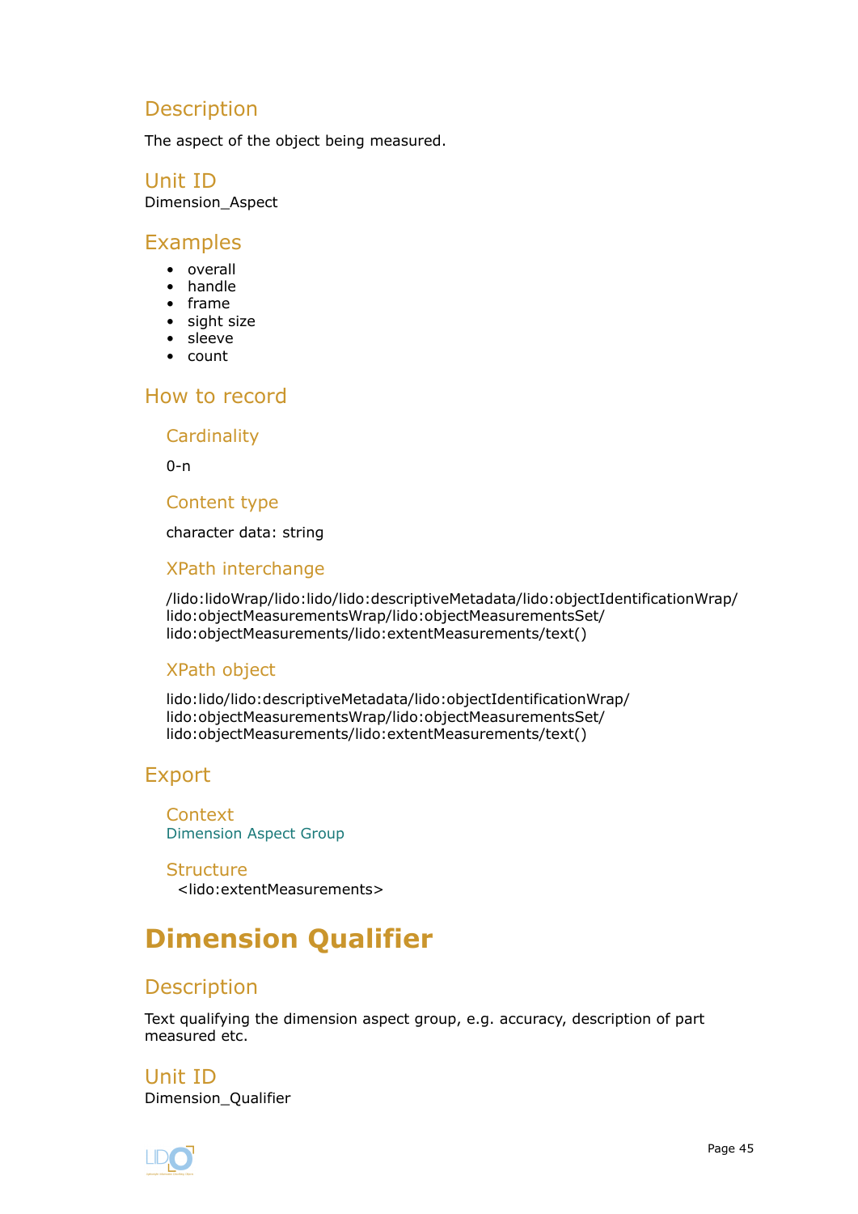## Description

The aspect of the object being measured.

## Unit ID

Dimension_Aspect

## Examples

- overall
- handle
- frame
- sight size
- sleeve
- count

## How to record

### Cardinality

0-n

### Content type

character data: string

### XPath interchange

/lido:lidoWrap/lido:lido/lido:descriptiveMetadata/lido:objectIdentificationWrap/lido:objectMeasurementsWrap/lido:objectMeasurementsSet/lido:objectMeasurements/lido:extentMeasurements/text()

### XPath object

lido:lido/lido:descriptiveMetadata/lido:objectIdentificationWrap/lido:objectMeasurementsWrap/lido:objectMeasurementsSet/lido:objectMeasurements/lido:extentMeasurements/text()

## Export

### Context

Dimension Aspect Group

### Structure

<lido:extentMeasurements>

# Dimension Qualifier

## Description

Text qualifying the dimension aspect group, e.g. accuracy, description of part measured etc.

## Unit ID

Dimension_Qualifier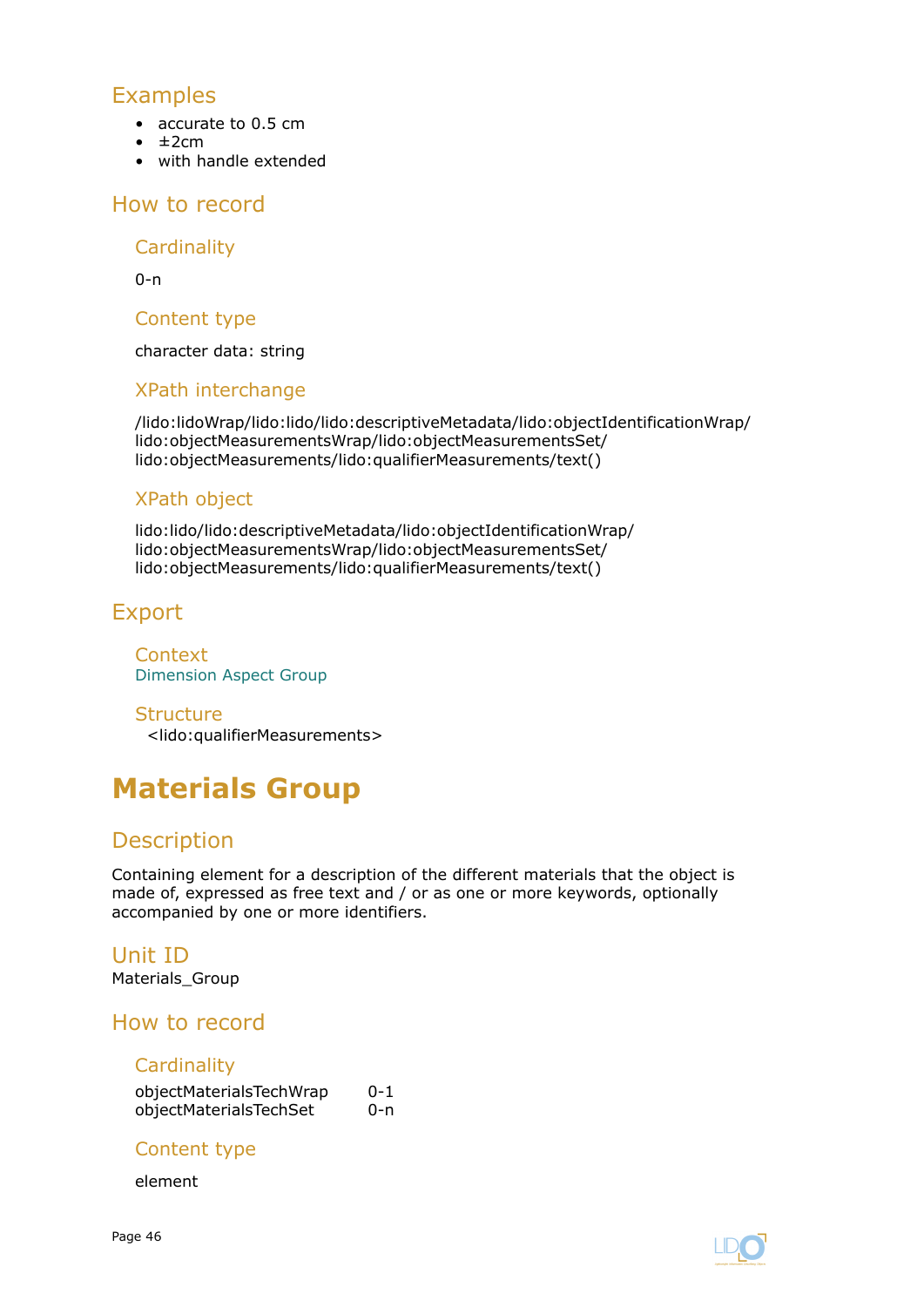## Examples

- accurate to 0.5 cm
- ±2cm
- with handle extended

## How to record

### Cardinality

0-n

### Content type

character data: string

### XPath interchange

/lido:lidoWrap/lido:lido/lido:descriptiveMetadata/lido:objectIdentificationWrap/lido:objectMeasurementsWrap/lido:objectMeasurementsSet/lido:objectMeasurements/lido:qualifierMeasurements/text()

### XPath object

lido:lido/lido:descriptiveMetadata/lido:objectIdentificationWrap/lido:objectMeasurementsWrap/lido:objectMeasurementsSet/lido:objectMeasurements/lido:qualifierMeasurements/text()

## Export

### Context

Dimension Aspect Group

### Structure

<lido:qualifierMeasurements>

# Materials Group

## Description

Containing element for a description of the different materials that the object is made of, expressed as free text and / or as one or more keywords, optionally accompanied by one or more identifiers.

## Unit ID

Materials_Group

## How to record

### Cardinality

objectMaterialsTechWrap 0-1
objectMaterialsTechSet 0-n

### Content type

element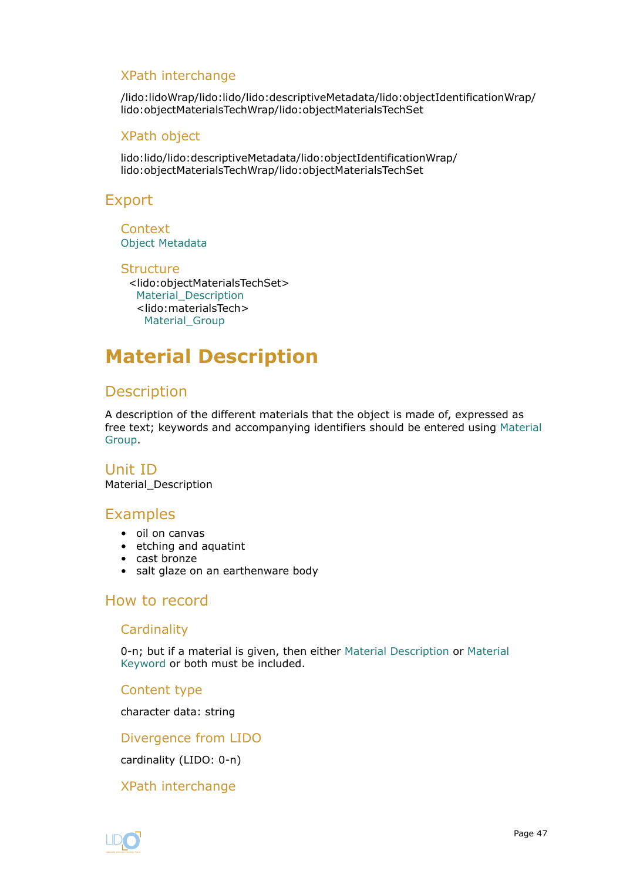### XPath interchange

/lido:lidoWrap/lido:lido/lido:descriptiveMetadata/lido:objectIdentificationWrap/lido:objectMaterialsTechWrap/lido:objectMaterialsTechSet

### XPath object

lido:lido/lido:descriptiveMetadata/lido:objectIdentificationWrap/lido:objectMaterialsTechWrap/lido:objectMaterialsTechSet

## Export

### Context

Object Metadata

### Structure

<lido:objectMaterialsTechSet>
  Material_Description
  <lido:materialsTech>
    Material_Group

# Material Description

## Description

A description of the different materials that the object is made of, expressed as free text; keywords and accompanying identifiers should be entered using Material Group.

## Unit ID

Material_Description

## Examples

- oil on canvas
- etching and aquatint
- cast bronze
- salt glaze on an earthenware body

## How to record

### Cardinality

0-n; but if a material is given, then either Material Description or Material Keyword or both must be included.

### Content type

character data: string

### Divergence from LIDO

cardinality (LIDO: 0-n)

### XPath interchange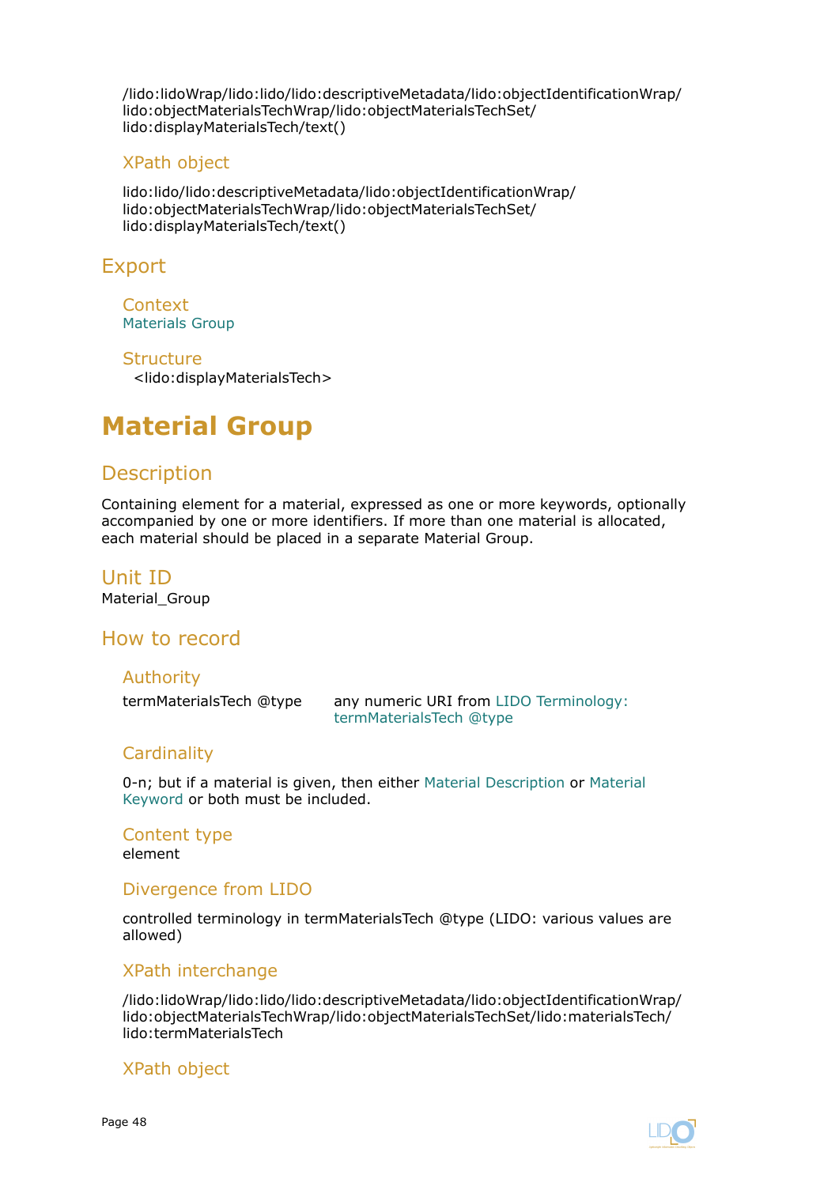/lido:lidoWrap/lido:lido/lido:descriptiveMetadata/lido:objectIdentificationWrap/lido:objectMaterialsTechWrap/lido:objectMaterialsTechSet/lido:displayMaterialsTech/text()

### XPath object

lido:lido/lido:descriptiveMetadata/lido:objectIdentificationWrap/lido:objectMaterialsTechWrap/lido:objectMaterialsTechSet/lido:displayMaterialsTech/text()

## Export

### Context

Materials Group

### Structure

<lido:displayMaterialsTech>

# Material Group

## Description

Containing element for a material, expressed as one or more keywords, optionally accompanied by one or more identifiers. If more than one material is allocated, each material should be placed in a separate Material Group.

## Unit ID

Material_Group

## How to record

### Authority

| | |
|---|---|
| termMaterialsTech @type | any numeric URI from LIDO Terminology: termMaterialsTech @type |

### Cardinality

0-n; but if a material is given, then either Material Description or Material Keyword or both must be included.

### Content type

element

### Divergence from LIDO

controlled terminology in termMaterialsTech @type (LIDO: various values are allowed)

### XPath interchange

/lido:lidoWrap/lido:lido/lido:descriptiveMetadata/lido:objectIdentificationWrap/lido:objectMaterialsTechWrap/lido:objectMaterialsTechSet/lido:materialsTech/lido:termMaterialsTech

### XPath object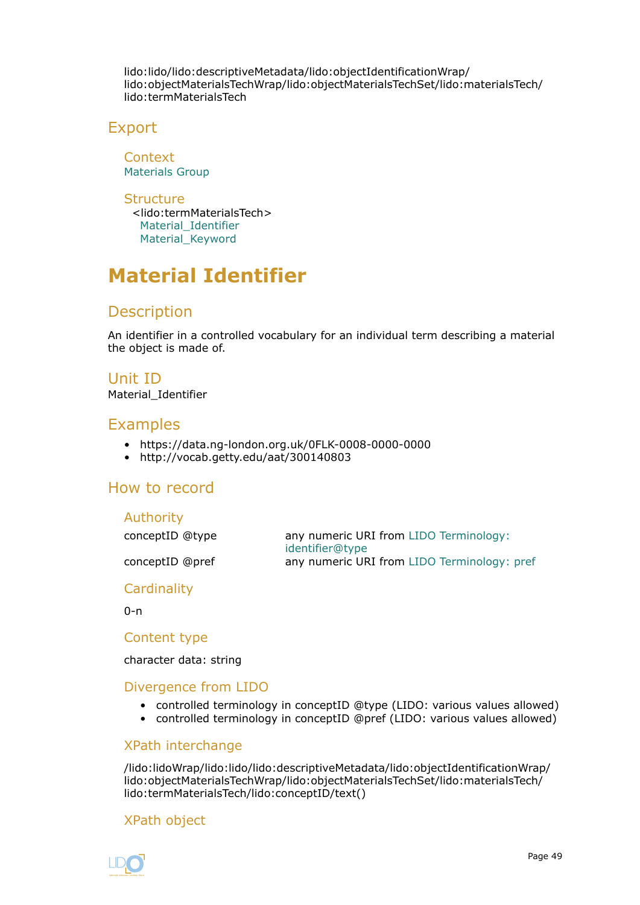lido:lido/lido:descriptiveMetadata/lido:objectIdentificationWrap/
lido:objectMaterialsTechWrap/lido:objectMaterialsTechSet/lido:materialsTech/
lido:termMaterialsTech

## Export

### Context

Materials Group

### Structure

<lido:termMaterialsTech>
  Material_Identifier
  Material_Keyword

# Material Identifier

## Description

An identifier in a controlled vocabulary for an individual term describing a material the object is made of.

## Unit ID

Material_Identifier

## Examples

- https://data.ng-london.org.uk/0FLK-0008-0000-0000
- http://vocab.getty.edu/aat/300140803

## How to record

### Authority

| | |
|---|---|
| conceptID @type | any numeric URI from LIDO Terminology: identifier@type |
| conceptID @pref | any numeric URI from LIDO Terminology: pref |

### Cardinality

0-n

### Content type

character data: string

### Divergence from LIDO

- controlled terminology in conceptID @type (LIDO: various values allowed)
- controlled terminology in conceptID @pref (LIDO: various values allowed)

### XPath interchange

/lido:lidoWrap/lido:lido/lido:descriptiveMetadata/lido:objectIdentificationWrap/
lido:objectMaterialsTechWrap/lido:objectMaterialsTechSet/lido:materialsTech/
lido:termMaterialsTech/lido:conceptID/text()

### XPath object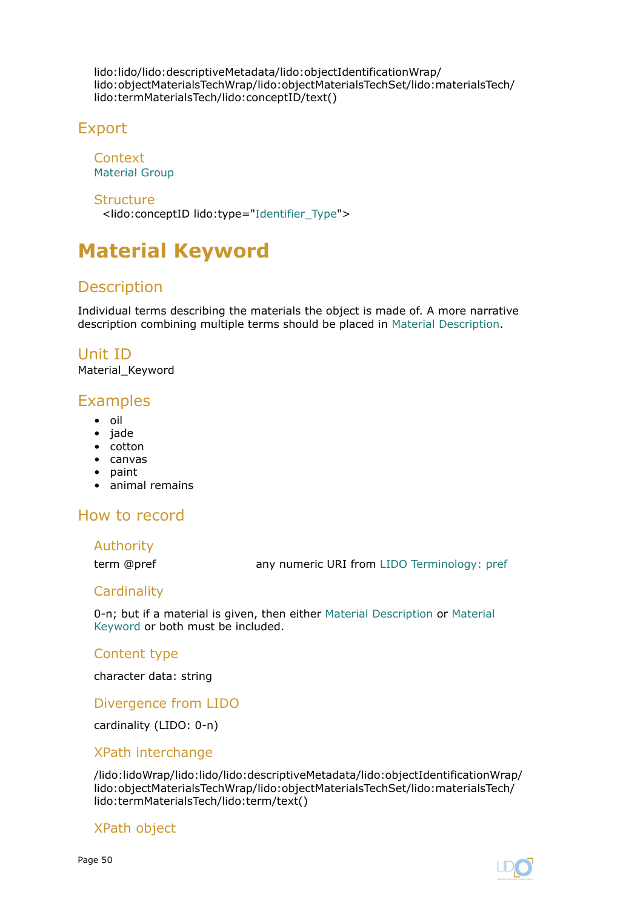lido:lido/lido:descriptiveMetadata/lido:objectIdentificationWrap/lido:objectMaterialsTechWrap/lido:objectMaterialsTechSet/lido:materialsTech/lido:termMaterialsTech/lido:conceptID/text()

## Export

### Context

Material Group

### Structure

<lido:conceptID lido:type="Identifier_Type">

# Material Keyword

## Description

Individual terms describing the materials the object is made of. A more narrative description combining multiple terms should be placed in Material Description.

## Unit ID

Material_Keyword

## Examples

- oil
- jade
- cotton
- canvas
- paint
- animal remains

## How to record

### Authority

term @pref any numeric URI from LIDO Terminology: pref

### Cardinality

0-n; but if a material is given, then either Material Description or Material Keyword or both must be included.

### Content type

character data: string

### Divergence from LIDO

cardinality (LIDO: 0-n)

### XPath interchange

/lido:lidoWrap/lido:lido/lido:descriptiveMetadata/lido:objectIdentificationWrap/lido:objectMaterialsTechWrap/lido:objectMaterialsTechSet/lido:materialsTech/lido:termMaterialsTech/lido:term/text()

### XPath object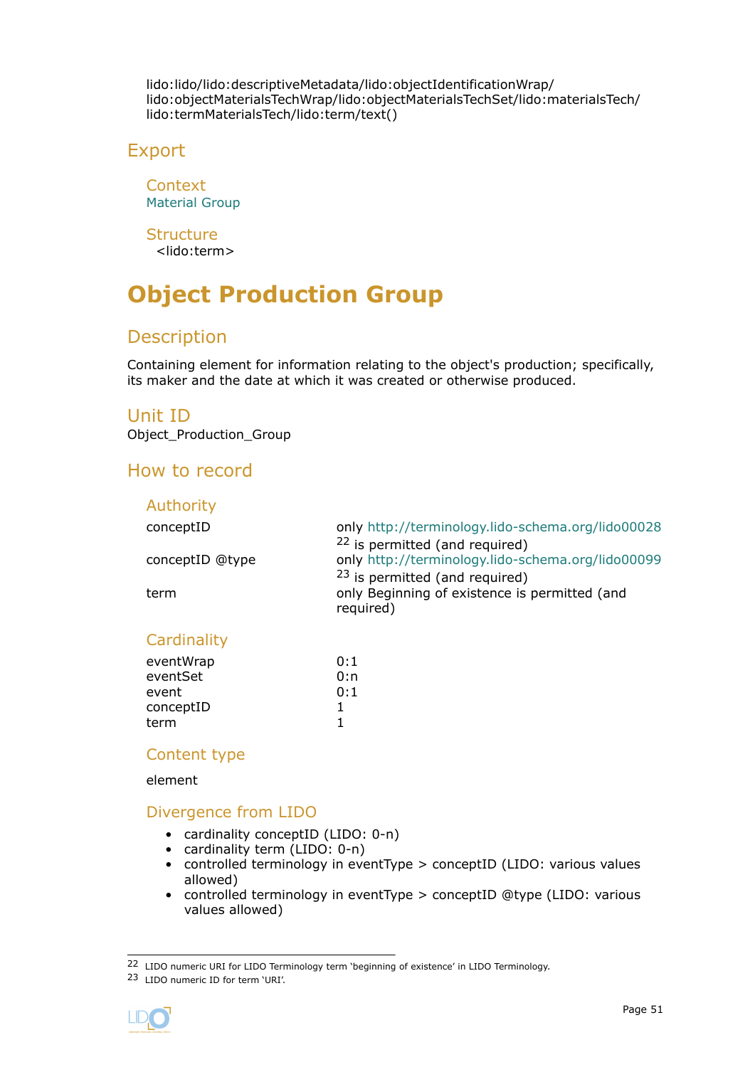lido:lido/lido:descriptiveMetadata/lido:objectIdentificationWrap/lido:objectMaterialsTechWrap/lido:objectMaterialsTechSet/lido:materialsTech/lido:termMaterialsTech/lido:term/text()

## Export

### Context

Material Group

### Structure

<lido:term>

# Object Production Group

## Description

Containing element for information relating to the object's production; specifically, its maker and the date at which it was created or otherwise produced.

## Unit ID

Object_Production_Group

## How to record

### Authority

| | |
|---|---|
| conceptID | only http://terminology.lido-schema.org/lido00028 [22] is permitted (and required) |
| conceptID @type | only http://terminology.lido-schema.org/lido00099 [23] is permitted (and required) |
| term | only Beginning of existence is permitted (and required) |

### Cardinality

| | |
|---|---|
| eventWrap | 0:1 |
| eventSet | 0:n |
| event | 0:1 |
| conceptID | 1 |
| term | 1 |

### Content type

element

### Divergence from LIDO

- cardinality conceptID (LIDO: 0-n)
- cardinality term (LIDO: 0-n)
- controlled terminology in eventType > conceptID (LIDO: various values allowed)
- controlled terminology in eventType > conceptID @type (LIDO: various values allowed)

---

22 LIDO numeric URI for LIDO Terminology term 'beginning of existence' in LIDO Terminology.

23 LIDO numeric ID for term 'URI'.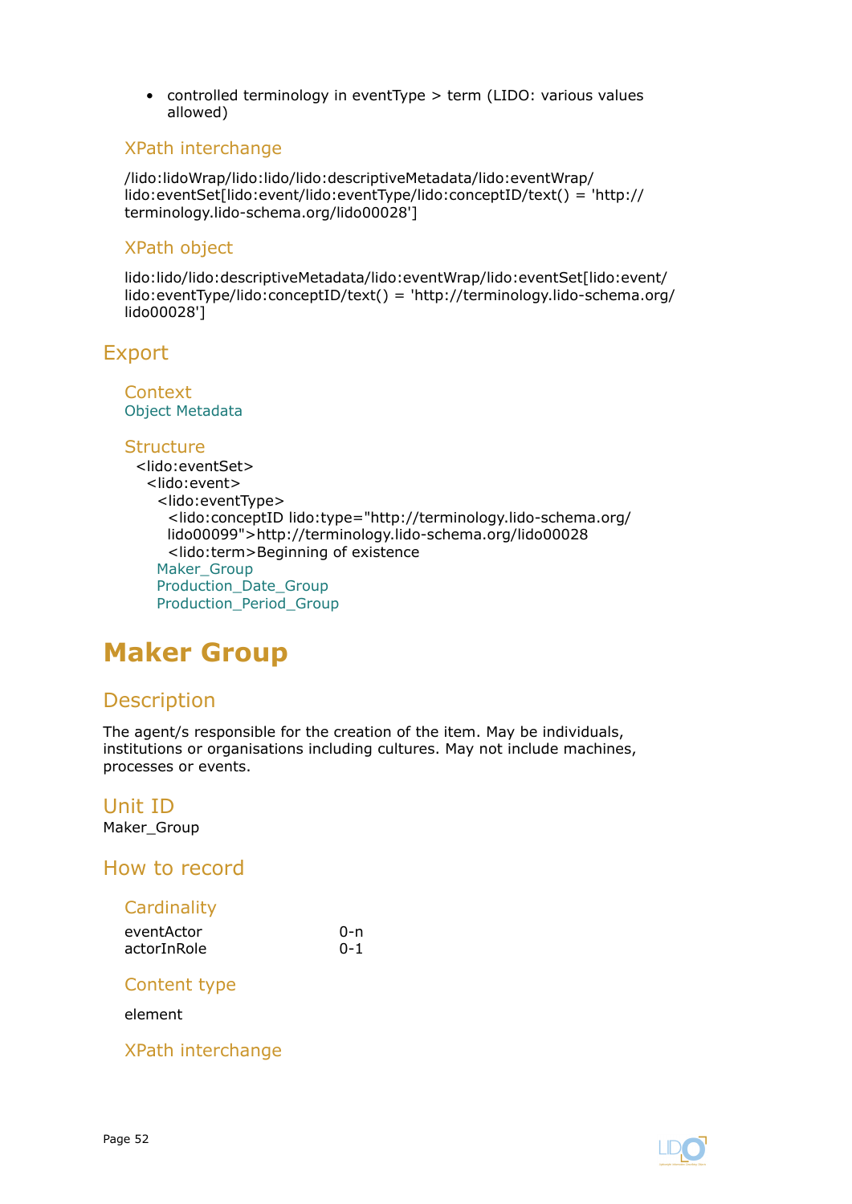- controlled terminology in eventType > term (LIDO: various values allowed)

### XPath interchange

/lido:lidoWrap/lido:lido/lido:descriptiveMetadata/lido:eventWrap/lido:eventSet[lido:event/lido:eventType/lido:conceptID/text() = 'http://terminology.lido-schema.org/lido00028']

### XPath object

lido:lido/lido:descriptiveMetadata/lido:eventWrap/lido:eventSet[lido:event/lido:eventType/lido:conceptID/text() = 'http://terminology.lido-schema.org/lido00028']

## Export

### Context

Object Metadata

### Structure

```
<lido:eventSet>
  <lido:event>
    <lido:eventType>
      <lido:conceptID lido:type="http://terminology.lido-schema.org/lido00099">http://terminology.lido-schema.org/lido00028
      <lido:term>Beginning of existence
    Maker_Group
    Production_Date_Group
    Production_Period_Group
```

# Maker Group

## Description

The agent/s responsible for the creation of the item. May be individuals, institutions or organisations including cultures. May not include machines, processes or events.

## Unit ID

Maker_Group

## How to record

### Cardinality

| | |
|---|---|
| eventActor | 0-n |
| actorInRole | 0-1 |

### Content type

element

### XPath interchange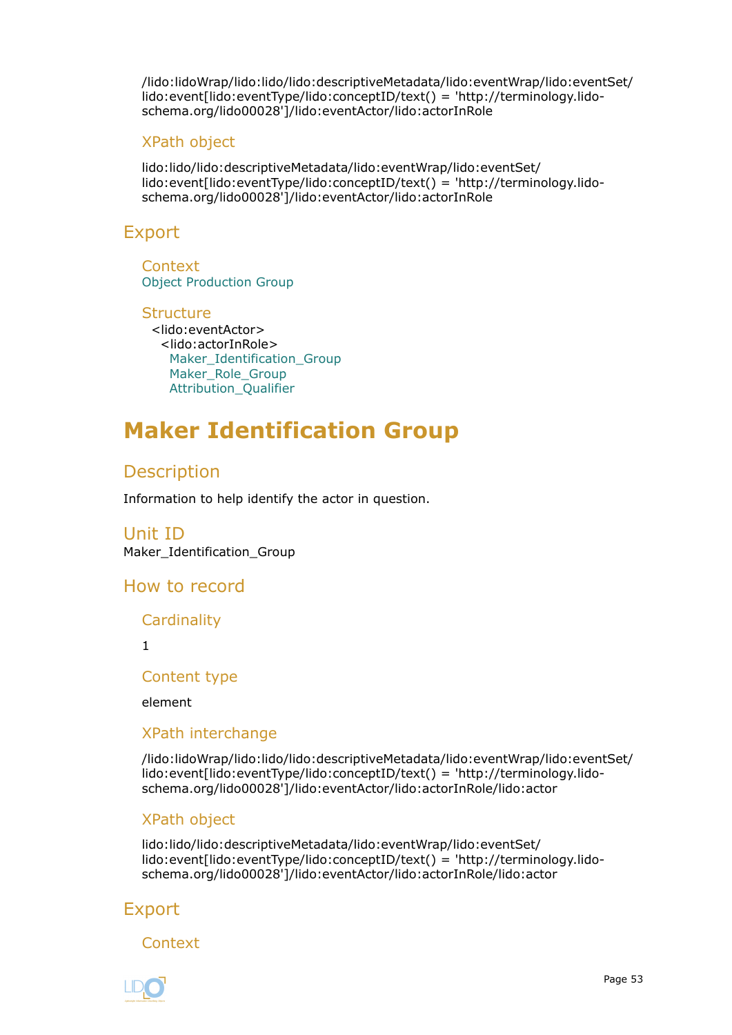/lido:lidoWrap/lido:lido/lido:descriptiveMetadata/lido:eventWrap/lido:eventSet/lido:event[lido:eventType/lido:conceptID/text() = 'http://terminology.lido-schema.org/lido00028']/lido:eventActor/lido:actorInRole

### XPath object

lido:lido/lido:descriptiveMetadata/lido:eventWrap/lido:eventSet/lido:event[lido:eventType/lido:conceptID/text() = 'http://terminology.lido-schema.org/lido00028']/lido:eventActor/lido:actorInRole

## Export

### Context

Object Production Group

### Structure

```
<lido:eventActor>
  <lido:actorInRole>
    Maker_Identification_Group
    Maker_Role_Group
    Attribution_Qualifier
```

# Maker Identification Group

## Description

Information to help identify the actor in question.

## Unit ID

Maker_Identification_Group

## How to record

### Cardinality

1

### Content type

element

### XPath interchange

/lido:lidoWrap/lido:lido/lido:descriptiveMetadata/lido:eventWrap/lido:eventSet/lido:event[lido:eventType/lido:conceptID/text() = 'http://terminology.lido-schema.org/lido00028']/lido:eventActor/lido:actorInRole/lido:actor

### XPath object

lido:lido/lido:descriptiveMetadata/lido:eventWrap/lido:eventSet/lido:event[lido:eventType/lido:conceptID/text() = 'http://terminology.lido-schema.org/lido00028']/lido:eventActor/lido:actorInRole/lido:actor

## Export

### Context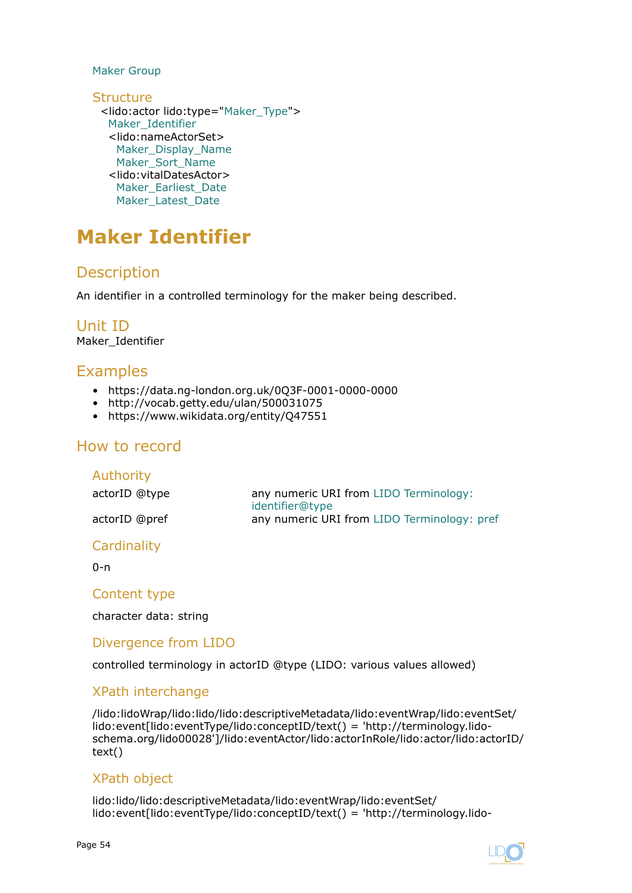Maker Group

### Structure

```
<lido:actor lido:type="Maker_Type">
  Maker_Identifier
  <lido:nameActorSet>
    Maker_Display_Name
    Maker_Sort_Name
  <lido:vitalDatesActor>
    Maker_Earliest_Date
    Maker_Latest_Date
```

# Maker Identifier

## Description

An identifier in a controlled terminology for the maker being described.

## Unit ID

Maker_Identifier

## Examples

- https://data.ng-london.org.uk/0Q3F-0001-0000-0000
- http://vocab.getty.edu/ulan/500031075
- https://www.wikidata.org/entity/Q47551

## How to record

### Authority

| | |
|---|---|
| actorID @type | any numeric URI from LIDO Terminology: identifier@type |
| actorID @pref | any numeric URI from LIDO Terminology: pref |

### Cardinality

0-n

### Content type

character data: string

### Divergence from LIDO

controlled terminology in actorID @type (LIDO: various values allowed)

### XPath interchange

/lido:lidoWrap/lido:lido/lido:descriptiveMetadata/lido:eventWrap/lido:eventSet/lido:event[lido:eventType/lido:conceptID/text() = 'http://terminology.lido-schema.org/lido00028']/lido:eventActor/lido:actorInRole/lido:actor/lido:actorID/text()

### XPath object

lido:lido/lido:descriptiveMetadata/lido:eventWrap/lido:eventSet/lido:event[lido:eventType/lido:conceptID/text() = 'http://terminology.lido-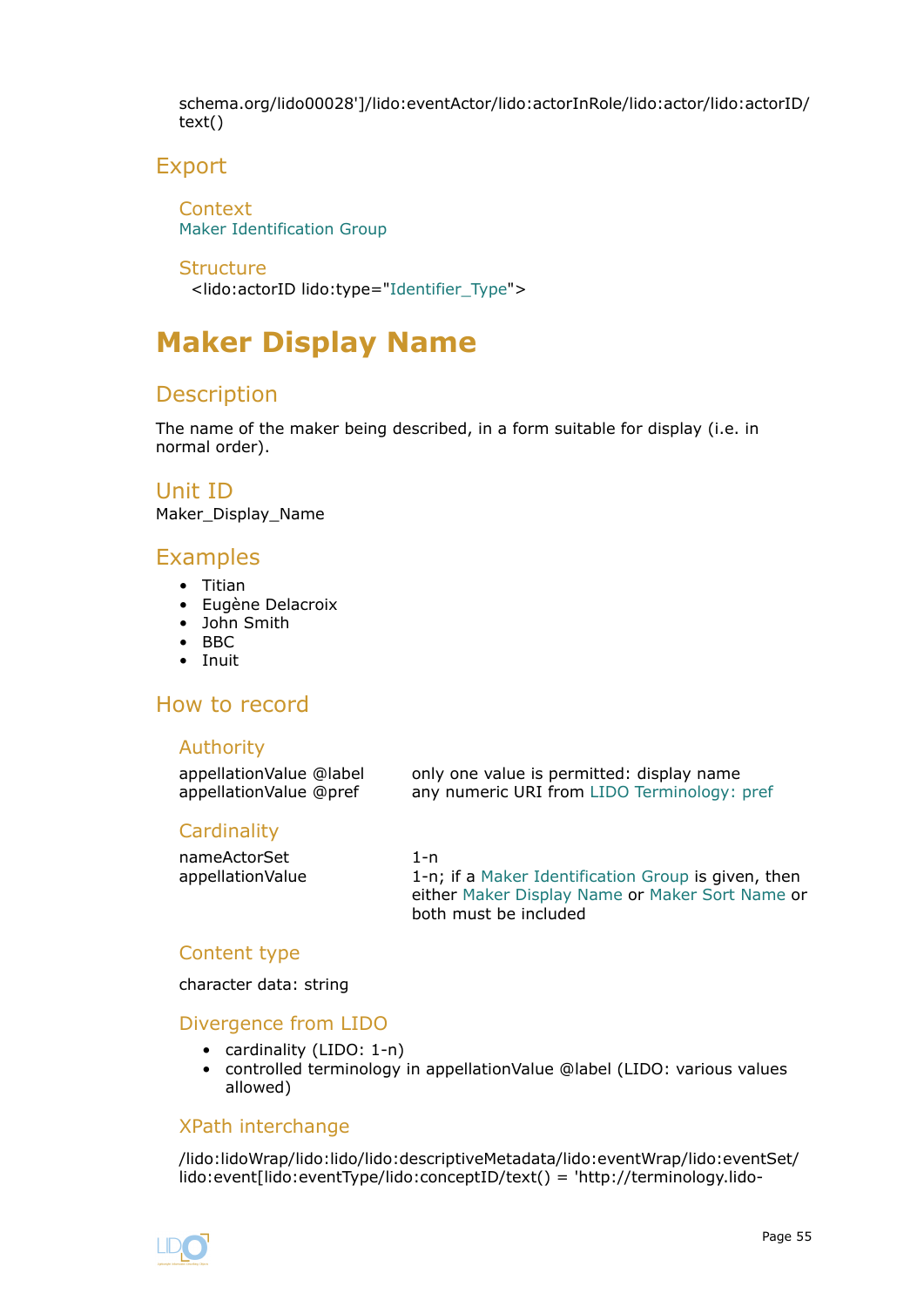schema.org/lido00028']/lido:eventActor/lido:actorInRole/lido:actor/lido:actorID/text()

## Export

### Context

Maker Identification Group

### Structure

```
<lido:actorID lido:type="Identifier_Type">
```

# Maker Display Name

## Description

The name of the maker being described, in a form suitable for display (i.e. in normal order).

## Unit ID

Maker_Display_Name

## Examples

- Titian
- Eugène Delacroix
- John Smith
- BBC
- Inuit

## How to record

### Authority

| | |
|---|---|
| appellationValue @label | only one value is permitted: display name |
| appellationValue @pref | any numeric URI from LIDO Terminology: pref |

### Cardinality

| | |
|---|---|
| nameActorSet | 1-n |
| appellationValue | 1-n; if a Maker Identification Group is given, then either Maker Display Name or Maker Sort Name or both must be included |

### Content type

character data: string

### Divergence from LIDO

- cardinality (LIDO: 1-n)
- controlled terminology in appellationValue @label (LIDO: various values allowed)

### XPath interchange

/lido:lidoWrap/lido:lido/lido:descriptiveMetadata/lido:eventWrap/lido:eventSet/lido:event[lido:eventType/lido:conceptID/text() = 'http://terminology.lido-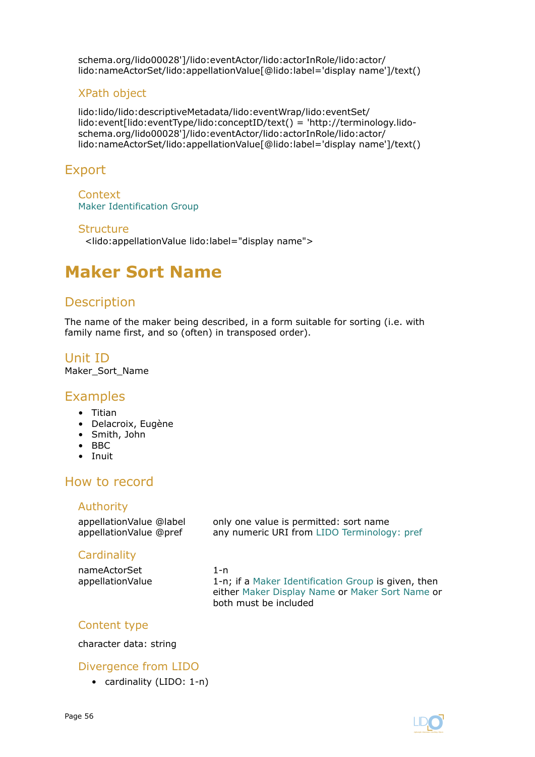schema.org/lido00028']/lido:eventActor/lido:actorInRole/lido:actor/lido:nameActorSet/lido:appellationValue[@lido:label='display name']/text()

### XPath object

lido:lido/lido:descriptiveMetadata/lido:eventWrap/lido:eventSet/lido:event[lido:eventType/lido:conceptID/text() = 'http://terminology.lido-schema.org/lido00028']/lido:eventActor/lido:actorInRole/lido:actor/lido:nameActorSet/lido:appellationValue[@lido:label='display name']/text()

## Export

### Context

Maker Identification Group

### Structure

<lido:appellationValue lido:label="display name">

# Maker Sort Name

## Description

The name of the maker being described, in a form suitable for sorting (i.e. with family name first, and so (often) in transposed order).

## Unit ID

Maker_Sort_Name

## Examples

- Titian
- Delacroix, Eugène
- Smith, John
- BBC
- Inuit

## How to record

### Authority

| | |
|---|---|
| appellationValue @label | only one value is permitted: sort name |
| appellationValue @pref | any numeric URI from LIDO Terminology: pref |

### Cardinality

| | |
|---|---|
| nameActorSet | 1-n |
| appellationValue | 1-n; if a Maker Identification Group is given, then either Maker Display Name or Maker Sort Name or both must be included |

### Content type

character data: string

### Divergence from LIDO

- cardinality (LIDO: 1-n)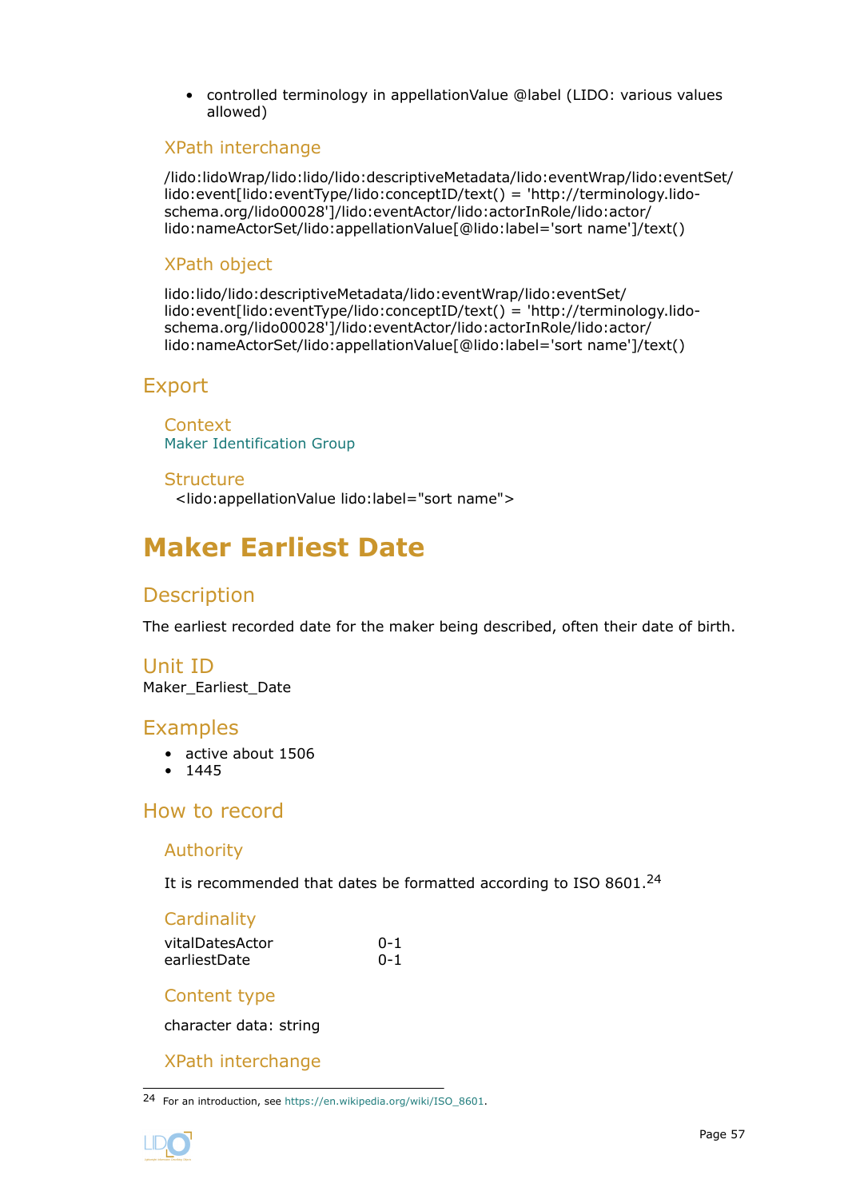- controlled terminology in appellationValue @label (LIDO: various values allowed)

### XPath interchange

/lido:lidoWrap/lido:lido/lido:descriptiveMetadata/lido:eventWrap/lido:eventSet/lido:event[lido:eventType/lido:conceptID/text() = 'http://terminology.lido-schema.org/lido00028']/lido:eventActor/lido:actorInRole/lido:actor/lido:nameActorSet/lido:appellationValue[@lido:label='sort name']/text()

### XPath object

lido:lido/lido:descriptiveMetadata/lido:eventWrap/lido:eventSet/lido:event[lido:eventType/lido:conceptID/text() = 'http://terminology.lido-schema.org/lido00028']/lido:eventActor/lido:actorInRole/lido:actor/lido:nameActorSet/lido:appellationValue[@lido:label='sort name']/text()

## Export

### Context

Maker Identification Group

### Structure

<lido:appellationValue lido:label="sort name">

# Maker Earliest Date

## Description

The earliest recorded date for the maker being described, often their date of birth.

## Unit ID

Maker_Earliest_Date

## Examples

- active about 1506
- 1445

## How to record

### Authority

It is recommended that dates be formatted according to ISO 8601.[24]

### Cardinality

| | |
|---|---|
| vitalDatesActor | 0-1 |
| earliestDate | 0-1 |

### Content type

character data: string

### XPath interchange

---

[24] For an introduction, see https://en.wikipedia.org/wiki/ISO_8601.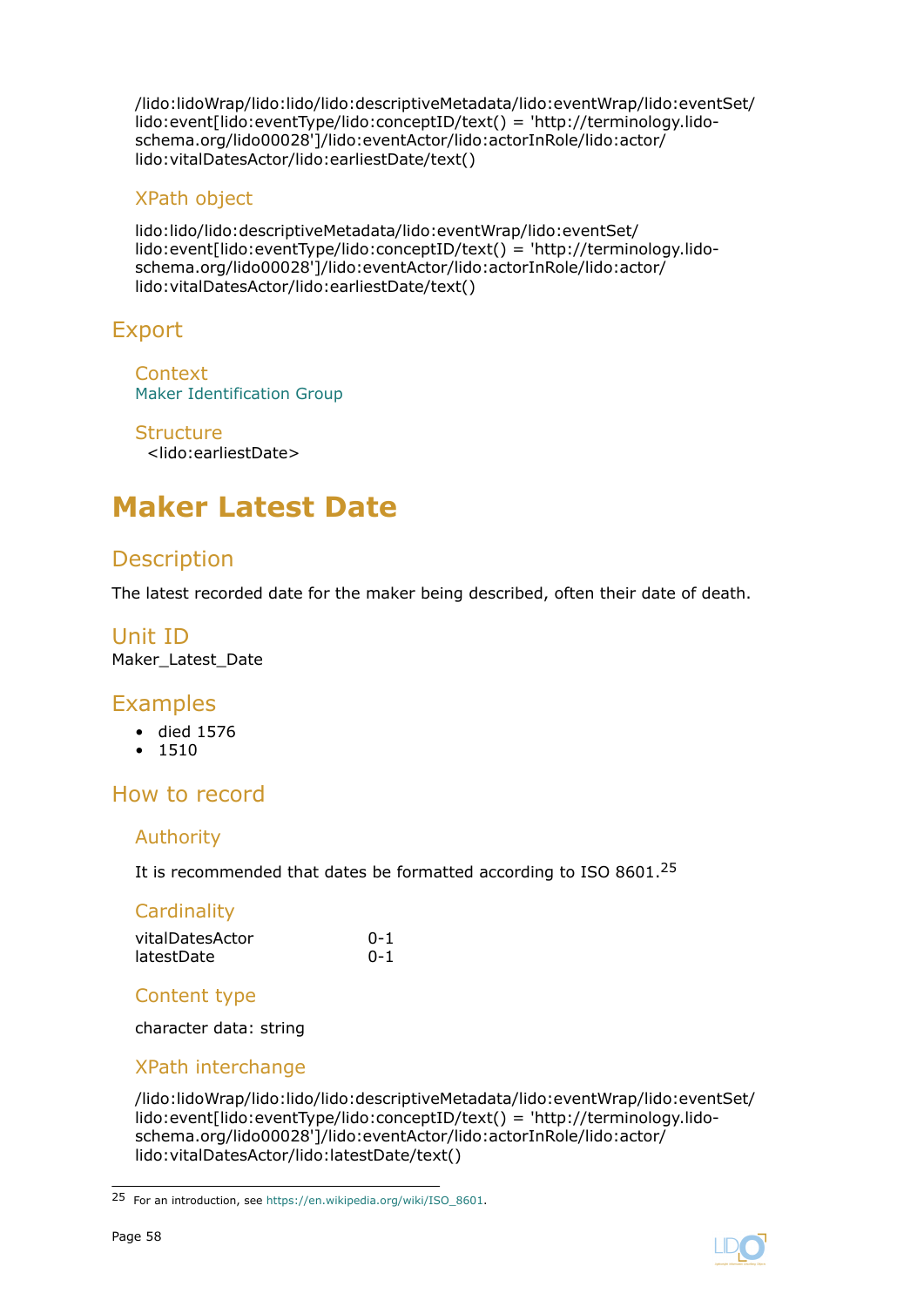/lido:lidoWrap/lido:lido/lido:descriptiveMetadata/lido:eventWrap/lido:eventSet/lido:event[lido:eventType/lido:conceptID/text() = 'http://terminology.lido-schema.org/lido00028']/lido:eventActor/lido:actorInRole/lido:actor/lido:vitalDatesActor/lido:earliestDate/text()

### XPath object

lido:lido/lido:descriptiveMetadata/lido:eventWrap/lido:eventSet/lido:event[lido:eventType/lido:conceptID/text() = 'http://terminology.lido-schema.org/lido00028']/lido:eventActor/lido:actorInRole/lido:actor/lido:vitalDatesActor/lido:earliestDate/text()

## Export

### Context

Maker Identification Group

### Structure

<lido:earliestDate>

# Maker Latest Date

## Description

The latest recorded date for the maker being described, often their date of death.

## Unit ID

Maker_Latest_Date

## Examples

- died 1576
- 1510

## How to record

### Authority

It is recommended that dates be formatted according to ISO 8601.[25]

### Cardinality

| | |
|---|---|
| vitalDatesActor | 0-1 |
| latestDate | 0-1 |

### Content type

character data: string

### XPath interchange

/lido:lidoWrap/lido:lido/lido:descriptiveMetadata/lido:eventWrap/lido:eventSet/lido:event[lido:eventType/lido:conceptID/text() = 'http://terminology.lido-schema.org/lido00028']/lido:eventActor/lido:actorInRole/lido:actor/lido:vitalDatesActor/lido:latestDate/text()

---

25 For an introduction, see https://en.wikipedia.org/wiki/ISO_8601.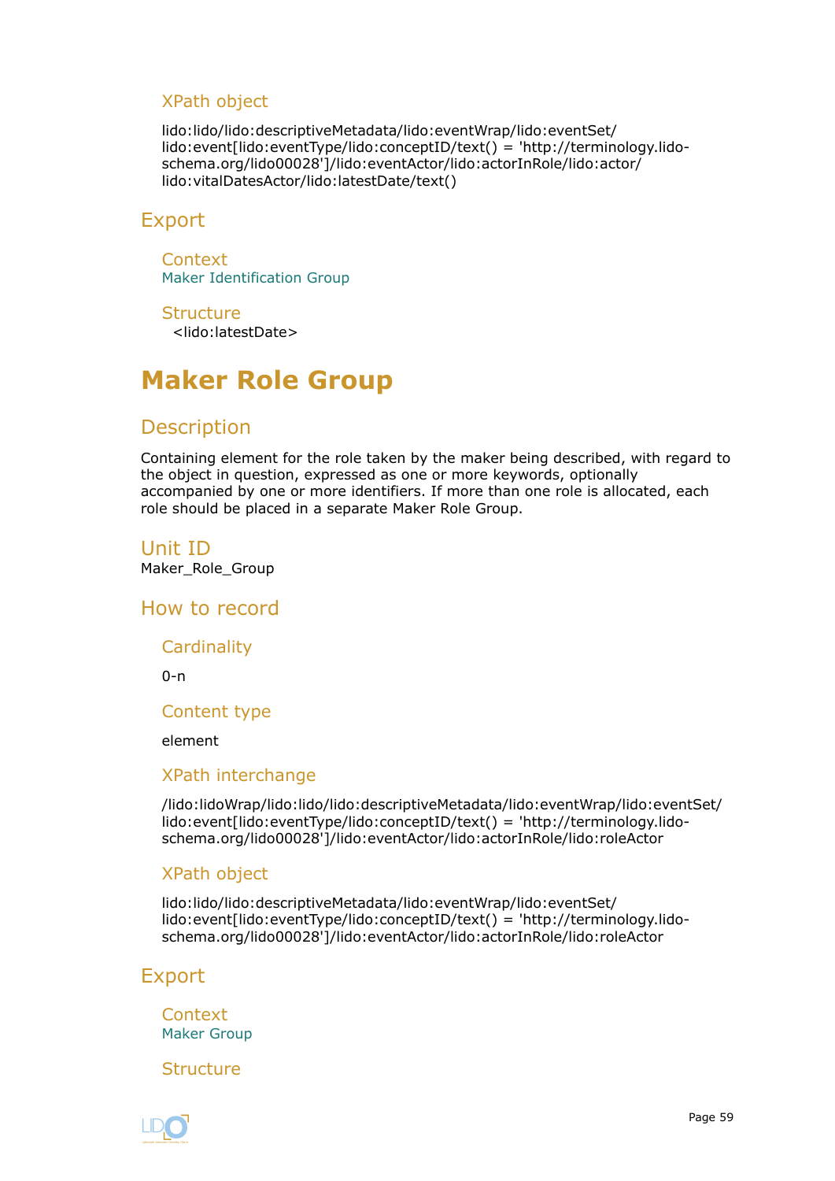### XPath object

lido:lido/lido:descriptiveMetadata/lido:eventWrap/lido:eventSet/lido:event[lido:eventType/lido:conceptID/text() = 'http://terminology.lido-schema.org/lido00028']/lido:eventActor/lido:actorInRole/lido:actor/lido:vitalDatesActor/lido:latestDate/text()

## Export

### Context

Maker Identification Group

### Structure

<lido:latestDate>

# Maker Role Group

## Description

Containing element for the role taken by the maker being described, with regard to the object in question, expressed as one or more keywords, optionally accompanied by one or more identifiers. If more than one role is allocated, each role should be placed in a separate Maker Role Group.

## Unit ID

Maker_Role_Group

## How to record

### Cardinality

0-n

### Content type

element

### XPath interchange

/lido:lidoWrap/lido:lido/lido:descriptiveMetadata/lido:eventWrap/lido:eventSet/lido:event[lido:eventType/lido:conceptID/text() = 'http://terminology.lido-schema.org/lido00028']/lido:eventActor/lido:actorInRole/lido:roleActor

### XPath object

lido:lido/lido:descriptiveMetadata/lido:eventWrap/lido:eventSet/lido:event[lido:eventType/lido:conceptID/text() = 'http://terminology.lido-schema.org/lido00028']/lido:eventActor/lido:actorInRole/lido:roleActor

## Export

### Context

Maker Group

### Structure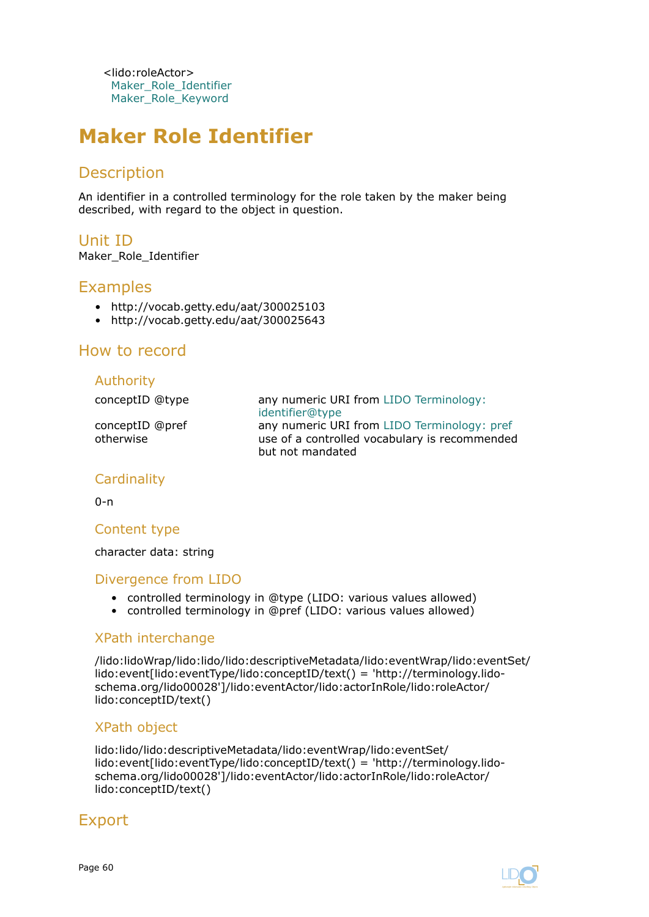<lido:roleActor>
  Maker_Role_Identifier
  Maker_Role_Keyword

# Maker Role Identifier

## Description

An identifier in a controlled terminology for the role taken by the maker being described, with regard to the object in question.

## Unit ID

Maker_Role_Identifier

## Examples

- http://vocab.getty.edu/aat/300025103
- http://vocab.getty.edu/aat/300025643

## How to record

### Authority

| | |
|---|---|
| conceptID @type | any numeric URI from LIDO Terminology: identifier@type |
| conceptID @pref | any numeric URI from LIDO Terminology: pref |
| otherwise | use of a controlled vocabulary is recommended but not mandated |

### Cardinality

0-n

### Content type

character data: string

### Divergence from LIDO

- controlled terminology in @type (LIDO: various values allowed)
- controlled terminology in @pref (LIDO: various values allowed)

### XPath interchange

/lido:lidoWrap/lido:lido/lido:descriptiveMetadata/lido:eventWrap/lido:eventSet/lido:event[lido:eventType/lido:conceptID/text() = 'http://terminology.lido-schema.org/lido00028']/lido:eventActor/lido:actorInRole/lido:roleActor/lido:conceptID/text()

### XPath object

lido:lido/lido:descriptiveMetadata/lido:eventWrap/lido:eventSet/lido:event[lido:eventType/lido:conceptID/text() = 'http://terminology.lido-schema.org/lido00028']/lido:eventActor/lido:actorInRole/lido:roleActor/lido:conceptID/text()

## Export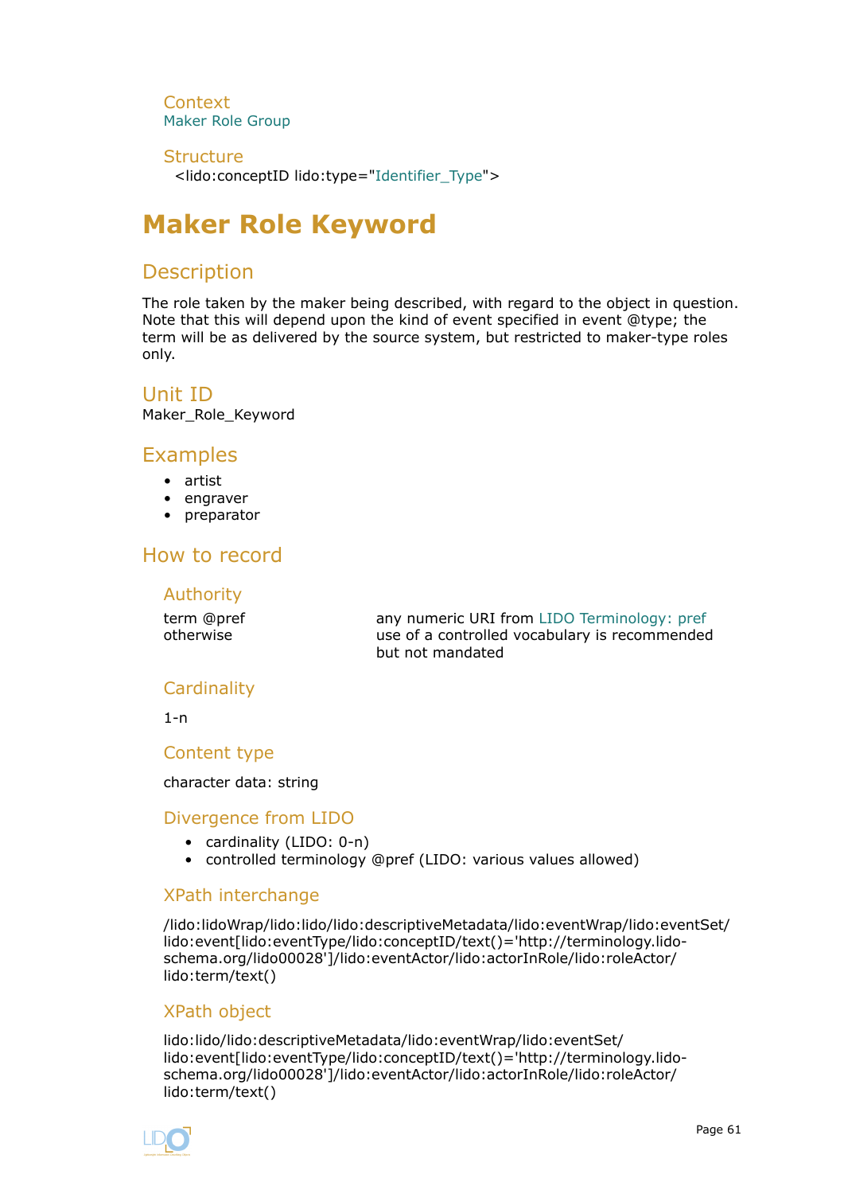### Context

Maker Role Group

### Structure

```
<lido:conceptID lido:type="Identifier_Type">
```

# Maker Role Keyword

## Description

The role taken by the maker being described, with regard to the object in question. Note that this will depend upon the kind of event specified in event @type; the term will be as delivered by the source system, but restricted to maker-type roles only.

## Unit ID

Maker_Role_Keyword

## Examples

- artist
- engraver
- preparator

## How to record

### Authority

| | |
|---|---|
| term @pref | any numeric URI from LIDO Terminology: pref |
| otherwise | use of a controlled vocabulary is recommended but not mandated |

### Cardinality

1-n

### Content type

character data: string

### Divergence from LIDO

- cardinality (LIDO: 0-n)
- controlled terminology @pref (LIDO: various values allowed)

### XPath interchange

/lido:lidoWrap/lido:lido/lido:descriptiveMetadata/lido:eventWrap/lido:eventSet/lido:event[lido:eventType/lido:conceptID/text()='http://terminology.lido-schema.org/lido00028']/lido:eventActor/lido:actorInRole/lido:roleActor/lido:term/text()

### XPath object

lido:lido/lido:descriptiveMetadata/lido:eventWrap/lido:eventSet/lido:event[lido:eventType/lido:conceptID/text()='http://terminology.lido-schema.org/lido00028']/lido:eventActor/lido:actorInRole/lido:roleActor/lido:term/text()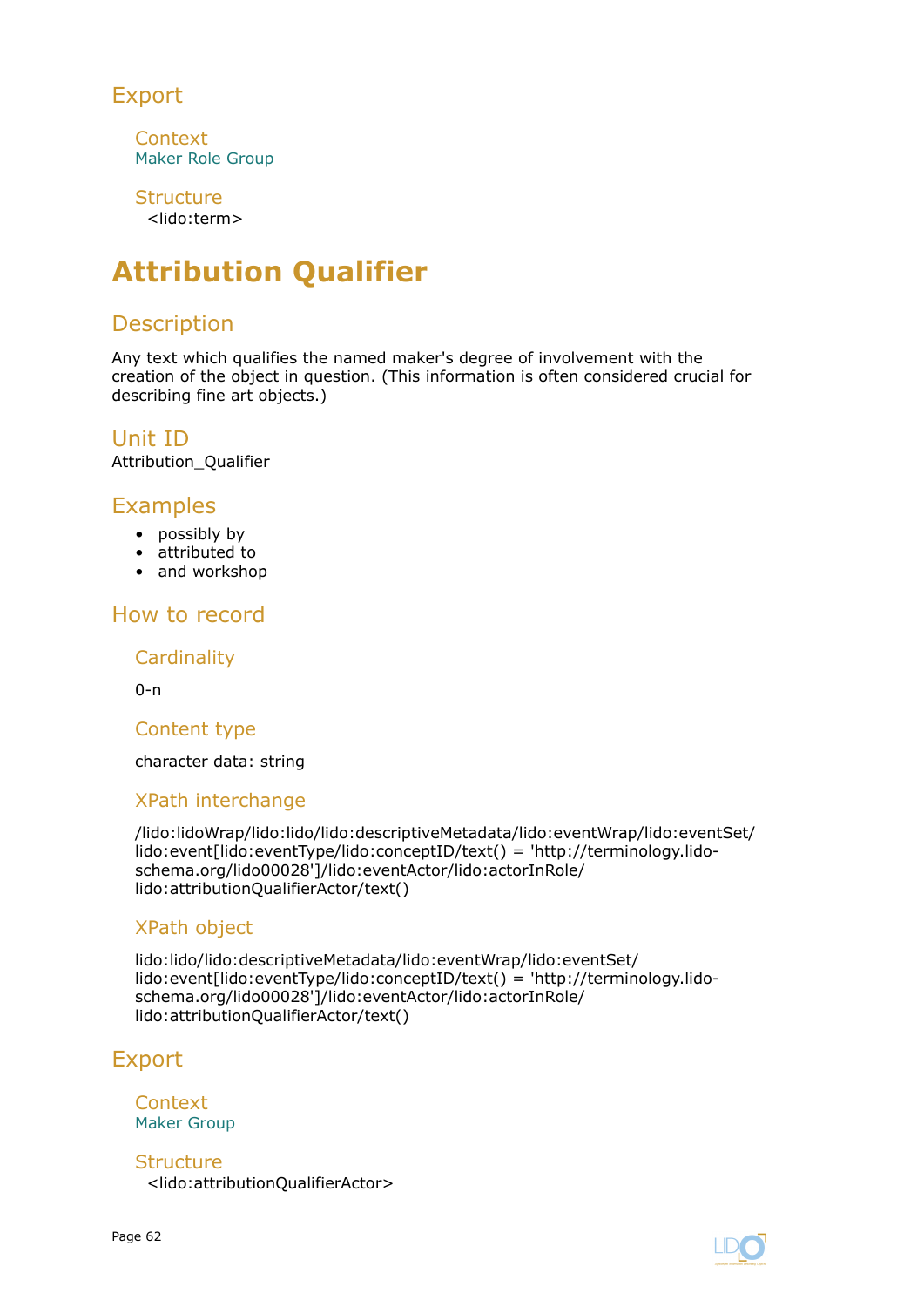## Export

### Context
Maker Role Group

### Structure
<lido:term>

# Attribution Qualifier

## Description

Any text which qualifies the named maker's degree of involvement with the creation of the object in question. (This information is often considered crucial for describing fine art objects.)

## Unit ID
Attribution_Qualifier

## Examples

- possibly by
- attributed to
- and workshop

## How to record

### Cardinality

0-n

### Content type

character data: string

### XPath interchange

/lido:lidoWrap/lido:lido/lido:descriptiveMetadata/lido:eventWrap/lido:eventSet/lido:event[lido:eventType/lido:conceptID/text() = 'http://terminology.lido-schema.org/lido00028']/lido:eventActor/lido:actorInRole/lido:attributionQualifierActor/text()

### XPath object

lido:lido/lido:descriptiveMetadata/lido:eventWrap/lido:eventSet/lido:event[lido:eventType/lido:conceptID/text() = 'http://terminology.lido-schema.org/lido00028']/lido:eventActor/lido:actorInRole/lido:attributionQualifierActor/text()

## Export

### Context
Maker Group

### Structure
<lido:attributionQualifierActor>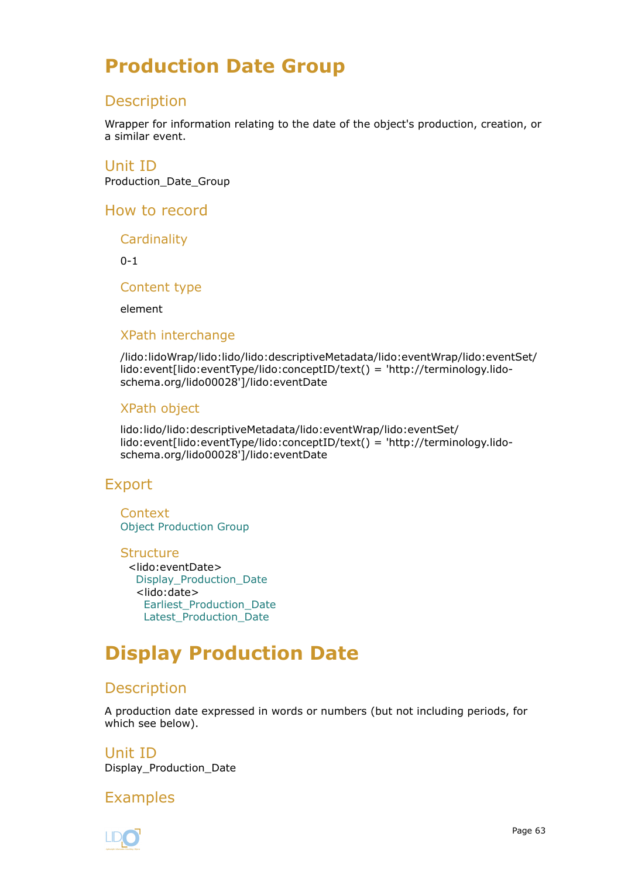# Production Date Group

## Description

Wrapper for information relating to the date of the object's production, creation, or a similar event.

## Unit ID

Production_Date_Group

## How to record

### Cardinality

0-1

### Content type

element

### XPath interchange

/lido:lidoWrap/lido:lido/lido:descriptiveMetadata/lido:eventWrap/lido:eventSet/lido:event[lido:eventType/lido:conceptID/text() = 'http://terminology.lido-schema.org/lido00028']/lido:eventDate

### XPath object

lido:lido/lido:descriptiveMetadata/lido:eventWrap/lido:eventSet/lido:event[lido:eventType/lido:conceptID/text() = 'http://terminology.lido-schema.org/lido00028']/lido:eventDate

## Export

### Context

Object Production Group

### Structure

```
<lido:eventDate>
  Display_Production_Date
  <lido:date>
    Earliest_Production_Date
    Latest_Production_Date
```

# Display Production Date

## Description

A production date expressed in words or numbers (but not including periods, for which see below).

## Unit ID

Display_Production_Date

## Examples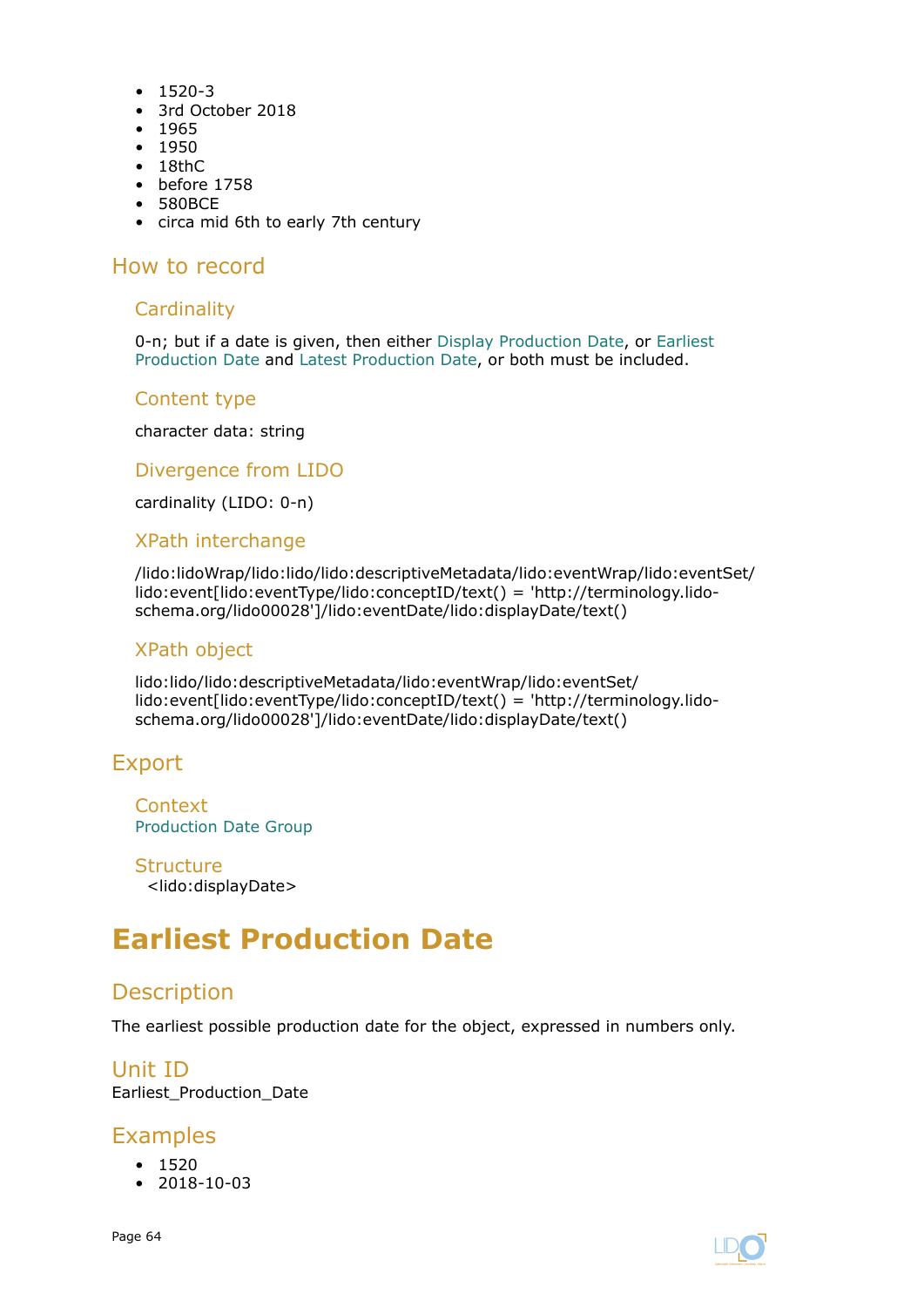- 1520-3
- 3rd October 2018
- 1965
- 1950
- 18thC
- before 1758
- 580BCE
- circa mid 6th to early 7th century

## How to record

### Cardinality

0-n; but if a date is given, then either Display Production Date, or Earliest Production Date and Latest Production Date, or both must be included.

### Content type

character data: string

### Divergence from LIDO

cardinality (LIDO: 0-n)

### XPath interchange

/lido:lidoWrap/lido:lido/lido:descriptiveMetadata/lido:eventWrap/lido:eventSet/lido:event[lido:eventType/lido:conceptID/text() = 'http://terminology.lido-schema.org/lido00028']/lido:eventDate/lido:displayDate/text()

### XPath object

lido:lido/lido:descriptiveMetadata/lido:eventWrap/lido:eventSet/lido:event[lido:eventType/lido:conceptID/text() = 'http://terminology.lido-schema.org/lido00028']/lido:eventDate/lido:displayDate/text()

## Export

### Context

Production Date Group

### Structure

<lido:displayDate>

# Earliest Production Date

## Description

The earliest possible production date for the object, expressed in numbers only.

## Unit ID

Earliest_Production_Date

## Examples

- 1520
- 2018-10-03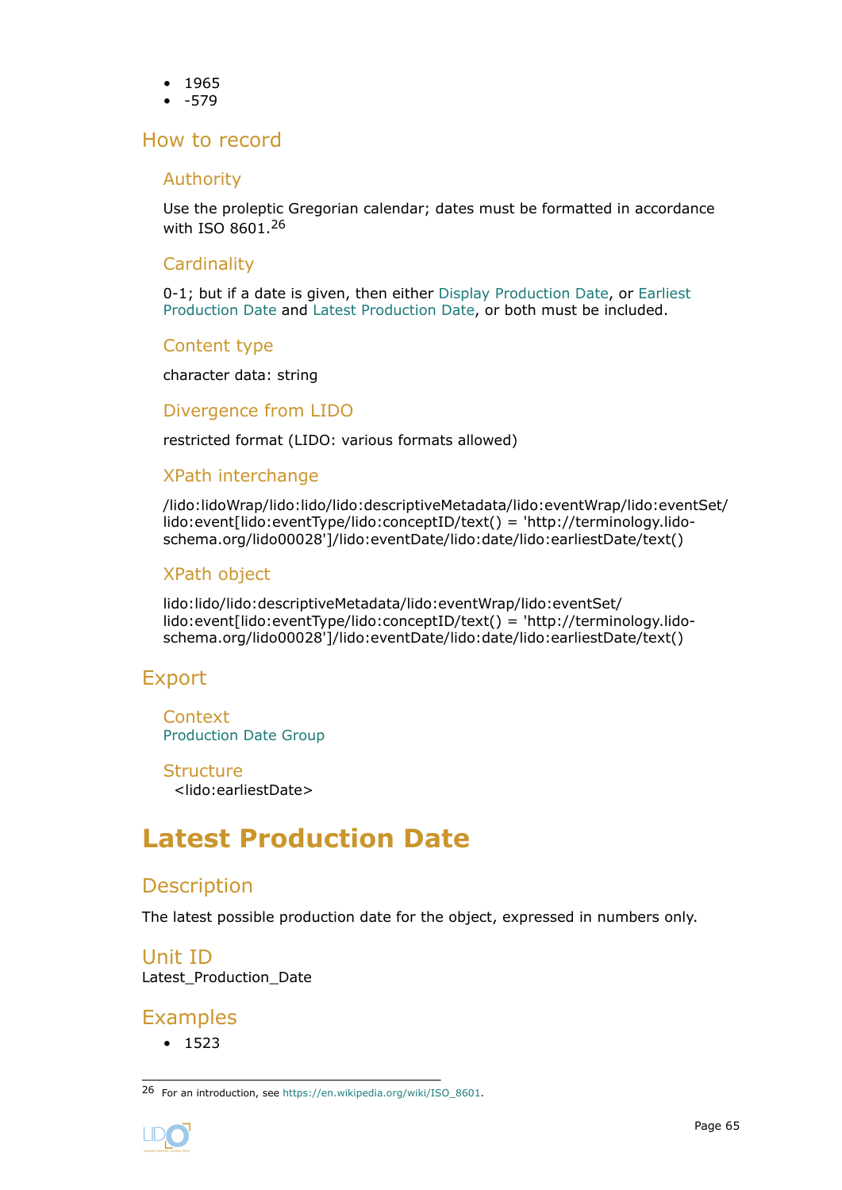- 1965
- -579

## How to record

### Authority

Use the proleptic Gregorian calendar; dates must be formatted in accordance with ISO 8601.[26]

### Cardinality

0-1; but if a date is given, then either Display Production Date, or Earliest Production Date and Latest Production Date, or both must be included.

### Content type

character data: string

### Divergence from LIDO

restricted format (LIDO: various formats allowed)

### XPath interchange

/lido:lidoWrap/lido:lido/lido:descriptiveMetadata/lido:eventWrap/lido:eventSet/lido:event[lido:eventType/lido:conceptID/text() = 'http://terminology.lido-schema.org/lido00028']/lido:eventDate/lido:date/lido:earliestDate/text()

### XPath object

lido:lido/lido:descriptiveMetadata/lido:eventWrap/lido:eventSet/lido:event[lido:eventType/lido:conceptID/text() = 'http://terminology.lido-schema.org/lido00028']/lido:eventDate/lido:date/lido:earliestDate/text()

## Export

### Context

Production Date Group

### Structure

<lido:earliestDate>

# Latest Production Date

## Description

The latest possible production date for the object, expressed in numbers only.

## Unit ID

Latest_Production_Date

## Examples

- 1523

---

[26] For an introduction, see https://en.wikipedia.org/wiki/ISO_8601.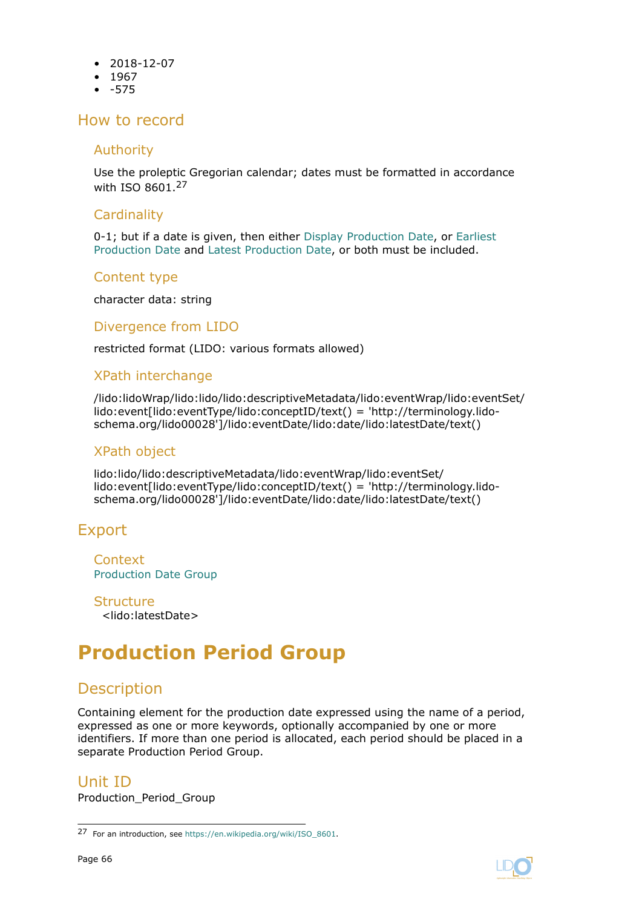- 2018-12-07
- 1967
- -575

## How to record

### Authority

Use the proleptic Gregorian calendar; dates must be formatted in accordance with ISO 8601.[27]

### Cardinality

0-1; but if a date is given, then either Display Production Date, or Earliest Production Date and Latest Production Date, or both must be included.

### Content type

character data: string

### Divergence from LIDO

restricted format (LIDO: various formats allowed)

### XPath interchange

/lido:lidoWrap/lido:lido/lido:descriptiveMetadata/lido:eventWrap/lido:eventSet/lido:event[lido:eventType/lido:conceptID/text() = 'http://terminology.lido-schema.org/lido00028']/lido:eventDate/lido:date/lido:latestDate/text()

### XPath object

lido:lido/lido:descriptiveMetadata/lido:eventWrap/lido:eventSet/lido:event[lido:eventType/lido:conceptID/text() = 'http://terminology.lido-schema.org/lido00028']/lido:eventDate/lido:date/lido:latestDate/text()

## Export

### Context

Production Date Group

### Structure

<lido:latestDate>

# Production Period Group

## Description

Containing element for the production date expressed using the name of a period, expressed as one or more keywords, optionally accompanied by one or more identifiers. If more than one period is allocated, each period should be placed in a separate Production Period Group.

## Unit ID

Production_Period_Group

---

[27] For an introduction, see https://en.wikipedia.org/wiki/ISO_8601.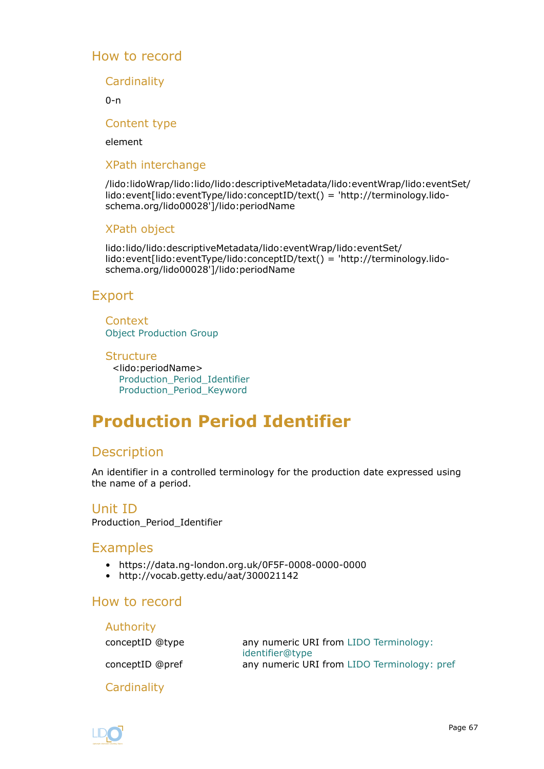## How to record

### Cardinality

0-n

### Content type

element

### XPath interchange

/lido:lidoWrap/lido:lido/lido:descriptiveMetadata/lido:eventWrap/lido:eventSet/lido:event[lido:eventType/lido:conceptID/text() = 'http://terminology.lido-schema.org/lido00028']/lido:periodName

### XPath object

lido:lido/lido:descriptiveMetadata/lido:eventWrap/lido:eventSet/lido:event[lido:eventType/lido:conceptID/text() = 'http://terminology.lido-schema.org/lido00028']/lido:periodName

## Export

### Context

Object Production Group

### Structure

<lido:periodName>
  Production_Period_Identifier
  Production_Period_Keyword

# Production Period Identifier

## Description

An identifier in a controlled terminology for the production date expressed using the name of a period.

## Unit ID

Production_Period_Identifier

## Examples

- https://data.ng-london.org.uk/0F5F-0008-0000-0000
- http://vocab.getty.edu/aat/300021142

## How to record

### Authority

| | |
|---|---|
| conceptID @type | any numeric URI from LIDO Terminology: identifier@type |
| conceptID @pref | any numeric URI from LIDO Terminology: pref |

### Cardinality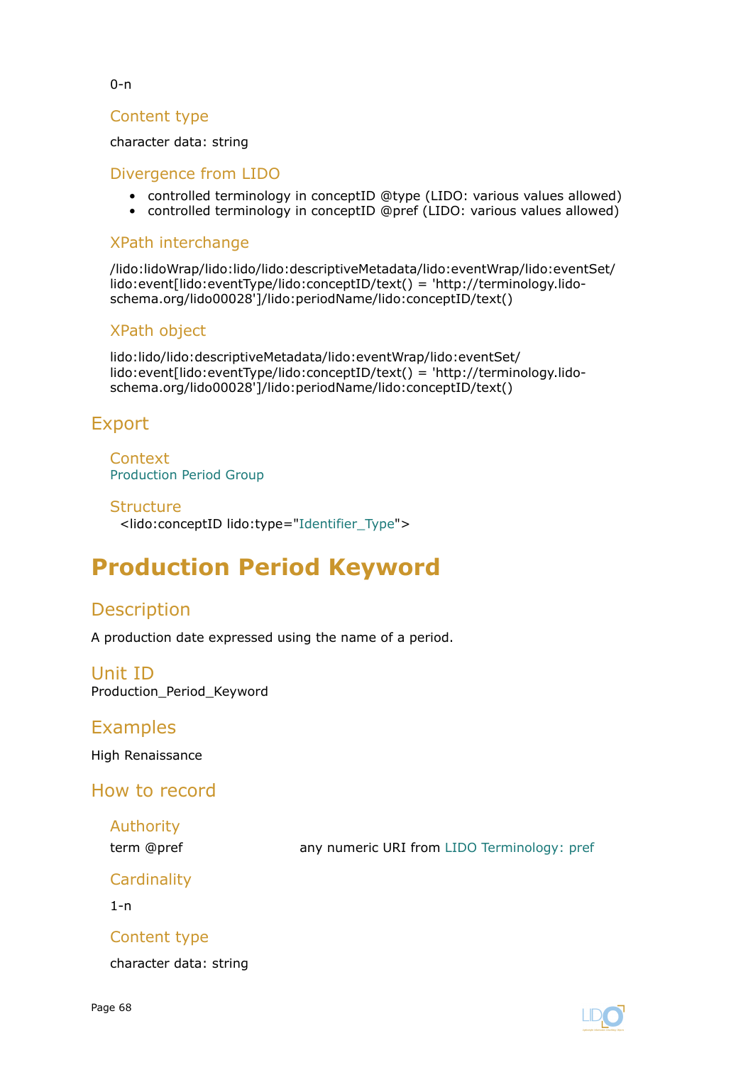0-n

### Content type

character data: string

### Divergence from LIDO

- controlled terminology in conceptID @type (LIDO: various values allowed)
- controlled terminology in conceptID @pref (LIDO: various values allowed)

### XPath interchange

/lido:lidoWrap/lido:lido/lido:descriptiveMetadata/lido:eventWrap/lido:eventSet/lido:event[lido:eventType/lido:conceptID/text() = 'http://terminology.lido-schema.org/lido00028']/lido:periodName/lido:conceptID/text()

### XPath object

lido:lido/lido:descriptiveMetadata/lido:eventWrap/lido:eventSet/lido:event[lido:eventType/lido:conceptID/text() = 'http://terminology.lido-schema.org/lido00028']/lido:periodName/lido:conceptID/text()

## Export

### Context

Production Period Group

### Structure

<lido:conceptID lido:type="Identifier_Type">

# Production Period Keyword

## Description

A production date expressed using the name of a period.

## Unit ID

Production_Period_Keyword

## Examples

High Renaissance

## How to record

### Authority

| | |
|---|---|
| term @pref | any numeric URI from LIDO Terminology: pref |

### Cardinality

1-n

### Content type

character data: string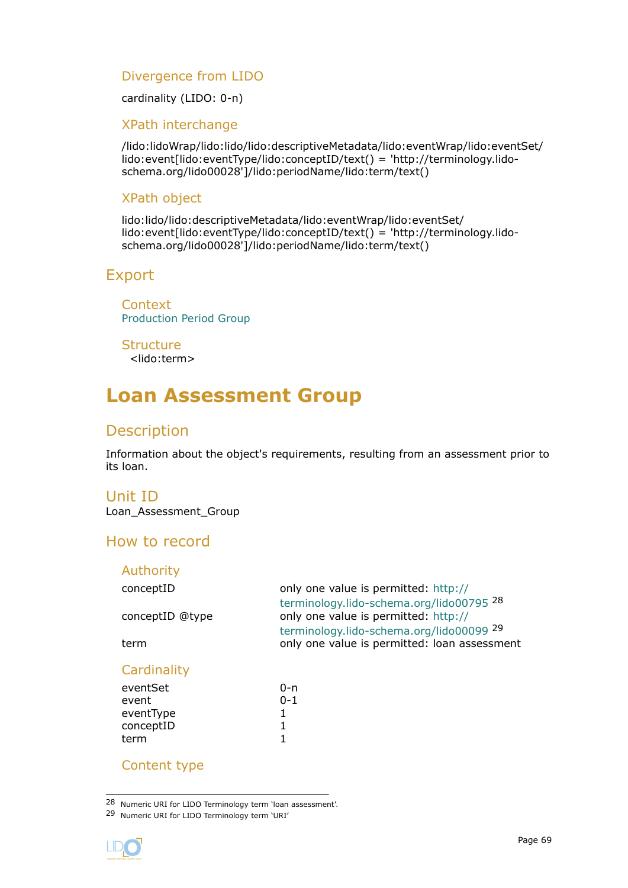#### Divergence from LIDO

cardinality (LIDO: 0-n)

#### XPath interchange

/lido:lidoWrap/lido:lido/lido:descriptiveMetadata/lido:eventWrap/lido:eventSet/lido:event[lido:eventType/lido:conceptID/text() = 'http://terminology.lido-schema.org/lido00028']/lido:periodName/lido:term/text()

#### XPath object

lido:lido/lido:descriptiveMetadata/lido:eventWrap/lido:eventSet/lido:event[lido:eventType/lido:conceptID/text() = 'http://terminology.lido-schema.org/lido00028']/lido:periodName/lido:term/text()

### Export

#### Context

Production Period Group

#### Structure

<lido:term>

# Loan Assessment Group

## Description

Information about the object's requirements, resulting from an assessment prior to its loan.

## Unit ID

Loan_Assessment_Group

## How to record

### Authority

| | |
|---|---|
| conceptID | only one value is permitted: http://terminology.lido-schema.org/lido00795 [28] |
| conceptID @type | only one value is permitted: http://terminology.lido-schema.org/lido00099 [29] |
| term | only one value is permitted: loan assessment |

### Cardinality

| | |
|---|---|
| eventSet | 0-n |
| event | 0-1 |
| eventType | 1 |
| conceptID | 1 |
| term | 1 |

### Content type

---

[28] Numeric URI for LIDO Terminology term 'loan assessment'.

[29] Numeric URI for LIDO Terminology term 'URI'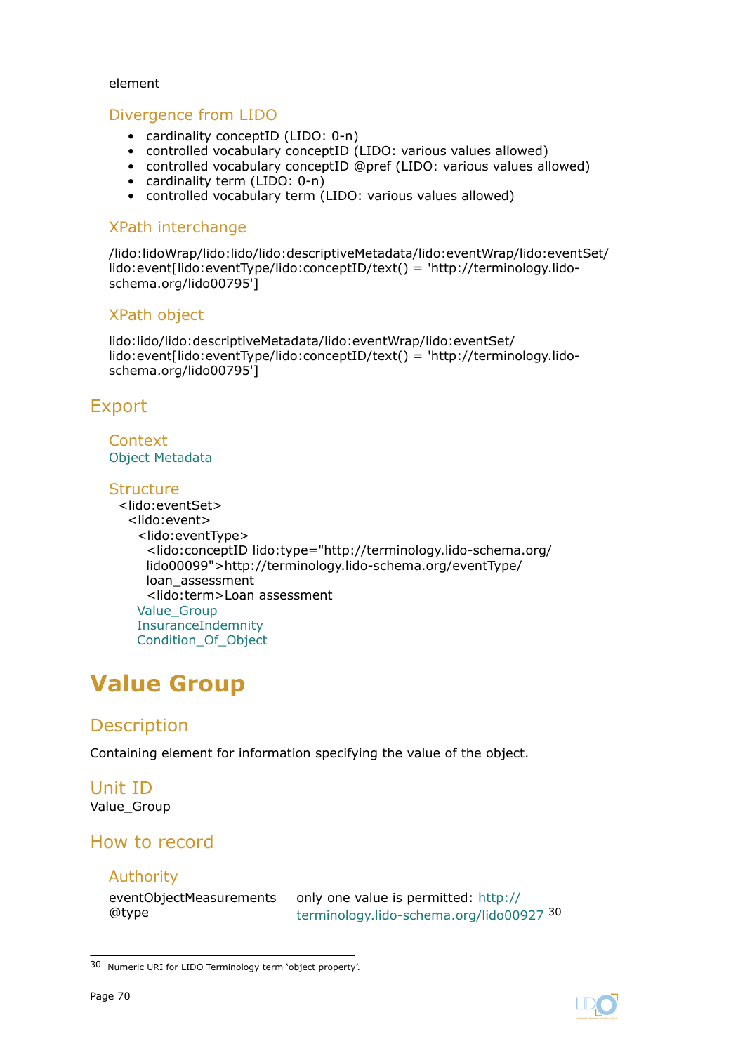element

### Divergence from LIDO

- cardinality conceptID (LIDO: 0-n)
- controlled vocabulary conceptID (LIDO: various values allowed)
- controlled vocabulary conceptID @pref (LIDO: various values allowed)
- cardinality term (LIDO: 0-n)
- controlled vocabulary term (LIDO: various values allowed)

### XPath interchange

/lido:lidoWrap/lido:lido/lido:descriptiveMetadata/lido:eventWrap/lido:eventSet/lido:event[lido:eventType/lido:conceptID/text() = 'http://terminology.lido-schema.org/lido00795']

### XPath object

lido:lido/lido:descriptiveMetadata/lido:eventWrap/lido:eventSet/lido:event[lido:eventType/lido:conceptID/text() = 'http://terminology.lido-schema.org/lido00795']

## Export

### Context

Object Metadata

### Structure

```
<lido:eventSet>
  <lido:event>
    <lido:eventType>
      <lido:conceptID lido:type="http://terminology.lido-schema.org/
      lido00099">http://terminology.lido-schema.org/eventType/
      loan_assessment
      <lido:term>Loan assessment
    Value_Group
    InsuranceIndemnity
    Condition_Of_Object
```

# Value Group

## Description

Containing element for information specifying the value of the object.

## Unit ID

Value_Group

## How to record

### Authority

| | |
|---|---|
| eventObjectMeasurements @type | only one value is permitted: http://terminology.lido-schema.org/lido00927 [30] |

[30] Numeric URI for LIDO Terminology term 'object property'.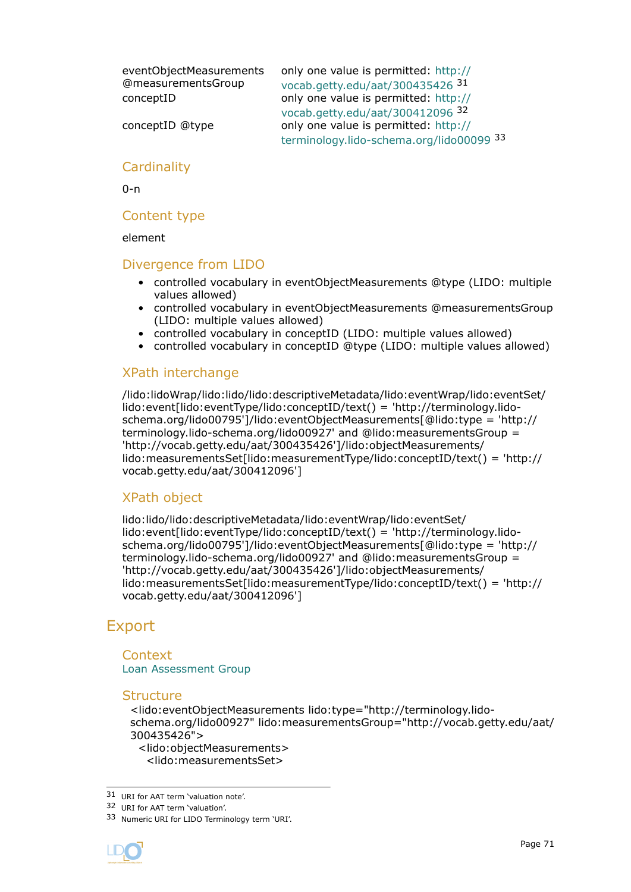| | |
|---|---|
| eventObjectMeasurements @measurementsGroup | only one value is permitted: http://vocab.getty.edu/aat/300435426 [31] |
| conceptID | only one value is permitted: http://vocab.getty.edu/aat/300412096 [32] |
| conceptID @type | only one value is permitted: http://terminology.lido-schema.org/lido00099 [33] |

### Cardinality

0-n

### Content type

element

### Divergence from LIDO

- controlled vocabulary in eventObjectMeasurements @type (LIDO: multiple values allowed)
- controlled vocabulary in eventObjectMeasurements @measurementsGroup (LIDO: multiple values allowed)
- controlled vocabulary in conceptID (LIDO: multiple values allowed)
- controlled vocabulary in conceptID @type (LIDO: multiple values allowed)

### XPath interchange

/lido:lidoWrap/lido:lido/lido:descriptiveMetadata/lido:eventWrap/lido:eventSet/lido:event[lido:eventType/lido:conceptID/text() = 'http://terminology.lido-schema.org/lido00795']/lido:eventObjectMeasurements[@lido:type = 'http://terminology.lido-schema.org/lido00927' and @lido:measurementsGroup = 'http://vocab.getty.edu/aat/300435426']/lido:objectMeasurements/lido:measurementsSet[lido:measurementType/lido:conceptID/text() = 'http://vocab.getty.edu/aat/300412096']

### XPath object

lido:lido/lido:descriptiveMetadata/lido:eventWrap/lido:eventSet/lido:event[lido:eventType/lido:conceptID/text() = 'http://terminology.lido-schema.org/lido00795']/lido:eventObjectMeasurements[@lido:type = 'http://terminology.lido-schema.org/lido00927' and @lido:measurementsGroup = 'http://vocab.getty.edu/aat/300435426']/lido:objectMeasurements/lido:measurementsSet[lido:measurementType/lido:conceptID/text() = 'http://vocab.getty.edu/aat/300412096']

## Export

### Context

Loan Assessment Group

### Structure

```
<lido:eventObjectMeasurements lido:type="http://terminology.lido-schema.org/lido00927" lido:measurementsGroup="http://vocab.getty.edu/aat/300435426">
  <lido:objectMeasurements>
    <lido:measurementsSet>
```

---

[31] URI for AAT term 'valuation note'.

[32] URI for AAT term 'valuation'.

[33] Numeric URI for LIDO Terminology term 'URI'.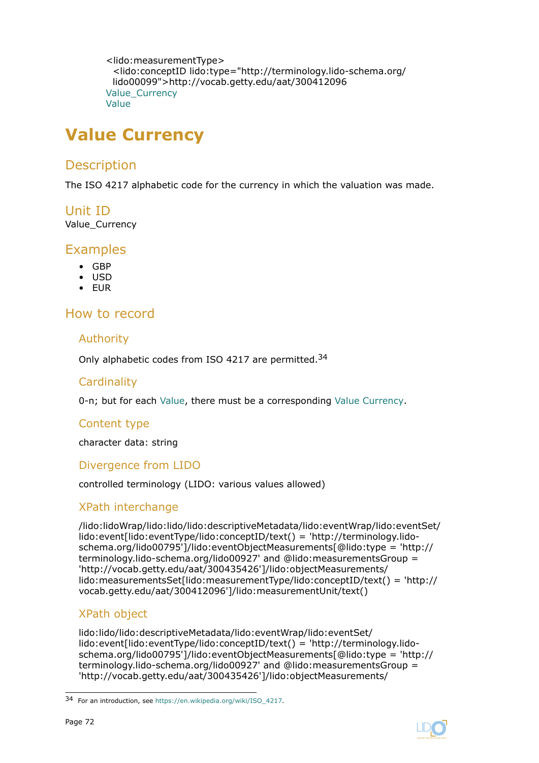```
<lido:measurementType>
  <lido:conceptID lido:type="http://terminology.lido-schema.org/
  lido00099">http://vocab.getty.edu/aat/300412096
```
Value_Currency
Value

# Value Currency

## Description

The ISO 4217 alphabetic code for the currency in which the valuation was made.

## Unit ID

Value_Currency

## Examples

- GBP
- USD
- EUR

## How to record

### Authority

Only alphabetic codes from ISO 4217 are permitted.[34]

### Cardinality

0-n; but for each Value, there must be a corresponding Value Currency.

### Content type

character data: string

### Divergence from LIDO

controlled terminology (LIDO: various values allowed)

### XPath interchange

/lido:lidoWrap/lido:lido/lido:descriptiveMetadata/lido:eventWrap/lido:eventSet/lido:event[lido:eventType/lido:conceptID/text() = 'http://terminology.lido-schema.org/lido00795']/lido:eventObjectMeasurements[@lido:type = 'http://terminology.lido-schema.org/lido00927' and @lido:measurementsGroup = 'http://vocab.getty.edu/aat/300435426']/lido:objectMeasurements/lido:measurementsSet[lido:measurementType/lido:conceptID/text() = 'http://vocab.getty.edu/aat/300412096']/lido:measurementUnit/text()

### XPath object

lido:lido/lido:descriptiveMetadata/lido:eventWrap/lido:eventSet/lido:event[lido:eventType/lido:conceptID/text() = 'http://terminology.lido-schema.org/lido00795']/lido:eventObjectMeasurements[@lido:type = 'http://terminology.lido-schema.org/lido00927' and @lido:measurementsGroup = 'http://vocab.getty.edu/aat/300435426']/lido:objectMeasurements/

---

[34] For an introduction, see https://en.wikipedia.org/wiki/ISO_4217.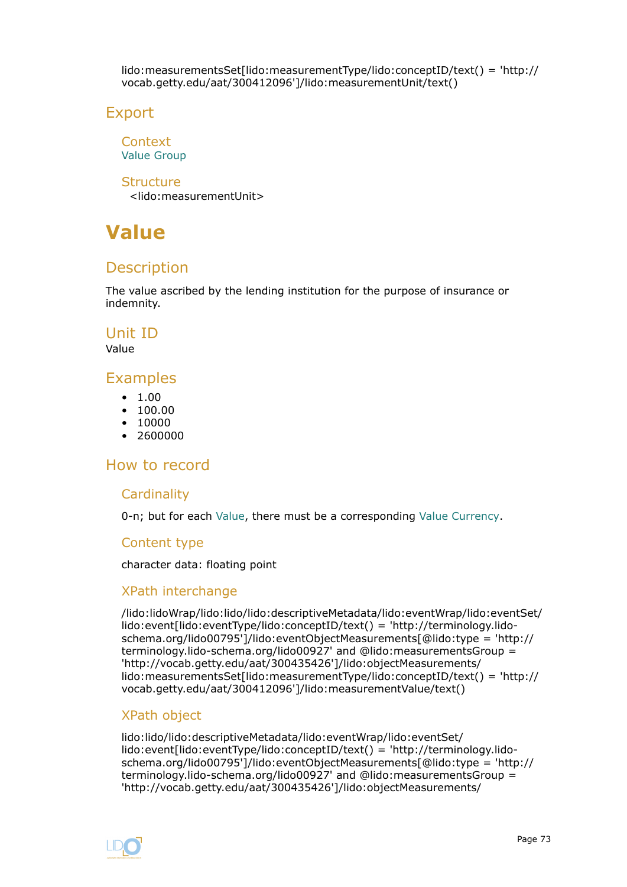lido:measurementsSet[lido:measurementType/lido:conceptID/text() = 'http://vocab.getty.edu/aat/300412096']/lido:measurementUnit/text()

## Export

### Context

Value Group

### Structure

<lido:measurementUnit>

# Value

## Description

The value ascribed by the lending institution for the purpose of insurance or indemnity.

## Unit ID

Value

## Examples

- 1.00
- 100.00
- 10000
- 2600000

## How to record

### Cardinality

0-n; but for each Value, there must be a corresponding Value Currency.

### Content type

character data: floating point

### XPath interchange

/lido:lidoWrap/lido:lido/lido:descriptiveMetadata/lido:eventWrap/lido:eventSet/lido:event[lido:eventType/lido:conceptID/text() = 'http://terminology.lido-schema.org/lido00795']/lido:eventObjectMeasurements[@lido:type = 'http://terminology.lido-schema.org/lido00927' and @lido:measurementsGroup = 'http://vocab.getty.edu/aat/300435426']/lido:objectMeasurements/lido:measurementsSet[lido:measurementType/lido:conceptID/text() = 'http://vocab.getty.edu/aat/300412096']/lido:measurementValue/text()

### XPath object

lido:lido/lido:descriptiveMetadata/lido:eventWrap/lido:eventSet/lido:event[lido:eventType/lido:conceptID/text() = 'http://terminology.lido-schema.org/lido00795']/lido:eventObjectMeasurements[@lido:type = 'http://terminology.lido-schema.org/lido00927' and @lido:measurementsGroup = 'http://vocab.getty.edu/aat/300435426']/lido:objectMeasurements/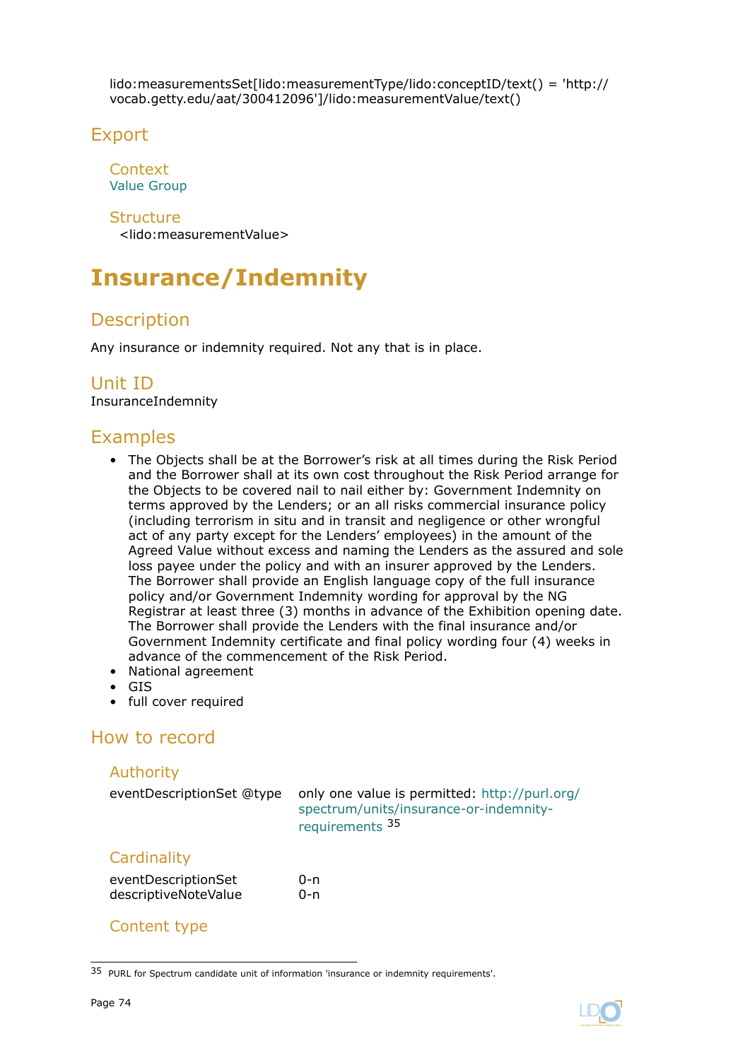lido:measurementsSet[lido:measurementType/lido:conceptID/text() = 'http://vocab.getty.edu/aat/300412096']/lido:measurementValue/text()

## Export

### Context

Value Group

### Structure

<lido:measurementValue>

# Insurance/Indemnity

## Description

Any insurance or indemnity required. Not any that is in place.

## Unit ID

InsuranceIndemnity

## Examples

- The Objects shall be at the Borrower's risk at all times during the Risk Period and the Borrower shall at its own cost throughout the Risk Period arrange for the Objects to be covered nail to nail either by: Government Indemnity on terms approved by the Lenders; or an all risks commercial insurance policy (including terrorism in situ and in transit and negligence or other wrongful act of any party except for the Lenders' employees) in the amount of the Agreed Value without excess and naming the Lenders as the assured and sole loss payee under the policy and with an insurer approved by the Lenders. The Borrower shall provide an English language copy of the full insurance policy and/or Government Indemnity wording for approval by the NG Registrar at least three (3) months in advance of the Exhibition opening date. The Borrower shall provide the Lenders with the final insurance and/or Government Indemnity certificate and final policy wording four (4) weeks in advance of the commencement of the Risk Period.
- National agreement
- GIS
- full cover required

## How to record

### Authority

| | |
|---|---|
| eventDescriptionSet @type | only one value is permitted: http://purl.org/spectrum/units/insurance-or-indemnity-requirements [35] |

### Cardinality

| | |
|---|---|
| eventDescriptionSet | 0-n |
| descriptiveNoteValue | 0-n |

### Content type

[35] PURL for Spectrum candidate unit of information 'insurance or indemnity requirements'.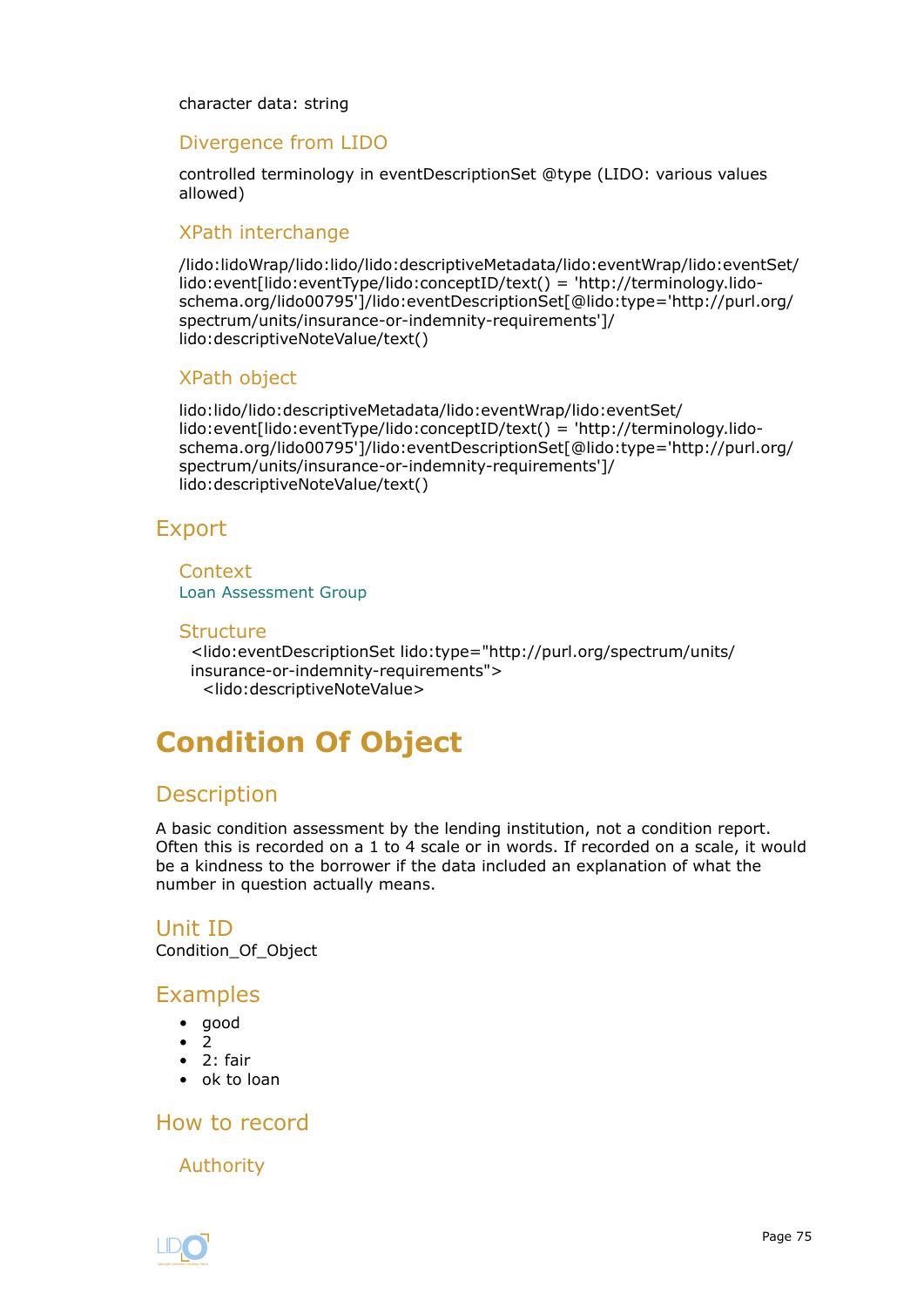character data: string

### Divergence from LIDO

controlled terminology in eventDescriptionSet @type (LIDO: various values allowed)

### XPath interchange

/lido:lidoWrap/lido:lido/lido:descriptiveMetadata/lido:eventWrap/lido:eventSet/lido:event[lido:eventType/lido:conceptID/text() = 'http://terminology.lido-schema.org/lido00795']/lido:eventDescriptionSet[@lido:type='http://purl.org/spectrum/units/insurance-or-indemnity-requirements']/lido:descriptiveNoteValue/text()

### XPath object

lido:lido/lido:descriptiveMetadata/lido:eventWrap/lido:eventSet/lido:event[lido:eventType/lido:conceptID/text() = 'http://terminology.lido-schema.org/lido00795']/lido:eventDescriptionSet[@lido:type='http://purl.org/spectrum/units/insurance-or-indemnity-requirements']/lido:descriptiveNoteValue/text()

## Export

### Context

Loan Assessment Group

### Structure

```
<lido:eventDescriptionSet lido:type="http://purl.org/spectrum/units/insurance-or-indemnity-requirements">
  <lido:descriptiveNoteValue>
```

# Condition Of Object

## Description

A basic condition assessment by the lending institution, not a condition report. Often this is recorded on a 1 to 4 scale or in words. If recorded on a scale, it would be a kindness to the borrower if the data included an explanation of what the number in question actually means.

## Unit ID

Condition_Of_Object

## Examples

- good
- 2
- 2: fair
- ok to loan

## How to record

### Authority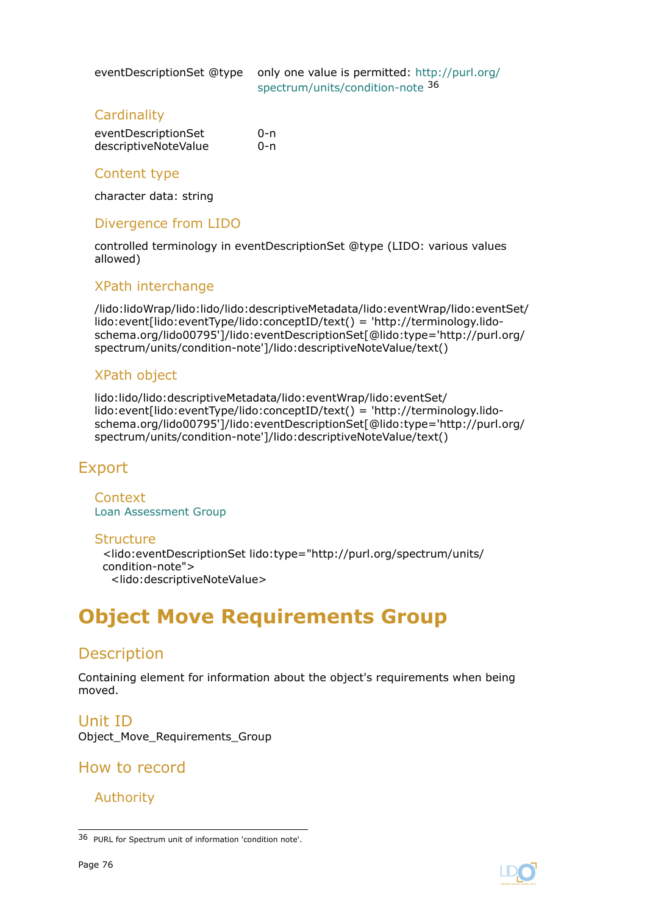| | |
|---|---|
| eventDescriptionSet @type | only one value is permitted: http://purl.org/spectrum/units/condition-note [36] |

### Cardinality

| | |
|---|---|
| eventDescriptionSet | 0-n |
| descriptiveNoteValue | 0-n |

### Content type

character data: string

### Divergence from LIDO

controlled terminology in eventDescriptionSet @type (LIDO: various values allowed)

### XPath interchange

/lido:lidoWrap/lido:lido/lido:descriptiveMetadata/lido:eventWrap/lido:eventSet/lido:event[lido:eventType/lido:conceptID/text() = 'http://terminology.lido-schema.org/lido00795']/lido:eventDescriptionSet[@lido:type='http://purl.org/spectrum/units/condition-note']/lido:descriptiveNoteValue/text()

### XPath object

lido:lido/lido:descriptiveMetadata/lido:eventWrap/lido:eventSet/lido:event[lido:eventType/lido:conceptID/text() = 'http://terminology.lido-schema.org/lido00795']/lido:eventDescriptionSet[@lido:type='http://purl.org/spectrum/units/condition-note']/lido:descriptiveNoteValue/text()

## Export

### Context

Loan Assessment Group

### Structure

```
<lido:eventDescriptionSet lido:type="http://purl.org/spectrum/units/condition-note">
  <lido:descriptiveNoteValue>
```

# Object Move Requirements Group

## Description

Containing element for information about the object's requirements when being moved.

## Unit ID

Object_Move_Requirements_Group

## How to record

### Authority

---

[36] PURL for Spectrum unit of information 'condition note'.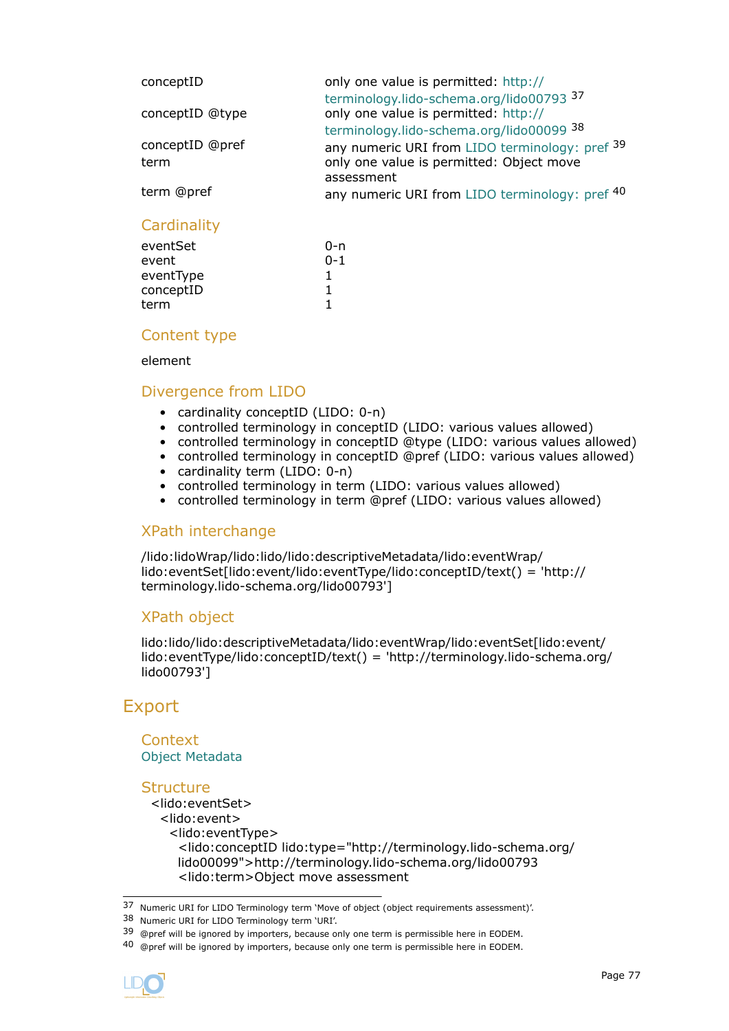| | |
|---|---|
| conceptID | only one value is permitted: http://terminology.lido-schema.org/lido00793 [37] |
| conceptID @type | only one value is permitted: http://terminology.lido-schema.org/lido00099 [38] |
| conceptID @pref | any numeric URI from LIDO terminology: pref [39] |
| term | only one value is permitted: Object move assessment |
| term @pref | any numeric URI from LIDO terminology: pref [40] |

### Cardinality

| | |
|---|---|
| eventSet | 0-n |
| event | 0-1 |
| eventType | 1 |
| conceptID | 1 |
| term | 1 |

### Content type

element

### Divergence from LIDO

- cardinality conceptID (LIDO: 0-n)
- controlled terminology in conceptID (LIDO: various values allowed)
- controlled terminology in conceptID @type (LIDO: various values allowed)
- controlled terminology in conceptID @pref (LIDO: various values allowed)
- cardinality term (LIDO: 0-n)
- controlled terminology in term (LIDO: various values allowed)
- controlled terminology in term @pref (LIDO: various values allowed)

### XPath interchange

/lido:lidoWrap/lido:lido/lido:descriptiveMetadata/lido:eventWrap/lido:eventSet[lido:event/lido:eventType/lido:conceptID/text() = 'http://terminology.lido-schema.org/lido00793']

### XPath object

lido:lido/lido:descriptiveMetadata/lido:eventWrap/lido:eventSet[lido:event/lido:eventType/lido:conceptID/text() = 'http://terminology.lido-schema.org/lido00793']

## Export

### Context

Object Metadata

### Structure

```
<lido:eventSet>
  <lido:event>
    <lido:eventType>
      <lido:conceptID lido:type="http://terminology.lido-schema.org/
      lido00099">http://terminology.lido-schema.org/lido00793
      <lido:term>Object move assessment
```

---

[37] Numeric URI for LIDO Terminology term 'Move of object (object requirements assessment)'.

[38] Numeric URI for LIDO Terminology term 'URI'.

[39] @pref will be ignored by importers, because only one term is permissible here in EODEM.

[40] @pref will be ignored by importers, because only one term is permissible here in EODEM.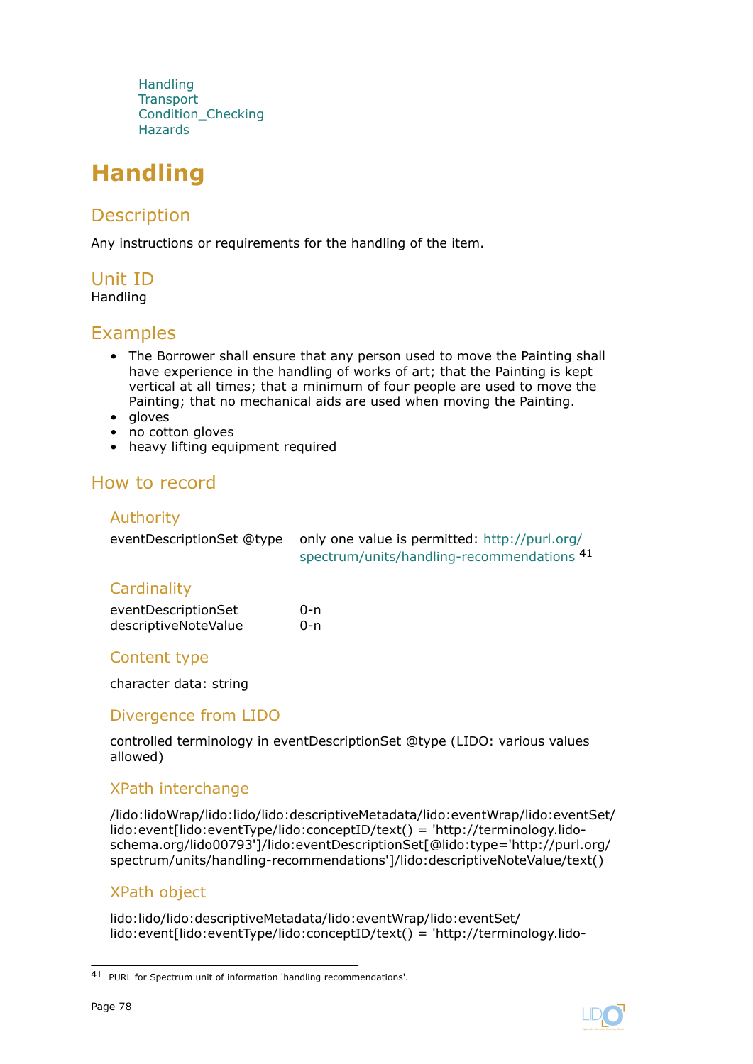Handling
Transport
Condition_Checking
Hazards

# Handling

## Description

Any instructions or requirements for the handling of the item.

## Unit ID

Handling

## Examples

- The Borrower shall ensure that any person used to move the Painting shall have experience in the handling of works of art; that the Painting is kept vertical at all times; that a minimum of four people are used to move the Painting; that no mechanical aids are used when moving the Painting.
- gloves
- no cotton gloves
- heavy lifting equipment required

## How to record

### Authority

| | |
|---|---|
| eventDescriptionSet @type | only one value is permitted: http://purl.org/spectrum/units/handling-recommendations [41] |

### Cardinality

| | |
|---|---|
| eventDescriptionSet | 0-n |
| descriptiveNoteValue | 0-n |

### Content type

character data: string

### Divergence from LIDO

controlled terminology in eventDescriptionSet @type (LIDO: various values allowed)

### XPath interchange

/lido:lidoWrap/lido:lido/lido:descriptiveMetadata/lido:eventWrap/lido:eventSet/lido:event[lido:eventType/lido:conceptID/text() = 'http://terminology.lido-schema.org/lido00793']/lido:eventDescriptionSet[@lido:type='http://purl.org/spectrum/units/handling-recommendations']/lido:descriptiveNoteValue/text()

### XPath object

lido:lido/lido:descriptiveMetadata/lido:eventWrap/lido:eventSet/lido:event[lido:eventType/lido:conceptID/text() = 'http://terminology.lido-

[41] PURL for Spectrum unit of information 'handling recommendations'.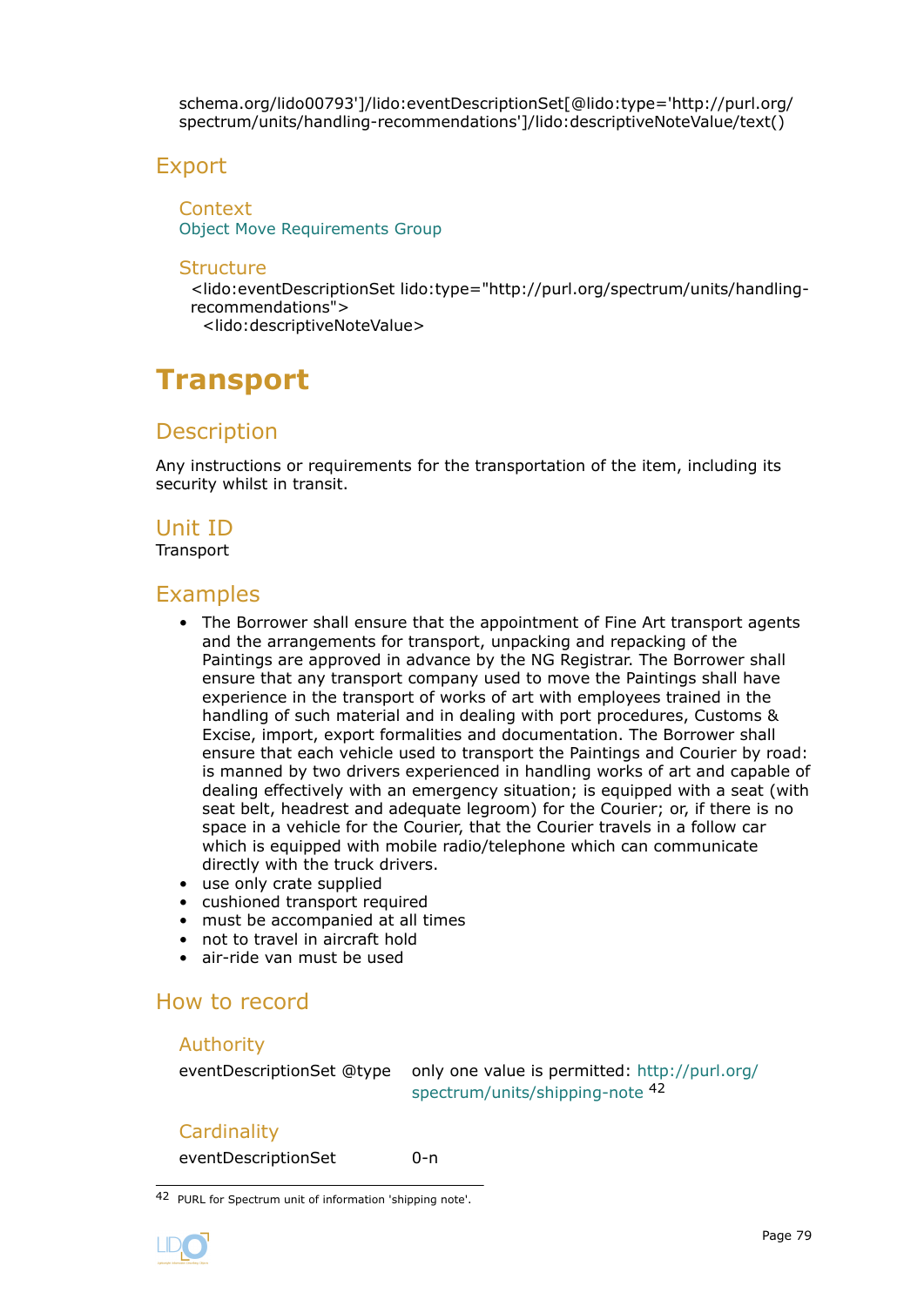schema.org/lido00793']/lido:eventDescriptionSet[@lido:type='http://purl.org/spectrum/units/handling-recommendations']/lido:descriptiveNoteValue/text()

## Export

### Context

Object Move Requirements Group

### Structure

```
<lido:eventDescriptionSet lido:type="http://purl.org/spectrum/units/handling-recommendations">
  <lido:descriptiveNoteValue>
```

# Transport

## Description

Any instructions or requirements for the transportation of the item, including its security whilst in transit.

## Unit ID

Transport

## Examples

- The Borrower shall ensure that the appointment of Fine Art transport agents and the arrangements for transport, unpacking and repacking of the Paintings are approved in advance by the NG Registrar. The Borrower shall ensure that any transport company used to move the Paintings shall have experience in the transport of works of art with employees trained in the handling of such material and in dealing with port procedures, Customs & Excise, import, export formalities and documentation. The Borrower shall ensure that each vehicle used to transport the Paintings and Courier by road: is manned by two drivers experienced in handling works of art and capable of dealing effectively with an emergency situation; is equipped with a seat (with seat belt, headrest and adequate legroom) for the Courier; or, if there is no space in a vehicle for the Courier, that the Courier travels in a follow car which is equipped with mobile radio/telephone which can communicate directly with the truck drivers.
- use only crate supplied
- cushioned transport required
- must be accompanied at all times
- not to travel in aircraft hold
- air-ride van must be used

## How to record

### Authority

| | |
|---|---|
| eventDescriptionSet @type | only one value is permitted: http://purl.org/spectrum/units/shipping-note [42] |

### Cardinality

| | |
|---|---|
| eventDescriptionSet | 0-n |

[42] PURL for Spectrum unit of information 'shipping note'.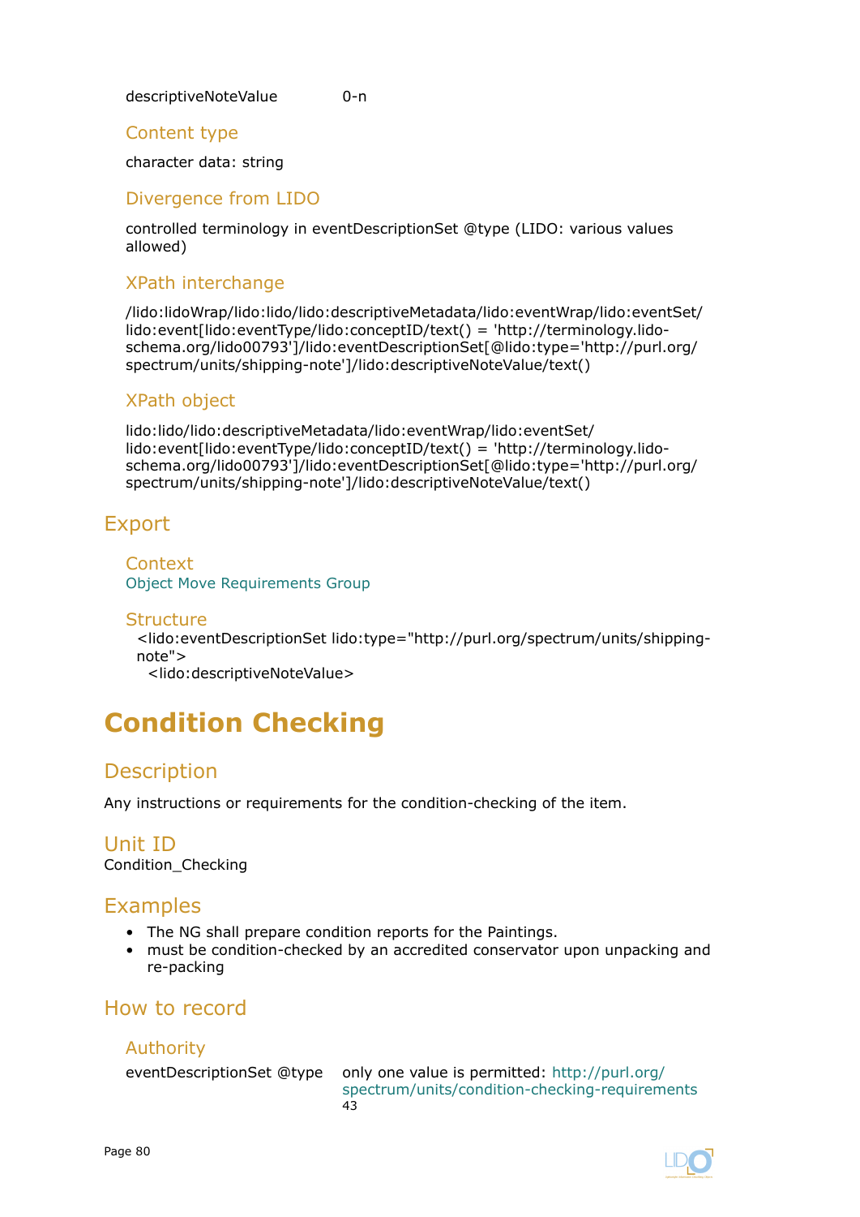descriptiveNoteValue 0-n

### Content type

character data: string

### Divergence from LIDO

controlled terminology in eventDescriptionSet @type (LIDO: various values allowed)

### XPath interchange

/lido:lidoWrap/lido:lido/lido:descriptiveMetadata/lido:eventWrap/lido:eventSet/lido:event[lido:eventType/lido:conceptID/text() = 'http://terminology.lido-schema.org/lido00793']/lido:eventDescriptionSet[@lido:type='http://purl.org/spectrum/units/shipping-note']/lido:descriptiveNoteValue/text()

### XPath object

lido:lido/lido:descriptiveMetadata/lido:eventWrap/lido:eventSet/lido:event[lido:eventType/lido:conceptID/text() = 'http://terminology.lido-schema.org/lido00793']/lido:eventDescriptionSet[@lido:type='http://purl.org/spectrum/units/shipping-note']/lido:descriptiveNoteValue/text()

## Export

### Context

Object Move Requirements Group

### Structure

```
<lido:eventDescriptionSet lido:type="http://purl.org/spectrum/units/shipping-note">
  <lido:descriptiveNoteValue>
```

# Condition Checking

## Description

Any instructions or requirements for the condition-checking of the item.

## Unit ID

Condition_Checking

## Examples

- The NG shall prepare condition reports for the Paintings.
- must be condition-checked by an accredited conservator upon unpacking and re-packing

## How to record

### Authority

eventDescriptionSet @type only one value is permitted: http://purl.org/spectrum/units/condition-checking-requirements [43]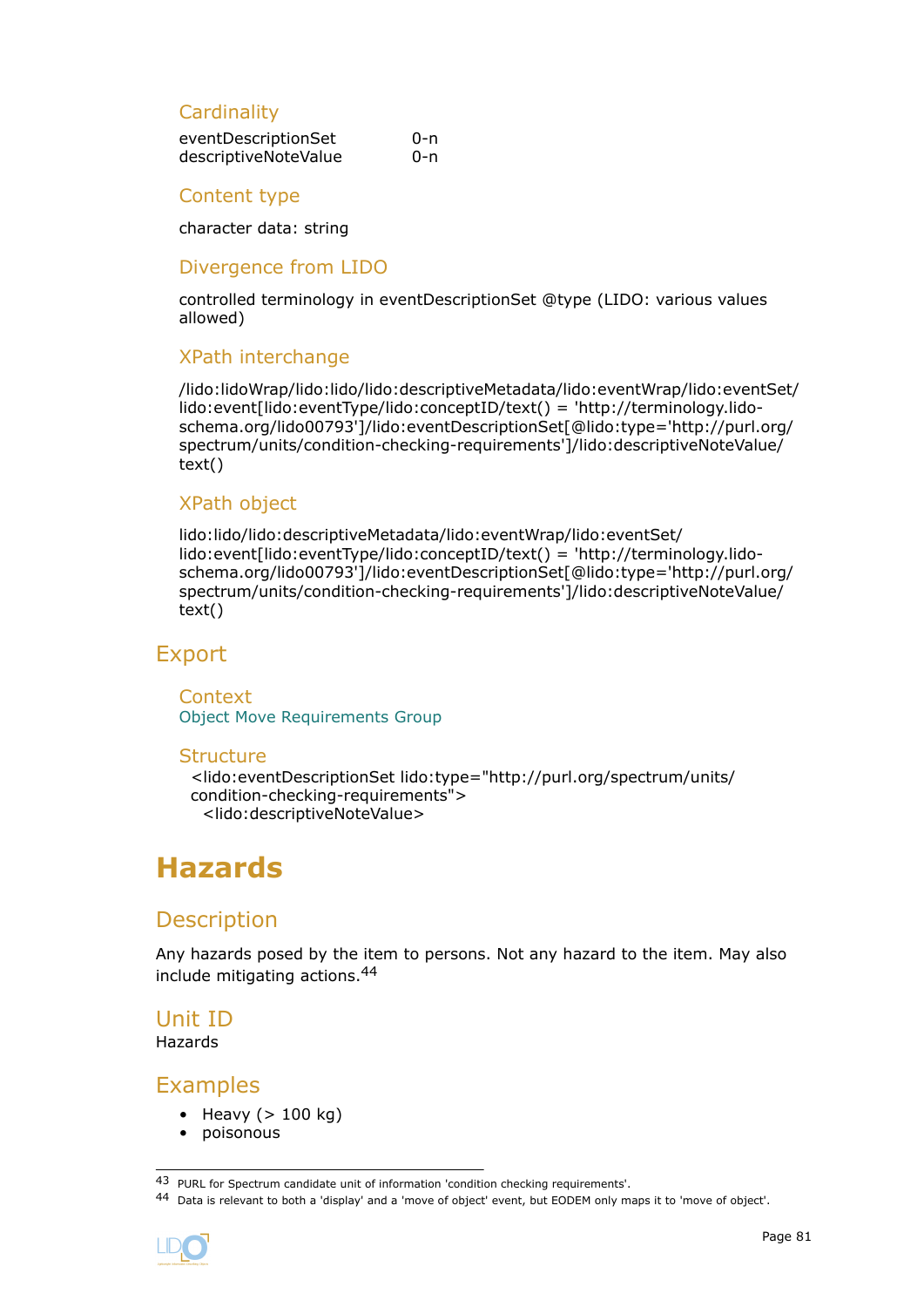### Cardinality

eventDescriptionSet 0-n
descriptiveNoteValue 0-n

### Content type

character data: string

### Divergence from LIDO

controlled terminology in eventDescriptionSet @type (LIDO: various values allowed)

### XPath interchange

/lido:lidoWrap/lido:lido/lido:descriptiveMetadata/lido:eventWrap/lido:eventSet/lido:event[lido:eventType/lido:conceptID/text() = 'http://terminology.lido-schema.org/lido00793']/lido:eventDescriptionSet[@lido:type='http://purl.org/spectrum/units/condition-checking-requirements']/lido:descriptiveNoteValue/text()

### XPath object

lido:lido/lido:descriptiveMetadata/lido:eventWrap/lido:eventSet/lido:event[lido:eventType/lido:conceptID/text() = 'http://terminology.lido-schema.org/lido00793']/lido:eventDescriptionSet[@lido:type='http://purl.org/spectrum/units/condition-checking-requirements']/lido:descriptiveNoteValue/text()

## Export

### Context

Object Move Requirements Group

### Structure

```
<lido:eventDescriptionSet lido:type="http://purl.org/spectrum/units/condition-checking-requirements">
  <lido:descriptiveNoteValue>
```

# Hazards

## Description

Any hazards posed by the item to persons. Not any hazard to the item. May also include mitigating actions.[44]

## Unit ID

Hazards

## Examples

- Heavy (> 100 kg)
- poisonous

---

[43] PURL for Spectrum candidate unit of information 'condition checking requirements'.

[44] Data is relevant to both a 'display' and a 'move of object' event, but EODEM only maps it to 'move of object'.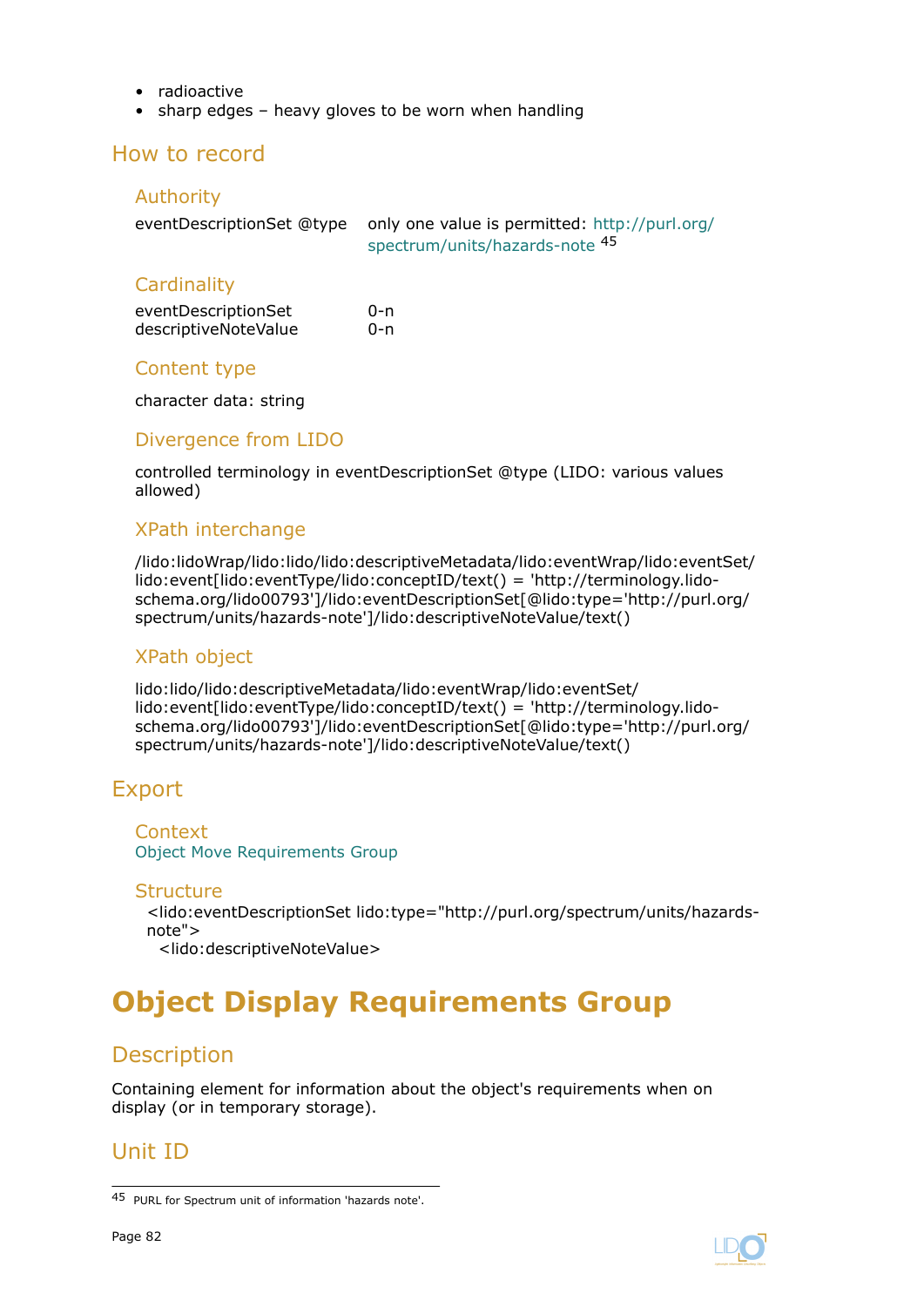- radioactive
- sharp edges – heavy gloves to be worn when handling

## How to record

### Authority

| | |
|---|---|
| eventDescriptionSet @type | only one value is permitted: http://purl.org/spectrum/units/hazards-note [45] |

### Cardinality

| | |
|---|---|
| eventDescriptionSet | 0-n |
| descriptiveNoteValue | 0-n |

### Content type

character data: string

### Divergence from LIDO

controlled terminology in eventDescriptionSet @type (LIDO: various values allowed)

### XPath interchange

/lido:lidoWrap/lido:lido/lido:descriptiveMetadata/lido:eventWrap/lido:eventSet/lido:event[lido:eventType/lido:conceptID/text() = 'http://terminology.lido-schema.org/lido00793']/lido:eventDescriptionSet[@lido:type='http://purl.org/spectrum/units/hazards-note']/lido:descriptiveNoteValue/text()

### XPath object

lido:lido/lido:descriptiveMetadata/lido:eventWrap/lido:eventSet/lido:event[lido:eventType/lido:conceptID/text() = 'http://terminology.lido-schema.org/lido00793']/lido:eventDescriptionSet[@lido:type='http://purl.org/spectrum/units/hazards-note']/lido:descriptiveNoteValue/text()

## Export

### Context

Object Move Requirements Group

### Structure

```
<lido:eventDescriptionSet lido:type="http://purl.org/spectrum/units/hazards-note">
  <lido:descriptiveNoteValue>
```

# Object Display Requirements Group

## Description

Containing element for information about the object's requirements when on display (or in temporary storage).

## Unit ID

[45] PURL for Spectrum unit of information 'hazards note'.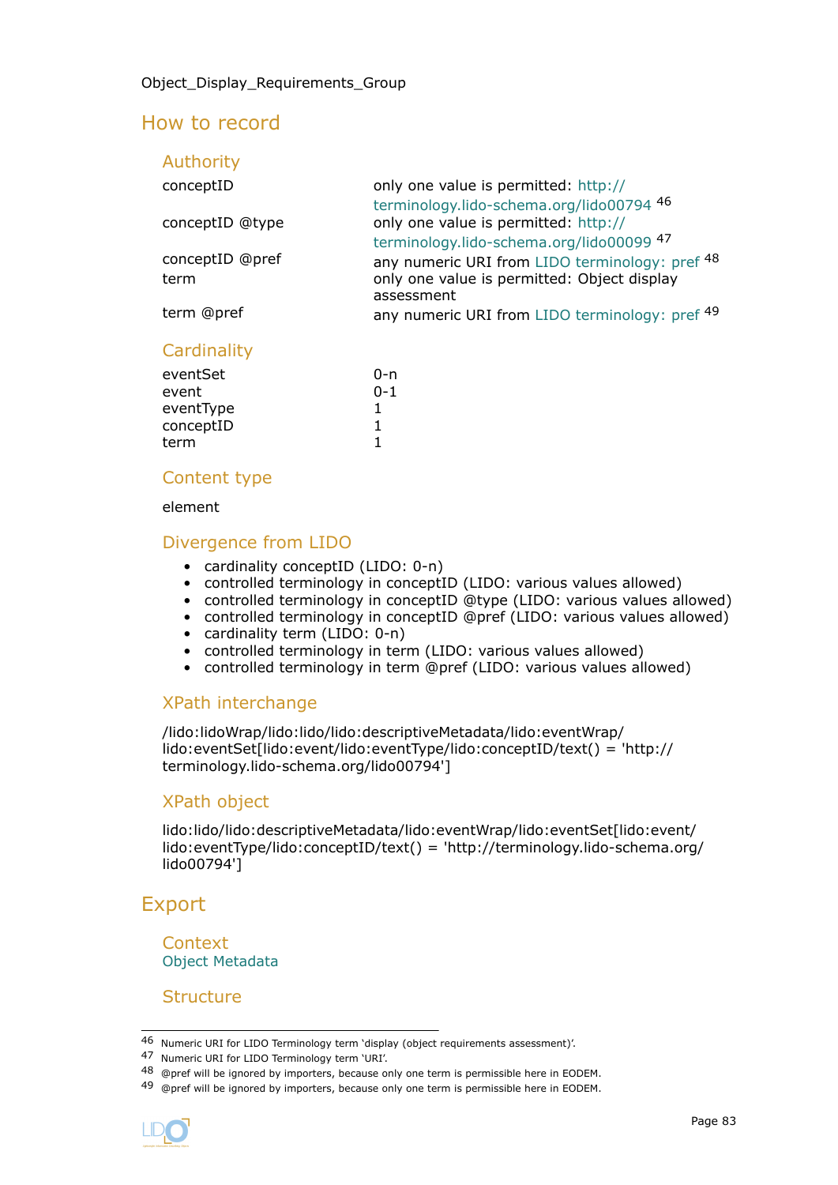Object_Display_Requirements_Group

## How to record

### Authority

| | |
|---|---|
| conceptID | only one value is permitted: http://terminology.lido-schema.org/lido00794 [46] |
| conceptID @type | only one value is permitted: http://terminology.lido-schema.org/lido00099 [47] |
| conceptID @pref | any numeric URI from LIDO terminology: pref [48] |
| term | only one value is permitted: Object display assessment |
| term @pref | any numeric URI from LIDO terminology: pref [49] |

### Cardinality

| | |
|---|---|
| eventSet | 0-n |
| event | 0-1 |
| eventType | 1 |
| conceptID | 1 |
| term | 1 |

### Content type

element

### Divergence from LIDO

- cardinality conceptID (LIDO: 0-n)
- controlled terminology in conceptID (LIDO: various values allowed)
- controlled terminology in conceptID @type (LIDO: various values allowed)
- controlled terminology in conceptID @pref (LIDO: various values allowed)
- cardinality term (LIDO: 0-n)
- controlled terminology in term (LIDO: various values allowed)
- controlled terminology in term @pref (LIDO: various values allowed)

### XPath interchange

/lido:lidoWrap/lido:lido/lido:descriptiveMetadata/lido:eventWrap/lido:eventSet[lido:event/lido:eventType/lido:conceptID/text() = 'http://terminology.lido-schema.org/lido00794']

### XPath object

lido:lido/lido:descriptiveMetadata/lido:eventWrap/lido:eventSet[lido:event/lido:eventType/lido:conceptID/text() = 'http://terminology.lido-schema.org/lido00794']

## Export

### Context

Object Metadata

### Structure

---

[46] Numeric URI for LIDO Terminology term 'display (object requirements assessment)'.

[47] Numeric URI for LIDO Terminology term 'URI'.

[48] @pref will be ignored by importers, because only one term is permissible here in EODEM.

[49] @pref will be ignored by importers, because only one term is permissible here in EODEM.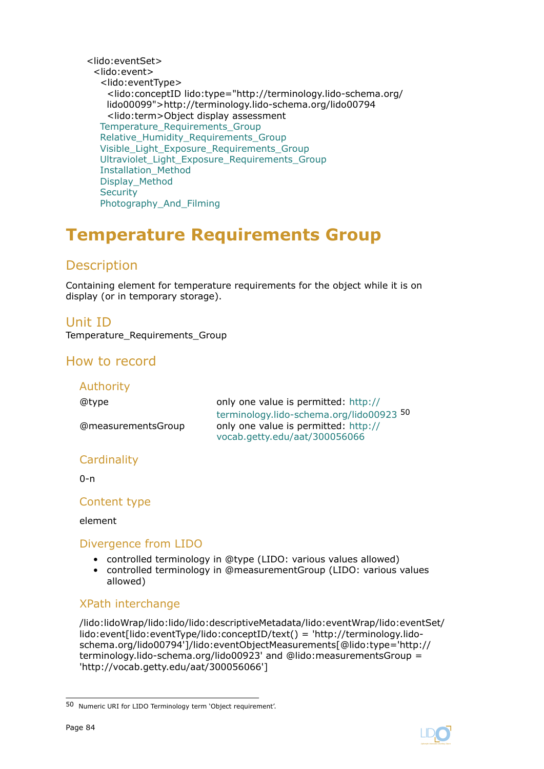```
<lido:eventSet>
  <lido:event>
    <lido:eventType>
      <lido:conceptID lido:type="http://terminology.lido-schema.org/
      lido00099">http://terminology.lido-schema.org/lido00794
      <lido:term>Object display assessment
    Temperature_Requirements_Group
    Relative_Humidity_Requirements_Group
    Visible_Light_Exposure_Requirements_Group
    Ultraviolet_Light_Exposure_Requirements_Group
    Installation_Method
    Display_Method
    Security
    Photography_And_Filming
```

# Temperature Requirements Group

## Description

Containing element for temperature requirements for the object while it is on display (or in temporary storage).

## Unit ID

Temperature_Requirements_Group

## How to record

### Authority

| | |
|---|---|
| @type | only one value is permitted: http://terminology.lido-schema.org/lido00923 [50] |
| @measurementsGroup | only one value is permitted: http://vocab.getty.edu/aat/300056066 |

### Cardinality

0-n

### Content type

element

### Divergence from LIDO

- controlled terminology in @type (LIDO: various values allowed)
- controlled terminology in @measurementGroup (LIDO: various values allowed)

### XPath interchange

/lido:lidoWrap/lido:lido/lido:descriptiveMetadata/lido:eventWrap/lido:eventSet/lido:event[lido:eventType/lido:conceptID/text() = 'http://terminology.lido-schema.org/lido00794']/lido:eventObjectMeasurements[@lido:type='http://terminology.lido-schema.org/lido00923' and @lido:measurementsGroup = 'http://vocab.getty.edu/aat/300056066']

---

[50] Numeric URI for LIDO Terminology term 'Object requirement'.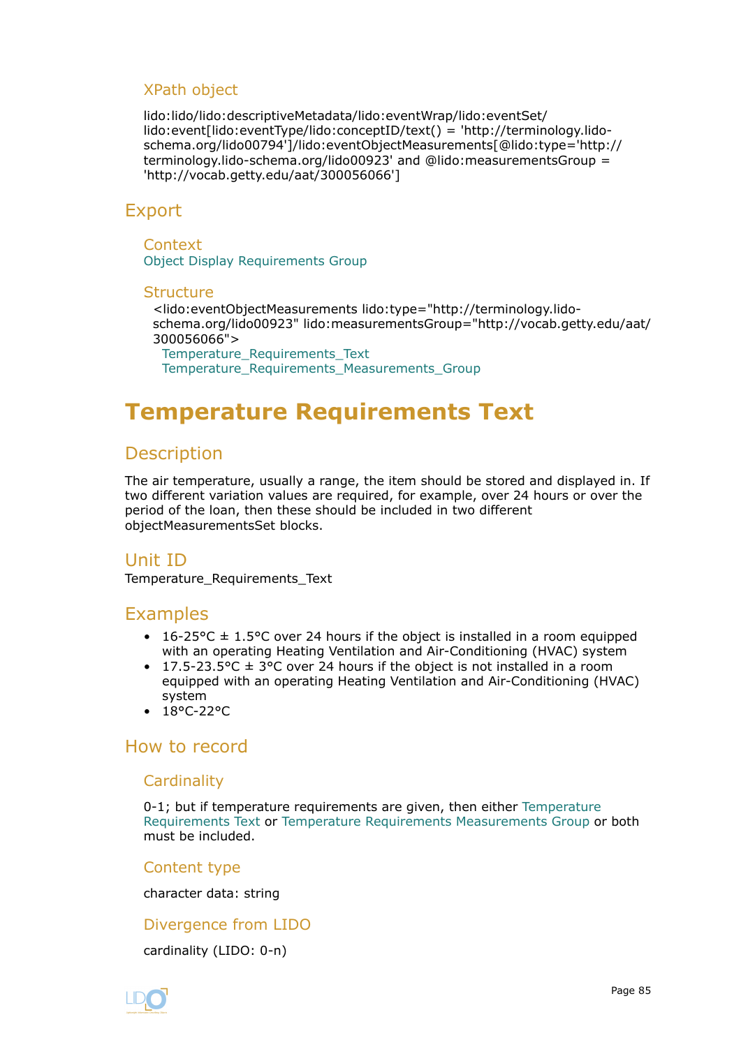### XPath object

lido:lido/lido:descriptiveMetadata/lido:eventWrap/lido:eventSet/lido:event[lido:eventType/lido:conceptID/text() = 'http://terminology.lido-schema.org/lido00794']/lido:eventObjectMeasurements[@lido:type='http://terminology.lido-schema.org/lido00923' and @lido:measurementsGroup = 'http://vocab.getty.edu/aat/300056066']

## Export

### Context

Object Display Requirements Group

### Structure

<lido:eventObjectMeasurements lido:type="http://terminology.lido-schema.org/lido00923" lido:measurementsGroup="http://vocab.getty.edu/aat/300056066">
  Temperature_Requirements_Text
  Temperature_Requirements_Measurements_Group

# Temperature Requirements Text

## Description

The air temperature, usually a range, the item should be stored and displayed in. If two different variation values are required, for example, over 24 hours or over the period of the loan, then these should be included in two different objectMeasurementsSet blocks.

## Unit ID

Temperature_Requirements_Text

## Examples

- 16-25°C ± 1.5°C over 24 hours if the object is installed in a room equipped with an operating Heating Ventilation and Air-Conditioning (HVAC) system
- 17.5-23.5°C ± 3°C over 24 hours if the object is not installed in a room equipped with an operating Heating Ventilation and Air-Conditioning (HVAC) system
- 18°C-22°C

## How to record

### Cardinality

0-1; but if temperature requirements are given, then either Temperature Requirements Text or Temperature Requirements Measurements Group or both must be included.

### Content type

character data: string

### Divergence from LIDO

cardinality (LIDO: 0-n)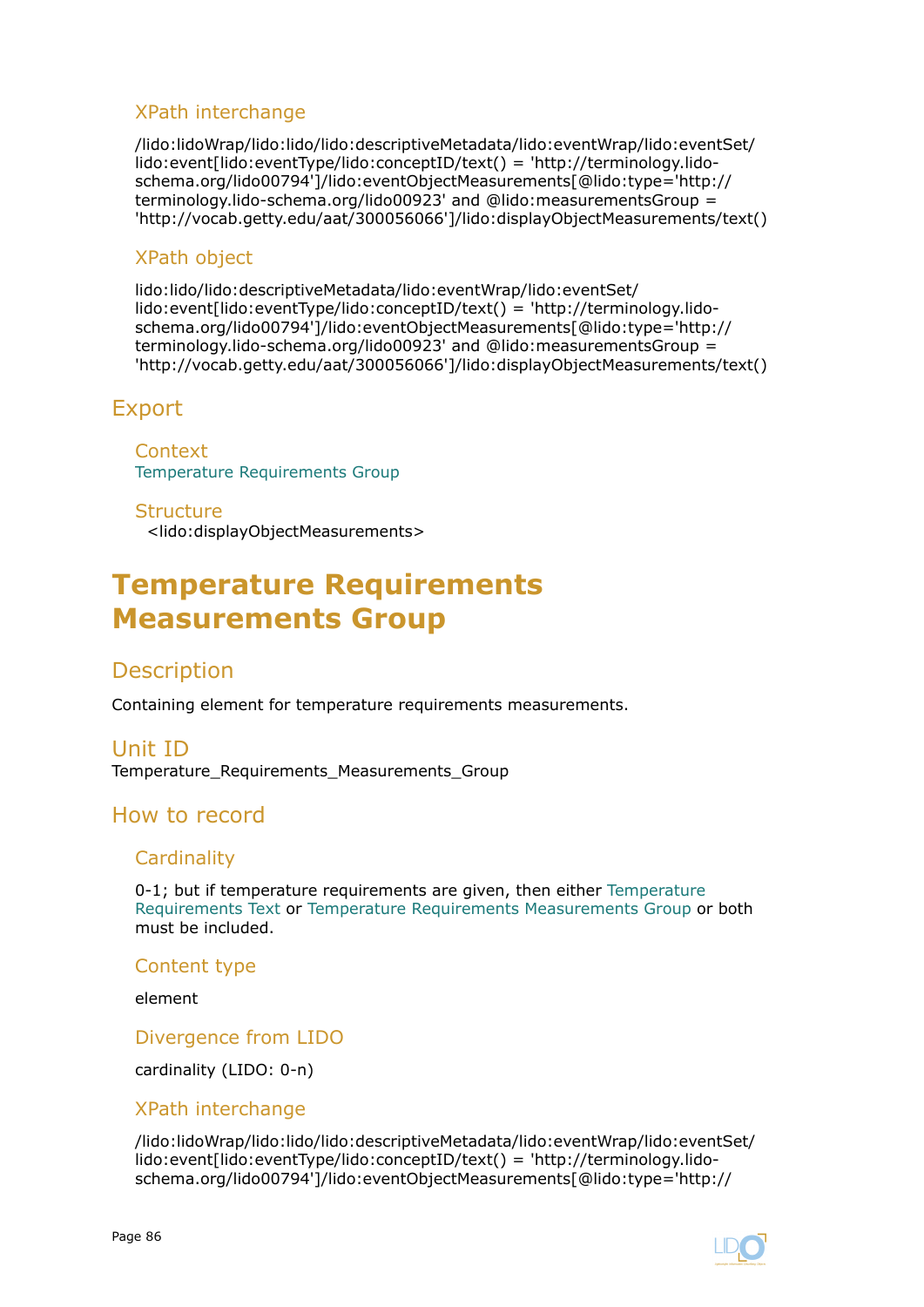### XPath interchange

/lido:lidoWrap/lido:lido/lido:descriptiveMetadata/lido:eventWrap/lido:eventSet/lido:event[lido:eventType/lido:conceptID/text() = 'http://terminology.lido-schema.org/lido00794']/lido:eventObjectMeasurements[@lido:type='http://terminology.lido-schema.org/lido00923' and @lido:measurementsGroup = 'http://vocab.getty.edu/aat/300056066']/lido:displayObjectMeasurements/text()

### XPath object

lido:lido/lido:descriptiveMetadata/lido:eventWrap/lido:eventSet/lido:event[lido:eventType/lido:conceptID/text() = 'http://terminology.lido-schema.org/lido00794']/lido:eventObjectMeasurements[@lido:type='http://terminology.lido-schema.org/lido00923' and @lido:measurementsGroup = 'http://vocab.getty.edu/aat/300056066']/lido:displayObjectMeasurements/text()

## Export

### Context

Temperature Requirements Group

### Structure

<lido:displayObjectMeasurements>

# Temperature Requirements Measurements Group

## Description

Containing element for temperature requirements measurements.

## Unit ID

Temperature_Requirements_Measurements_Group

## How to record

### Cardinality

0-1; but if temperature requirements are given, then either Temperature Requirements Text or Temperature Requirements Measurements Group or both must be included.

### Content type

element

### Divergence from LIDO

cardinality (LIDO: 0-n)

### XPath interchange

/lido:lidoWrap/lido:lido/lido:descriptiveMetadata/lido:eventWrap/lido:eventSet/lido:event[lido:eventType/lido:conceptID/text() = 'http://terminology.lido-schema.org/lido00794']/lido:eventObjectMeasurements[@lido:type='http://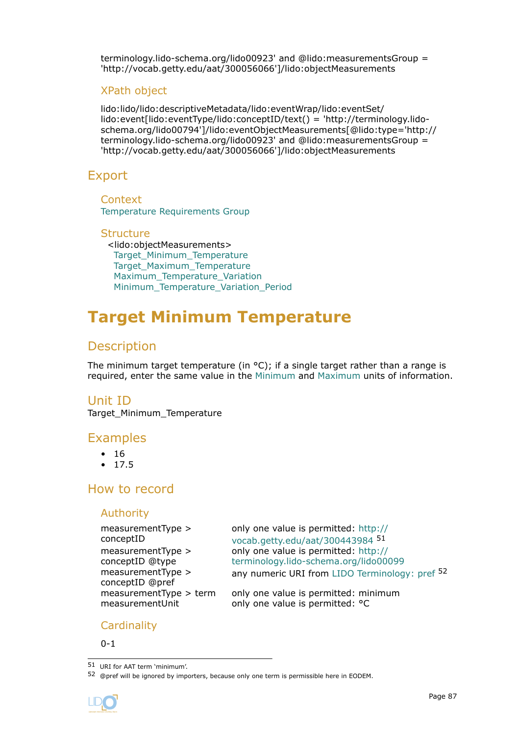terminology.lido-schema.org/lido00923' and @lido:measurementsGroup = 'http://vocab.getty.edu/aat/300056066']/lido:objectMeasurements

### XPath object

lido:lido/lido:descriptiveMetadata/lido:eventWrap/lido:eventSet/lido:event[lido:eventType/lido:conceptID/text() = 'http://terminology.lido-schema.org/lido00794']/lido:eventObjectMeasurements[@lido:type='http://terminology.lido-schema.org/lido00923' and @lido:measurementsGroup = 'http://vocab.getty.edu/aat/300056066']/lido:objectMeasurements

## Export

### Context

Temperature Requirements Group

### Structure

<lido:objectMeasurements>
- Target_Minimum_Temperature
- Target_Maximum_Temperature
- Maximum_Temperature_Variation
- Minimum_Temperature_Variation_Period

# Target Minimum Temperature

## Description

The minimum target temperature (in °C); if a single target rather than a range is required, enter the same value in the Minimum and Maximum units of information.

## Unit ID

Target_Minimum_Temperature

## Examples

- 16
- 17.5

## How to record

### Authority

| | |
|---|---|
| measurementType > conceptID | only one value is permitted: http://vocab.getty.edu/aat/300443984 [51] |
| measurementType > conceptID @type | only one value is permitted: http://terminology.lido-schema.org/lido00099 |
| measurementType > conceptID @pref | any numeric URI from LIDO Terminology: pref [52] |
| measurementType > term | only one value is permitted: minimum |
| measurementUnit | only one value is permitted: °C |

### Cardinality

0-1

---

[51] URI for AAT term 'minimum'.

[52] @pref will be ignored by importers, because only one term is permissible here in EODEM.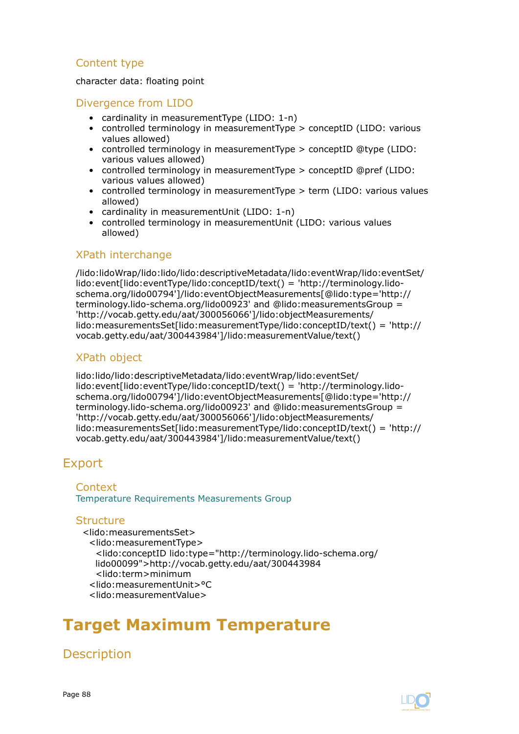### Content type

character data: floating point

### Divergence from LIDO

- cardinality in measurementType (LIDO: 1-n)
- controlled terminology in measurementType > conceptID (LIDO: various values allowed)
- controlled terminology in measurementType > conceptID @type (LIDO: various values allowed)
- controlled terminology in measurementType > conceptID @pref (LIDO: various values allowed)
- controlled terminology in measurementType > term (LIDO: various values allowed)
- cardinality in measurementUnit (LIDO: 1-n)
- controlled terminology in measurementUnit (LIDO: various values allowed)

### XPath interchange

/lido:lidoWrap/lido:lido/lido:descriptiveMetadata/lido:eventWrap/lido:eventSet/lido:event[lido:eventType/lido:conceptID/text() = 'http://terminology.lido-schema.org/lido00794']/lido:eventObjectMeasurements[@lido:type='http://terminology.lido-schema.org/lido00923' and @lido:measurementsGroup = 'http://vocab.getty.edu/aat/300056066']/lido:objectMeasurements/lido:measurementsSet[lido:measurementType/lido:conceptID/text() = 'http://vocab.getty.edu/aat/300443984']/lido:measurementValue/text()

### XPath object

lido:lido/lido:descriptiveMetadata/lido:eventWrap/lido:eventSet/lido:event[lido:eventType/lido:conceptID/text() = 'http://terminology.lido-schema.org/lido00794']/lido:eventObjectMeasurements[@lido:type='http://terminology.lido-schema.org/lido00923' and @lido:measurementsGroup = 'http://vocab.getty.edu/aat/300056066']/lido:objectMeasurements/lido:measurementsSet[lido:measurementType/lido:conceptID/text() = 'http://vocab.getty.edu/aat/300443984']/lido:measurementValue/text()

## Export

### Context

Temperature Requirements Measurements Group

### Structure

```
<lido:measurementsSet>
  <lido:measurementType>
    <lido:conceptID lido:type="http://terminology.lido-schema.org/
    lido00099">http://vocab.getty.edu/aat/300443984
    <lido:term>minimum
  <lido:measurementUnit>°C
  <lido:measurementValue>
```

# Target Maximum Temperature

## Description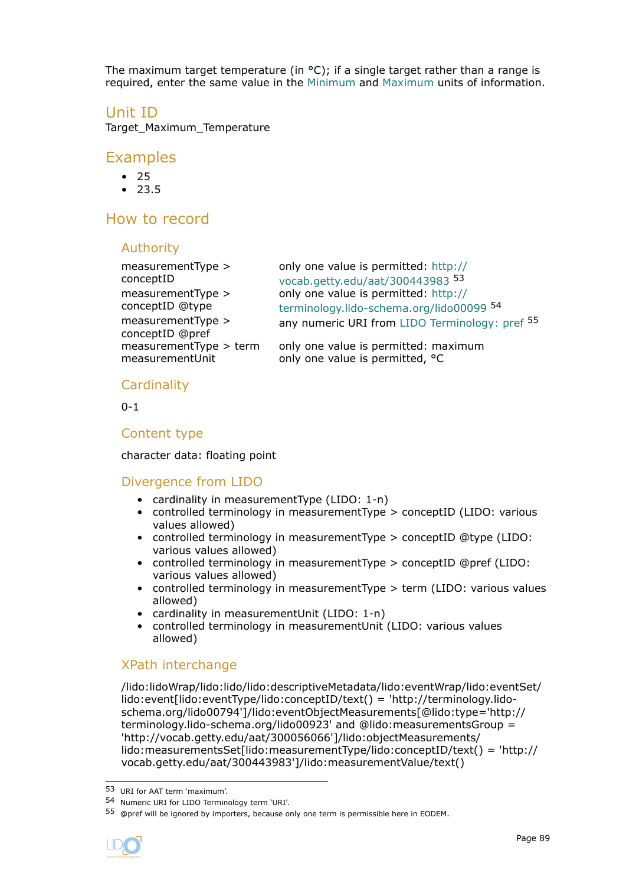The maximum target temperature (in °C); if a single target rather than a range is required, enter the same value in the Minimum and Maximum units of information.

## Unit ID

Target_Maximum_Temperature

## Examples

- 25
- 23.5

## How to record

### Authority

| | |
|---|---|
| measurementType > conceptID | only one value is permitted: http://vocab.getty.edu/aat/300443983 [53] |
| measurementType > conceptID @type | only one value is permitted: http://terminology.lido-schema.org/lido00099 [54] |
| measurementType > conceptID @pref | any numeric URI from LIDO Terminology: pref [55] |
| measurementType > term | only one value is permitted: maximum |
| measurementUnit | only one value is permitted, °C |

### Cardinality

0-1

### Content type

character data: floating point

### Divergence from LIDO

- cardinality in measurementType (LIDO: 1-n)
- controlled terminology in measurementType > conceptID (LIDO: various values allowed)
- controlled terminology in measurementType > conceptID @type (LIDO: various values allowed)
- controlled terminology in measurementType > conceptID @pref (LIDO: various values allowed)
- controlled terminology in measurementType > term (LIDO: various values allowed)
- cardinality in measurementUnit (LIDO: 1-n)
- controlled terminology in measurementUnit (LIDO: various values allowed)

### XPath interchange

/lido:lidoWrap/lido:lido/lido:descriptiveMetadata/lido:eventWrap/lido:eventSet/lido:event[lido:eventType/lido:conceptID/text() = 'http://terminology.lido-schema.org/lido00794']/lido:eventObjectMeasurements[@lido:type='http://terminology.lido-schema.org/lido00923' and @lido:measurementsGroup = 'http://vocab.getty.edu/aat/300056066']/lido:objectMeasurements/lido:measurementsSet[lido:measurementType/lido:conceptID/text() = 'http://vocab.getty.edu/aat/300443983']/lido:measurementValue/text()

---

[53] URI for AAT term ‘maximum’.

[54] Numeric URI for LIDO Terminology term ‘URI’.

[55] @pref will be ignored by importers, because only one term is permissible here in EODEM.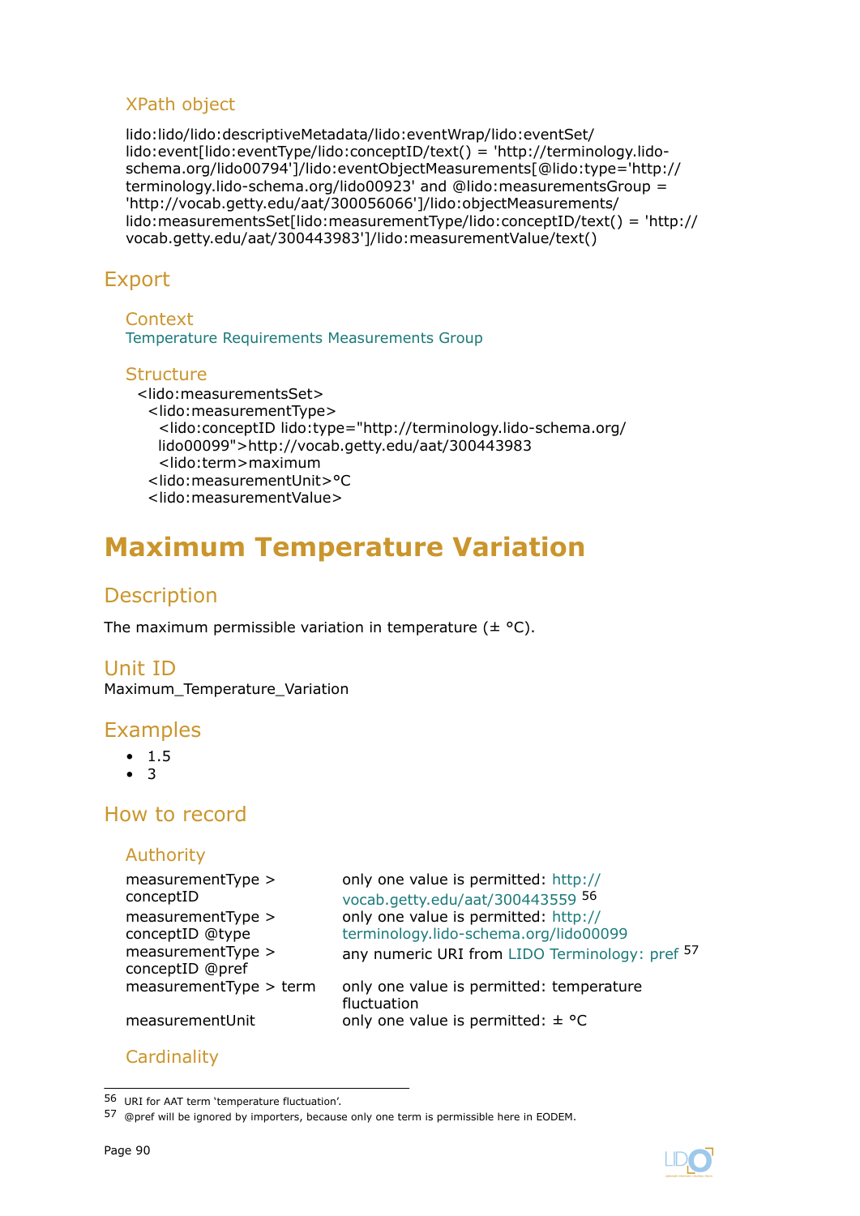### XPath object

lido:lido/lido:descriptiveMetadata/lido:eventWrap/lido:eventSet/lido:event[lido:eventType/lido:conceptID/text() = 'http://terminology.lido-schema.org/lido00794']/lido:eventObjectMeasurements[@lido:type='http://terminology.lido-schema.org/lido00923' and @lido:measurementsGroup = 'http://vocab.getty.edu/aat/300056066']/lido:objectMeasurements/lido:measurementsSet[lido:measurementType/lido:conceptID/text() = 'http://vocab.getty.edu/aat/300443983']/lido:measurementValue/text()

## Export

### Context

Temperature Requirements Measurements Group

### Structure

```
<lido:measurementsSet>
  <lido:measurementType>
    <lido:conceptID lido:type="http://terminology.lido-schema.org/lido00099">http://vocab.getty.edu/aat/300443983
    <lido:term>maximum
  <lido:measurementUnit>°C
  <lido:measurementValue>
```

# Maximum Temperature Variation

## Description

The maximum permissible variation in temperature (± °C).

## Unit ID

Maximum_Temperature_Variation

## Examples

- 1.5
- 3

## How to record

### Authority

| | |
|---|---|
| measurementType > conceptID | only one value is permitted: http://vocab.getty.edu/aat/300443559 [56] |
| measurementType > conceptID @type | only one value is permitted: http://terminology.lido-schema.org/lido00099 |
| measurementType > conceptID @pref | any numeric URI from LIDO Terminology: pref [57] |
| measurementType > term | only one value is permitted: temperature fluctuation |
| measurementUnit | only one value is permitted: ± °C |

### Cardinality

---

[56] URI for AAT term 'temperature fluctuation'.

[57] @pref will be ignored by importers, because only one term is permissible here in EODEM.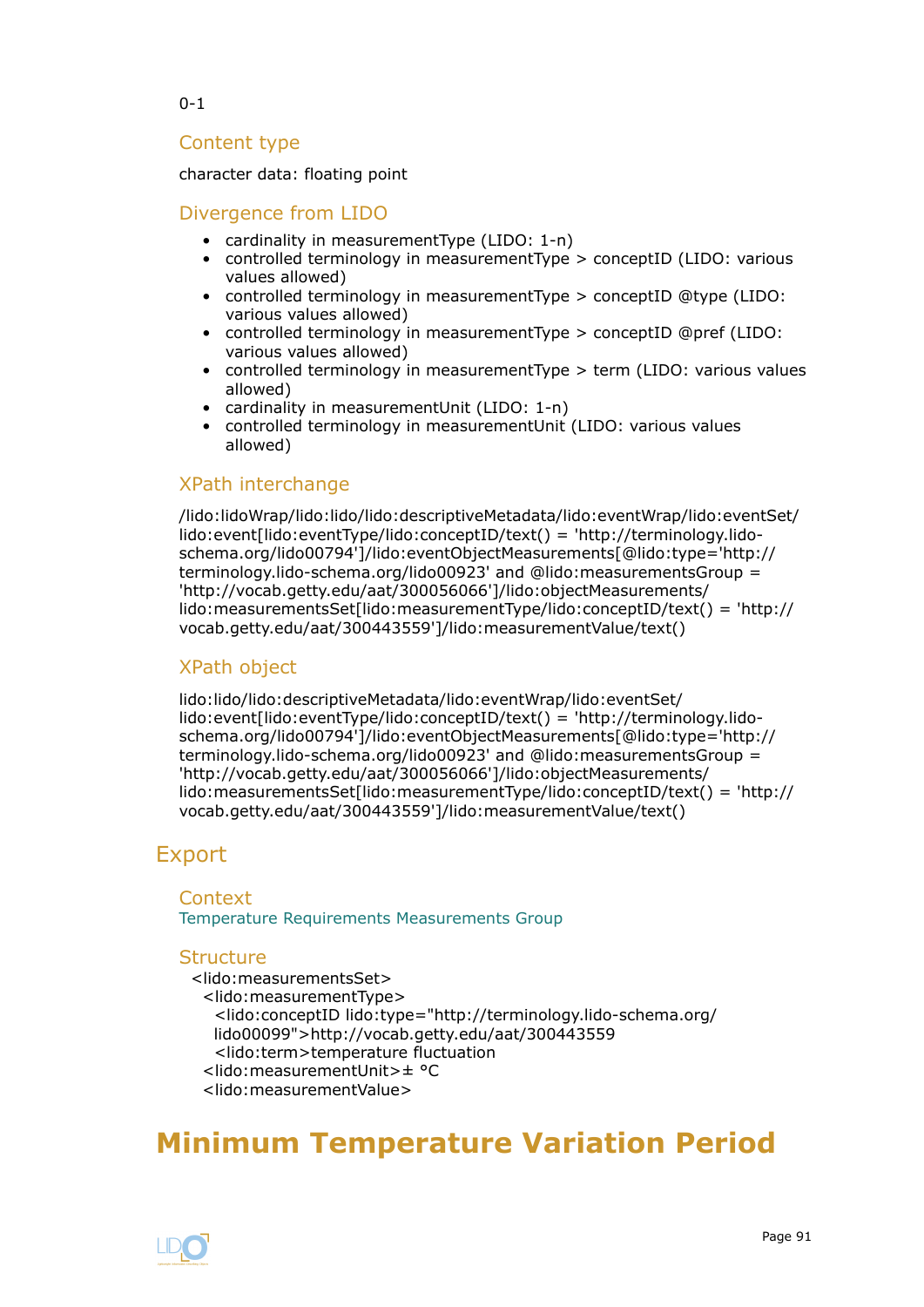0-1

### Content type

character data: floating point

### Divergence from LIDO

- cardinality in measurementType (LIDO: 1-n)
- controlled terminology in measurementType > conceptID (LIDO: various values allowed)
- controlled terminology in measurementType > conceptID @type (LIDO: various values allowed)
- controlled terminology in measurementType > conceptID @pref (LIDO: various values allowed)
- controlled terminology in measurementType > term (LIDO: various values allowed)
- cardinality in measurementUnit (LIDO: 1-n)
- controlled terminology in measurementUnit (LIDO: various values allowed)

### XPath interchange

/lido:lidoWrap/lido:lido/lido:descriptiveMetadata/lido:eventWrap/lido:eventSet/lido:event[lido:eventType/lido:conceptID/text() = 'http://terminology.lido-schema.org/lido00794']/lido:eventObjectMeasurements[@lido:type='http://terminology.lido-schema.org/lido00923' and @lido:measurementsGroup = 'http://vocab.getty.edu/aat/300056066']/lido:objectMeasurements/lido:measurementsSet[lido:measurementType/lido:conceptID/text() = 'http://vocab.getty.edu/aat/300443559']/lido:measurementValue/text()

### XPath object

lido:lido/lido:descriptiveMetadata/lido:eventWrap/lido:eventSet/lido:event[lido:eventType/lido:conceptID/text() = 'http://terminology.lido-schema.org/lido00794']/lido:eventObjectMeasurements[@lido:type='http://terminology.lido-schema.org/lido00923' and @lido:measurementsGroup = 'http://vocab.getty.edu/aat/300056066']/lido:objectMeasurements/lido:measurementsSet[lido:measurementType/lido:conceptID/text() = 'http://vocab.getty.edu/aat/300443559']/lido:measurementValue/text()

## Export

### Context

Temperature Requirements Measurements Group

### Structure

```
<lido:measurementsSet>
  <lido:measurementType>
    <lido:conceptID lido:type="http://terminology.lido-schema.org/
    lido00099">http://vocab.getty.edu/aat/300443559
    <lido:term>temperature fluctuation
  <lido:measurementUnit>± °C
  <lido:measurementValue>
```

# Minimum Temperature Variation Period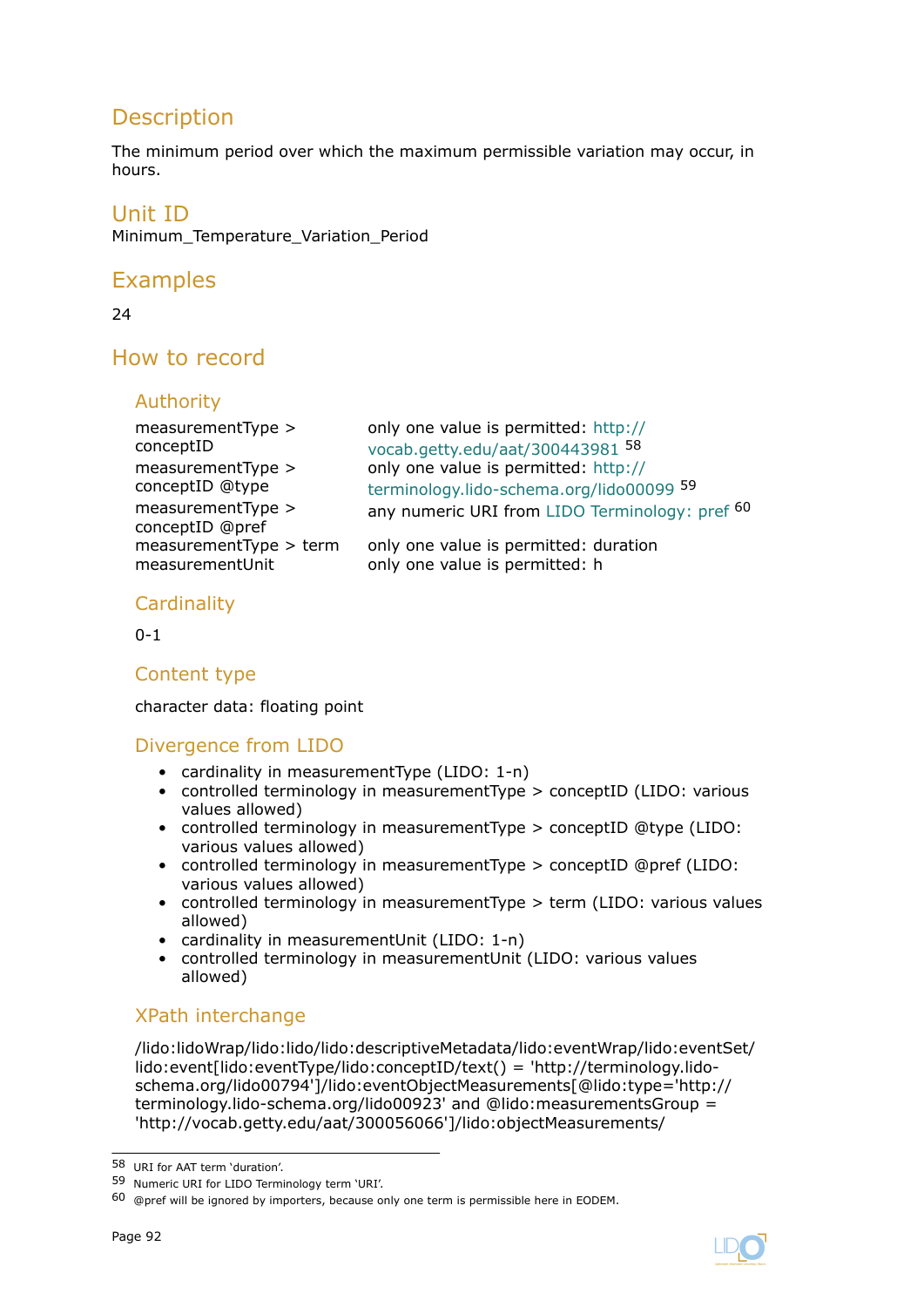## Description

The minimum period over which the maximum permissible variation may occur, in hours.

## Unit ID

Minimum_Temperature_Variation_Period

## Examples

24

## How to record

### Authority

| | |
|---|---|
| measurementType > conceptID | only one value is permitted: http://vocab.getty.edu/aat/300443981 [58] |
| measurementType > conceptID @type | only one value is permitted: http://terminology.lido-schema.org/lido00099 [59] |
| measurementType > conceptID @pref | any numeric URI from LIDO Terminology: pref [60] |
| measurementType > term | only one value is permitted: duration |
| measurementUnit | only one value is permitted: h |

### Cardinality

0-1

### Content type

character data: floating point

### Divergence from LIDO

- cardinality in measurementType (LIDO: 1-n)
- controlled terminology in measurementType > conceptID (LIDO: various values allowed)
- controlled terminology in measurementType > conceptID @type (LIDO: various values allowed)
- controlled terminology in measurementType > conceptID @pref (LIDO: various values allowed)
- controlled terminology in measurementType > term (LIDO: various values allowed)
- cardinality in measurementUnit (LIDO: 1-n)
- controlled terminology in measurementUnit (LIDO: various values allowed)

### XPath interchange

/lido:lidoWrap/lido:lido/lido:descriptiveMetadata/lido:eventWrap/lido:eventSet/lido:event[lido:eventType/lido:conceptID/text() = 'http://terminology.lido-schema.org/lido00794']/lido:eventObjectMeasurements[@lido:type='http://terminology.lido-schema.org/lido00923' and @lido:measurementsGroup = 'http://vocab.getty.edu/aat/300056066']/lido:objectMeasurements/

---

[58] URI for AAT term 'duration'.

[59] Numeric URI for LIDO Terminology term 'URI'.

[60] @pref will be ignored by importers, because only one term is permissible here in EODEM.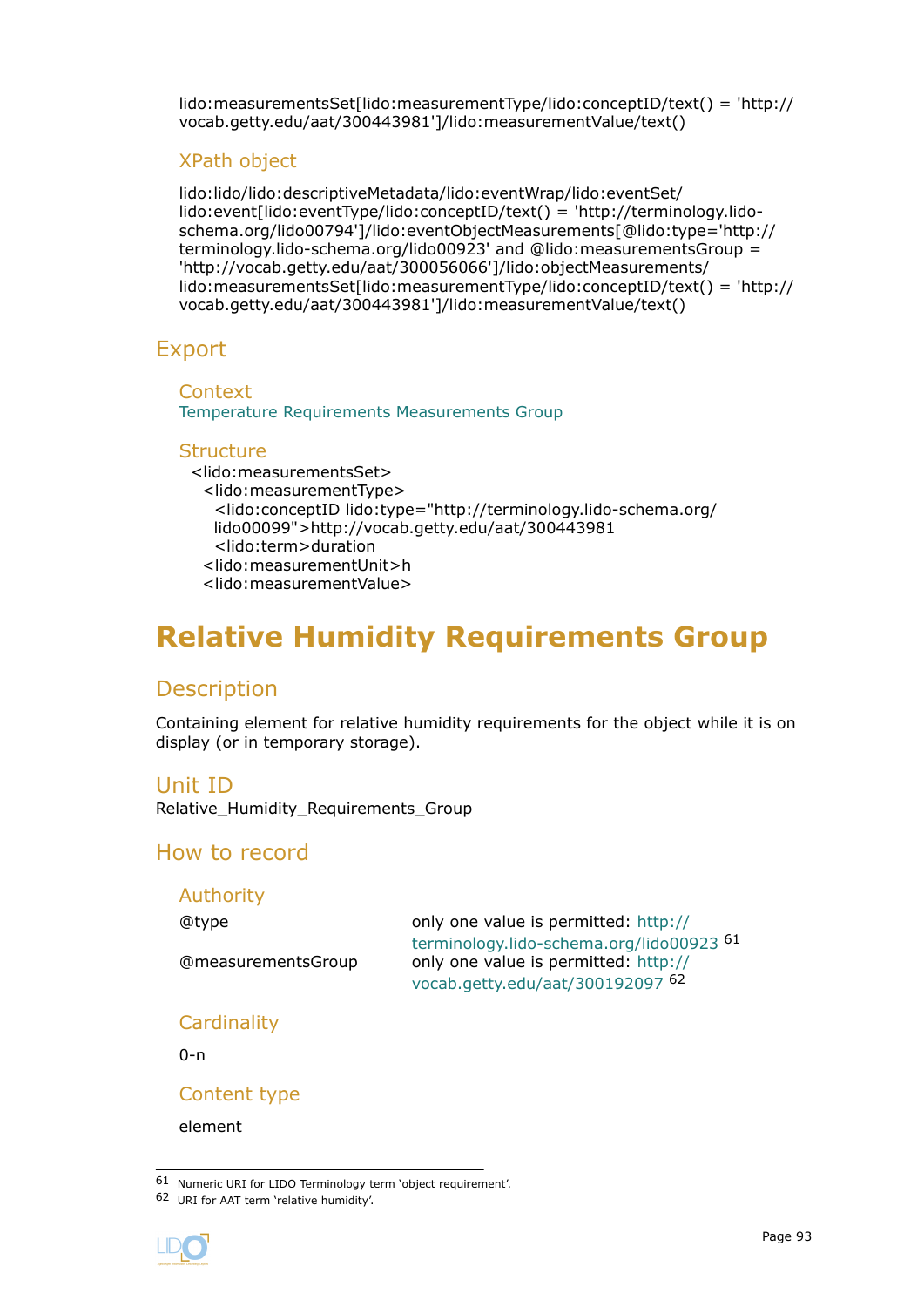lido:measurementsSet[lido:measurementType/lido:conceptID/text() = 'http://vocab.getty.edu/aat/300443981']/lido:measurementValue/text()

### XPath object

lido:lido/lido:descriptiveMetadata/lido:eventWrap/lido:eventSet/lido:event[lido:eventType/lido:conceptID/text() = 'http://terminology.lido-schema.org/lido00794']/lido:eventObjectMeasurements[@lido:type='http://terminology.lido-schema.org/lido00923' and @lido:measurementsGroup = 'http://vocab.getty.edu/aat/300056066']/lido:objectMeasurements/lido:measurementsSet[lido:measurementType/lido:conceptID/text() = 'http://vocab.getty.edu/aat/300443981']/lido:measurementValue/text()

## Export

### Context

Temperature Requirements Measurements Group

### Structure

```
<lido:measurementsSet>
  <lido:measurementType>
    <lido:conceptID lido:type="http://terminology.lido-schema.org/
    lido00099">http://vocab.getty.edu/aat/300443981
    <lido:term>duration
  <lido:measurementUnit>h
  <lido:measurementValue>
```

# Relative Humidity Requirements Group

## Description

Containing element for relative humidity requirements for the object while it is on display (or in temporary storage).

## Unit ID

Relative_Humidity_Requirements_Group

## How to record

### Authority

| | |
|---|---|
| @type | only one value is permitted: http://terminology.lido-schema.org/lido00923 [61] |
| @measurementsGroup | only one value is permitted: http://vocab.getty.edu/aat/300192097 [62] |

### Cardinality

0-n

### Content type

element

---

[61] Numeric URI for LIDO Terminology term 'object requirement'.

[62] URI for AAT term 'relative humidity'.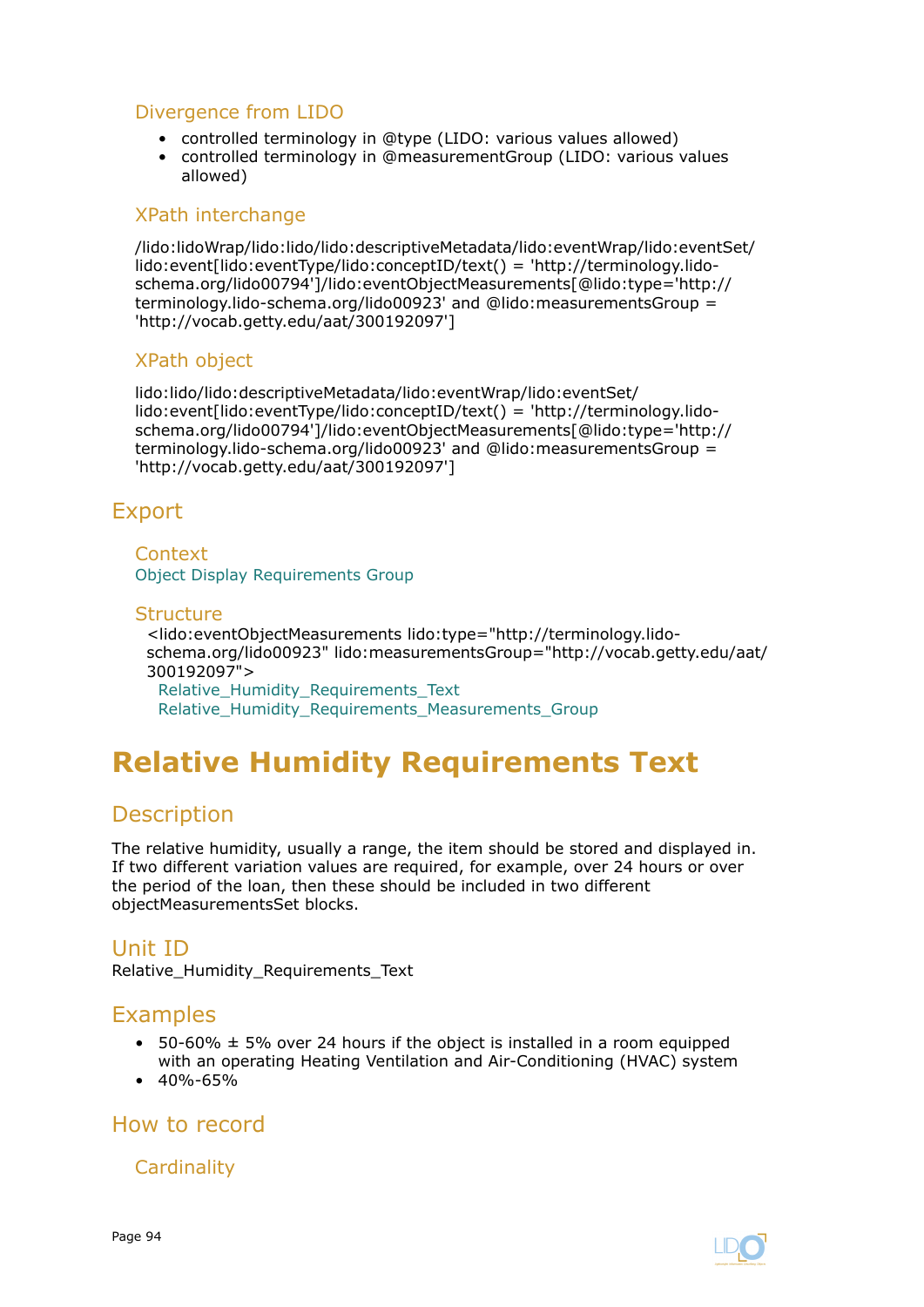### Divergence from LIDO

- controlled terminology in @type (LIDO: various values allowed)
- controlled terminology in @measurementGroup (LIDO: various values allowed)

### XPath interchange

/lido:lidoWrap/lido:lido/lido:descriptiveMetadata/lido:eventWrap/lido:eventSet/lido:event[lido:eventType/lido:conceptID/text() = 'http://terminology.lido-schema.org/lido00794']/lido:eventObjectMeasurements[@lido:type='http://terminology.lido-schema.org/lido00923' and @lido:measurementsGroup = 'http://vocab.getty.edu/aat/300192097']

### XPath object

lido:lido/lido:descriptiveMetadata/lido:eventWrap/lido:eventSet/lido:event[lido:eventType/lido:conceptID/text() = 'http://terminology.lido-schema.org/lido00794']/lido:eventObjectMeasurements[@lido:type='http://terminology.lido-schema.org/lido00923' and @lido:measurementsGroup = 'http://vocab.getty.edu/aat/300192097']

## Export

### Context

Object Display Requirements Group

### Structure

<lido:eventObjectMeasurements lido:type="http://terminology.lido-schema.org/lido00923" lido:measurementsGroup="http://vocab.getty.edu/aat/300192097">
Relative_Humidity_Requirements_Text
Relative_Humidity_Requirements_Measurements_Group

# Relative Humidity Requirements Text

## Description

The relative humidity, usually a range, the item should be stored and displayed in. If two different variation values are required, for example, over 24 hours or over the period of the loan, then these should be included in two different objectMeasurementsSet blocks.

## Unit ID

Relative_Humidity_Requirements_Text

## Examples

- 50-60% ± 5% over 24 hours if the object is installed in a room equipped with an operating Heating Ventilation and Air-Conditioning (HVAC) system
- 40%-65%

## How to record

### Cardinality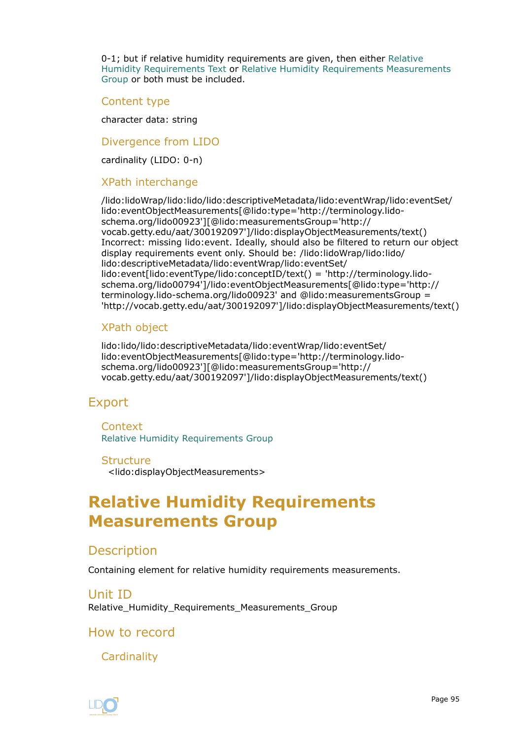0-1; but if relative humidity requirements are given, then either Relative Humidity Requirements Text or Relative Humidity Requirements Measurements Group or both must be included.

### Content type

character data: string

### Divergence from LIDO

cardinality (LIDO: 0-n)

### XPath interchange

/lido:lidoWrap/lido:lido/lido:descriptiveMetadata/lido:eventWrap/lido:eventSet/lido:eventObjectMeasurements[@lido:type='http://terminology.lido-schema.org/lido00923'][@lido:measurementsGroup='http://vocab.getty.edu/aat/300192097']/lido:displayObjectMeasurements/text() Incorrect: missing lido:event. Ideally, should also be filtered to return our object display requirements event only. Should be: /lido:lidoWrap/lido:lido/lido:descriptiveMetadata/lido:eventWrap/lido:eventSet/lido:event[lido:eventType/lido:conceptID/text() = 'http://terminology.lido-schema.org/lido00794']/lido:eventObjectMeasurements[@lido:type='http://terminology.lido-schema.org/lido00923' and @lido:measurementsGroup = 'http://vocab.getty.edu/aat/300192097']/lido:displayObjectMeasurements/text()

### XPath object

lido:lido/lido:descriptiveMetadata/lido:eventWrap/lido:eventSet/lido:eventObjectMeasurements[@lido:type='http://terminology.lido-schema.org/lido00923'][@lido:measurementsGroup='http://vocab.getty.edu/aat/300192097']/lido:displayObjectMeasurements/text()

## Export

### Context

Relative Humidity Requirements Group

### Structure

<lido:displayObjectMeasurements>

# Relative Humidity Requirements Measurements Group

## Description

Containing element for relative humidity requirements measurements.

## Unit ID

Relative_Humidity_Requirements_Measurements_Group

## How to record

### Cardinality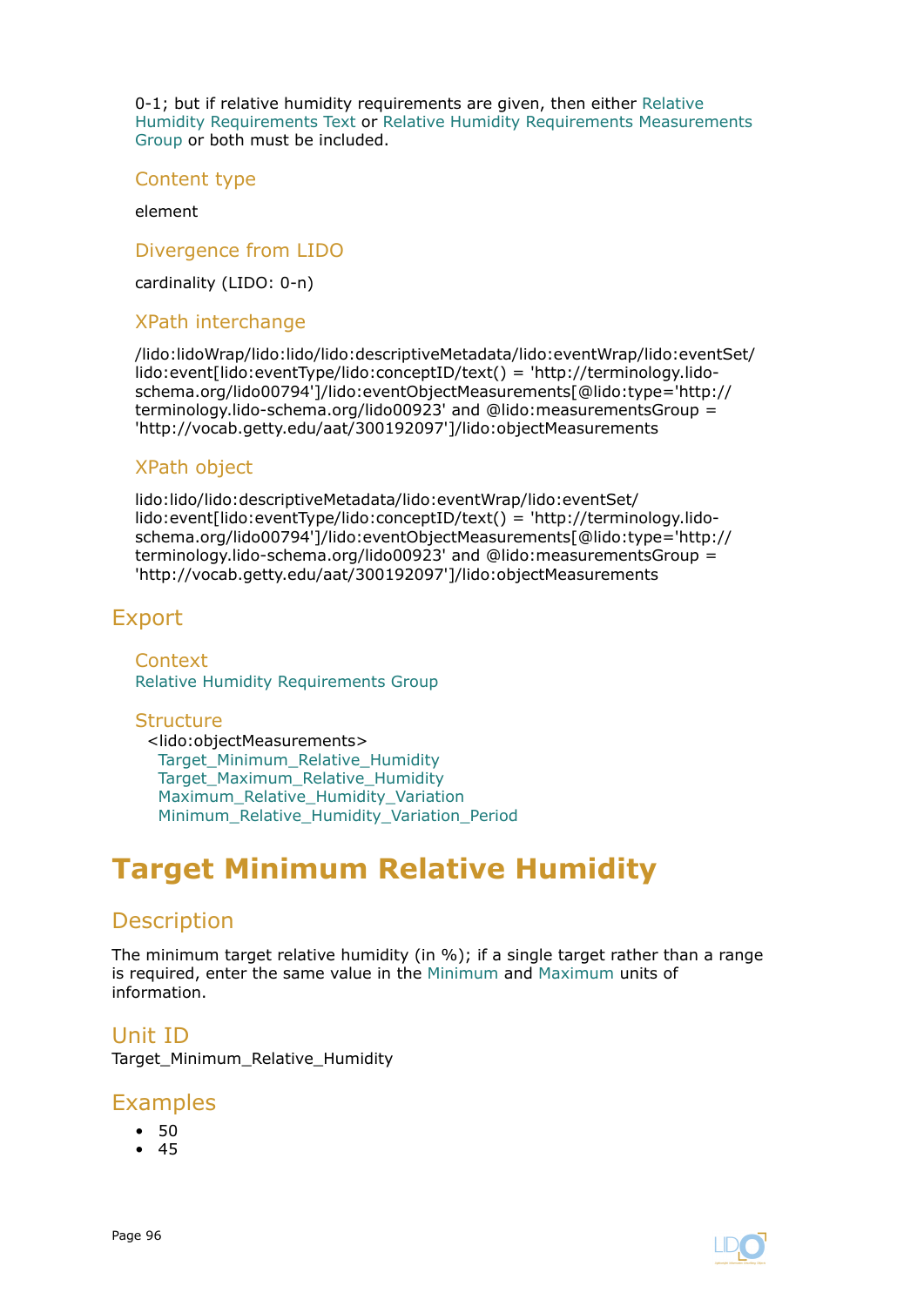0-1; but if relative humidity requirements are given, then either Relative Humidity Requirements Text or Relative Humidity Requirements Measurements Group or both must be included.

### Content type

element

### Divergence from LIDO

cardinality (LIDO: 0-n)

### XPath interchange

/lido:lidoWrap/lido:lido/lido:descriptiveMetadata/lido:eventWrap/lido:eventSet/lido:event[lido:eventType/lido:conceptID/text() = 'http://terminology.lido-schema.org/lido00794']/lido:eventObjectMeasurements[@lido:type='http://terminology.lido-schema.org/lido00923' and @lido:measurementsGroup = 'http://vocab.getty.edu/aat/300192097']/lido:objectMeasurements

### XPath object

lido:lido/lido:descriptiveMetadata/lido:eventWrap/lido:eventSet/lido:event[lido:eventType/lido:conceptID/text() = 'http://terminology.lido-schema.org/lido00794']/lido:eventObjectMeasurements[@lido:type='http://terminology.lido-schema.org/lido00923' and @lido:measurementsGroup = 'http://vocab.getty.edu/aat/300192097']/lido:objectMeasurements

## Export

### Context

Relative Humidity Requirements Group

### Structure

<lido:objectMeasurements>
  Target_Minimum_Relative_Humidity
  Target_Maximum_Relative_Humidity
  Maximum_Relative_Humidity_Variation
  Minimum_Relative_Humidity_Variation_Period

# Target Minimum Relative Humidity

## Description

The minimum target relative humidity (in %); if a single target rather than a range is required, enter the same value in the Minimum and Maximum units of information.

## Unit ID

Target_Minimum_Relative_Humidity

## Examples

- 50
- 45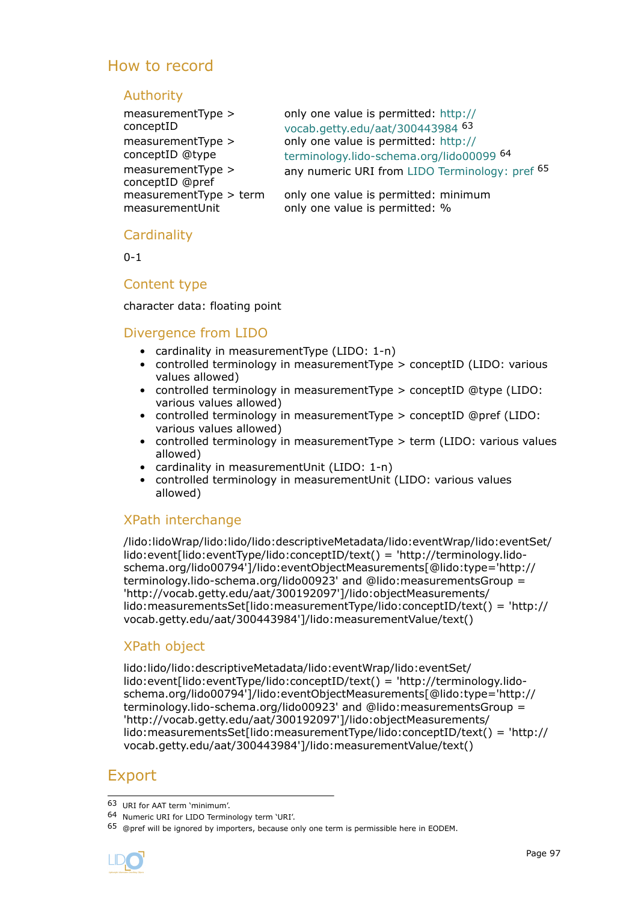## How to record

### Authority

| | |
|---|---|
| measurementType > conceptID | only one value is permitted: http://vocab.getty.edu/aat/300443984 [63] |
| measurementType > conceptID @type | only one value is permitted: http://terminology.lido-schema.org/lido00099 [64] |
| measurementType > conceptID @pref | any numeric URI from LIDO Terminology: pref [65] |
| measurementType > term | only one value is permitted: minimum |
| measurementUnit | only one value is permitted: % |

### Cardinality

0-1

### Content type

character data: floating point

### Divergence from LIDO

- cardinality in measurementType (LIDO: 1-n)
- controlled terminology in measurementType > conceptID (LIDO: various values allowed)
- controlled terminology in measurementType > conceptID @type (LIDO: various values allowed)
- controlled terminology in measurementType > conceptID @pref (LIDO: various values allowed)
- controlled terminology in measurementType > term (LIDO: various values allowed)
- cardinality in measurementUnit (LIDO: 1-n)
- controlled terminology in measurementUnit (LIDO: various values allowed)

### XPath interchange

/lido:lidoWrap/lido:lido/lido:descriptiveMetadata/lido:eventWrap/lido:eventSet/lido:event[lido:eventType/lido:conceptID/text() = 'http://terminology.lido-schema.org/lido00794']/lido:eventObjectMeasurements[@lido:type='http://terminology.lido-schema.org/lido00923' and @lido:measurementsGroup = 'http://vocab.getty.edu/aat/300192097']/lido:objectMeasurements/lido:measurementsSet[lido:measurementType/lido:conceptID/text() = 'http://vocab.getty.edu/aat/300443984']/lido:measurementValue/text()

### XPath object

lido:lido/lido:descriptiveMetadata/lido:eventWrap/lido:eventSet/lido:event[lido:eventType/lido:conceptID/text() = 'http://terminology.lido-schema.org/lido00794']/lido:eventObjectMeasurements[@lido:type='http://terminology.lido-schema.org/lido00923' and @lido:measurementsGroup = 'http://vocab.getty.edu/aat/300192097']/lido:objectMeasurements/lido:measurementsSet[lido:measurementType/lido:conceptID/text() = 'http://vocab.getty.edu/aat/300443984']/lido:measurementValue/text()

## Export

[63] URI for AAT term 'minimum'.

[64] Numeric URI for LIDO Terminology term 'URI'.

[65] @pref will be ignored by importers, because only one term is permissible here in EODEM.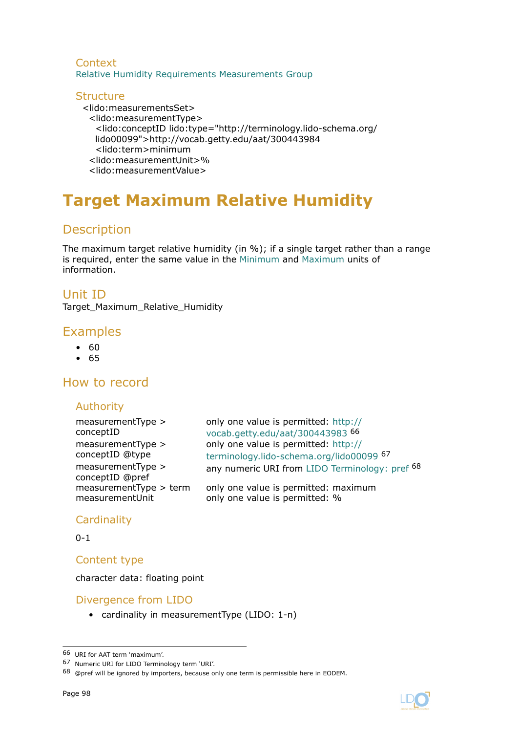### Context

Relative Humidity Requirements Measurements Group

### Structure

```
<lido:measurementsSet>
  <lido:measurementType>
    <lido:conceptID lido:type="http://terminology.lido-schema.org/
    lido00099">http://vocab.getty.edu/aat/300443984
    <lido:term>minimum
  <lido:measurementUnit>%
  <lido:measurementValue>
```

# Target Maximum Relative Humidity

## Description

The maximum target relative humidity (in %); if a single target rather than a range is required, enter the same value in the Minimum and Maximum units of information.

## Unit ID

Target_Maximum_Relative_Humidity

## Examples

- 60
- 65

## How to record

### Authority

| | |
|---|---|
| measurementType > conceptID | only one value is permitted: http://vocab.getty.edu/aat/300443983 [66] |
| measurementType > conceptID @type | only one value is permitted: http://terminology.lido-schema.org/lido00099 [67] |
| measurementType > conceptID @pref | any numeric URI from LIDO Terminology: pref [68] |
| measurementType > term | only one value is permitted: maximum |
| measurementUnit | only one value is permitted: % |

### Cardinality

0-1

### Content type

character data: floating point

### Divergence from LIDO

- cardinality in measurementType (LIDO: 1-n)

---

[66] URI for AAT term 'maximum'.

[67] Numeric URI for LIDO Terminology term 'URI'.

[68] @pref will be ignored by importers, because only one term is permissible here in EODEM.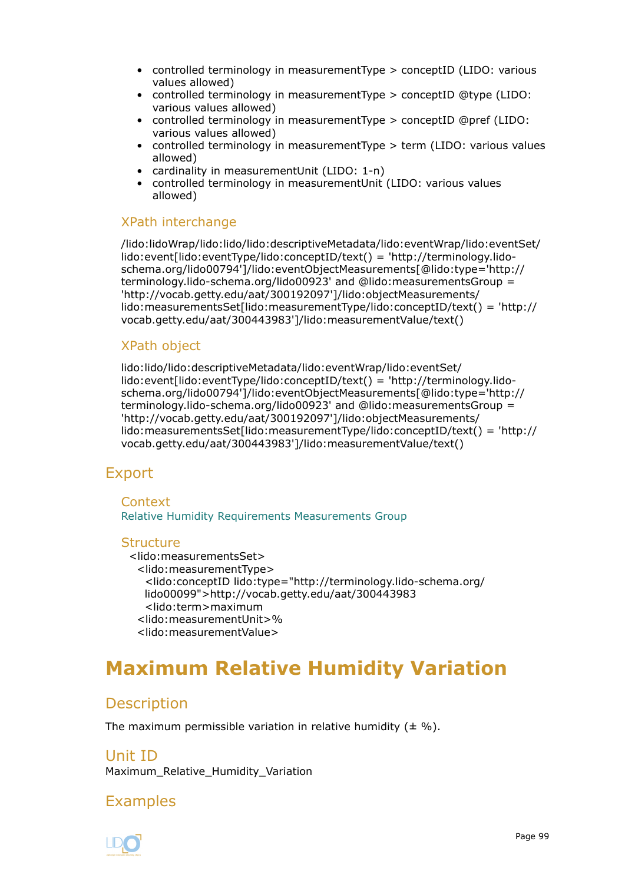- controlled terminology in measurementType > conceptID (LIDO: various values allowed)
- controlled terminology in measurementType > conceptID @type (LIDO: various values allowed)
- controlled terminology in measurementType > conceptID @pref (LIDO: various values allowed)
- controlled terminology in measurementType > term (LIDO: various values allowed)
- cardinality in measurementUnit (LIDO: 1-n)
- controlled terminology in measurementUnit (LIDO: various values allowed)

### XPath interchange

/lido:lidoWrap/lido:lido/lido:descriptiveMetadata/lido:eventWrap/lido:eventSet/lido:event[lido:eventType/lido:conceptID/text() = 'http://terminology.lido-schema.org/lido00794']/lido:eventObjectMeasurements[@lido:type='http://terminology.lido-schema.org/lido00923' and @lido:measurementsGroup = 'http://vocab.getty.edu/aat/300192097']/lido:objectMeasurements/lido:measurementsSet[lido:measurementType/lido:conceptID/text() = 'http://vocab.getty.edu/aat/300443983']/lido:measurementValue/text()

### XPath object

lido:lido/lido:descriptiveMetadata/lido:eventWrap/lido:eventSet/lido:event[lido:eventType/lido:conceptID/text() = 'http://terminology.lido-schema.org/lido00794']/lido:eventObjectMeasurements[@lido:type='http://terminology.lido-schema.org/lido00923' and @lido:measurementsGroup = 'http://vocab.getty.edu/aat/300192097']/lido:objectMeasurements/lido:measurementsSet[lido:measurementType/lido:conceptID/text() = 'http://vocab.getty.edu/aat/300443983']/lido:measurementValue/text()

## Export

### Context

Relative Humidity Requirements Measurements Group

### Structure

```
<lido:measurementsSet>
  <lido:measurementType>
    <lido:conceptID lido:type="http://terminology.lido-schema.org/
    lido00099">http://vocab.getty.edu/aat/300443983
    <lido:term>maximum
  <lido:measurementUnit>%
  <lido:measurementValue>
```

# Maximum Relative Humidity Variation

## Description

The maximum permissible variation in relative humidity (± %).

## Unit ID

Maximum_Relative_Humidity_Variation

## Examples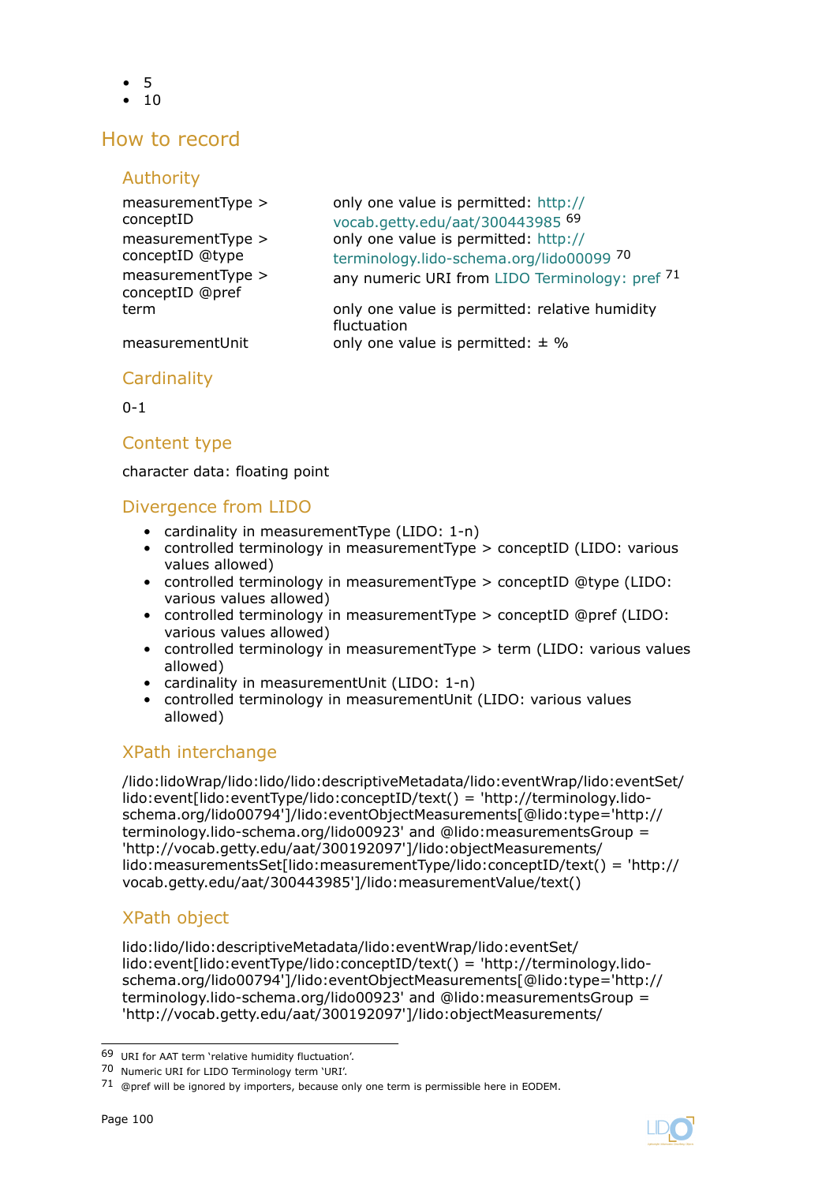- 5
- 10

## How to record

### Authority

| | |
|---|---|
| measurementType > conceptID | only one value is permitted: http://vocab.getty.edu/aat/300443985 [69] |
| measurementType > conceptID @type | only one value is permitted: http://terminology.lido-schema.org/lido00099 [70] |
| measurementType > conceptID @pref | any numeric URI from LIDO Terminology: pref [71] |
| term | only one value is permitted: relative humidity fluctuation |
| measurementUnit | only one value is permitted: ± % |

### Cardinality

0-1

### Content type

character data: floating point

### Divergence from LIDO

- cardinality in measurementType (LIDO: 1-n)
- controlled terminology in measurementType > conceptID (LIDO: various values allowed)
- controlled terminology in measurementType > conceptID @type (LIDO: various values allowed)
- controlled terminology in measurementType > conceptID @pref (LIDO: various values allowed)
- controlled terminology in measurementType > term (LIDO: various values allowed)
- cardinality in measurementUnit (LIDO: 1-n)
- controlled terminology in measurementUnit (LIDO: various values allowed)

### XPath interchange

/lido:lidoWrap/lido:lido/lido:descriptiveMetadata/lido:eventWrap/lido:eventSet/lido:event[lido:eventType/lido:conceptID/text() = 'http://terminology.lido-schema.org/lido00794']/lido:eventObjectMeasurements[@lido:type='http://terminology.lido-schema.org/lido00923' and @lido:measurementsGroup = 'http://vocab.getty.edu/aat/300192097']/lido:objectMeasurements/lido:measurementsSet[lido:measurementType/lido:conceptID/text() = 'http://vocab.getty.edu/aat/300443985']/lido:measurementValue/text()

### XPath object

lido:lido/lido:descriptiveMetadata/lido:eventWrap/lido:eventSet/lido:event[lido:eventType/lido:conceptID/text() = 'http://terminology.lido-schema.org/lido00794']/lido:eventObjectMeasurements[@lido:type='http://terminology.lido-schema.org/lido00923' and @lido:measurementsGroup = 'http://vocab.getty.edu/aat/300192097']/lido:objectMeasurements/

---

[69] URI for AAT term 'relative humidity fluctuation'.

[70] Numeric URI for LIDO Terminology term 'URI'.

[71] @pref will be ignored by importers, because only one term is permissible here in EODEM.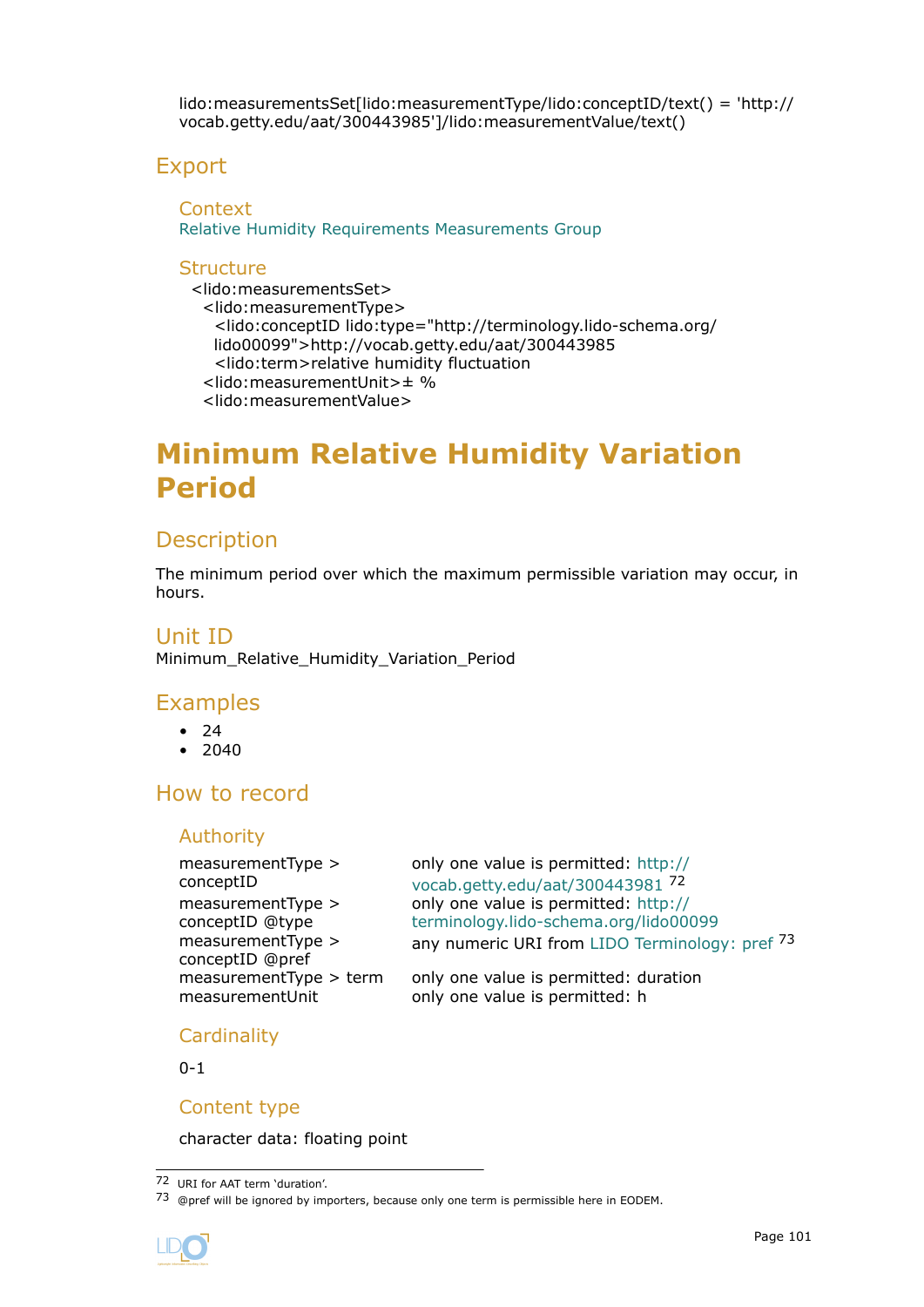lido:measurementsSet[lido:measurementType/lido:conceptID/text() = 'http://vocab.getty.edu/aat/300443985']/lido:measurementValue/text()

## Export

### Context

Relative Humidity Requirements Measurements Group

### Structure

```
<lido:measurementsSet>
  <lido:measurementType>
    <lido:conceptID lido:type="http://terminology.lido-schema.org/lido00099">http://vocab.getty.edu/aat/300443985
    <lido:term>relative humidity fluctuation
  <lido:measurementUnit>± %
  <lido:measurementValue>
```

# Minimum Relative Humidity Variation Period

## Description

The minimum period over which the maximum permissible variation may occur, in hours.

## Unit ID

Minimum_Relative_Humidity_Variation_Period

## Examples

- 24
- 2040

## How to record

### Authority

| | |
|---|---|
| measurementType > conceptID | only one value is permitted: http://vocab.getty.edu/aat/300443981 [72] |
| measurementType > conceptID @type | only one value is permitted: http://terminology.lido-schema.org/lido00099 |
| measurementType > conceptID @pref | any numeric URI from LIDO Terminology: pref [73] |
| measurementType > term | only one value is permitted: duration |
| measurementUnit | only one value is permitted: h |

### Cardinality

0-1

### Content type

character data: floating point

---

[72] URI for AAT term 'duration'.

[73] @pref will be ignored by importers, because only one term is permissible here in EODEM.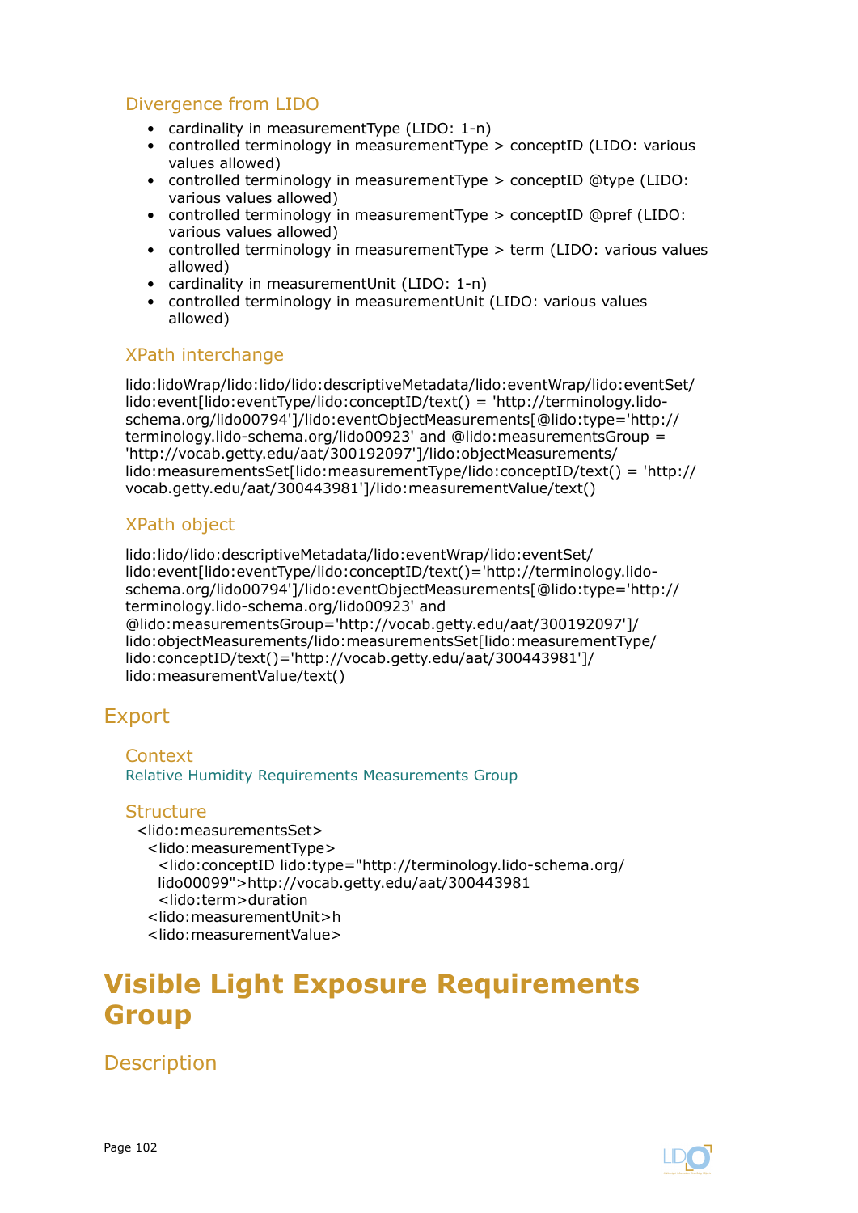### Divergence from LIDO

- cardinality in measurementType (LIDO: 1-n)
- controlled terminology in measurementType > conceptID (LIDO: various values allowed)
- controlled terminology in measurementType > conceptID @type (LIDO: various values allowed)
- controlled terminology in measurementType > conceptID @pref (LIDO: various values allowed)
- controlled terminology in measurementType > term (LIDO: various values allowed)
- cardinality in measurementUnit (LIDO: 1-n)
- controlled terminology in measurementUnit (LIDO: various values allowed)

### XPath interchange

lido:lidoWrap/lido:lido/lido:descriptiveMetadata/lido:eventWrap/lido:eventSet/lido:event[lido:eventType/lido:conceptID/text() = 'http://terminology.lido-schema.org/lido00794']/lido:eventObjectMeasurements[@lido:type='http://terminology.lido-schema.org/lido00923' and @lido:measurementsGroup = 'http://vocab.getty.edu/aat/300192097']/lido:objectMeasurements/lido:measurementsSet[lido:measurementType/lido:conceptID/text() = 'http://vocab.getty.edu/aat/300443981']/lido:measurementValue/text()

### XPath object

lido:lido/lido:descriptiveMetadata/lido:eventWrap/lido:eventSet/lido:event[lido:eventType/lido:conceptID/text()='http://terminology.lido-schema.org/lido00794']/lido:eventObjectMeasurements[@lido:type='http://terminology.lido-schema.org/lido00923' and @lido:measurementsGroup='http://vocab.getty.edu/aat/300192097']/lido:objectMeasurements/lido:measurementsSet[lido:measurementType/lido:conceptID/text()='http://vocab.getty.edu/aat/300443981']/lido:measurementValue/text()

## Export

### Context

Relative Humidity Requirements Measurements Group

### Structure

```
<lido:measurementsSet>
  <lido:measurementType>
    <lido:conceptID lido:type="http://terminology.lido-schema.org/lido00099">http://vocab.getty.edu/aat/300443981
    <lido:term>duration
  <lido:measurementUnit>h
  <lido:measurementValue>
```

# Visible Light Exposure Requirements Group

## Description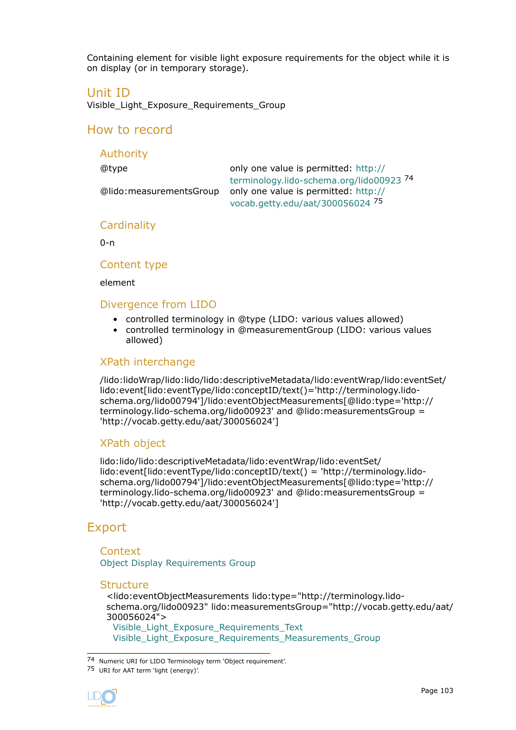Containing element for visible light exposure requirements for the object while it is on display (or in temporary storage).

## Unit ID

Visible_Light_Exposure_Requirements_Group

## How to record

### Authority

| | |
|---|---|
| @type | only one value is permitted: http://terminology.lido-schema.org/lido00923 [74] |
| @lido:measurementsGroup | only one value is permitted: http://vocab.getty.edu/aat/300056024 [75] |

### Cardinality

0-n

### Content type

element

### Divergence from LIDO

- controlled terminology in @type (LIDO: various values allowed)
- controlled terminology in @measurementGroup (LIDO: various values allowed)

### XPath interchange

/lido:lidoWrap/lido:lido/lido:descriptiveMetadata/lido:eventWrap/lido:eventSet/lido:event[lido:eventType/lido:conceptID/text()='http://terminology.lido-schema.org/lido00794']/lido:eventObjectMeasurements[@lido:type='http://terminology.lido-schema.org/lido00923' and @lido:measurementsGroup = 'http://vocab.getty.edu/aat/300056024']

### XPath object

lido:lido/lido:descriptiveMetadata/lido:eventWrap/lido:eventSet/lido:event[lido:eventType/lido:conceptID/text() = 'http://terminology.lido-schema.org/lido00794']/lido:eventObjectMeasurements[@lido:type='http://terminology.lido-schema.org/lido00923' and @lido:measurementsGroup = 'http://vocab.getty.edu/aat/300056024']

## Export

### Context

Object Display Requirements Group

### Structure

<lido:eventObjectMeasurements lido:type="http://terminology.lido-schema.org/lido00923" lido:measurementsGroup="http://vocab.getty.edu/aat/300056024">
  Visible_Light_Exposure_Requirements_Text
  Visible_Light_Exposure_Requirements_Measurements_Group

---

[74] Numeric URI for LIDO Terminology term 'Object requirement'.

[75] URI for AAT term 'light (energy)'.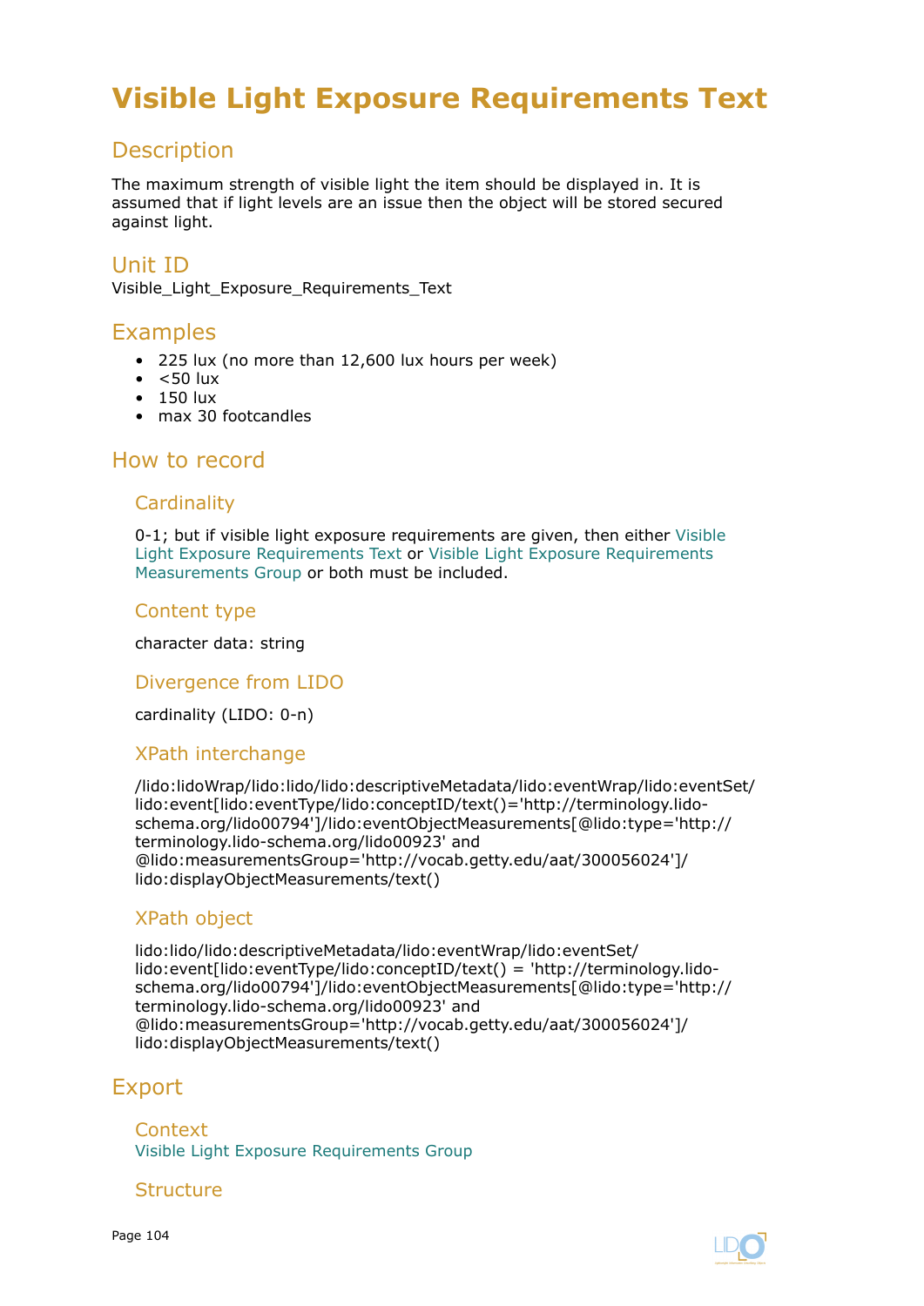# Visible Light Exposure Requirements Text

## Description

The maximum strength of visible light the item should be displayed in. It is assumed that if light levels are an issue then the object will be stored secured against light.

## Unit ID

Visible_Light_Exposure_Requirements_Text

## Examples

- 225 lux (no more than 12,600 lux hours per week)
- <50 lux
- 150 lux
- max 30 footcandles

## How to record

### Cardinality

0-1; but if visible light exposure requirements are given, then either Visible Light Exposure Requirements Text or Visible Light Exposure Requirements Measurements Group or both must be included.

### Content type

character data: string

### Divergence from LIDO

cardinality (LIDO: 0-n)

### XPath interchange

/lido:lidoWrap/lido:lido/lido:descriptiveMetadata/lido:eventWrap/lido:eventSet/lido:event[lido:eventType/lido:conceptID/text()='http://terminology.lido-schema.org/lido00794']/lido:eventObjectMeasurements[@lido:type='http://terminology.lido-schema.org/lido00923' and @lido:measurementsGroup='http://vocab.getty.edu/aat/300056024']/lido:displayObjectMeasurements/text()

### XPath object

lido:lido/lido:descriptiveMetadata/lido:eventWrap/lido:eventSet/lido:event[lido:eventType/lido:conceptID/text() = 'http://terminology.lido-schema.org/lido00794']/lido:eventObjectMeasurements[@lido:type='http://terminology.lido-schema.org/lido00923' and @lido:measurementsGroup='http://vocab.getty.edu/aat/300056024']/lido:displayObjectMeasurements/text()

## Export

### Context

Visible Light Exposure Requirements Group

### Structure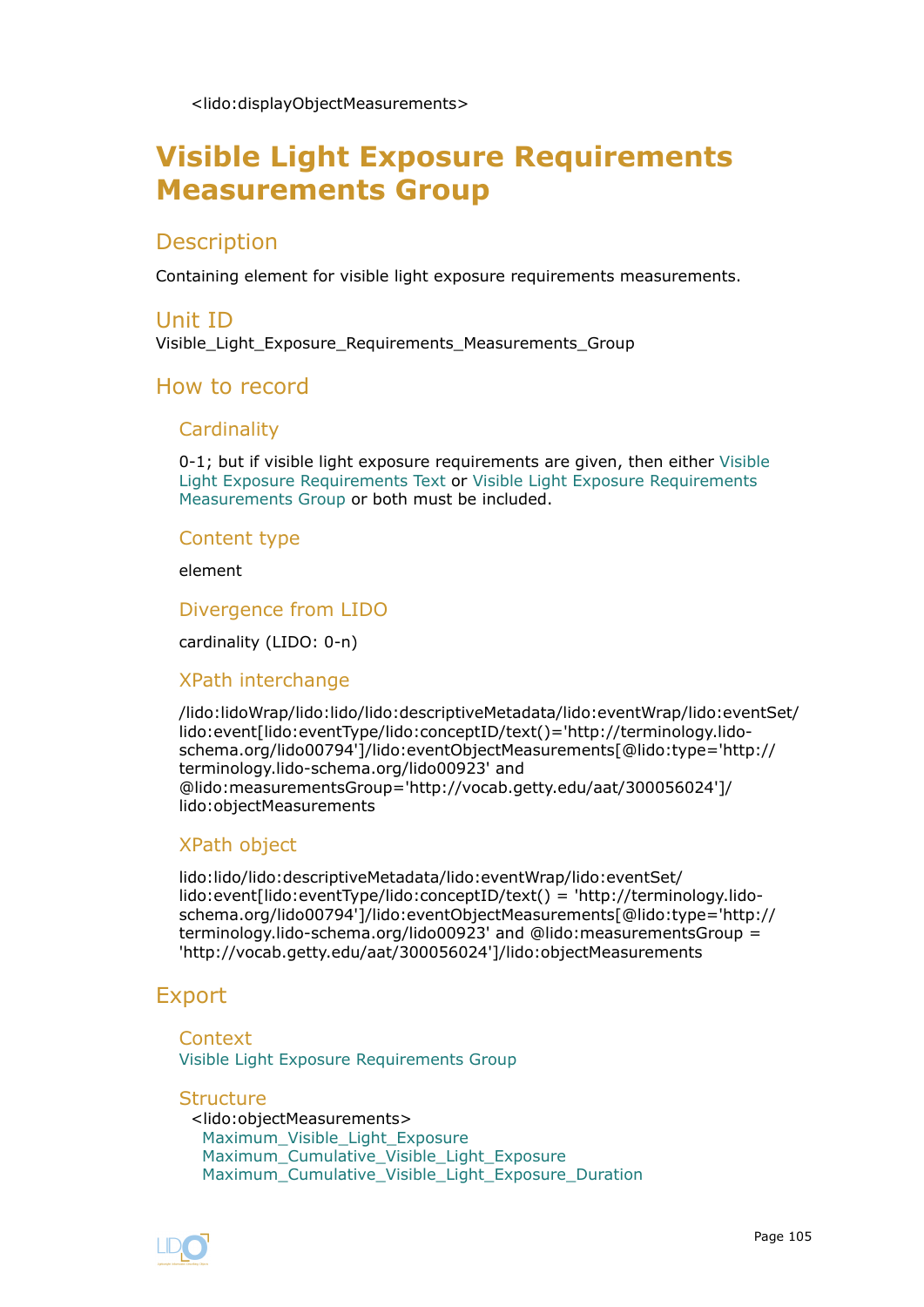<lido:displayObjectMeasurements>

# Visible Light Exposure Requirements Measurements Group

## Description

Containing element for visible light exposure requirements measurements.

## Unit ID

Visible_Light_Exposure_Requirements_Measurements_Group

## How to record

### Cardinality

0-1; but if visible light exposure requirements are given, then either Visible Light Exposure Requirements Text or Visible Light Exposure Requirements Measurements Group or both must be included.

### Content type

element

### Divergence from LIDO

cardinality (LIDO: 0-n)

### XPath interchange

/lido:lidoWrap/lido:lido/lido:descriptiveMetadata/lido:eventWrap/lido:eventSet/lido:event[lido:eventType/lido:conceptID/text()='http://terminology.lido-schema.org/lido00794']/lido:eventObjectMeasurements[@lido:type='http://terminology.lido-schema.org/lido00923' and @lido:measurementsGroup='http://vocab.getty.edu/aat/300056024']/lido:objectMeasurements

### XPath object

lido:lido/lido:descriptiveMetadata/lido:eventWrap/lido:eventSet/lido:event[lido:eventType/lido:conceptID/text() = 'http://terminology.lido-schema.org/lido00794']/lido:eventObjectMeasurements[@lido:type='http://terminology.lido-schema.org/lido00923' and @lido:measurementsGroup = 'http://vocab.getty.edu/aat/300056024']/lido:objectMeasurements

## Export

### Context

Visible Light Exposure Requirements Group

### Structure

<lido:objectMeasurements>
  Maximum_Visible_Light_Exposure
  Maximum_Cumulative_Visible_Light_Exposure
  Maximum_Cumulative_Visible_Light_Exposure_Duration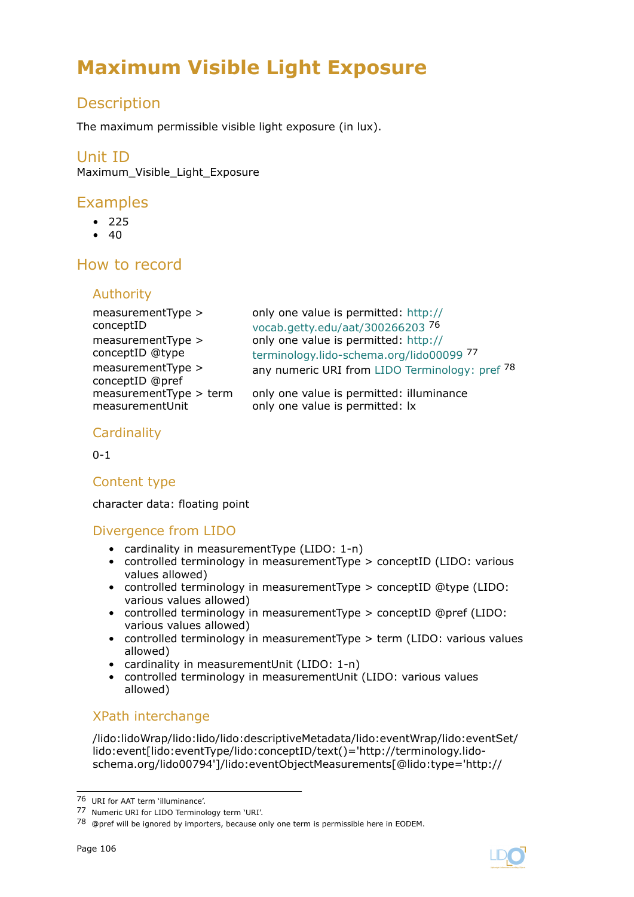# Maximum Visible Light Exposure

## Description

The maximum permissible visible light exposure (in lux).

## Unit ID

Maximum_Visible_Light_Exposure

## Examples

- 225
- 40

## How to record

### Authority

| | |
|---|---|
| measurementType > conceptID | only one value is permitted: http://vocab.getty.edu/aat/300266203 [76] |
| measurementType > conceptID @type | only one value is permitted: http://terminology.lido-schema.org/lido00099 [77] |
| measurementType > conceptID @pref | any numeric URI from LIDO Terminology: pref [78] |
| measurementType > term | only one value is permitted: illuminance |
| measurementUnit | only one value is permitted: lx |

### Cardinality

0-1

### Content type

character data: floating point

### Divergence from LIDO

- cardinality in measurementType (LIDO: 1-n)
- controlled terminology in measurementType > conceptID (LIDO: various values allowed)
- controlled terminology in measurementType > conceptID @type (LIDO: various values allowed)
- controlled terminology in measurementType > conceptID @pref (LIDO: various values allowed)
- controlled terminology in measurementType > term (LIDO: various values allowed)
- cardinality in measurementUnit (LIDO: 1-n)
- controlled terminology in measurementUnit (LIDO: various values allowed)

### XPath interchange

/lido:lidoWrap/lido:lido/lido:descriptiveMetadata/lido:eventWrap/lido:eventSet/lido:event[lido:eventType/lido:conceptID/text()='http://terminology.lido-schema.org/lido00794']/lido:eventObjectMeasurements[@lido:type='http://

---

76 URI for AAT term 'illuminance'.

77 Numeric URI for LIDO Terminology term 'URI'.

78 @pref will be ignored by importers, because only one term is permissible here in EODEM.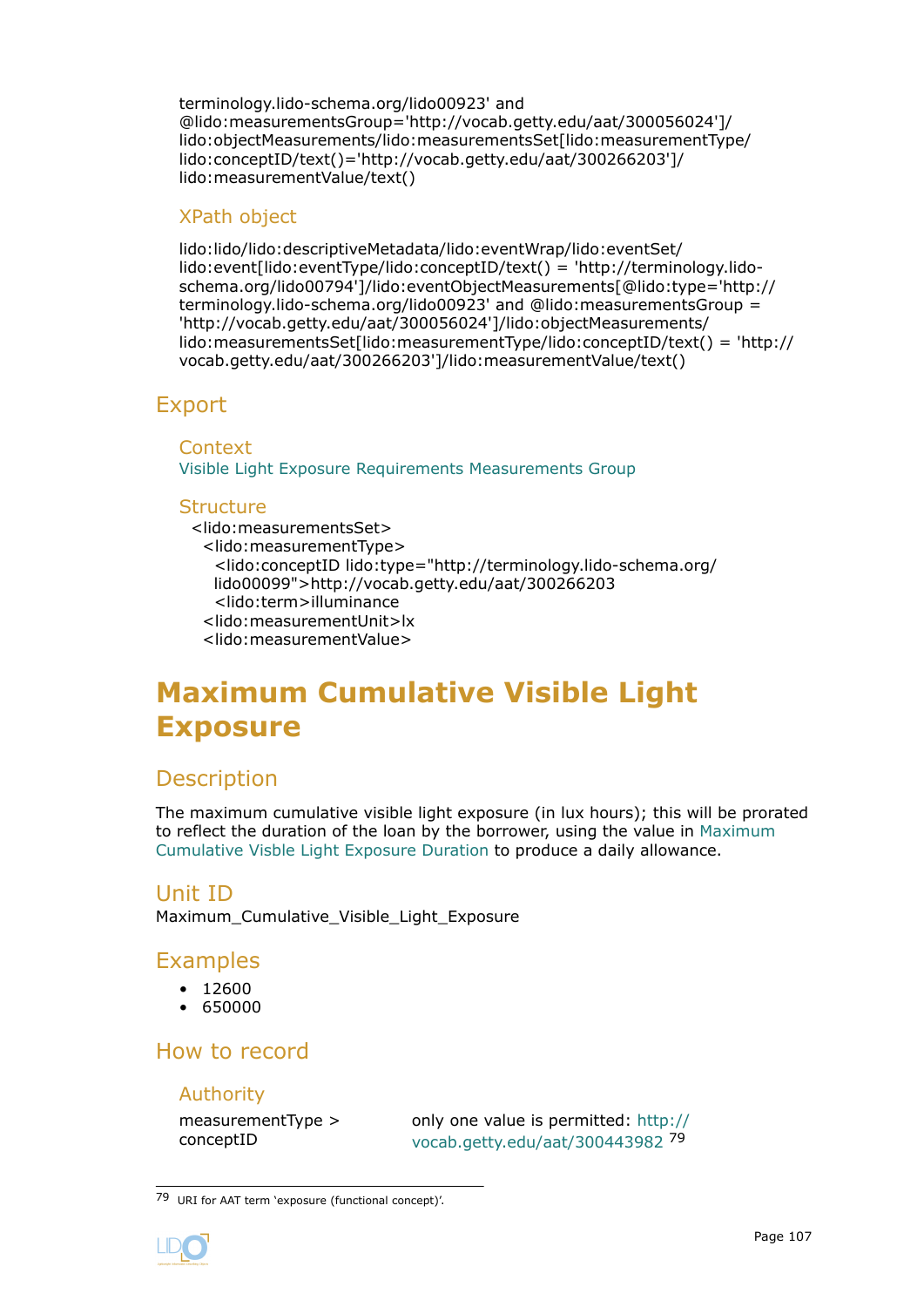terminology.lido-schema.org/lido00923' and
@lido:measurementsGroup='http://vocab.getty.edu/aat/300056024']/
lido:objectMeasurements/lido:measurementsSet[lido:measurementType/
lido:conceptID/text()='http://vocab.getty.edu/aat/300266203']/
lido:measurementValue/text()

### XPath object

lido:lido/lido:descriptiveMetadata/lido:eventWrap/lido:eventSet/
lido:event[lido:eventType/lido:conceptID/text() = 'http://terminology.lido-schema.org/lido00794']/lido:eventObjectMeasurements[@lido:type='http://terminology.lido-schema.org/lido00923' and @lido:measurementsGroup = 'http://vocab.getty.edu/aat/300056024']/lido:objectMeasurements/
lido:measurementsSet[lido:measurementType/lido:conceptID/text() = 'http://vocab.getty.edu/aat/300266203']/lido:measurementValue/text()

## Export

### Context

Visible Light Exposure Requirements Measurements Group

### Structure

```
<lido:measurementsSet>
  <lido:measurementType>
    <lido:conceptID lido:type="http://terminology.lido-schema.org/
    lido00099">http://vocab.getty.edu/aat/300266203
    <lido:term>illuminance
  <lido:measurementUnit>lx
  <lido:measurementValue>
```

# Maximum Cumulative Visible Light Exposure

## Description

The maximum cumulative visible light exposure (in lux hours); this will be prorated to reflect the duration of the loan by the borrower, using the value in Maximum Cumulative Visble Light Exposure Duration to produce a daily allowance.

## Unit ID

Maximum_Cumulative_Visible_Light_Exposure

## Examples

- 12600
- 650000

## How to record

### Authority

| | |
|---|---|
| measurementType > conceptID | only one value is permitted: http://vocab.getty.edu/aat/300443982 [79] |

[79] URI for AAT term 'exposure (functional concept)'.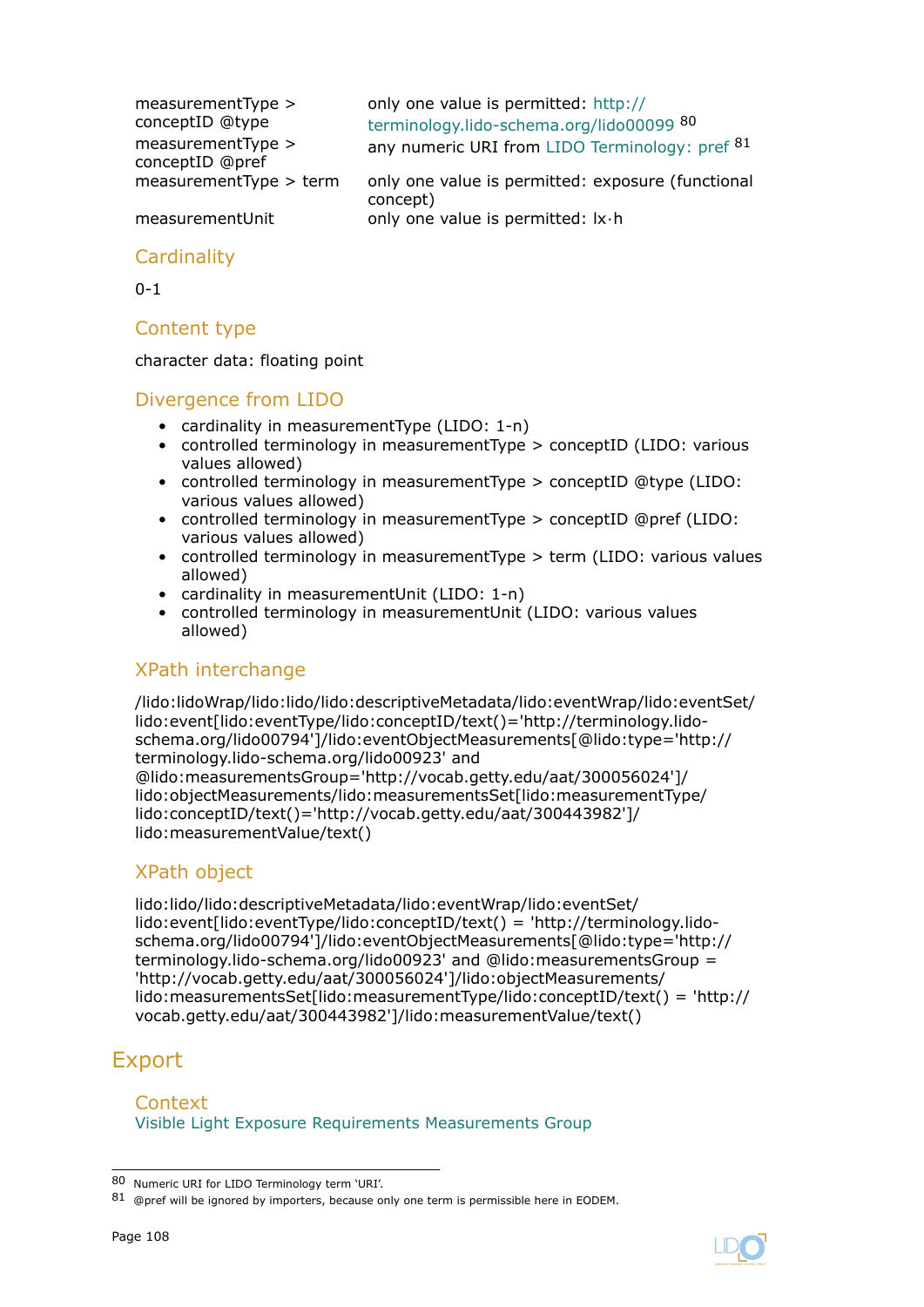| | |
|---|---|
| measurementType > conceptID @type | only one value is permitted: http://terminology.lido-schema.org/lido00099 [80] |
| measurementType > conceptID @pref | any numeric URI from LIDO Terminology: pref [81] |
| measurementType > term | only one value is permitted: exposure (functional concept) |
| measurementUnit | only one value is permitted: lx·h |

### Cardinality

0-1

### Content type

character data: floating point

### Divergence from LIDO

- cardinality in measurementType (LIDO: 1-n)
- controlled terminology in measurementType > conceptID (LIDO: various values allowed)
- controlled terminology in measurementType > conceptID @type (LIDO: various values allowed)
- controlled terminology in measurementType > conceptID @pref (LIDO: various values allowed)
- controlled terminology in measurementType > term (LIDO: various values allowed)
- cardinality in measurementUnit (LIDO: 1-n)
- controlled terminology in measurementUnit (LIDO: various values allowed)

### XPath interchange

/lido:lidoWrap/lido:lido/lido:descriptiveMetadata/lido:eventWrap/lido:eventSet/lido:event[lido:eventType/lido:conceptID/text()='http://terminology.lido-schema.org/lido00794']/lido:eventObjectMeasurements[@lido:type='http://terminology.lido-schema.org/lido00923' and @lido:measurementsGroup='http://vocab.getty.edu/aat/300056024']/lido:objectMeasurements/lido:measurementsSet[lido:measurementType/lido:conceptID/text()='http://vocab.getty.edu/aat/300443982']/lido:measurementValue/text()

### XPath object

lido:lido/lido:descriptiveMetadata/lido:eventWrap/lido:eventSet/lido:event[lido:eventType/lido:conceptID/text() = 'http://terminology.lido-schema.org/lido00794']/lido:eventObjectMeasurements[@lido:type='http://terminology.lido-schema.org/lido00923' and @lido:measurementsGroup = 'http://vocab.getty.edu/aat/300056024']/lido:objectMeasurements/lido:measurementsSet[lido:measurementType/lido:conceptID/text() = 'http://vocab.getty.edu/aat/300443982']/lido:measurementValue/text()

## Export

### Context

Visible Light Exposure Requirements Measurements Group

---

[80] Numeric URI for LIDO Terminology term 'URI'.

[81] @pref will be ignored by importers, because only one term is permissible here in EODEM.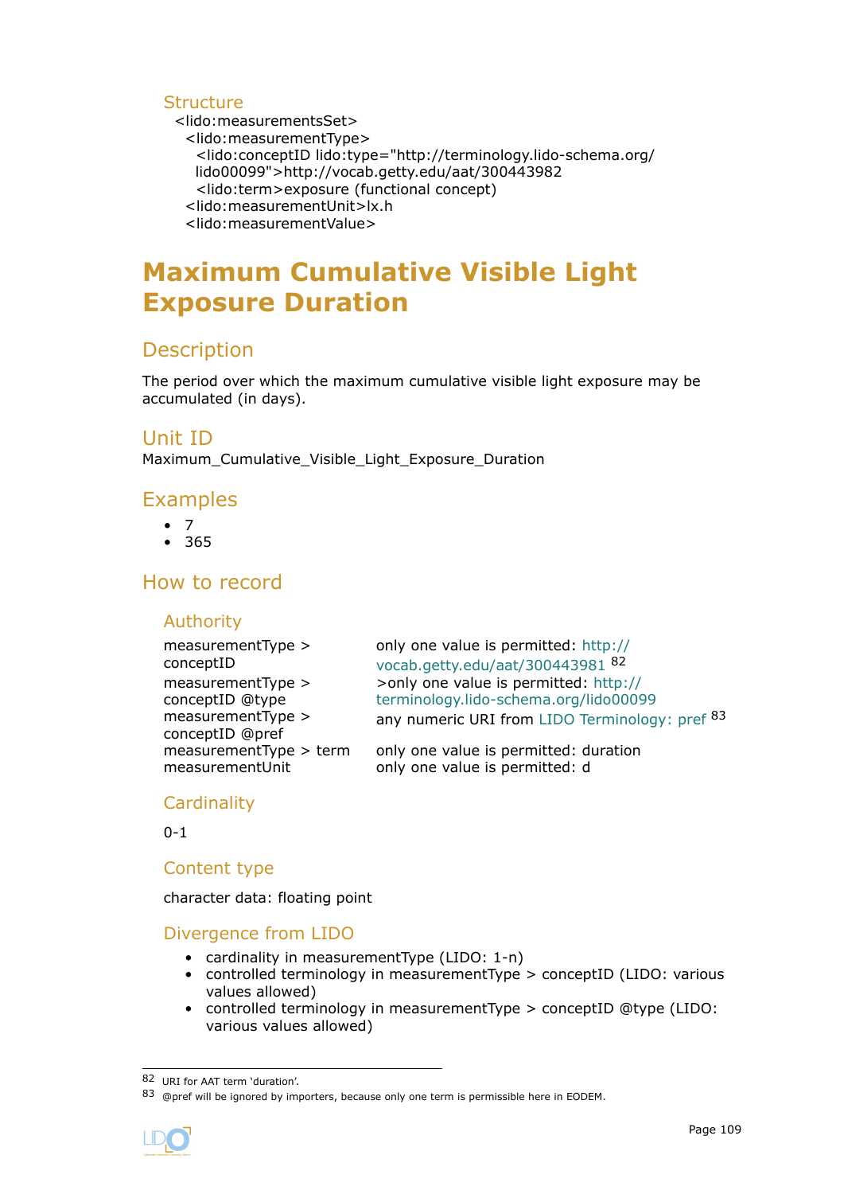### Structure

```
<lido:measurementsSet>
  <lido:measurementType>
    <lido:conceptID lido:type="http://terminology.lido-schema.org/
    lido00099">http://vocab.getty.edu/aat/300443982
    <lido:term>exposure (functional concept)
  <lido:measurementUnit>lx.h
  <lido:measurementValue>
```

# Maximum Cumulative Visible Light Exposure Duration

## Description

The period over which the maximum cumulative visible light exposure may be accumulated (in days).

## Unit ID

Maximum_Cumulative_Visible_Light_Exposure_Duration

## Examples

- 7
- 365

## How to record

### Authority

| | |
|---|---|
| measurementType > conceptID | only one value is permitted: http://vocab.getty.edu/aat/300443981 [82] |
| measurementType > conceptID @type | >only one value is permitted: http://terminology.lido-schema.org/lido00099 |
| measurementType > conceptID @pref | any numeric URI from LIDO Terminology: pref [83] |
| measurementType > term | only one value is permitted: duration |
| measurementUnit | only one value is permitted: d |

### Cardinality

0-1

### Content type

character data: floating point

### Divergence from LIDO

- cardinality in measurementType (LIDO: 1-n)
- controlled terminology in measurementType > conceptID (LIDO: various values allowed)
- controlled terminology in measurementType > conceptID @type (LIDO: various values allowed)

---

[82] URI for AAT term 'duration'.

[83] @pref will be ignored by importers, because only one term is permissible here in EODEM.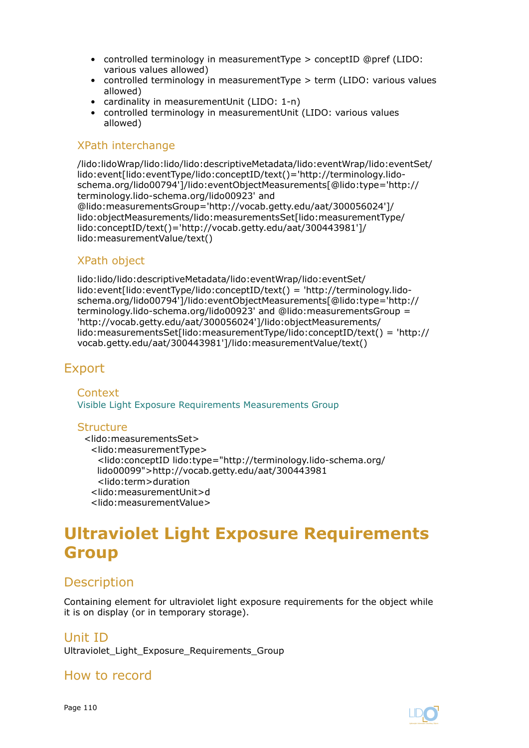- controlled terminology in measurementType > conceptID @pref (LIDO: various values allowed)
- controlled terminology in measurementType > term (LIDO: various values allowed)
- cardinality in measurementUnit (LIDO: 1-n)
- controlled terminology in measurementUnit (LIDO: various values allowed)

### XPath interchange

/lido:lidoWrap/lido:lido/lido:descriptiveMetadata/lido:eventWrap/lido:eventSet/lido:event[lido:eventType/lido:conceptID/text()='http://terminology.lido-schema.org/lido00794']/lido:eventObjectMeasurements[@lido:type='http://terminology.lido-schema.org/lido00923' and @lido:measurementsGroup='http://vocab.getty.edu/aat/300056024']/lido:objectMeasurements/lido:measurementsSet[lido:measurementType/lido:conceptID/text()='http://vocab.getty.edu/aat/300443981']/lido:measurementValue/text()

### XPath object

lido:lido/lido:descriptiveMetadata/lido:eventWrap/lido:eventSet/lido:event[lido:eventType/lido:conceptID/text() = 'http://terminology.lido-schema.org/lido00794']/lido:eventObjectMeasurements[@lido:type='http://terminology.lido-schema.org/lido00923' and @lido:measurementsGroup = 'http://vocab.getty.edu/aat/300056024']/lido:objectMeasurements/lido:measurementsSet[lido:measurementType/lido:conceptID/text() = 'http://vocab.getty.edu/aat/300443981']/lido:measurementValue/text()

## Export

### Context

Visible Light Exposure Requirements Measurements Group

### Structure

```
<lido:measurementsSet>
  <lido:measurementType>
    <lido:conceptID lido:type="http://terminology.lido-schema.org/lido00099">http://vocab.getty.edu/aat/300443981
    <lido:term>duration
  <lido:measurementUnit>d
  <lido:measurementValue>
```

# Ultraviolet Light Exposure Requirements Group

## Description

Containing element for ultraviolet light exposure requirements for the object while it is on display (or in temporary storage).

## Unit ID

Ultraviolet_Light_Exposure_Requirements_Group

## How to record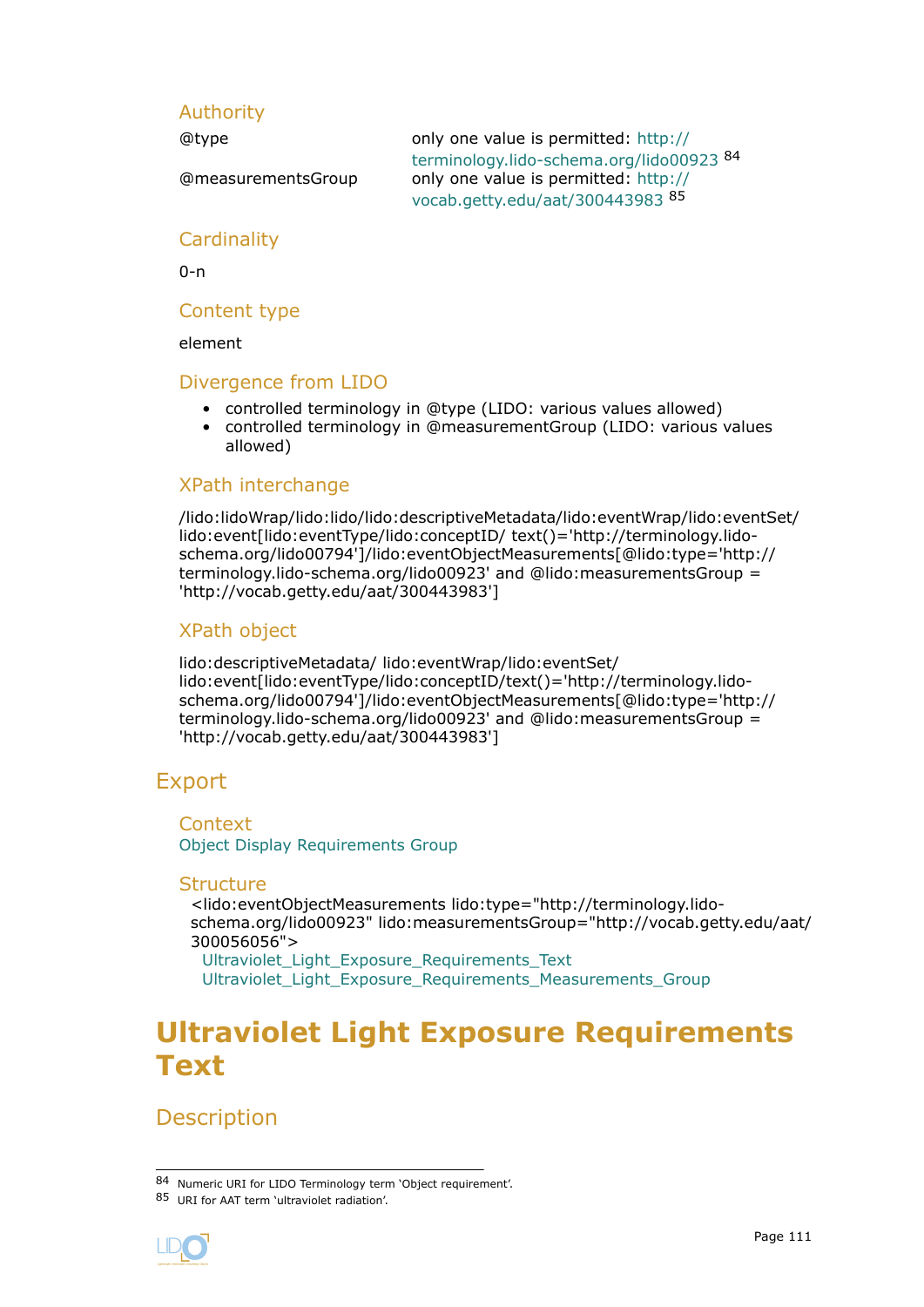### Authority

| | |
|---|---|
| @type | only one value is permitted: http://terminology.lido-schema.org/lido00923 [84] |
| @measurementsGroup | only one value is permitted: http://vocab.getty.edu/aat/300443983 [85] |

### Cardinality

0-n

### Content type

element

### Divergence from LIDO

- controlled terminology in @type (LIDO: various values allowed)
- controlled terminology in @measurementGroup (LIDO: various values allowed)

### XPath interchange

/lido:lidoWrap/lido:lido/lido:descriptiveMetadata/lido:eventWrap/lido:eventSet/lido:event[lido:eventType/lido:conceptID/ text()='http://terminology.lido-schema.org/lido00794']/lido:eventObjectMeasurements[@lido:type='http://terminology.lido-schema.org/lido00923' and @lido:measurementsGroup = 'http://vocab.getty.edu/aat/300443983']

### XPath object

lido:descriptiveMetadata/ lido:eventWrap/lido:eventSet/lido:event[lido:eventType/lido:conceptID/text()='http://terminology.lido-schema.org/lido00794']/lido:eventObjectMeasurements[@lido:type='http://terminology.lido-schema.org/lido00923' and @lido:measurementsGroup = 'http://vocab.getty.edu/aat/300443983']

## Export

### Context

Object Display Requirements Group

### Structure

<lido:eventObjectMeasurements lido:type="http://terminology.lido-schema.org/lido00923" lido:measurementsGroup="http://vocab.getty.edu/aat/300056056">
  Ultraviolet_Light_Exposure_Requirements_Text
  Ultraviolet_Light_Exposure_Requirements_Measurements_Group

# Ultraviolet Light Exposure Requirements Text

## Description

---

[84] Numeric URI for LIDO Terminology term 'Object requirement'.

[85] URI for AAT term 'ultraviolet radiation'.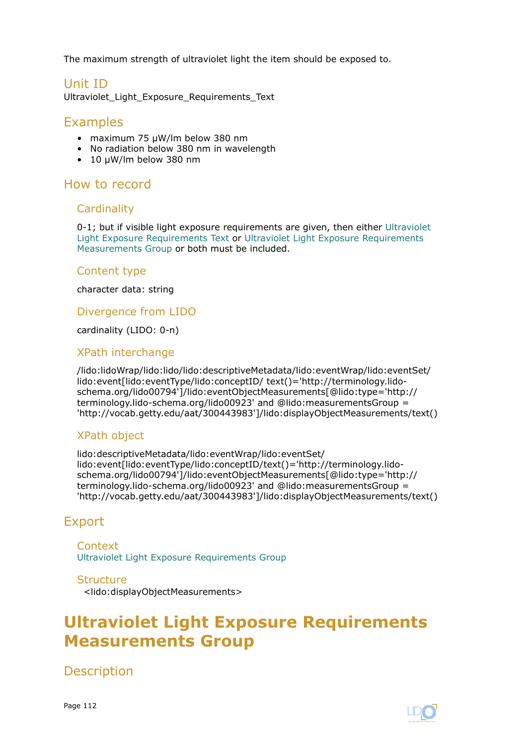The maximum strength of ultraviolet light the item should be exposed to.

## Unit ID

Ultraviolet_Light_Exposure_Requirements_Text

## Examples

- maximum 75 μW/lm below 380 nm
- No radiation below 380 nm in wavelength
- 10 μW/lm below 380 nm

## How to record

### Cardinality

0-1; but if visible light exposure requirements are given, then either Ultraviolet Light Exposure Requirements Text or Ultraviolet Light Exposure Requirements Measurements Group or both must be included.

### Content type

character data: string

### Divergence from LIDO

cardinality (LIDO: 0-n)

### XPath interchange

/lido:lidoWrap/lido:lido/lido:descriptiveMetadata/lido:eventWrap/lido:eventSet/lido:event[lido:eventType/lido:conceptID/ text()='http://terminology.lido-schema.org/lido00794']/lido:eventObjectMeasurements[@lido:type='http://terminology.lido-schema.org/lido00923' and @lido:measurementsGroup = 'http://vocab.getty.edu/aat/300443983']/lido:displayObjectMeasurements/text()

### XPath object

lido:descriptiveMetadata/lido:eventWrap/lido:eventSet/lido:event[lido:eventType/lido:conceptID/text()='http://terminology.lido-schema.org/lido00794']/lido:eventObjectMeasurements[@lido:type='http://terminology.lido-schema.org/lido00923' and @lido:measurementsGroup = 'http://vocab.getty.edu/aat/300443983']/lido:displayObjectMeasurements/text()

## Export

### Context

Ultraviolet Light Exposure Requirements Group

### Structure

<lido:displayObjectMeasurements>

# Ultraviolet Light Exposure Requirements Measurements Group

## Description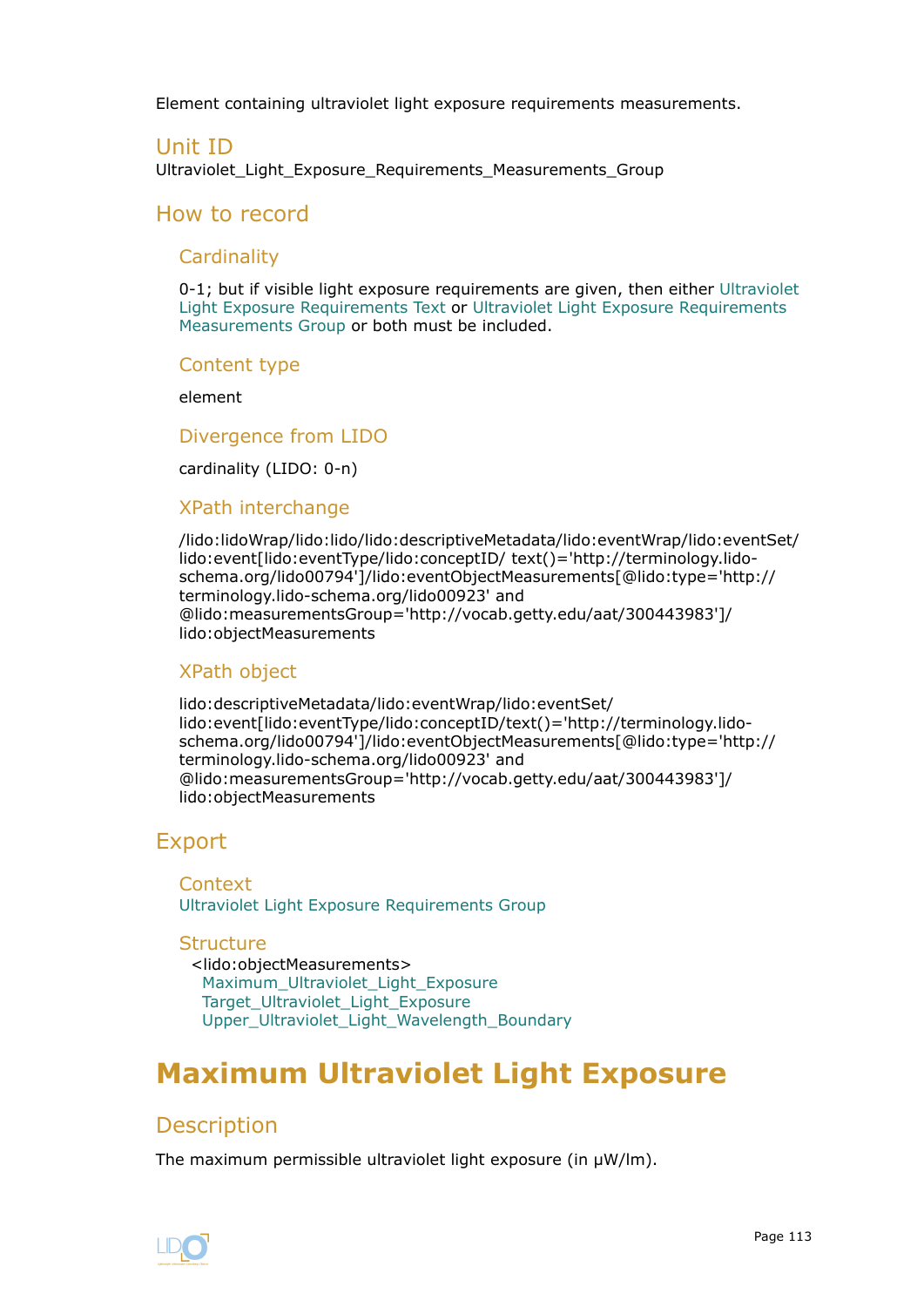Element containing ultraviolet light exposure requirements measurements.

## Unit ID

Ultraviolet_Light_Exposure_Requirements_Measurements_Group

## How to record

### Cardinality

0-1; but if visible light exposure requirements are given, then either Ultraviolet Light Exposure Requirements Text or Ultraviolet Light Exposure Requirements Measurements Group or both must be included.

### Content type

element

### Divergence from LIDO

cardinality (LIDO: 0-n)

### XPath interchange

/lido:lidoWrap/lido:lido/lido:descriptiveMetadata/lido:eventWrap/lido:eventSet/lido:event[lido:eventType/lido:conceptID/ text()='http://terminology.lido-schema.org/lido00794']/lido:eventObjectMeasurements[@lido:type='http://terminology.lido-schema.org/lido00923' and @lido:measurementsGroup='http://vocab.getty.edu/aat/300443983']/lido:objectMeasurements

### XPath object

lido:descriptiveMetadata/lido:eventWrap/lido:eventSet/lido:event[lido:eventType/lido:conceptID/text()='http://terminology.lido-schema.org/lido00794']/lido:eventObjectMeasurements[@lido:type='http://terminology.lido-schema.org/lido00923' and @lido:measurementsGroup='http://vocab.getty.edu/aat/300443983']/lido:objectMeasurements

## Export

### Context

Ultraviolet Light Exposure Requirements Group

### Structure

<lido:objectMeasurements>
  Maximum_Ultraviolet_Light_Exposure
  Target_Ultraviolet_Light_Exposure
  Upper_Ultraviolet_Light_Wavelength_Boundary

# Maximum Ultraviolet Light Exposure

## Description

The maximum permissible ultraviolet light exposure (in μW/lm).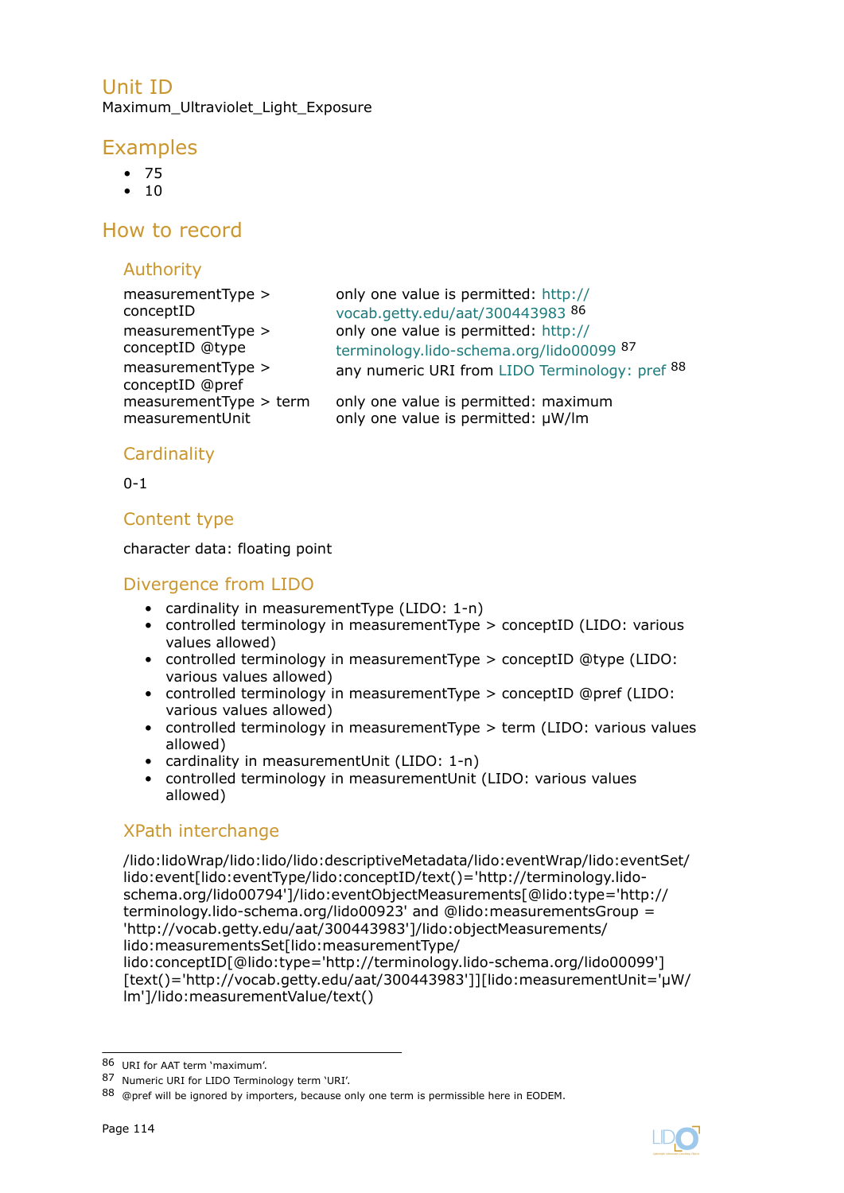## Unit ID

Maximum_Ultraviolet_Light_Exposure

## Examples

- 75
- 10

## How to record

### Authority

| | |
|---|---|
| measurementType > conceptID | only one value is permitted: http://vocab.getty.edu/aat/300443983 [86] |
| measurementType > conceptID @type | only one value is permitted: http://terminology.lido-schema.org/lido00099 [87] |
| measurementType > conceptID @pref | any numeric URI from LIDO Terminology: pref [88] |
| measurementType > term | only one value is permitted: maximum |
| measurementUnit | only one value is permitted: µW/lm |

### Cardinality

0-1

### Content type

character data: floating point

### Divergence from LIDO

- cardinality in measurementType (LIDO: 1-n)
- controlled terminology in measurementType > conceptID (LIDO: various values allowed)
- controlled terminology in measurementType > conceptID @type (LIDO: various values allowed)
- controlled terminology in measurementType > conceptID @pref (LIDO: various values allowed)
- controlled terminology in measurementType > term (LIDO: various values allowed)
- cardinality in measurementUnit (LIDO: 1-n)
- controlled terminology in measurementUnit (LIDO: various values allowed)

### XPath interchange

/lido:lidoWrap/lido:lido/lido:descriptiveMetadata/lido:eventWrap/lido:eventSet/lido:event[lido:eventType/lido:conceptID/text()='http://terminology.lido-schema.org/lido00794']/lido:eventObjectMeasurements[@lido:type='http://terminology.lido-schema.org/lido00923' and @lido:measurementsGroup = 'http://vocab.getty.edu/aat/300443983']/lido:objectMeasurements/lido:measurementsSet[lido:measurementType/lido:conceptID[@lido:type='http://terminology.lido-schema.org/lido00099'][text()='http://vocab.getty.edu/aat/300443983']][lido:measurementUnit='µW/lm']/lido:measurementValue/text()

---

[86] URI for AAT term 'maximum'.

[87] Numeric URI for LIDO Terminology term 'URI'.

[88] @pref will be ignored by importers, because only one term is permissible here in EODEM.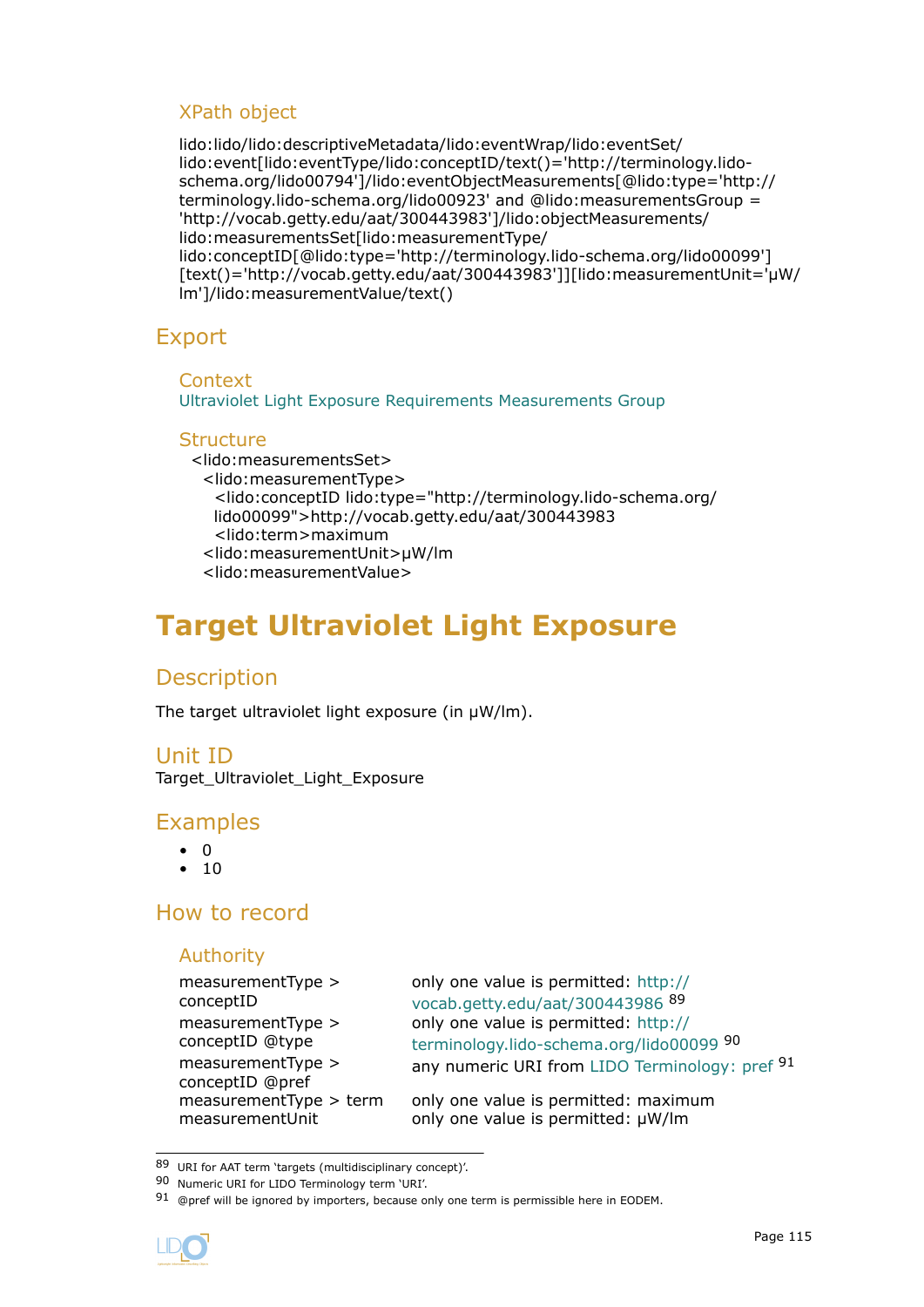### XPath object

lido:lido/lido:descriptiveMetadata/lido:eventWrap/lido:eventSet/lido:event[lido:eventType/lido:conceptID/text()='http://terminology.lido-schema.org/lido00794']/lido:eventObjectMeasurements[@lido:type='http://terminology.lido-schema.org/lido00923' and @lido:measurementsGroup = 'http://vocab.getty.edu/aat/300443983']/lido:objectMeasurements/lido:measurementsSet[lido:measurementType/lido:conceptID[@lido:type='http://terminology.lido-schema.org/lido00099'][text()='http://vocab.getty.edu/aat/300443983']][lido:measurementUnit='μW/lm']/lido:measurementValue/text()

## Export

### Context

Ultraviolet Light Exposure Requirements Measurements Group

### Structure

```
<lido:measurementsSet>
  <lido:measurementType>
    <lido:conceptID lido:type="http://terminology.lido-schema.org/lido00099">http://vocab.getty.edu/aat/300443983
    <lido:term>maximum
  <lido:measurementUnit>μW/lm
  <lido:measurementValue>
```

# Target Ultraviolet Light Exposure

## Description

The target ultraviolet light exposure (in μW/lm).

## Unit ID

Target_Ultraviolet_Light_Exposure

## Examples

- 0
- 10

## How to record

### Authority

| | |
|---|---|
| measurementType > conceptID | only one value is permitted: http://vocab.getty.edu/aat/300443986 [89] |
| measurementType > conceptID @type | only one value is permitted: http://terminology.lido-schema.org/lido00099 [90] |
| measurementType > conceptID @pref | any numeric URI from LIDO Terminology: pref [91] |
| measurementType > term | only one value is permitted: maximum |
| measurementUnit | only one value is permitted: μW/lm |

[89] URI for AAT term 'targets (multidisciplinary concept)'.

[90] Numeric URI for LIDO Terminology term 'URI'.

[91] @pref will be ignored by importers, because only one term is permissible here in EODEM.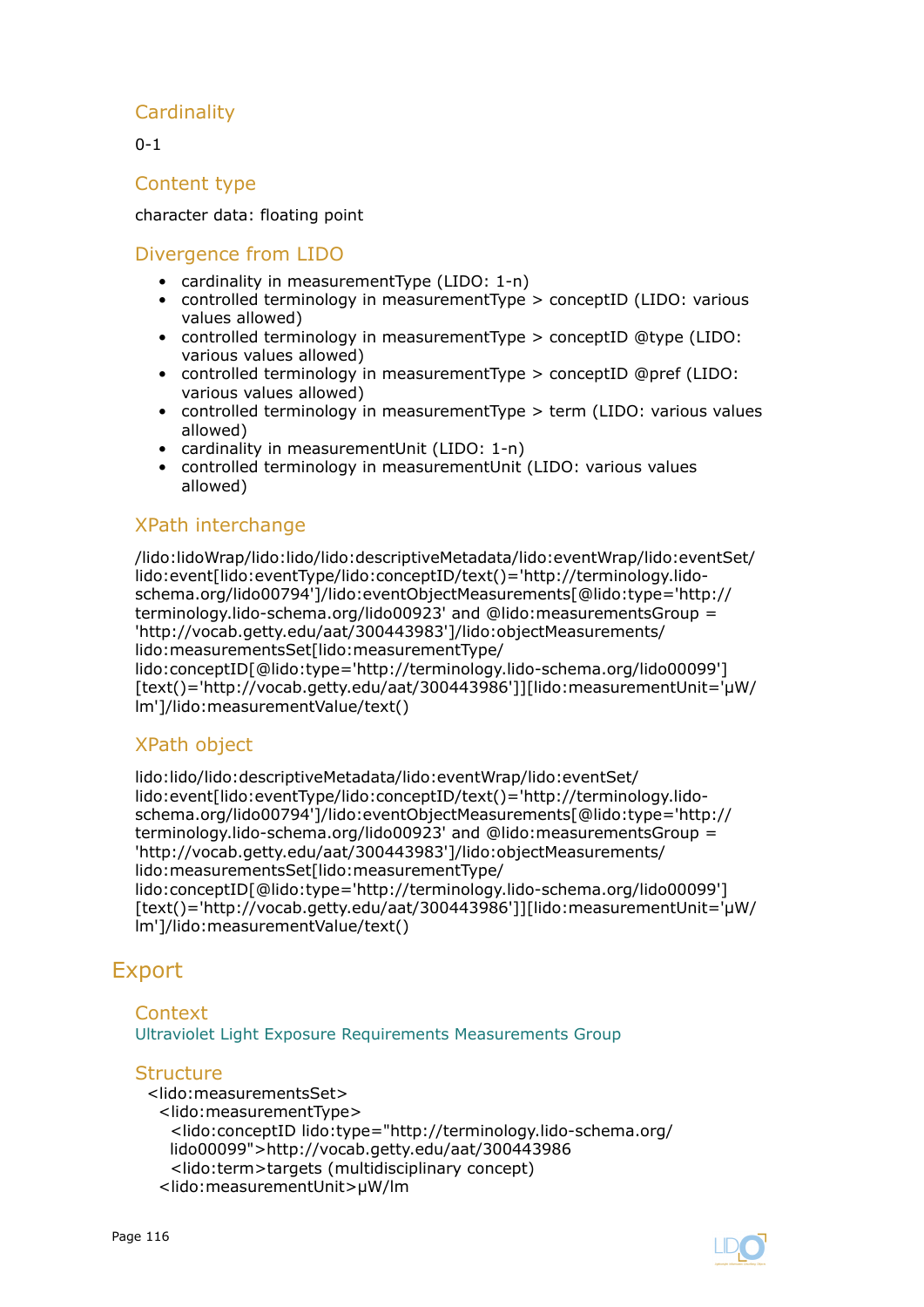### Cardinality

0-1

### Content type

character data: floating point

### Divergence from LIDO

- cardinality in measurementType (LIDO: 1-n)
- controlled terminology in measurementType > conceptID (LIDO: various values allowed)
- controlled terminology in measurementType > conceptID @type (LIDO: various values allowed)
- controlled terminology in measurementType > conceptID @pref (LIDO: various values allowed)
- controlled terminology in measurementType > term (LIDO: various values allowed)
- cardinality in measurementUnit (LIDO: 1-n)
- controlled terminology in measurementUnit (LIDO: various values allowed)

### XPath interchange

/lido:lidoWrap/lido:lido/lido:descriptiveMetadata/lido:eventWrap/lido:eventSet/lido:event[lido:eventType/lido:conceptID/text()='http://terminology.lido-schema.org/lido00794']/lido:eventObjectMeasurements[@lido:type='http://terminology.lido-schema.org/lido00923' and @lido:measurementsGroup = 'http://vocab.getty.edu/aat/300443983']/lido:objectMeasurements/lido:measurementsSet[lido:measurementType/lido:conceptID[@lido:type='http://terminology.lido-schema.org/lido00099'][text()='http://vocab.getty.edu/aat/300443986']][lido:measurementUnit='µW/lm']/lido:measurementValue/text()

### XPath object

lido:lido/lido:descriptiveMetadata/lido:eventWrap/lido:eventSet/lido:event[lido:eventType/lido:conceptID/text()='http://terminology.lido-schema.org/lido00794']/lido:eventObjectMeasurements[@lido:type='http://terminology.lido-schema.org/lido00923' and @lido:measurementsGroup = 'http://vocab.getty.edu/aat/300443983']/lido:objectMeasurements/lido:measurementsSet[lido:measurementType/lido:conceptID[@lido:type='http://terminology.lido-schema.org/lido00099'][text()='http://vocab.getty.edu/aat/300443986']][lido:measurementUnit='µW/lm']/lido:measurementValue/text()

## Export

### Context

Ultraviolet Light Exposure Requirements Measurements Group

### Structure

```
<lido:measurementsSet>
  <lido:measurementType>
    <lido:conceptID lido:type="http://terminology.lido-schema.org/lido00099">http://vocab.getty.edu/aat/300443986
    <lido:term>targets (multidisciplinary concept)
  <lido:measurementUnit>µW/lm
```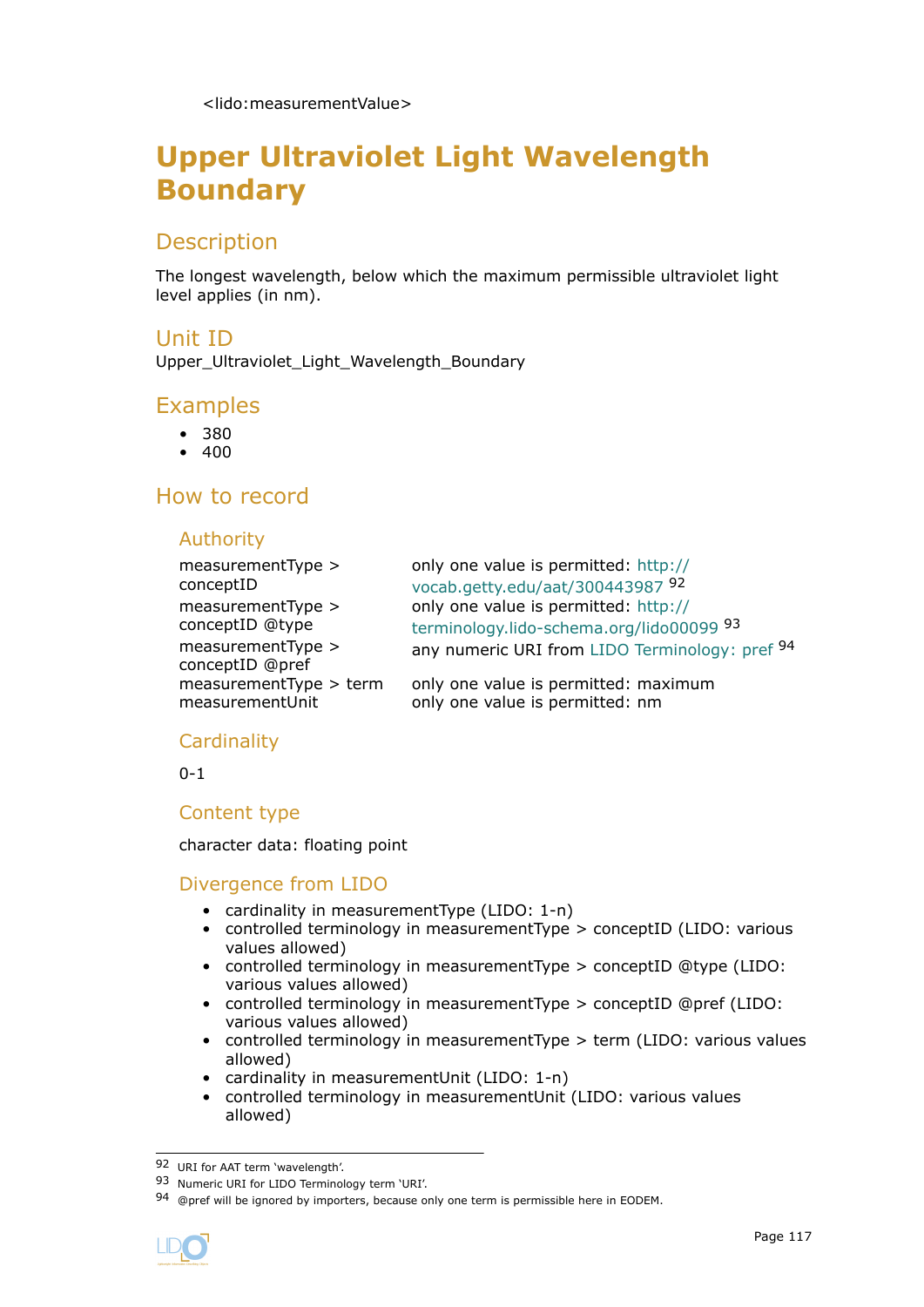<lido:measurementValue>

# Upper Ultraviolet Light Wavelength Boundary

## Description

The longest wavelength, below which the maximum permissible ultraviolet light level applies (in nm).

## Unit ID

Upper_Ultraviolet_Light_Wavelength_Boundary

## Examples

- 380
- 400

## How to record

### Authority

| | |
|---|---|
| measurementType > conceptID | only one value is permitted: http://vocab.getty.edu/aat/300443987 [92] |
| measurementType > conceptID @type | only one value is permitted: http://terminology.lido-schema.org/lido00099 [93] |
| measurementType > conceptID @pref | any numeric URI from LIDO Terminology: pref [94] |
| measurementType > term | only one value is permitted: maximum |
| measurementUnit | only one value is permitted: nm |

### Cardinality

0-1

### Content type

character data: floating point

### Divergence from LIDO

- cardinality in measurementType (LIDO: 1-n)
- controlled terminology in measurementType > conceptID (LIDO: various values allowed)
- controlled terminology in measurementType > conceptID @type (LIDO: various values allowed)
- controlled terminology in measurementType > conceptID @pref (LIDO: various values allowed)
- controlled terminology in measurementType > term (LIDO: various values allowed)
- cardinality in measurementUnit (LIDO: 1-n)
- controlled terminology in measurementUnit (LIDO: various values allowed)

---

[92] URI for AAT term 'wavelength'.

[93] Numeric URI for LIDO Terminology term 'URI'.

[94] @pref will be ignored by importers, because only one term is permissible here in EODEM.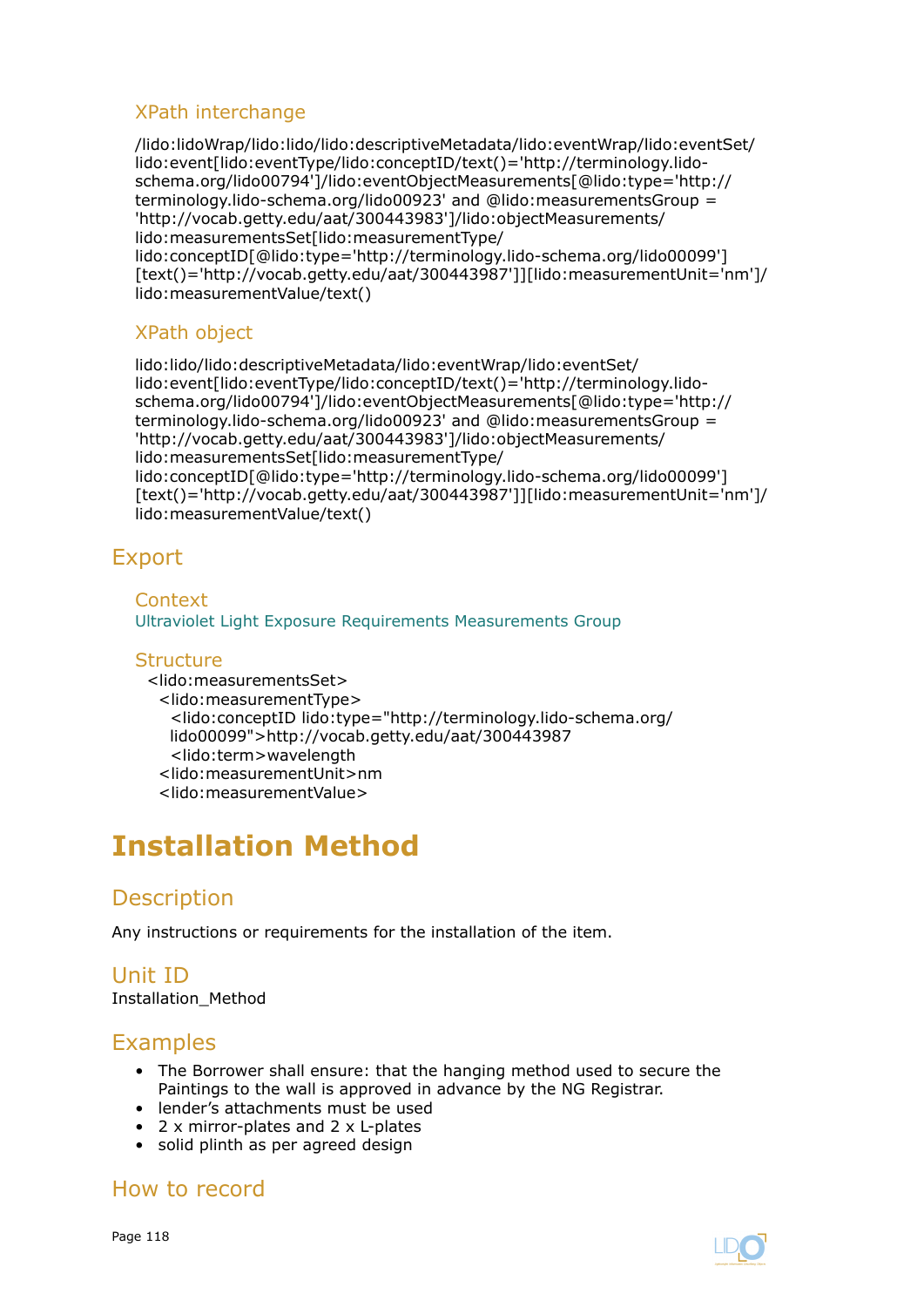### XPath interchange

/lido:lidoWrap/lido:lido/lido:descriptiveMetadata/lido:eventWrap/lido:eventSet/lido:event[lido:eventType/lido:conceptID/text()='http://terminology.lido-schema.org/lido00794']/lido:eventObjectMeasurements[@lido:type='http://terminology.lido-schema.org/lido00923' and @lido:measurementsGroup = 'http://vocab.getty.edu/aat/300443983']/lido:objectMeasurements/lido:measurementsSet[lido:measurementType/lido:conceptID[@lido:type='http://terminology.lido-schema.org/lido00099'][text()='http://vocab.getty.edu/aat/300443987']][lido:measurementUnit='nm']/lido:measurementValue/text()

### XPath object

lido:lido/lido:descriptiveMetadata/lido:eventWrap/lido:eventSet/lido:event[lido:eventType/lido:conceptID/text()='http://terminology.lido-schema.org/lido00794']/lido:eventObjectMeasurements[@lido:type='http://terminology.lido-schema.org/lido00923' and @lido:measurementsGroup = 'http://vocab.getty.edu/aat/300443983']/lido:objectMeasurements/lido:measurementsSet[lido:measurementType/lido:conceptID[@lido:type='http://terminology.lido-schema.org/lido00099'][text()='http://vocab.getty.edu/aat/300443987']][lido:measurementUnit='nm']/lido:measurementValue/text()

## Export

### Context

Ultraviolet Light Exposure Requirements Measurements Group

### Structure

```
<lido:measurementsSet>
  <lido:measurementType>
    <lido:conceptID lido:type="http://terminology.lido-schema.org/lido00099">http://vocab.getty.edu/aat/300443987
    <lido:term>wavelength
  <lido:measurementUnit>nm
  <lido:measurementValue>
```

# Installation Method

## Description

Any instructions or requirements for the installation of the item.

## Unit ID

Installation_Method

## Examples

- The Borrower shall ensure: that the hanging method used to secure the Paintings to the wall is approved in advance by the NG Registrar.
- lender's attachments must be used
- 2 x mirror-plates and 2 x L-plates
- solid plinth as per agreed design

## How to record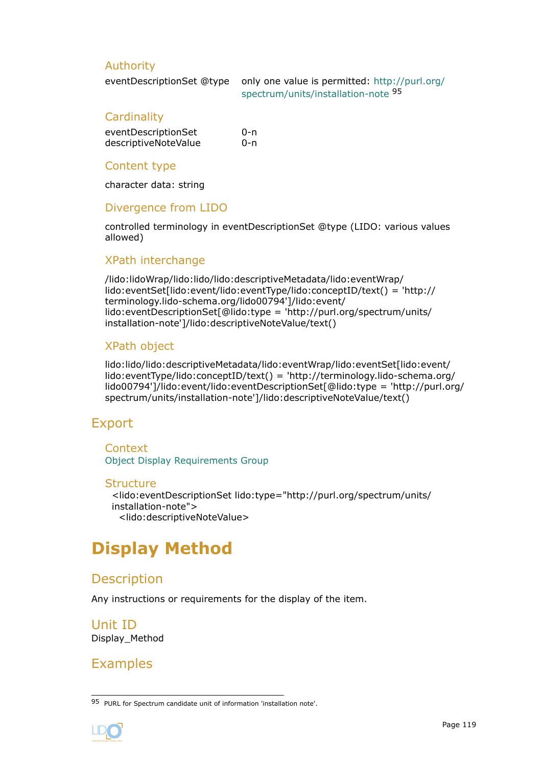### Authority

eventDescriptionSet @type	only one value is permitted: http://purl.org/spectrum/units/installation-note [95]

### Cardinality

eventDescriptionSet	0-n
descriptiveNoteValue	0-n

### Content type

character data: string

### Divergence from LIDO

controlled terminology in eventDescriptionSet @type (LIDO: various values allowed)

### XPath interchange

/lido:lidoWrap/lido:lido/lido:descriptiveMetadata/lido:eventWrap/lido:eventSet[lido:event/lido:eventType/lido:conceptID/text() = 'http://terminology.lido-schema.org/lido00794']/lido:event/lido:eventDescriptionSet[@lido:type = 'http://purl.org/spectrum/units/installation-note']/lido:descriptiveNoteValue/text()

### XPath object

lido:lido/lido:descriptiveMetadata/lido:eventWrap/lido:eventSet[lido:event/lido:eventType/lido:conceptID/text() = 'http://terminology.lido-schema.org/lido00794']/lido:event/lido:eventDescriptionSet[@lido:type = 'http://purl.org/spectrum/units/installation-note']/lido:descriptiveNoteValue/text()

## Export

### Context

Object Display Requirements Group

### Structure

```
<lido:eventDescriptionSet lido:type="http://purl.org/spectrum/units/installation-note">
  <lido:descriptiveNoteValue>
```

# Display Method

## Description

Any instructions or requirements for the display of the item.

## Unit ID

Display_Method

## Examples

[95] PURL for Spectrum candidate unit of information 'installation note'.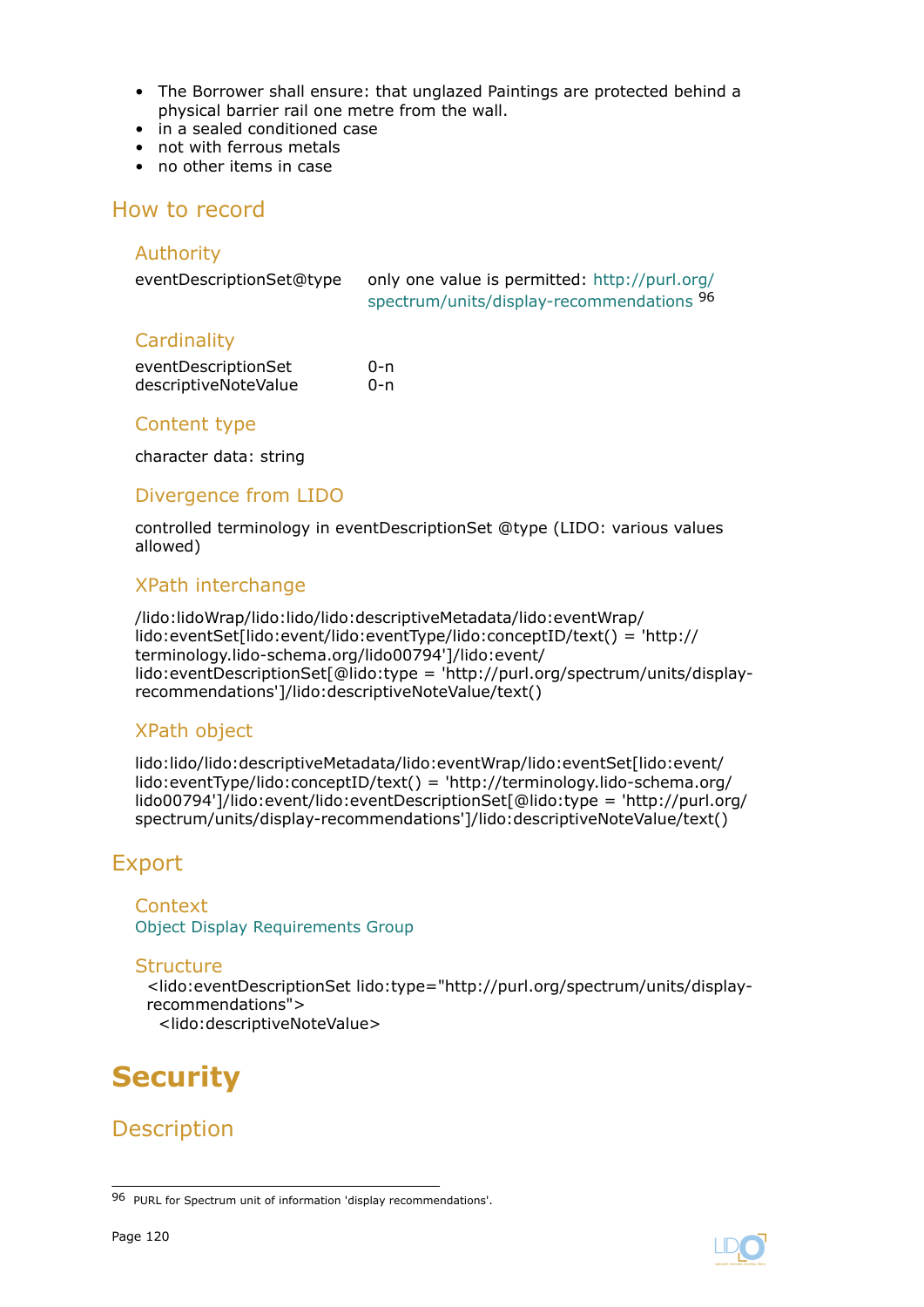- The Borrower shall ensure: that unglazed Paintings are protected behind a physical barrier rail one metre from the wall.
- in a sealed conditioned case
- not with ferrous metals
- no other items in case

## How to record

### Authority

eventDescriptionSet@type only one value is permitted: http://purl.org/spectrum/units/display-recommendations [96]

### Cardinality

| | |
|---|---|
| eventDescriptionSet | 0-n |
| descriptiveNoteValue | 0-n |

### Content type

character data: string

### Divergence from LIDO

controlled terminology in eventDescriptionSet @type (LIDO: various values allowed)

### XPath interchange

/lido:lidoWrap/lido:lido/lido:descriptiveMetadata/lido:eventWrap/lido:eventSet[lido:event/lido:eventType/lido:conceptID/text() = 'http://terminology.lido-schema.org/lido00794']/lido:event/lido:eventDescriptionSet[@lido:type = 'http://purl.org/spectrum/units/display-recommendations']/lido:descriptiveNoteValue/text()

### XPath object

lido:lido/lido:descriptiveMetadata/lido:eventWrap/lido:eventSet[lido:event/lido:eventType/lido:conceptID/text() = 'http://terminology.lido-schema.org/lido00794']/lido:event/lido:eventDescriptionSet[@lido:type = 'http://purl.org/spectrum/units/display-recommendations']/lido:descriptiveNoteValue/text()

## Export

### Context

Object Display Requirements Group

### Structure

```
<lido:eventDescriptionSet lido:type="http://purl.org/spectrum/units/display-recommendations">
  <lido:descriptiveNoteValue>
```

# Security

## Description

---

[96] PURL for Spectrum unit of information 'display recommendations'.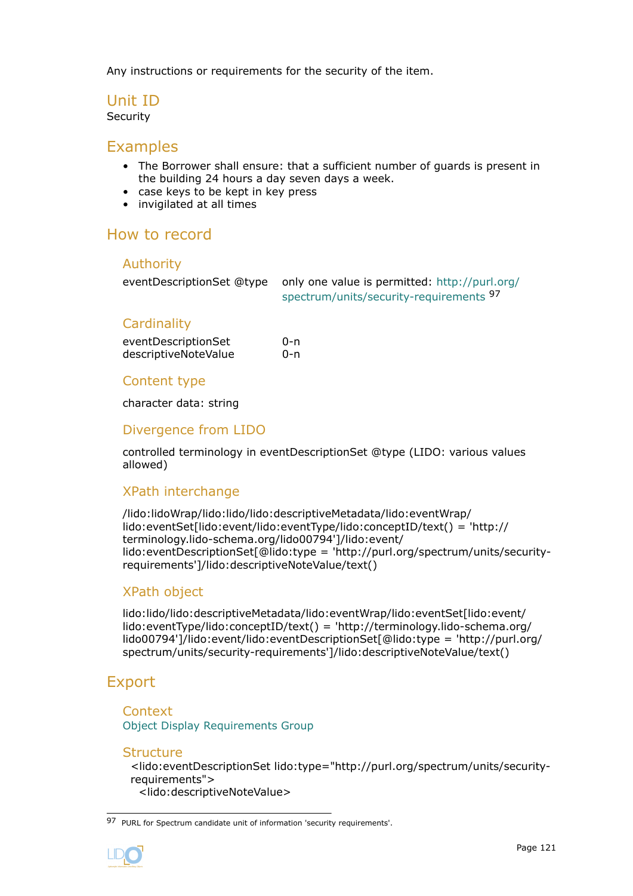Any instructions or requirements for the security of the item.

## Unit ID

Security

## Examples

- The Borrower shall ensure: that a sufficient number of guards is present in the building 24 hours a day seven days a week.
- case keys to be kept in key press
- invigilated at all times

## How to record

### Authority

| | |
|---|---|
| eventDescriptionSet @type | only one value is permitted: http://purl.org/spectrum/units/security-requirements [97] |

### Cardinality

| | |
|---|---|
| eventDescriptionSet | 0-n |
| descriptiveNoteValue | 0-n |

### Content type

character data: string

### Divergence from LIDO

controlled terminology in eventDescriptionSet @type (LIDO: various values allowed)

### XPath interchange

/lido:lidoWrap/lido:lido/lido:descriptiveMetadata/lido:eventWrap/lido:eventSet[lido:event/lido:eventType/lido:conceptID/text() = 'http://terminology.lido-schema.org/lido00794']/lido:event/lido:eventDescriptionSet[@lido:type = 'http://purl.org/spectrum/units/security-requirements']/lido:descriptiveNoteValue/text()

### XPath object

lido:lido/lido:descriptiveMetadata/lido:eventWrap/lido:eventSet[lido:event/lido:eventType/lido:conceptID/text() = 'http://terminology.lido-schema.org/lido00794']/lido:event/lido:eventDescriptionSet[@lido:type = 'http://purl.org/spectrum/units/security-requirements']/lido:descriptiveNoteValue/text()

## Export

### Context

Object Display Requirements Group

### Structure

```
<lido:eventDescriptionSet lido:type="http://purl.org/spectrum/units/security-requirements">
  <lido:descriptiveNoteValue>
```

[97] PURL for Spectrum candidate unit of information 'security requirements'.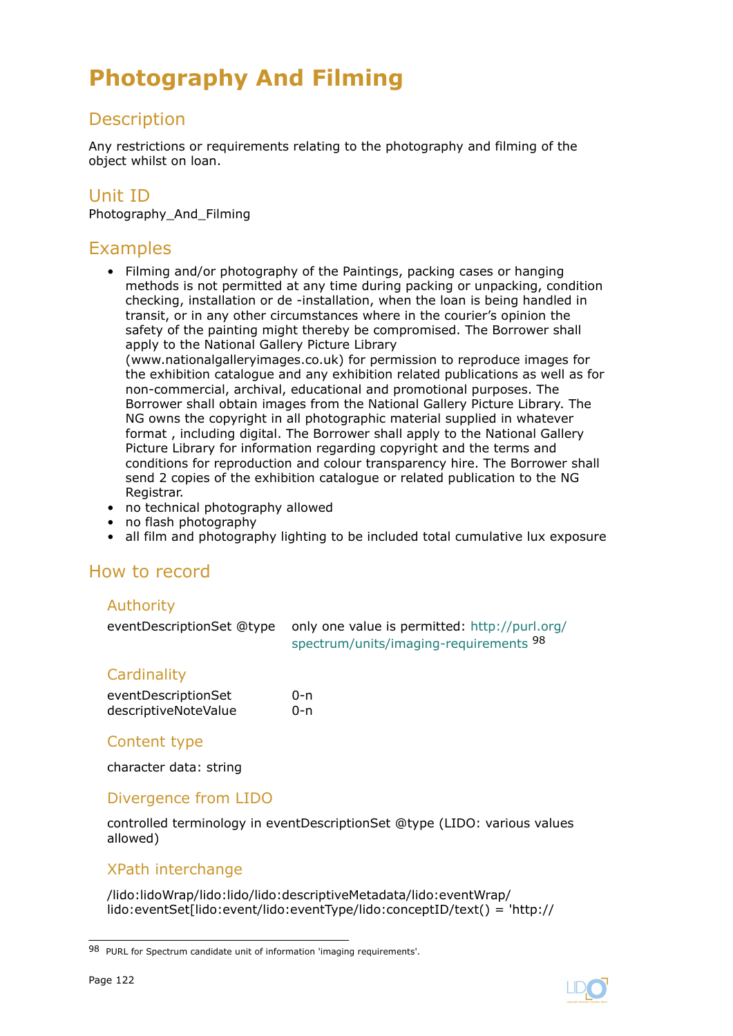# Photography And Filming

## Description

Any restrictions or requirements relating to the photography and filming of the object whilst on loan.

## Unit ID

Photography_And_Filming

## Examples

- Filming and/or photography of the Paintings, packing cases or hanging methods is not permitted at any time during packing or unpacking, condition checking, installation or de -installation, when the loan is being handled in transit, or in any other circumstances where in the courier's opinion the safety of the painting might thereby be compromised. The Borrower shall apply to the National Gallery Picture Library (www.nationalgalleryimages.co.uk) for permission to reproduce images for the exhibition catalogue and any exhibition related publications as well as for non-commercial, archival, educational and promotional purposes. The Borrower shall obtain images from the National Gallery Picture Library. The NG owns the copyright in all photographic material supplied in whatever format , including digital. The Borrower shall apply to the National Gallery Picture Library for information regarding copyright and the terms and conditions for reproduction and colour transparency hire. The Borrower shall send 2 copies of the exhibition catalogue or related publication to the NG Registrar.
- no technical photography allowed
- no flash photography
- all film and photography lighting to be included total cumulative lux exposure

## How to record

### Authority

| | |
|---|---|
| eventDescriptionSet @type | only one value is permitted: http://purl.org/spectrum/units/imaging-requirements [98] |

### Cardinality

| | |
|---|---|
| eventDescriptionSet | 0-n |
| descriptiveNoteValue | 0-n |

### Content type

character data: string

### Divergence from LIDO

controlled terminology in eventDescriptionSet @type (LIDO: various values allowed)

### XPath interchange

/lido:lidoWrap/lido:lido/lido:descriptiveMetadata/lido:eventWrap/lido:eventSet[lido:event/lido:eventType/lido:conceptID/text() = 'http://

---

[98] PURL for Spectrum candidate unit of information 'imaging requirements'.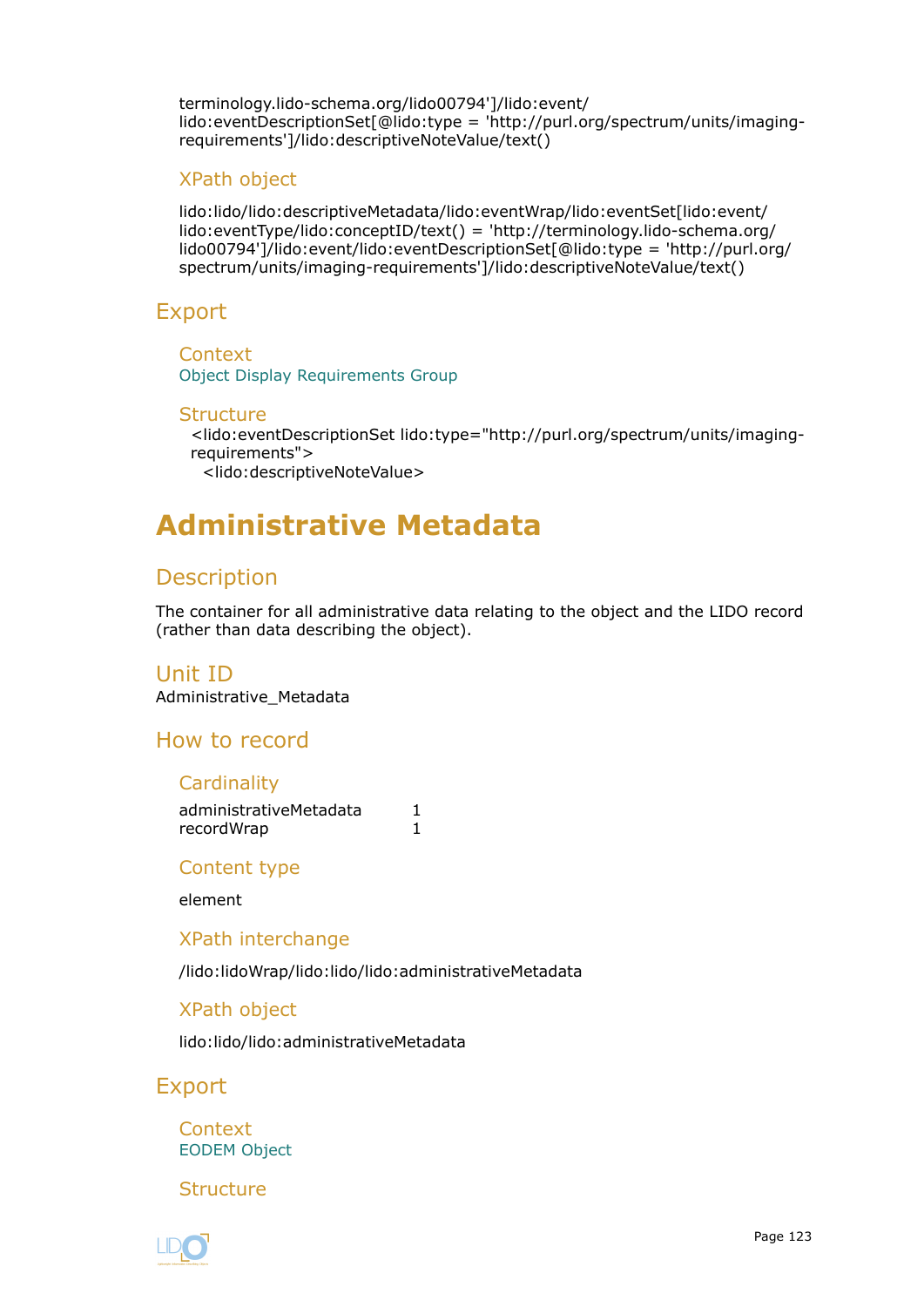terminology.lido-schema.org/lido00794']/lido:event/lido:eventDescriptionSet[@lido:type = 'http://purl.org/spectrum/units/imaging-requirements']/lido:descriptiveNoteValue/text()

### XPath object

lido:lido/lido:descriptiveMetadata/lido:eventWrap/lido:eventSet[lido:event/lido:eventType/lido:conceptID/text() = 'http://terminology.lido-schema.org/lido00794']/lido:event/lido:eventDescriptionSet[@lido:type = 'http://purl.org/spectrum/units/imaging-requirements']/lido:descriptiveNoteValue/text()

## Export

### Context

Object Display Requirements Group

### Structure

```
<lido:eventDescriptionSet lido:type="http://purl.org/spectrum/units/imaging-requirements">
  <lido:descriptiveNoteValue>
```

# Administrative Metadata

## Description

The container for all administrative data relating to the object and the LIDO record (rather than data describing the object).

## Unit ID

Administrative_Metadata

## How to record

### Cardinality

| | |
|---|---|
| administrativeMetadata | 1 |
| recordWrap | 1 |

### Content type

element

### XPath interchange

/lido:lidoWrap/lido:lido/lido:administrativeMetadata

### XPath object

lido:lido/lido:administrativeMetadata

## Export

### Context

EODEM Object

### Structure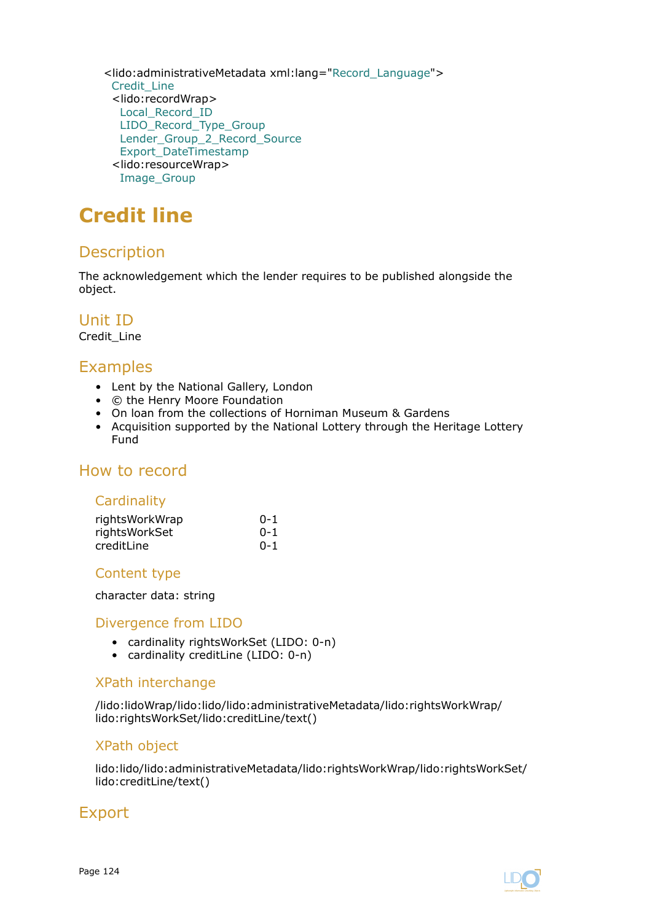<lido:administrativeMetadata xml:lang="Record_Language">
  Credit_Line
  <lido:recordWrap>
    Local_Record_ID
    LIDO_Record_Type_Group
    Lender_Group_2_Record_Source
    Export_DateTimestamp
  <lido:resourceWrap>
    Image_Group

# Credit line

## Description

The acknowledgement which the lender requires to be published alongside the object.

## Unit ID

Credit_Line

## Examples

- Lent by the National Gallery, London
- © the Henry Moore Foundation
- On loan from the collections of Horniman Museum & Gardens
- Acquisition supported by the National Lottery through the Heritage Lottery Fund

## How to record

### Cardinality

| | |
|---|---|
| rightsWorkWrap | 0-1 |
| rightsWorkSet | 0-1 |
| creditLine | 0-1 |

### Content type

character data: string

### Divergence from LIDO

- cardinality rightsWorkSet (LIDO: 0-n)
- cardinality creditLine (LIDO: 0-n)

### XPath interchange

/lido:lidoWrap/lido:lido/lido:administrativeMetadata/lido:rightsWorkWrap/lido:rightsWorkSet/lido:creditLine/text()

### XPath object

lido:lido/lido:administrativeMetadata/lido:rightsWorkWrap/lido:rightsWorkSet/lido:creditLine/text()

## Export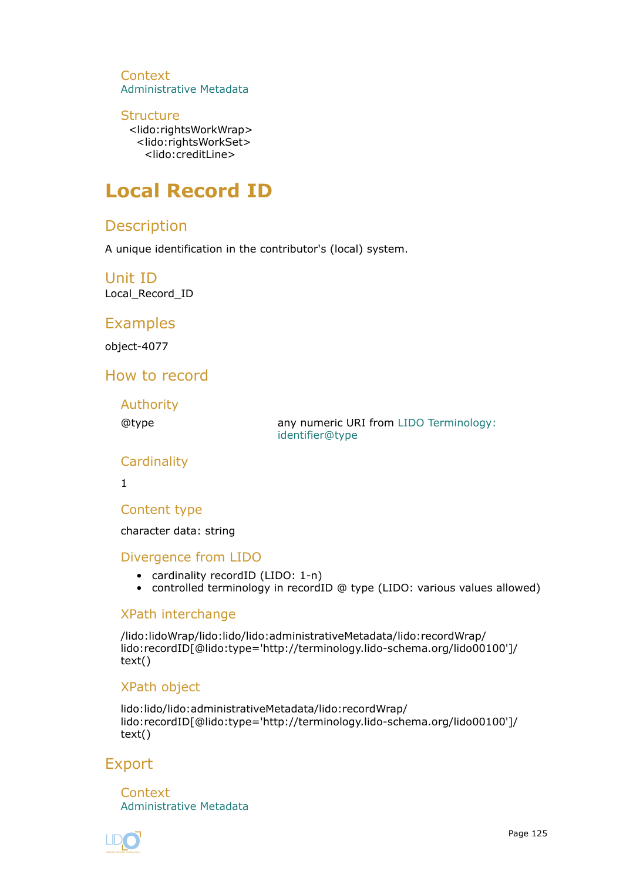### Context

Administrative Metadata

### Structure

```
<lido:rightsWorkWrap>
  <lido:rightsWorkSet>
    <lido:creditLine>
```

# Local Record ID

## Description

A unique identification in the contributor's (local) system.

## Unit ID

Local_Record_ID

## Examples

object-4077

## How to record

### Authority

| | |
|---|---|
| @type | any numeric URI from LIDO Terminology: identifier@type |

### Cardinality

1

### Content type

character data: string

### Divergence from LIDO

- cardinality recordID (LIDO: 1-n)
- controlled terminology in recordID @ type (LIDO: various values allowed)

### XPath interchange

/lido:lidoWrap/lido:lido/lido:administrativeMetadata/lido:recordWrap/lido:recordID[@lido:type='http://terminology.lido-schema.org/lido00100']/text()

### XPath object

lido:lido/lido:administrativeMetadata/lido:recordWrap/lido:recordID[@lido:type='http://terminology.lido-schema.org/lido00100']/text()

## Export

### Context

Administrative Metadata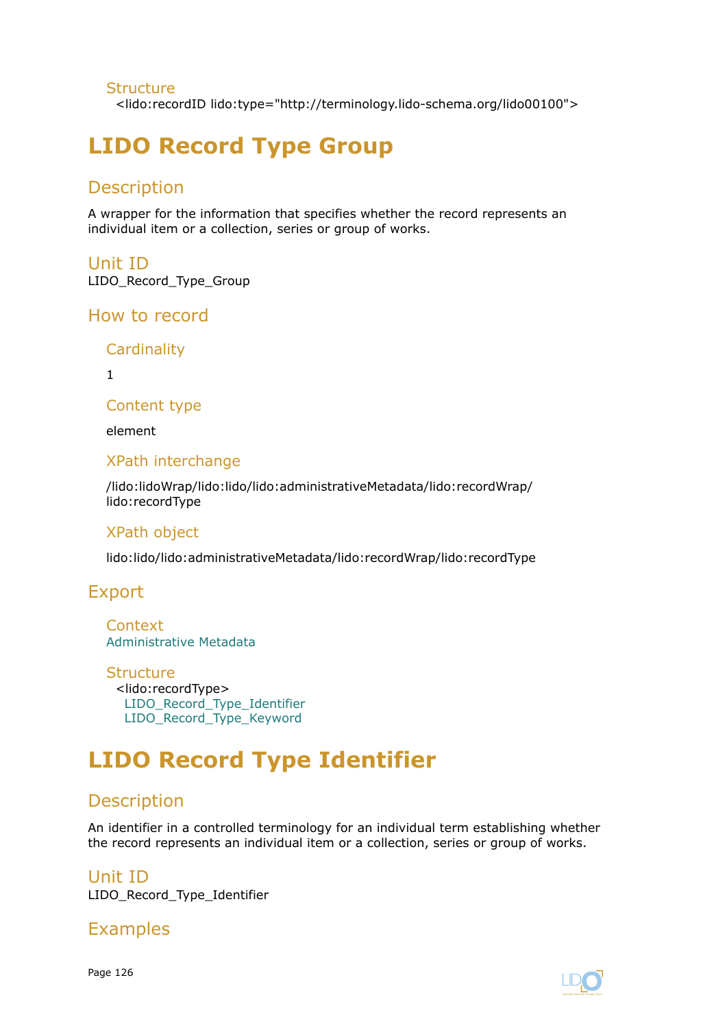### Structure

<lido:recordID lido:type="http://terminology.lido-schema.org/lido00100">

# LIDO Record Type Group

## Description

A wrapper for the information that specifies whether the record represents an individual item or a collection, series or group of works.

## Unit ID

LIDO_Record_Type_Group

## How to record

### Cardinality

1

### Content type

element

### XPath interchange

/lido:lidoWrap/lido:lido/lido:administrativeMetadata/lido:recordWrap/lido:recordType

### XPath object

lido:lido/lido:administrativeMetadata/lido:recordWrap/lido:recordType

## Export

### Context

Administrative Metadata

### Structure

<lido:recordType>
LIDO_Record_Type_Identifier
LIDO_Record_Type_Keyword

# LIDO Record Type Identifier

## Description

An identifier in a controlled terminology for an individual term establishing whether the record represents an individual item or a collection, series or group of works.

## Unit ID

LIDO_Record_Type_Identifier

## Examples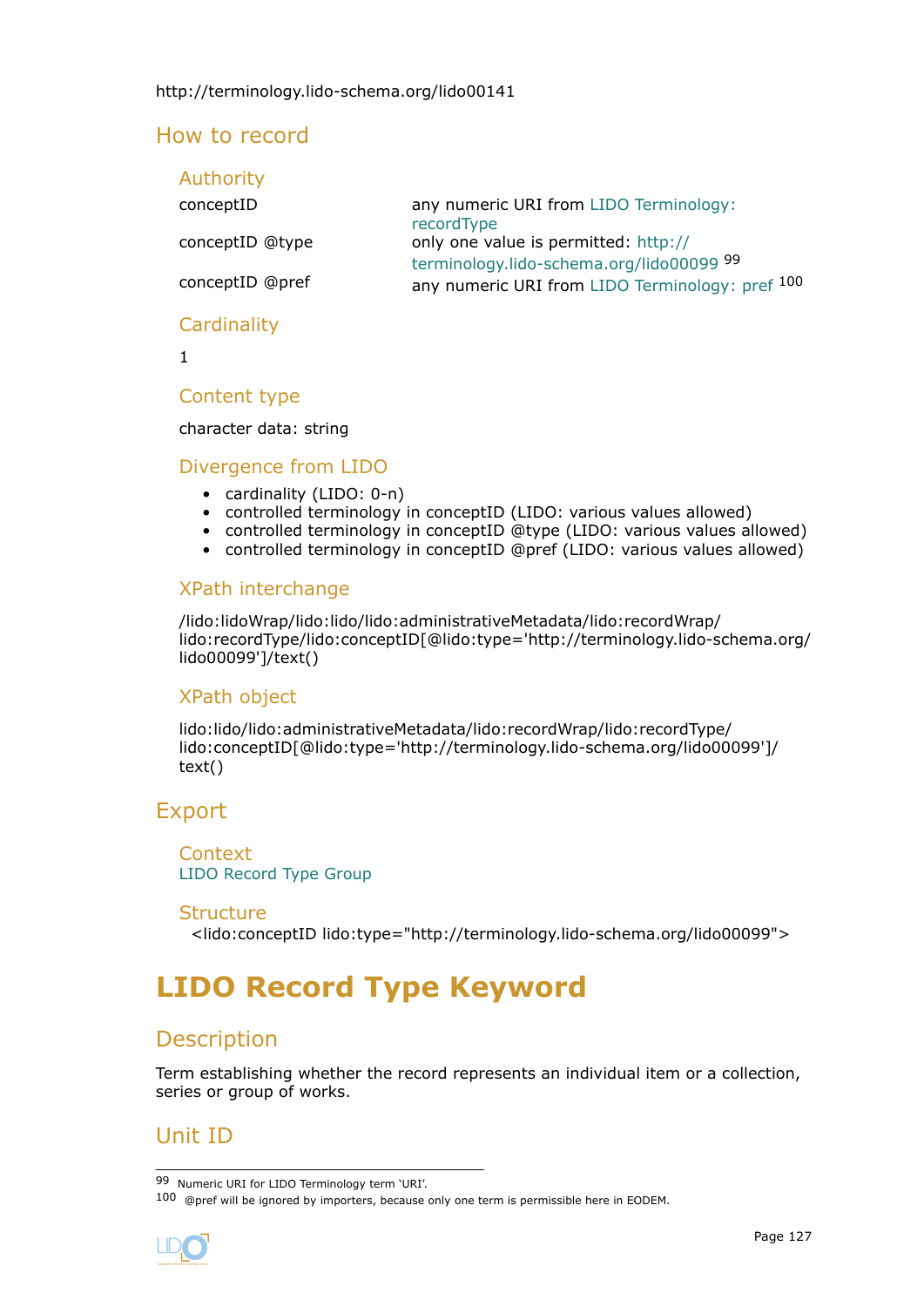http://terminology.lido-schema.org/lido00141

## How to record

### Authority

| | |
|---|---|
| conceptID | any numeric URI from LIDO Terminology: recordType |
| conceptID @type | only one value is permitted: http://terminology.lido-schema.org/lido00099 [99] |
| conceptID @pref | any numeric URI from LIDO Terminology: pref [100] |

### Cardinality

1

### Content type

character data: string

### Divergence from LIDO

- cardinality (LIDO: 0-n)
- controlled terminology in conceptID (LIDO: various values allowed)
- controlled terminology in conceptID @type (LIDO: various values allowed)
- controlled terminology in conceptID @pref (LIDO: various values allowed)

### XPath interchange

/lido:lidoWrap/lido:lido/lido:administrativeMetadata/lido:recordWrap/lido:recordType/lido:conceptID[@lido:type='http://terminology.lido-schema.org/lido00099']/text()

### XPath object

lido:lido/lido:administrativeMetadata/lido:recordWrap/lido:recordType/lido:conceptID[@lido:type='http://terminology.lido-schema.org/lido00099']/text()

## Export

### Context

LIDO Record Type Group

### Structure

```
<lido:conceptID lido:type="http://terminology.lido-schema.org/lido00099">
```

# LIDO Record Type Keyword

## Description

Term establishing whether the record represents an individual item or a collection, series or group of works.

## Unit ID

---

[99] Numeric URI for LIDO Terminology term 'URI'.

[100] @pref will be ignored by importers, because only one term is permissible here in EODEM.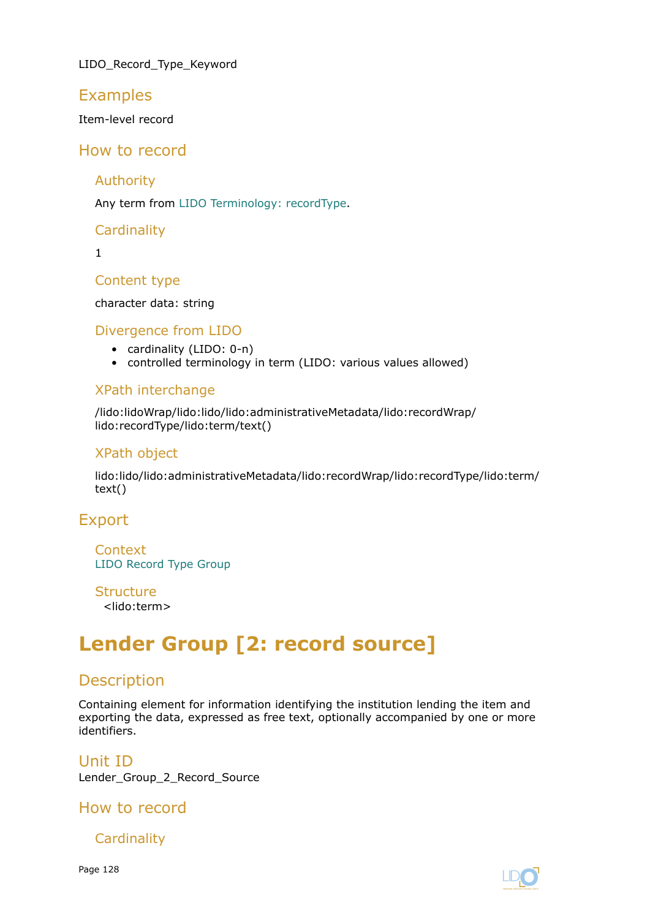LIDO_Record_Type_Keyword

## Examples

Item-level record

## How to record

### Authority

Any term from LIDO Terminology: recordType.

### Cardinality

1

### Content type

character data: string

### Divergence from LIDO

- cardinality (LIDO: 0-n)
- controlled terminology in term (LIDO: various values allowed)

### XPath interchange

/lido:lidoWrap/lido:lido/lido:administrativeMetadata/lido:recordWrap/lido:recordType/lido:term/text()

### XPath object

lido:lido/lido:administrativeMetadata/lido:recordWrap/lido:recordType/lido:term/text()

## Export

### Context

LIDO Record Type Group

### Structure

<lido:term>

# Lender Group [2: record source]

## Description

Containing element for information identifying the institution lending the item and exporting the data, expressed as free text, optionally accompanied by one or more identifiers.

## Unit ID

Lender_Group_2_Record_Source

## How to record

### Cardinality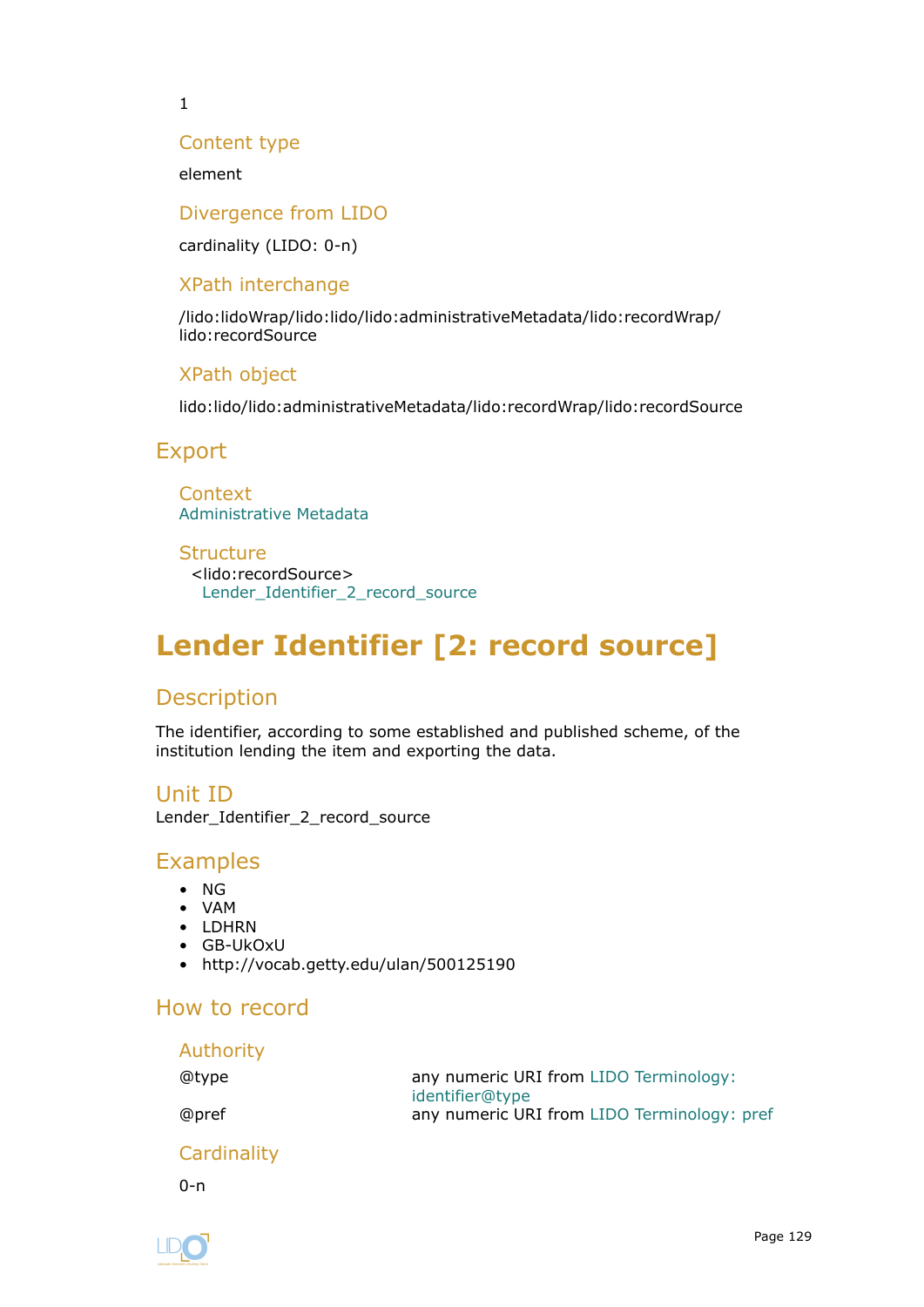1

### Content type

element

### Divergence from LIDO

cardinality (LIDO: 0-n)

### XPath interchange

/lido:lidoWrap/lido:lido/lido:administrativeMetadata/lido:recordWrap/lido:recordSource

### XPath object

lido:lido/lido:administrativeMetadata/lido:recordWrap/lido:recordSource

## Export

### Context

Administrative Metadata

### Structure

<lido:recordSource>
  Lender_Identifier_2_record_source

# Lender Identifier [2: record source]

## Description

The identifier, according to some established and published scheme, of the institution lending the item and exporting the data.

## Unit ID

Lender_Identifier_2_record_source

## Examples

- NG
- VAM
- LDHRN
- GB-UkOxU
- http://vocab.getty.edu/ulan/500125190

## How to record

### Authority

| | |
|---|---|
| @type | any numeric URI from LIDO Terminology: identifier@type |
| @pref | any numeric URI from LIDO Terminology: pref |

### Cardinality

0-n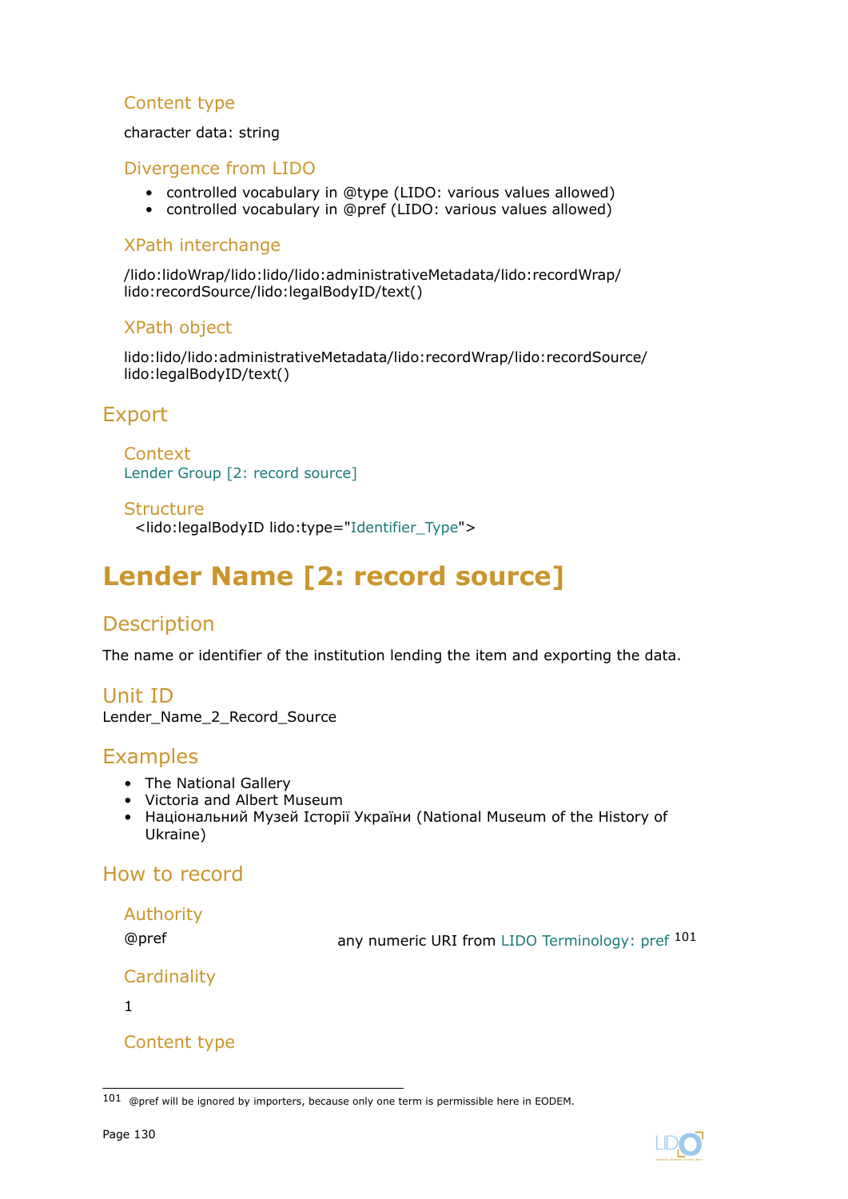### Content type

character data: string

### Divergence from LIDO

- controlled vocabulary in @type (LIDO: various values allowed)
- controlled vocabulary in @pref (LIDO: various values allowed)

### XPath interchange

/lido:lidoWrap/lido:lido/lido:administrativeMetadata/lido:recordWrap/lido:recordSource/lido:legalBodyID/text()

### XPath object

lido:lido/lido:administrativeMetadata/lido:recordWrap/lido:recordSource/lido:legalBodyID/text()

## Export

### Context

Lender Group [2: record source]

### Structure

```
<lido:legalBodyID lido:type="Identifier_Type">
```

# Lender Name [2: record source]

## Description

The name or identifier of the institution lending the item and exporting the data.

## Unit ID

Lender_Name_2_Record_Source

## Examples

- The National Gallery
- Victoria and Albert Museum
- Національний Музей Історії України (National Museum of the History of Ukraine)

## How to record

### Authority

| | |
|---|---|
| @pref | any numeric URI from LIDO Terminology: pref [101] |

### Cardinality

1

### Content type

---

[101] @pref will be ignored by importers, because only one term is permissible here in EODEM.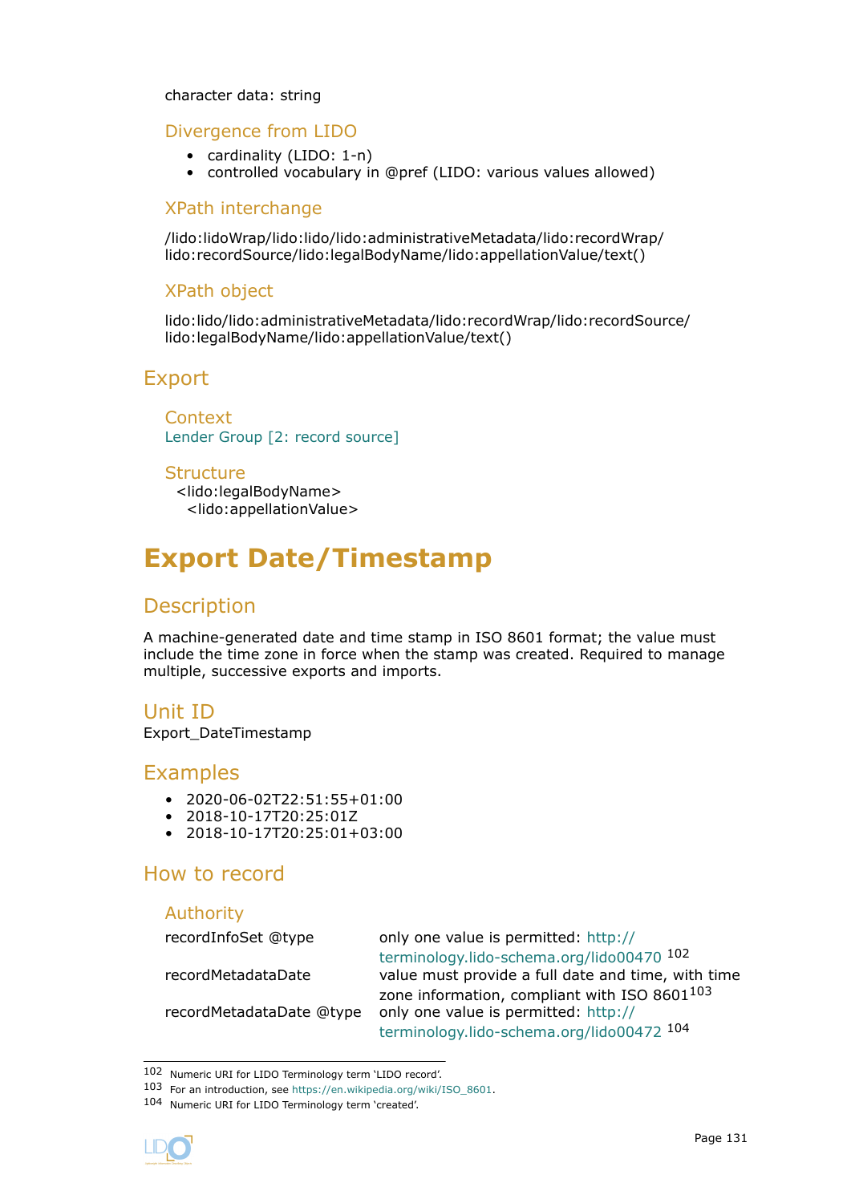character data: string

### Divergence from LIDO

- cardinality (LIDO: 1-n)
- controlled vocabulary in @pref (LIDO: various values allowed)

### XPath interchange

/lido:lidoWrap/lido:lido/lido:administrativeMetadata/lido:recordWrap/lido:recordSource/lido:legalBodyName/lido:appellationValue/text()

### XPath object

lido:lido/lido:administrativeMetadata/lido:recordWrap/lido:recordSource/lido:legalBodyName/lido:appellationValue/text()

## Export

### Context

Lender Group [2: record source]

### Structure

```
<lido:legalBodyName>
  <lido:appellationValue>
```

# Export Date/Timestamp

## Description

A machine-generated date and time stamp in ISO 8601 format; the value must include the time zone in force when the stamp was created. Required to manage multiple, successive exports and imports.

## Unit ID

Export_DateTimestamp

## Examples

- 2020-06-02T22:51:55+01:00
- 2018-10-17T20:25:01Z
- 2018-10-17T20:25:01+03:00

## How to record

### Authority

| | |
|---|---|
| recordInfoSet @type | only one value is permitted: http://terminology.lido-schema.org/lido00470 [102] |
| recordMetadataDate | value must provide a full date and time, with time zone information, compliant with ISO 8601[103] |
| recordMetadataDate @type | only one value is permitted: http://terminology.lido-schema.org/lido00472 [104] |

---

102 Numeric URI for LIDO Terminology term 'LIDO record'.

103 For an introduction, see https://en.wikipedia.org/wiki/ISO_8601.

104 Numeric URI for LIDO Terminology term 'created'.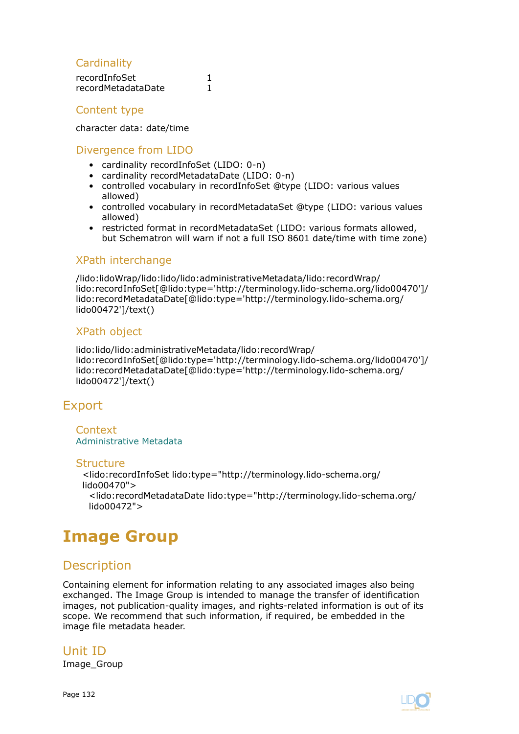### Cardinality

| | |
|---|---|
| recordInfoSet | 1 |
| recordMetadataDate | 1 |

### Content type

character data: date/time

### Divergence from LIDO

- cardinality recordInfoSet (LIDO: 0-n)
- cardinality recordMetadataDate (LIDO: 0-n)
- controlled vocabulary in recordInfoSet @type (LIDO: various values allowed)
- controlled vocabulary in recordMetadataSet @type (LIDO: various values allowed)
- restricted format in recordMetadataSet (LIDO: various formats allowed, but Schematron will warn if not a full ISO 8601 date/time with time zone)

### XPath interchange

/lido:lidoWrap/lido:lido/lido:administrativeMetadata/lido:recordWrap/lido:recordInfoSet[@lido:type='http://terminology.lido-schema.org/lido00470']/lido:recordMetadataDate[@lido:type='http://terminology.lido-schema.org/lido00472']/text()

### XPath object

lido:lido/lido:administrativeMetadata/lido:recordWrap/lido:recordInfoSet[@lido:type='http://terminology.lido-schema.org/lido00470']/lido:recordMetadataDate[@lido:type='http://terminology.lido-schema.org/lido00472']/text()

## Export

### Context

Administrative Metadata

### Structure

```
<lido:recordInfoSet lido:type="http://terminology.lido-schema.org/lido00470">
  <lido:recordMetadataDate lido:type="http://terminology.lido-schema.org/lido00472">
```

# Image Group

## Description

Containing element for information relating to any associated images also being exchanged. The Image Group is intended to manage the transfer of identification images, not publication-quality images, and rights-related information is out of its scope. We recommend that such information, if required, be embedded in the image file metadata header.

## Unit ID

Image_Group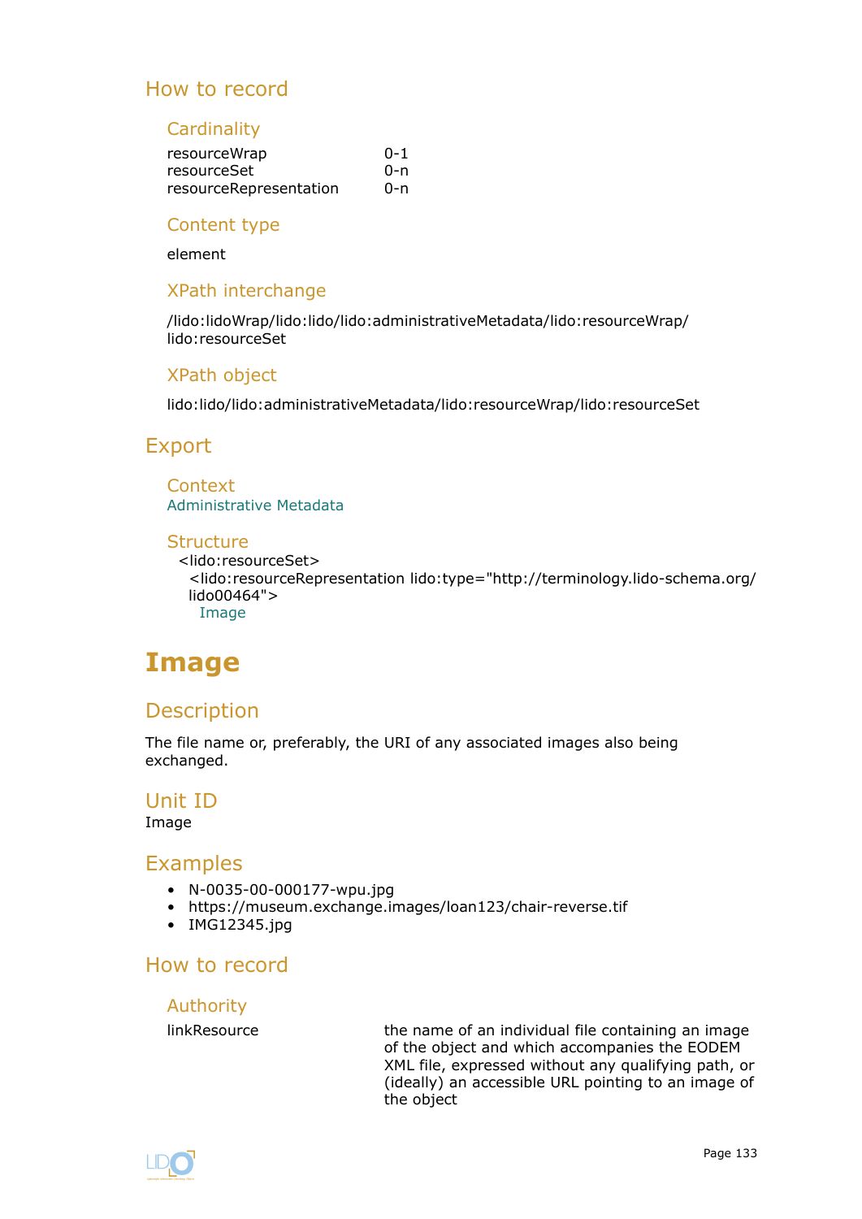## How to record

### Cardinality

| | |
|---|---|
| resourceWrap | 0-1 |
| resourceSet | 0-n |
| resourceRepresentation | 0-n |

### Content type

element

### XPath interchange

/lido:lidoWrap/lido:lido/lido:administrativeMetadata/lido:resourceWrap/lido:resourceSet

### XPath object

lido:lido/lido:administrativeMetadata/lido:resourceWrap/lido:resourceSet

## Export

### Context

Administrative Metadata

### Structure

```
<lido:resourceSet>
  <lido:resourceRepresentation lido:type="http://terminology.lido-schema.org/lido00464">
    Image
```

# Image

## Description

The file name or, preferably, the URI of any associated images also being exchanged.

## Unit ID

Image

## Examples

- N-0035-00-000177-wpu.jpg
- https://museum.exchange.images/loan123/chair-reverse.tif
- IMG12345.jpg

## How to record

### Authority

| | |
|---|---|
| linkResource | the name of an individual file containing an image of the object and which accompanies the EODEM XML file, expressed without any qualifying path, or (ideally) an accessible URL pointing to an image of the object |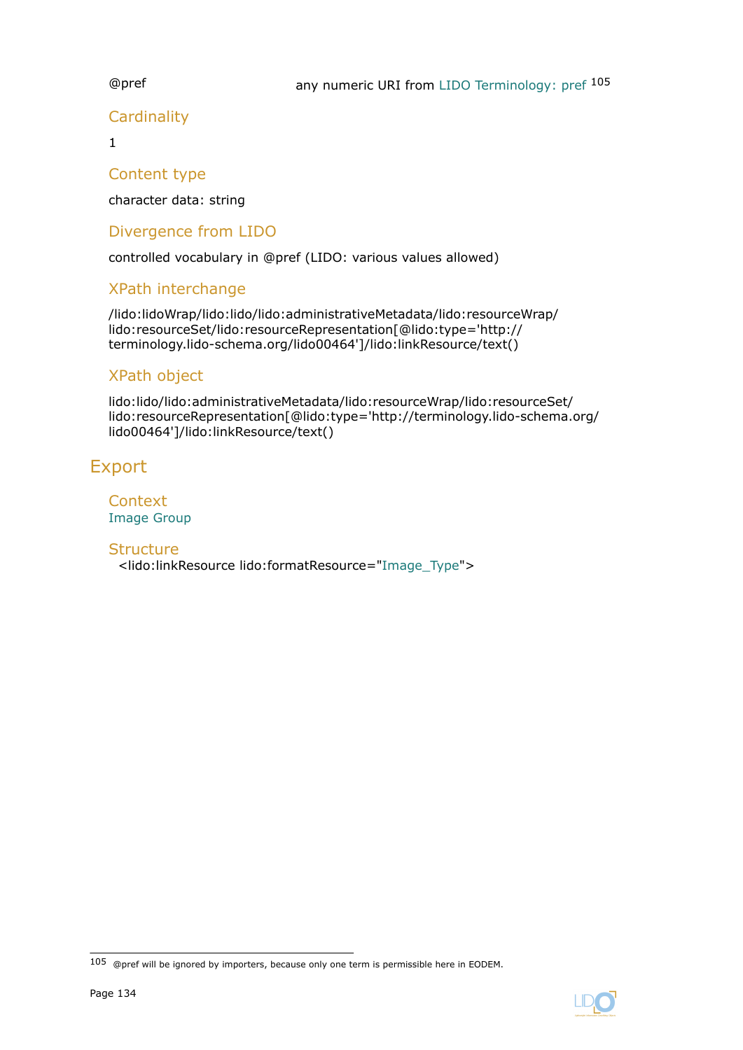@pref any numeric URI from LIDO Terminology: pref[105]

### Cardinality

1

### Content type

character data: string

### Divergence from LIDO

controlled vocabulary in @pref (LIDO: various values allowed)

### XPath interchange

/lido:lidoWrap/lido:lido/lido:administrativeMetadata/lido:resourceWrap/lido:resourceSet/lido:resourceRepresentation[@lido:type='http://terminology.lido-schema.org/lido00464']/lido:linkResource/text()

### XPath object

lido:lido/lido:administrativeMetadata/lido:resourceWrap/lido:resourceSet/lido:resourceRepresentation[@lido:type='http://terminology.lido-schema.org/lido00464']/lido:linkResource/text()

## Export

### Context

Image Group

### Structure

<lido:linkResource lido:formatResource="Image_Type">

---

[105] @pref will be ignored by importers, because only one term is permissible here in EODEM.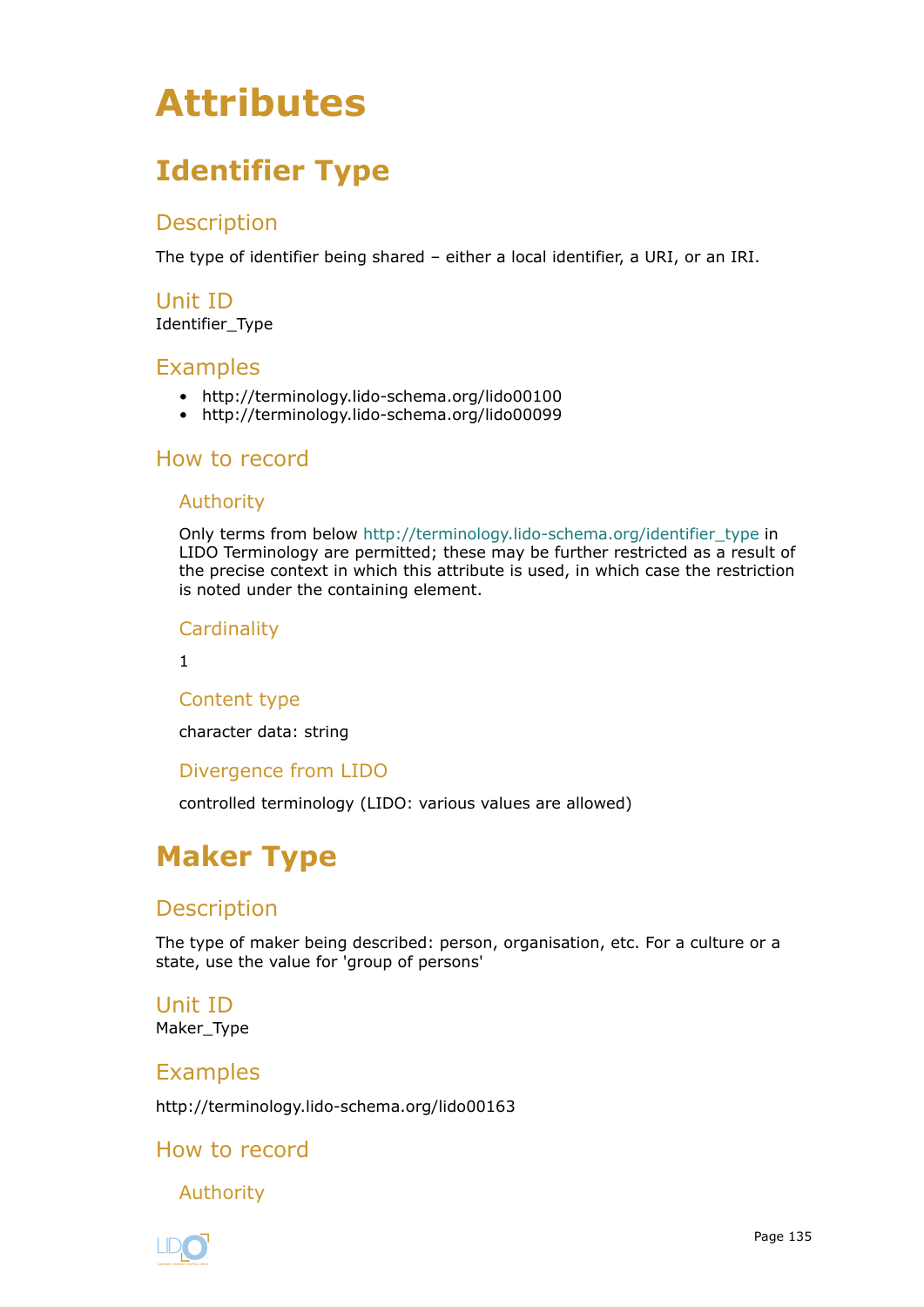# Attributes

## Identifier Type

### Description

The type of identifier being shared – either a local identifier, a URI, or an IRI.

### Unit ID

Identifier_Type

### Examples

- http://terminology.lido-schema.org/lido00100
- http://terminology.lido-schema.org/lido00099

### How to record

#### Authority

Only terms from below http://terminology.lido-schema.org/identifier_type in LIDO Terminology are permitted; these may be further restricted as a result of the precise context in which this attribute is used, in which case the restriction is noted under the containing element.

#### Cardinality

1

#### Content type

character data: string

#### Divergence from LIDO

controlled terminology (LIDO: various values are allowed)

## Maker Type

### Description

The type of maker being described: person, organisation, etc. For a culture or a state, use the value for 'group of persons'

### Unit ID

Maker_Type

### Examples

http://terminology.lido-schema.org/lido00163

### How to record

#### Authority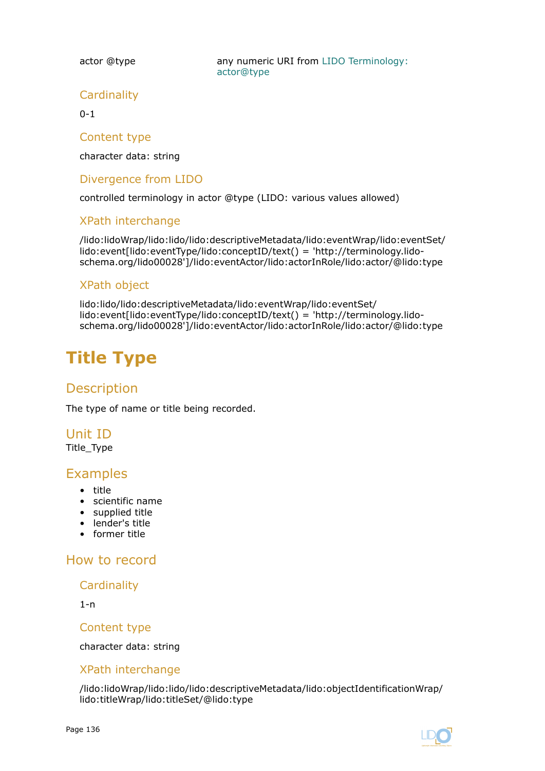actor @type any numeric URI from LIDO Terminology: actor@type

### Cardinality

0-1

### Content type

character data: string

### Divergence from LIDO

controlled terminology in actor @type (LIDO: various values allowed)

### XPath interchange

/lido:lidoWrap/lido:lido/lido:descriptiveMetadata/lido:eventWrap/lido:eventSet/lido:event[lido:eventType/lido:conceptID/text() = 'http://terminology.lido-schema.org/lido00028']/lido:eventActor/lido:actorInRole/lido:actor/@lido:type

### XPath object

lido:lido/lido:descriptiveMetadata/lido:eventWrap/lido:eventSet/lido:event[lido:eventType/lido:conceptID/text() = 'http://terminology.lido-schema.org/lido00028']/lido:eventActor/lido:actorInRole/lido:actor/@lido:type

# Title Type

## Description

The type of name or title being recorded.

## Unit ID

Title_Type

## Examples

- title
- scientific name
- supplied title
- lender's title
- former title

## How to record

### Cardinality

1-n

### Content type

character data: string

### XPath interchange

/lido:lidoWrap/lido:lido/lido:descriptiveMetadata/lido:objectIdentificationWrap/lido:titleWrap/lido:titleSet/@lido:type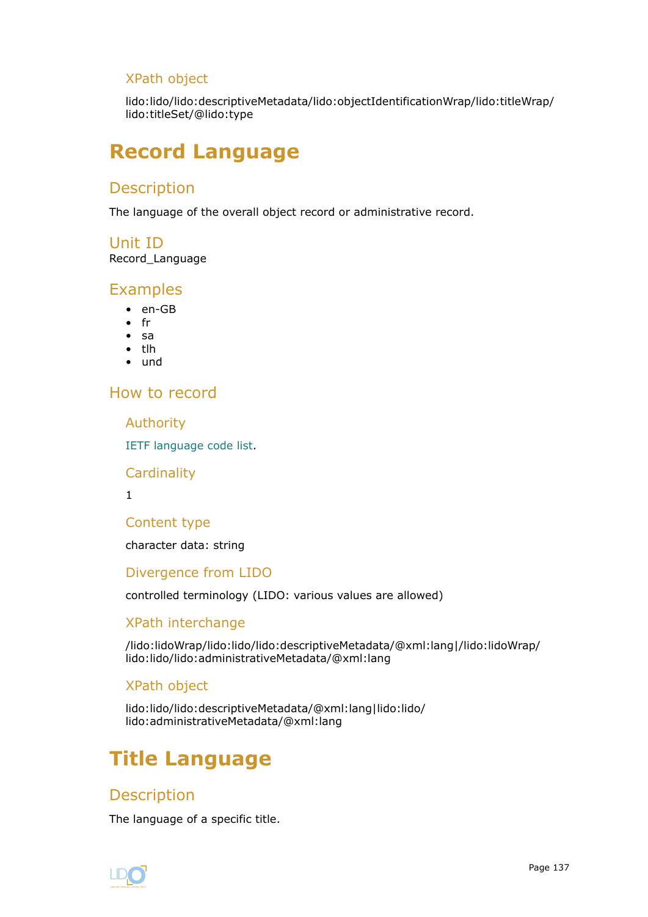### XPath object

lido:lido/lido:descriptiveMetadata/lido:objectIdentificationWrap/lido:titleWrap/lido:titleSet/@lido:type

# Record Language

## Description

The language of the overall object record or administrative record.

## Unit ID

Record_Language

## Examples

- en-GB
- fr
- sa
- tlh
- und

## How to record

### Authority

IETF language code list.

### Cardinality

1

### Content type

character data: string

### Divergence from LIDO

controlled terminology (LIDO: various values are allowed)

### XPath interchange

/lido:lidoWrap/lido:lido/lido:descriptiveMetadata/@xml:lang|/lido:lidoWrap/lido:lido/lido:administrativeMetadata/@xml:lang

### XPath object

lido:lido/lido:descriptiveMetadata/@xml:lang|lido:lido/lido:administrativeMetadata/@xml:lang

# Title Language

## Description

The language of a specific title.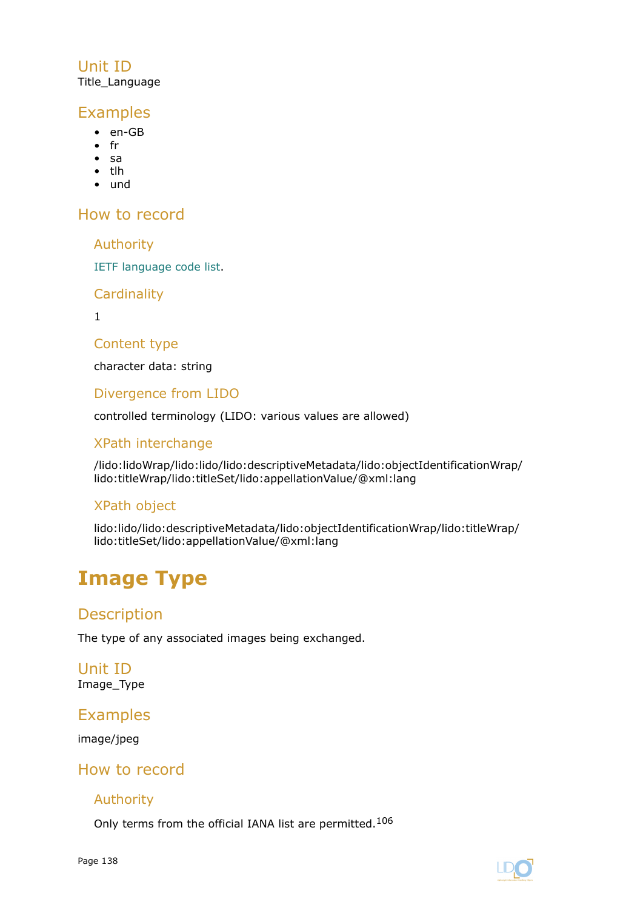## Unit ID

Title_Language

## Examples

- en-GB
- fr
- sa
- tlh
- und

## How to record

### Authority

IETF language code list.

### Cardinality

1

### Content type

character data: string

### Divergence from LIDO

controlled terminology (LIDO: various values are allowed)

### XPath interchange

/lido:lidoWrap/lido:lido/lido:descriptiveMetadata/lido:objectIdentificationWrap/lido:titleWrap/lido:titleSet/lido:appellationValue/@xml:lang

### XPath object

lido:lido/lido:descriptiveMetadata/lido:objectIdentificationWrap/lido:titleWrap/lido:titleSet/lido:appellationValue/@xml:lang

# Image Type

## Description

The type of any associated images being exchanged.

## Unit ID

Image_Type

## Examples

image/jpeg

## How to record

### Authority

Only terms from the official IANA list are permitted.[106]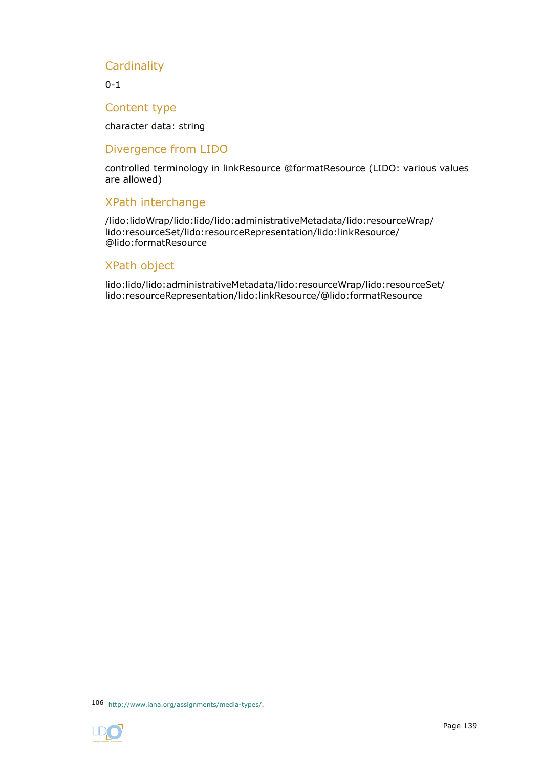### Cardinality

0-1

### Content type

character data: string

### Divergence from LIDO

controlled terminology in linkResource @formatResource (LIDO: various values are allowed)

### XPath interchange

/lido:lidoWrap/lido:lido/lido:administrativeMetadata/lido:resourceWrap/lido:resourceSet/lido:resourceRepresentation/lido:linkResource/@lido:formatResource

### XPath object

lido:lido/lido:administrativeMetadata/lido:resourceWrap/lido:resourceSet/lido:resourceRepresentation/lido:linkResource/@lido:formatResource

---

106 http://www.iana.org/assignments/media-types/.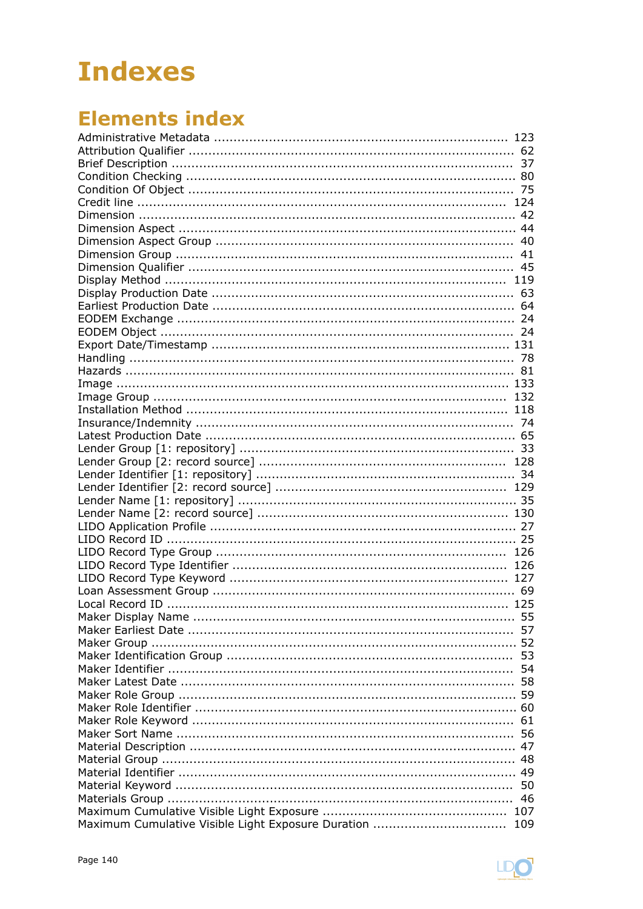# Indexes

## Elements index

Administrative Metadata ........................................................................... 123
Attribution Qualifier .................................................................................. 62
Brief Description ....................................................................................... 37
Condition Checking ................................................................................... 80
Condition Of Object ................................................................................... 75
Credit line ................................................................................................ 124
Dimension ................................................................................................. 42
Dimension Aspect ...................................................................................... 44
Dimension Aspect Group ............................................................................ 40
Dimension Group ....................................................................................... 41
Dimension Qualifier ................................................................................... 45
Display Method ........................................................................................ 119
Display Production Date ............................................................................. 63
Earliest Production Date ............................................................................. 64
EODEM Exchange ...................................................................................... 24
EODEM Object ........................................................................................... 24
Export Date/Timestamp ............................................................................ 131
Handling ................................................................................................... 78
Hazards .................................................................................................... 81
Image ..................................................................................................... 133
Image Group ........................................................................................... 132
Installation Method .................................................................................. 118
Insurance/Indemnity .................................................................................. 74
Latest Production Date ............................................................................... 65
Lender Group [1: repository] ...................................................................... 33
Lender Group [2: record source] ............................................................... 128
Lender Identifier [1: repository] .................................................................. 34
Lender Identifier [2: record source] ........................................................... 129
Lender Name [1: repository] ....................................................................... 35
Lender Name [2: record source] ................................................................ 130
LIDO Application Profile ............................................................................. 27
LIDO Record ID ......................................................................................... 25
LIDO Record Type Group .......................................................................... 126
LIDO Record Type Identifier ..................................................................... 126
LIDO Record Type Keyword ...................................................................... 127
Loan Assessment Group ............................................................................. 69
Local Record ID ....................................................................................... 125
Maker Display Name .................................................................................. 55
Maker Earliest Date ................................................................................... 57
Maker Group ............................................................................................. 52
Maker Identification Group ......................................................................... 53
Maker Identifier ......................................................................................... 54
Maker Latest Date ..................................................................................... 58
Maker Role Group ...................................................................................... 59
Maker Role Identifier ................................................................................. 60
Maker Role Keyword .................................................................................. 61
Maker Sort Name ...................................................................................... 56
Material Description ................................................................................... 47
Material Group .......................................................................................... 48
Material Identifier ...................................................................................... 49
Material Keyword ...................................................................................... 50
Materials Group ......................................................................................... 46
Maximum Cumulative Visible Light Exposure .............................................. 107
Maximum Cumulative Visible Light Exposure Duration .................................. 109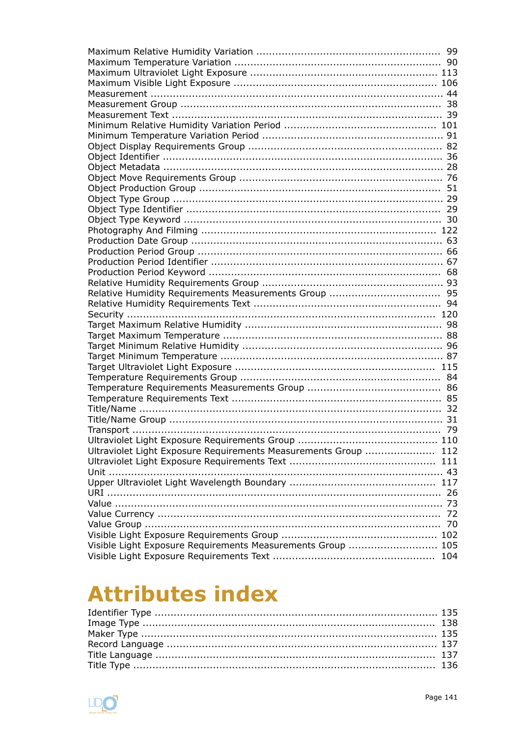Maximum Relative Humidity Variation ........................................................ 99
Maximum Temperature Variation ............................................................... 90
Maximum Ultraviolet Light Exposure ......................................................... 113
Maximum Visible Light Exposure .............................................................. 106
Measurement ........................................................................................ 44
Measurement Group ................................................................................ 38
Measurement Text .................................................................................. 39
Minimum Relative Humidity Variation Period .............................................. 101
Minimum Temperature Variation Period ....................................................... 91
Object Display Requirements Group ............................................................ 82
Object Identifier ...................................................................................... 36
Object Metadata ...................................................................................... 28
Object Move Requirements Group ............................................................... 76
Object Production Group .......................................................................... 51
Object Type Group ................................................................................... 29
Object Type Identifier .............................................................................. 29
Object Type Keyword ............................................................................... 30
Photography And Filming ........................................................................ 122
Production Date Group ............................................................................. 63
Production Period Group ........................................................................... 66
Production Period Identifier ....................................................................... 67
Production Period Keyword ....................................................................... 68
Relative Humidity Requirements Group ....................................................... 93
Relative Humidity Requirements Measurements Group .................................. 95
Relative Humidity Requirements Text ......................................................... 94
Security ............................................................................................... 120
Target Maximum Relative Humidity ............................................................ 98
Target Maximum Temperature .................................................................... 88
Target Minimum Relative Humidity ............................................................. 96
Target Minimum Temperature ..................................................................... 87
Target Ultraviolet Light Exposure .............................................................. 115
Temperature Requirements Group ............................................................. 84
Temperature Requirements Measurements Group ......................................... 86
Temperature Requirements Text ................................................................ 85
Title/Name ............................................................................................. 32
Title/Name Group .................................................................................... 31
Transport ............................................................................................... 79
Ultraviolet Light Exposure Requirements Group ........................................... 110
Ultraviolet Light Exposure Requirements Measurements Group ...................... 112
Ultraviolet Light Exposure Requirements Text ............................................. 111
Unit ....................................................................................................... 43
Upper Ultraviolet Light Wavelength Boundary ............................................. 117
URI ....................................................................................................... 26
Value ..................................................................................................... 73
Value Currency ....................................................................................... 72
Value Group ........................................................................................... 70
Visible Light Exposure Requirements Group ................................................ 102
Visible Light Exposure Requirements Measurements Group ........................... 105
Visible Light Exposure Requirements Text .................................................. 104

# Attributes index

Identifier Type ....................................................................................... 135
Image Type ........................................................................................... 138
Maker Type ........................................................................................... 135
Record Language .................................................................................... 137
Title Language ....................................................................................... 137
Title Type ............................................................................................. 136